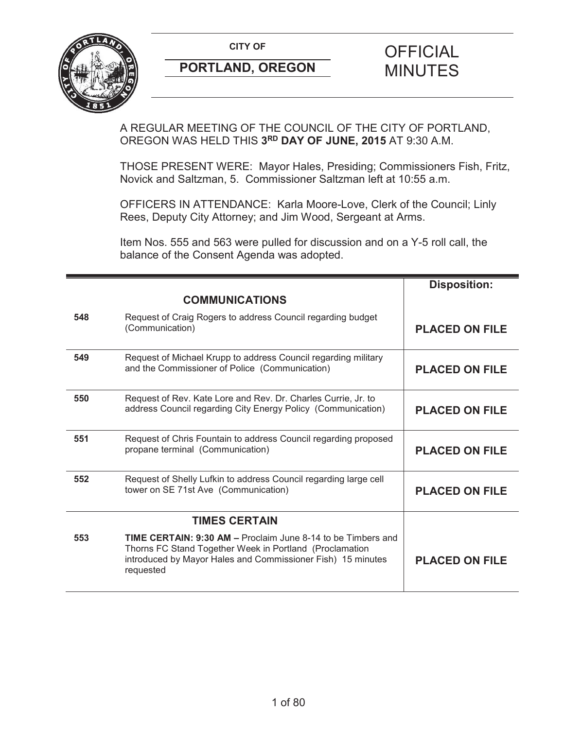**CITY OF**

**PORTLAND, OREGON**

# OFFICIAL MINUTES

A REGULAR MEETING OF THE COUNCIL OF THE CITY OF PORTLAND, OREGON WAS HELD THIS **3RD DAY OF JUNE, 2015** AT 9:30 A.M.

THOSE PRESENT WERE: Mayor Hales, Presiding; Commissioners Fish, Fritz, Novick and Saltzman, 5. Commissioner Saltzman left at 10:55 a.m.

OFFICERS IN ATTENDANCE: Karla Moore-Love, Clerk of the Council; Linly Rees, Deputy City Attorney; and Jim Wood, Sergeant at Arms.

Item Nos. 555 and 563 were pulled for discussion and on a Y-5 roll call, the balance of the Consent Agenda was adopted.

| | | **Disposition:** |
|---|---|---|
| | **COMMUNICATIONS** | |
| **548** | Request of Craig Rogers to address Council regarding budget (Communication) | **PLACED ON FILE** |
| **549** | Request of Michael Krupp to address Council regarding military and the Commissioner of Police (Communication) | **PLACED ON FILE** |
| **550** | Request of Rev. Kate Lore and Rev. Dr. Charles Currie, Jr. to address Council regarding City Energy Policy (Communication) | **PLACED ON FILE** |
| **551** | Request of Chris Fountain to address Council regarding proposed propane terminal (Communication) | **PLACED ON FILE** |
| **552** | Request of Shelly Lufkin to address Council regarding large cell tower on SE 71st Ave (Communication) | **PLACED ON FILE** |
| | **TIMES CERTAIN** | |
| **553** | **TIME CERTAIN: 9:30 AM –** Proclaim June 8-14 to be Timbers and Thorns FC Stand Together Week in Portland (Proclamation introduced by Mayor Hales and Commissioner Fish) 15 minutes requested | **PLACED ON FILE** |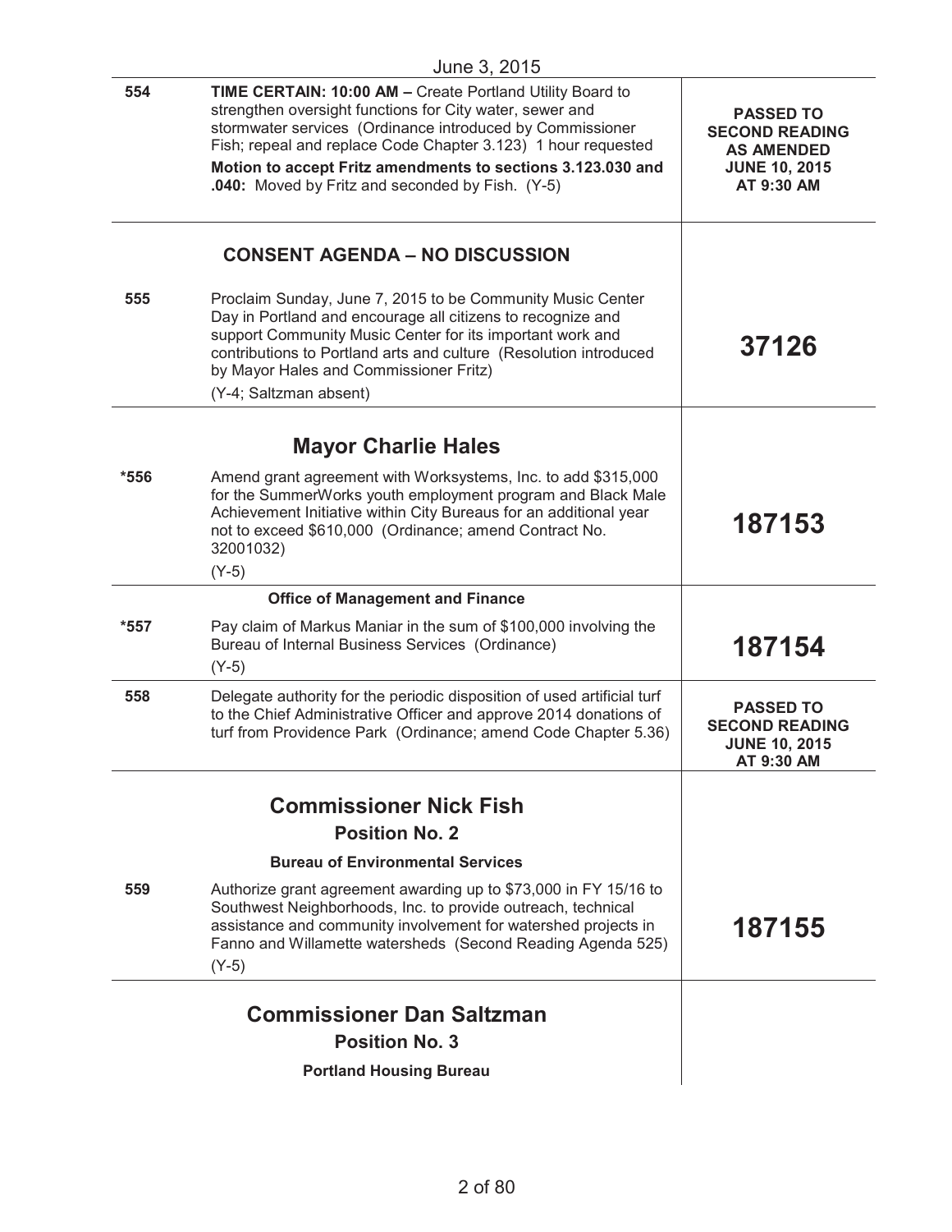June 3, 2015

| | | |
|---|---|---|
| 554 | **TIME CERTAIN: 10:00 AM –** Create Portland Utility Board to strengthen oversight functions for City water, sewer and stormwater services (Ordinance introduced by Commissioner Fish; repeal and replace Code Chapter 3.123) 1 hour requested<br>**Motion to accept Fritz amendments to sections 3.123.030 and .040:** Moved by Fritz and seconded by Fish. (Y-5) | **PASSED TO SECOND READING AS AMENDED JUNE 10, 2015 AT 9:30 AM** |
| | **CONSENT AGENDA – NO DISCUSSION** | |
| 555 | Proclaim Sunday, June 7, 2015 to be Community Music Center Day in Portland and encourage all citizens to recognize and support Community Music Center for its important work and contributions to Portland arts and culture (Resolution introduced by Mayor Hales and Commissioner Fritz)<br>(Y-4; Saltzman absent) | **37126** |
| | **Mayor Charlie Hales** | |
| *556 | Amend grant agreement with Worksystems, Inc. to add $315,000 for the SummerWorks youth employment program and Black Male Achievement Initiative within City Bureaus for an additional year not to exceed $610,000 (Ordinance; amend Contract No. 32001032)<br>(Y-5) | **187153** |
| | **Office of Management and Finance** | |
| *557 | Pay claim of Markus Maniar in the sum of $100,000 involving the Bureau of Internal Business Services (Ordinance)<br>(Y-5) | **187154** |
| 558 | Delegate authority for the periodic disposition of used artificial turf to the Chief Administrative Officer and approve 2014 donations of turf from Providence Park (Ordinance; amend Code Chapter 5.36) | **PASSED TO SECOND READING JUNE 10, 2015 AT 9:30 AM** |
| | **Commissioner Nick Fish**<br>**Position No. 2**<br>**Bureau of Environmental Services** | |
| 559 | Authorize grant agreement awarding up to $73,000 in FY 15/16 to Southwest Neighborhoods, Inc. to provide outreach, technical assistance and community involvement for watershed projects in Fanno and Willamette watersheds (Second Reading Agenda 525)<br>(Y-5) | **187155** |
| | **Commissioner Dan Saltzman**<br>**Position No. 3**<br>**Portland Housing Bureau** | |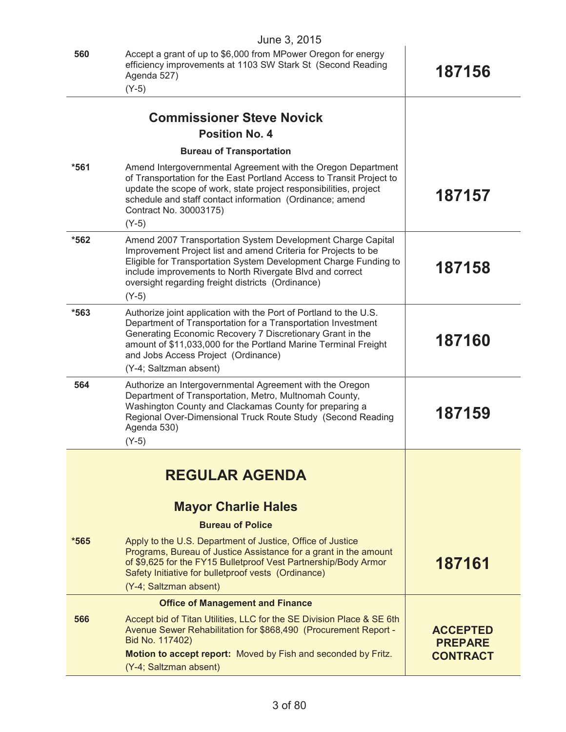June 3, 2015

| | | |
|---|---|---|
| 560 | Accept a grant of up to $6,000 from MPower Oregon for energy efficiency improvements at 1103 SW Stark St (Second Reading Agenda 527)<br>(Y-5) | **187156** |
| | **Commissioner Steve Novick**<br>**Position No. 4**<br>**Bureau of Transportation** | |
| *561 | Amend Intergovernmental Agreement with the Oregon Department of Transportation for the East Portland Access to Transit Project to update the scope of work, state project responsibilities, project schedule and staff contact information (Ordinance; amend Contract No. 30003175)<br>(Y-5) | **187157** |
| *562 | Amend 2007 Transportation System Development Charge Capital Improvement Project list and amend Criteria for Projects to be Eligible for Transportation System Development Charge Funding to include improvements to North Rivergate Blvd and correct oversight regarding freight districts (Ordinance)<br>(Y-5) | **187158** |
| *563 | Authorize joint application with the Port of Portland to the U.S. Department of Transportation for a Transportation Investment Generating Economic Recovery 7 Discretionary Grant in the amount of $11,033,000 for the Portland Marine Terminal Freight and Jobs Access Project (Ordinance)<br>(Y-4; Saltzman absent) | **187160** |
| 564 | Authorize an Intergovernmental Agreement with the Oregon Department of Transportation, Metro, Multnomah County, Washington County and Clackamas County for preparing a Regional Over-Dimensional Truck Route Study (Second Reading Agenda 530)<br>(Y-5) | **187159** |
| | **REGULAR AGENDA**<br>**Mayor Charlie Hales**<br>**Bureau of Police** | |
| *565 | Apply to the U.S. Department of Justice, Office of Justice Programs, Bureau of Justice Assistance for a grant in the amount of $9,625 for the FY15 Bulletproof Vest Partnership/Body Armor Safety Initiative for bulletproof vests (Ordinance)<br>(Y-4; Saltzman absent) | **187161** |
| | **Office of Management and Finance** | |
| 566 | Accept bid of Titan Utilities, LLC for the SE Division Place & SE 6th Avenue Sewer Rehabilitation for $868,490 (Procurement Report - Bid No. 117402)<br>**Motion to accept report:** Moved by Fish and seconded by Fritz.<br>(Y-4; Saltzman absent) | **ACCEPTED PREPARE CONTRACT** |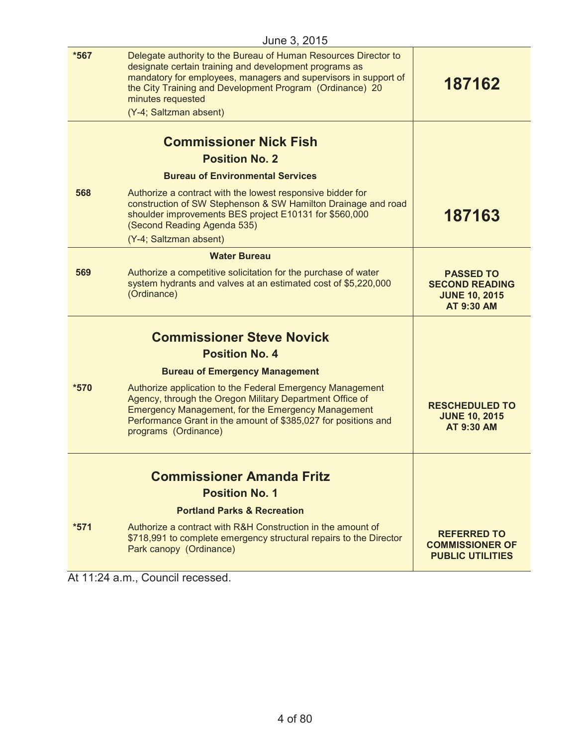June 3, 2015

| | | |
|---|---|---|
| *567 | Delegate authority to the Bureau of Human Resources Director to designate certain training and development programs as mandatory for employees, managers and supervisors in support of the City Training and Development Program (Ordinance) 20 minutes requested<br>(Y-4; Saltzman absent) | **187162** |
| | **Commissioner Nick Fish**<br>**Position No. 2**<br>**Bureau of Environmental Services** | |
| 568 | Authorize a contract with the lowest responsive bidder for construction of SW Stephenson & SW Hamilton Drainage and road shoulder improvements BES project E10131 for $560,000 (Second Reading Agenda 535)<br>(Y-4; Saltzman absent) | **187163** |
| | **Water Bureau** | |
| 569 | Authorize a competitive solicitation for the purchase of water system hydrants and valves at an estimated cost of $5,220,000 (Ordinance) | **PASSED TO SECOND READING JUNE 10, 2015 AT 9:30 AM** |
| | **Commissioner Steve Novick**<br>**Position No. 4**<br>**Bureau of Emergency Management** | |
| *570 | Authorize application to the Federal Emergency Management Agency, through the Oregon Military Department Office of Emergency Management, for the Emergency Management Performance Grant in the amount of $385,027 for positions and programs (Ordinance) | **RESCHEDULED TO JUNE 10, 2015 AT 9:30 AM** |
| | **Commissioner Amanda Fritz**<br>**Position No. 1**<br>**Portland Parks & Recreation** | |
| *571 | Authorize a contract with R&H Construction in the amount of $718,991 to complete emergency structural repairs to the Director Park canopy (Ordinance) | **REFERRED TO COMMISSIONER OF PUBLIC UTILITIES** |

At 11:24 a.m., Council recessed.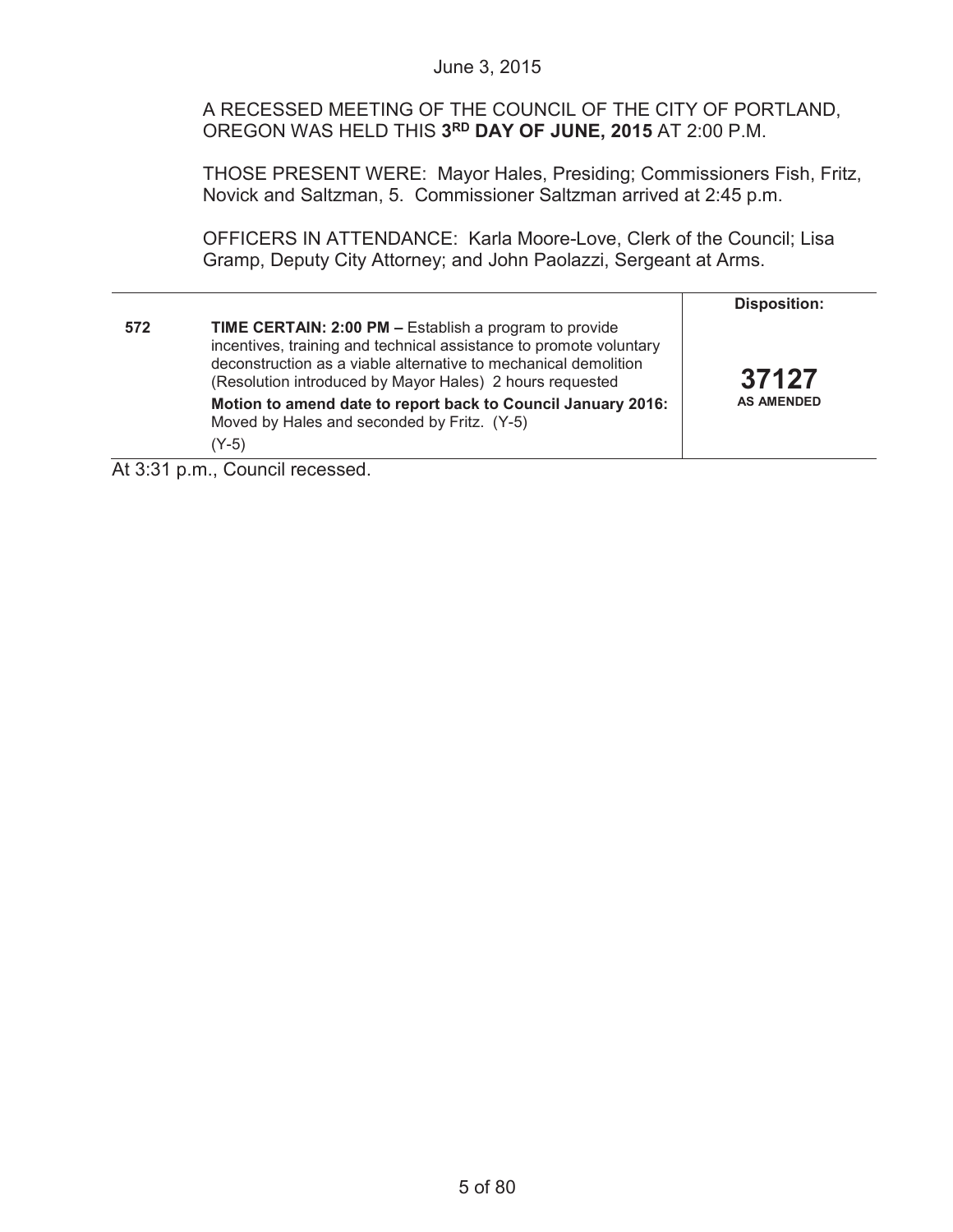June 3, 2015

A RECESSED MEETING OF THE COUNCIL OF THE CITY OF PORTLAND, OREGON WAS HELD THIS **3RD DAY OF JUNE, 2015** AT 2:00 P.M.

THOSE PRESENT WERE: Mayor Hales, Presiding; Commissioners Fish, Fritz, Novick and Saltzman, 5. Commissioner Saltzman arrived at 2:45 p.m.

OFFICERS IN ATTENDANCE: Karla Moore-Love, Clerk of the Council; Lisa Gramp, Deputy City Attorney; and John Paolazzi, Sergeant at Arms.

| | | **Disposition:** |
|---|---|---|
| **572** | **TIME CERTAIN: 2:00 PM –** Establish a program to provide incentives, training and technical assistance to promote voluntary deconstruction as a viable alternative to mechanical demolition (Resolution introduced by Mayor Hales) 2 hours requested<br>**Motion to amend date to report back to Council January 2016:** Moved by Hales and seconded by Fritz. (Y-5)<br>(Y-5) | **37127**<br>**AS AMENDED** |

At 3:31 p.m., Council recessed.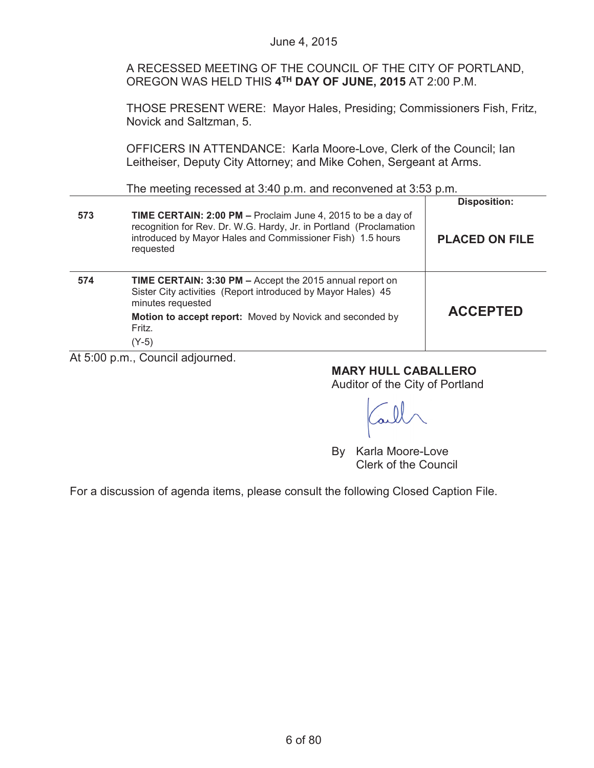June 4, 2015

A RECESSED MEETING OF THE COUNCIL OF THE CITY OF PORTLAND, OREGON WAS HELD THIS **4TH DAY OF JUNE, 2015** AT 2:00 P.M.

THOSE PRESENT WERE: Mayor Hales, Presiding; Commissioners Fish, Fritz, Novick and Saltzman, 5.

OFFICERS IN ATTENDANCE: Karla Moore-Love, Clerk of the Council; Ian Leitheiser, Deputy City Attorney; and Mike Cohen, Sergeant at Arms.

The meeting recessed at 3:40 p.m. and reconvened at 3:53 p.m.

| | | Disposition: |
|---|---|---|
| 573 | **TIME CERTAIN: 2:00 PM –** Proclaim June 4, 2015 to be a day of recognition for Rev. Dr. W.G. Hardy, Jr. in Portland (Proclamation introduced by Mayor Hales and Commissioner Fish) 1.5 hours requested | **PLACED ON FILE** |
| 574 | **TIME CERTAIN: 3:30 PM –** Accept the 2015 annual report on Sister City activities (Report introduced by Mayor Hales) 45 minutes requested<br>**Motion to accept report:** Moved by Novick and seconded by Fritz.<br>(Y-5) | **ACCEPTED** |

At 5:00 p.m., Council adjourned.

**MARY HULL CABALLERO**
Auditor of the City of Portland

By Karla Moore-Love
Clerk of the Council

For a discussion of agenda items, please consult the following Closed Caption File.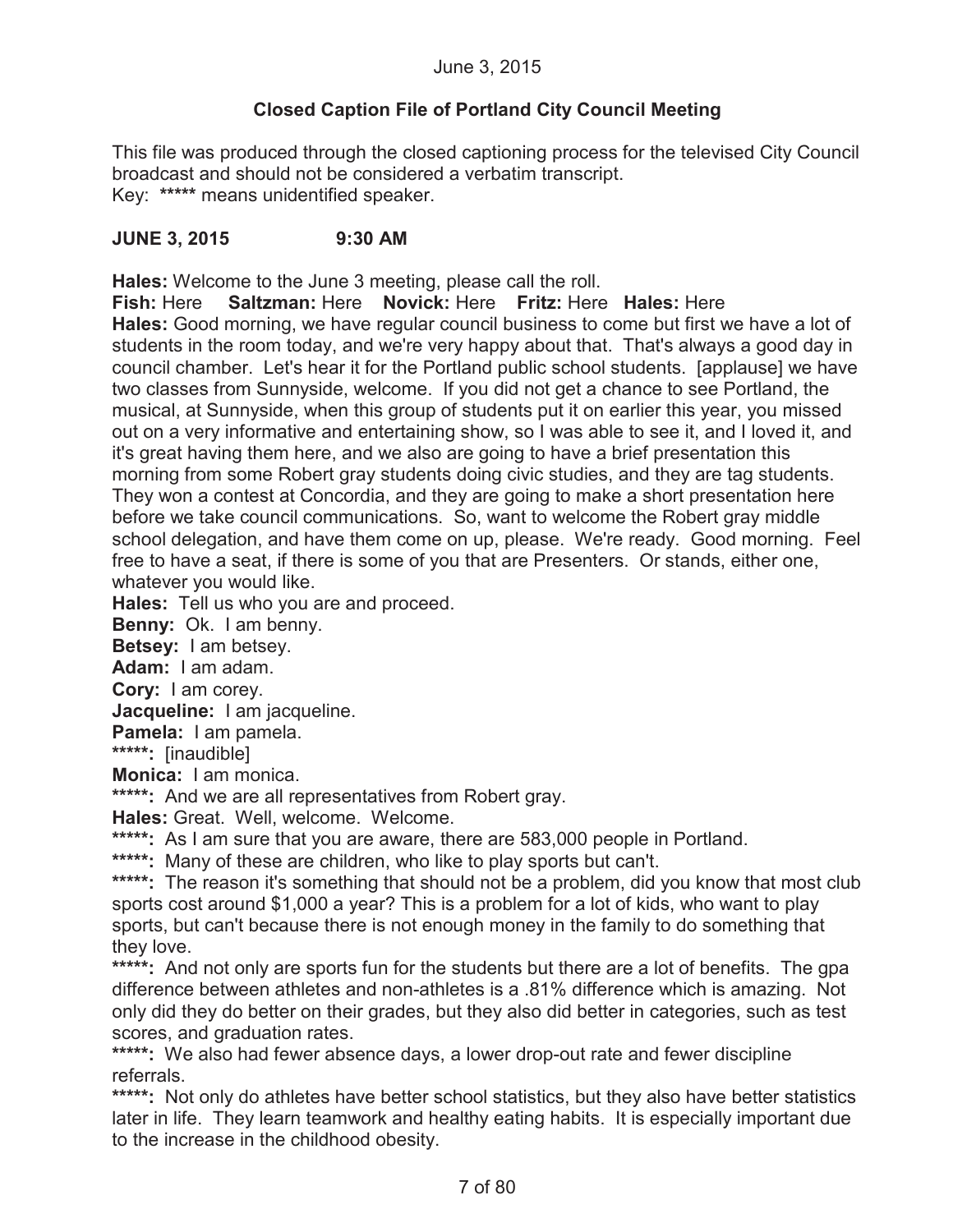June 3, 2015

## Closed Caption File of Portland City Council Meeting

This file was produced through the closed captioning process for the televised City Council broadcast and should not be considered a verbatim transcript.
Key: ***** means unidentified speaker.

### JUNE 3, 2015 9:30 AM

**Hales:** Welcome to the June 3 meeting, please call the roll.

**Fish:** Here **Saltzman:** Here **Novick:** Here **Fritz:** Here **Hales:** Here

**Hales:** Good morning, we have regular council business to come but first we have a lot of students in the room today, and we're very happy about that. That's always a good day in council chamber. Let's hear it for the Portland public school students. [applause] we have two classes from Sunnyside, welcome. If you did not get a chance to see Portland, the musical, at Sunnyside, when this group of students put it on earlier this year, you missed out on a very informative and entertaining show, so I was able to see it, and I loved it, and it's great having them here, and we also are going to have a brief presentation this morning from some Robert gray students doing civic studies, and they are tag students. They won a contest at Concordia, and they are going to make a short presentation here before we take council communications. So, want to welcome the Robert gray middle school delegation, and have them come on up, please. We're ready. Good morning. Feel free to have a seat, if there is some of you that are Presenters. Or stands, either one, whatever you would like.

**Hales:** Tell us who you are and proceed.

**Benny:** Ok. I am benny.

**Betsey:** I am betsey.

**Adam:** I am adam.

**Cory:** I am corey.

**Jacqueline:** I am jacqueline.

**Pamela:** I am pamela.

*****: [inaudible]

**Monica:** I am monica.

*****: And we are all representatives from Robert gray.

**Hales:** Great. Well, welcome. Welcome.

*****: As I am sure that you are aware, there are 583,000 people in Portland.

*****: Many of these are children, who like to play sports but can't.

*****: The reason it's something that should not be a problem, did you know that most club sports cost around $1,000 a year? This is a problem for a lot of kids, who want to play sports, but can't because there is not enough money in the family to do something that they love.

*****: And not only are sports fun for the students but there are a lot of benefits. The gpa difference between athletes and non-athletes is a .81% difference which is amazing. Not only did they do better on their grades, but they also did better in categories, such as test scores, and graduation rates.

*****: We also had fewer absence days, a lower drop-out rate and fewer discipline referrals.

*****: Not only do athletes have better school statistics, but they also have better statistics later in life. They learn teamwork and healthy eating habits. It is especially important due to the increase in the childhood obesity.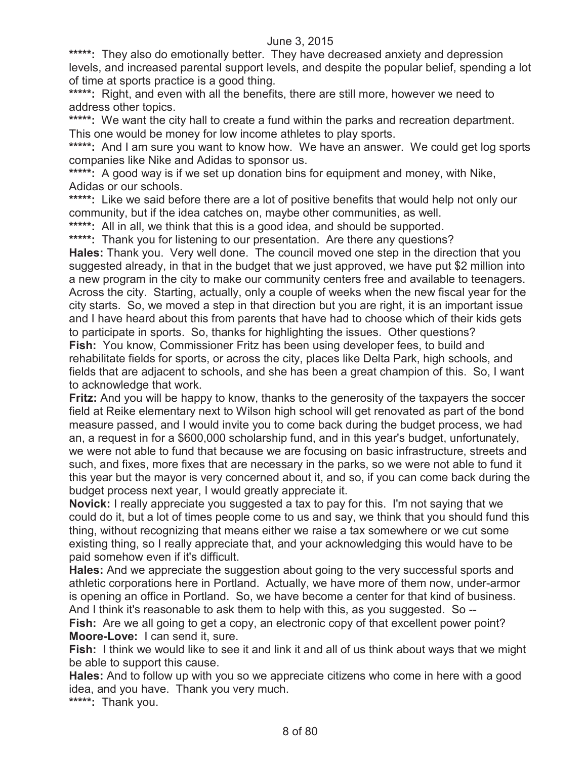**\*\*\*\*\*:** They also do emotionally better. They have decreased anxiety and depression levels, and increased parental support levels, and despite the popular belief, spending a lot of time at sports practice is a good thing.

**\*\*\*\*\*:** Right, and even with all the benefits, there are still more, however we need to address other topics.

**\*\*\*\*\*:** We want the city hall to create a fund within the parks and recreation department. This one would be money for low income athletes to play sports.

**\*\*\*\*\*:** And I am sure you want to know how. We have an answer. We could get log sports companies like Nike and Adidas to sponsor us.

**\*\*\*\*\*:** A good way is if we set up donation bins for equipment and money, with Nike, Adidas or our schools.

**\*\*\*\*\*:** Like we said before there are a lot of positive benefits that would help not only our community, but if the idea catches on, maybe other communities, as well.

**\*\*\*\*\*:** All in all, we think that this is a good idea, and should be supported.

**\*\*\*\*\*:** Thank you for listening to our presentation. Are there any questions?

**Hales:** Thank you. Very well done. The council moved one step in the direction that you suggested already, in that in the budget that we just approved, we have put $2 million into a new program in the city to make our community centers free and available to teenagers. Across the city. Starting, actually, only a couple of weeks when the new fiscal year for the city starts. So, we moved a step in that direction but you are right, it is an important issue and I have heard about this from parents that have had to choose which of their kids gets to participate in sports. So, thanks for highlighting the issues. Other questions?

**Fish:** You know, Commissioner Fritz has been using developer fees, to build and rehabilitate fields for sports, or across the city, places like Delta Park, high schools, and fields that are adjacent to schools, and she has been a great champion of this. So, I want to acknowledge that work.

**Fritz:** And you will be happy to know, thanks to the generosity of the taxpayers the soccer field at Reike elementary next to Wilson high school will get renovated as part of the bond measure passed, and I would invite you to come back during the budget process, we had an, a request in for a $600,000 scholarship fund, and in this year's budget, unfortunately, we were not able to fund that because we are focusing on basic infrastructure, streets and such, and fixes, more fixes that are necessary in the parks, so we were not able to fund it this year but the mayor is very concerned about it, and so, if you can come back during the budget process next year, I would greatly appreciate it.

**Novick:** I really appreciate you suggested a tax to pay for this. I'm not saying that we could do it, but a lot of times people come to us and say, we think that you should fund this thing, without recognizing that means either we raise a tax somewhere or we cut some existing thing, so I really appreciate that, and your acknowledging this would have to be paid somehow even if it's difficult.

**Hales:** And we appreciate the suggestion about going to the very successful sports and athletic corporations here in Portland. Actually, we have more of them now, under-armor is opening an office in Portland. So, we have become a center for that kind of business. And I think it's reasonable to ask them to help with this, as you suggested. So --

**Fish:** Are we all going to get a copy, an electronic copy of that excellent power point?

**Moore-Love:** I can send it, sure.

**Fish:** I think we would like to see it and link it and all of us think about ways that we might be able to support this cause.

**Hales:** And to follow up with you so we appreciate citizens who come in here with a good idea, and you have. Thank you very much.

**\*\*\*\*\*:** Thank you.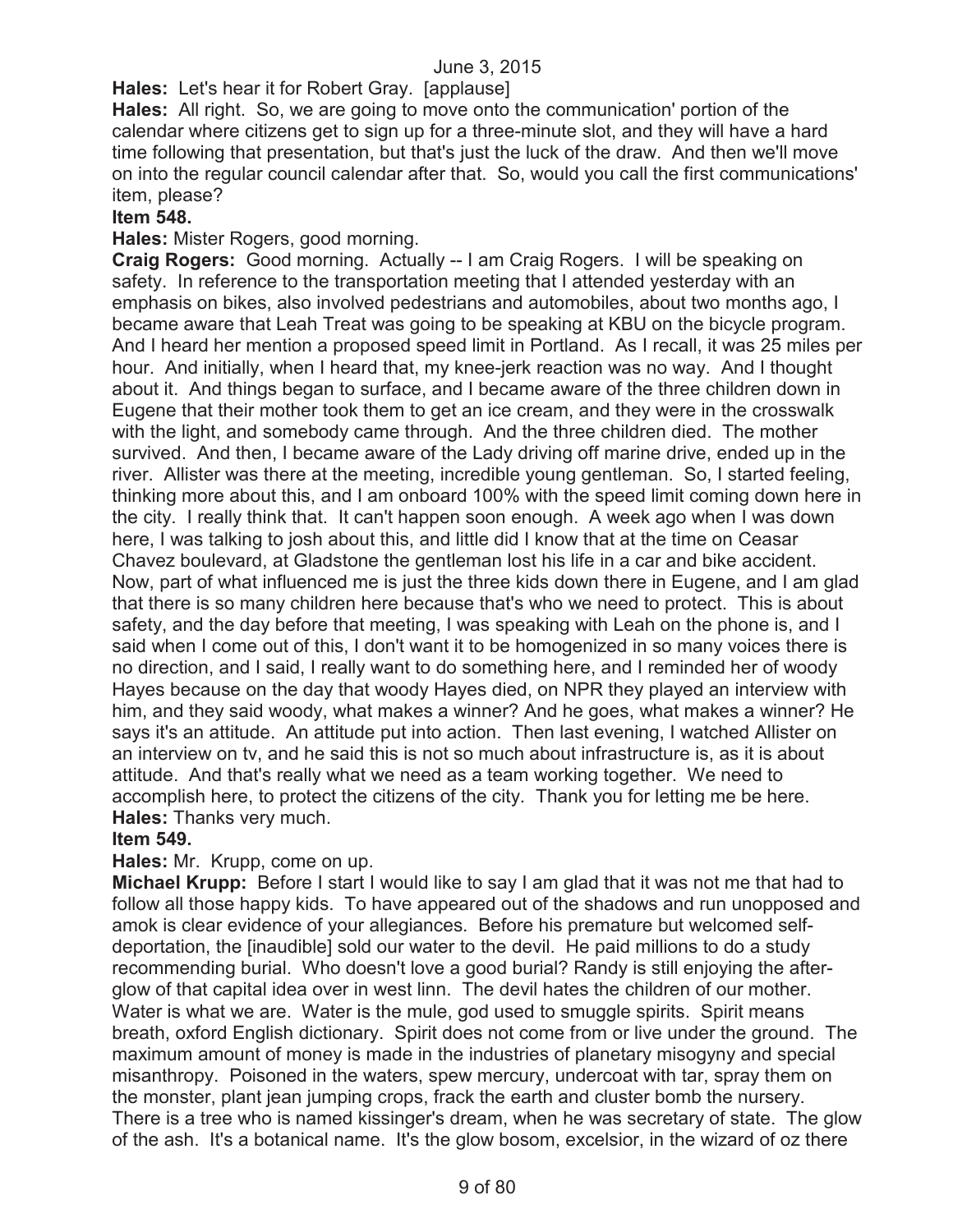**Hales:** Let's hear it for Robert Gray. [applause]

**Hales:** All right. So, we are going to move onto the communication' portion of the calendar where citizens get to sign up for a three-minute slot, and they will have a hard time following that presentation, but that's just the luck of the draw. And then we'll move on into the regular council calendar after that. So, would you call the first communications' item, please?

**Item 548.**

**Hales:** Mister Rogers, good morning.

**Craig Rogers:** Good morning. Actually -- I am Craig Rogers. I will be speaking on safety. In reference to the transportation meeting that I attended yesterday with an emphasis on bikes, also involved pedestrians and automobiles, about two months ago, I became aware that Leah Treat was going to be speaking at KBU on the bicycle program. And I heard her mention a proposed speed limit in Portland. As I recall, it was 25 miles per hour. And initially, when I heard that, my knee-jerk reaction was no way. And I thought about it. And things began to surface, and I became aware of the three children down in Eugene that their mother took them to get an ice cream, and they were in the crosswalk with the light, and somebody came through. And the three children died. The mother survived. And then, I became aware of the Lady driving off marine drive, ended up in the river. Allister was there at the meeting, incredible young gentleman. So, I started feeling, thinking more about this, and I am onboard 100% with the speed limit coming down here in the city. I really think that. It can't happen soon enough. A week ago when I was down here, I was talking to josh about this, and little did I know that at the time on Ceasar Chavez boulevard, at Gladstone the gentleman lost his life in a car and bike accident. Now, part of what influenced me is just the three kids down there in Eugene, and I am glad that there is so many children here because that's who we need to protect. This is about safety, and the day before that meeting, I was speaking with Leah on the phone is, and I said when I come out of this, I don't want it to be homogenized in so many voices there is no direction, and I said, I really want to do something here, and I reminded her of woody Hayes because on the day that woody Hayes died, on NPR they played an interview with him, and they said woody, what makes a winner? And he goes, what makes a winner? He says it's an attitude. An attitude put into action. Then last evening, I watched Allister on an interview on tv, and he said this is not so much about infrastructure is, as it is about attitude. And that's really what we need as a team working together. We need to accomplish here, to protect the citizens of the city. Thank you for letting me be here.

**Hales:** Thanks very much.

**Item 549.**

**Hales:** Mr. Krupp, come on up.

**Michael Krupp:** Before I start I would like to say I am glad that it was not me that had to follow all those happy kids. To have appeared out of the shadows and run unopposed and amok is clear evidence of your allegiances. Before his premature but welcomed self-deportation, the [inaudible] sold our water to the devil. He paid millions to do a study recommending burial. Who doesn't love a good burial? Randy is still enjoying the after-glow of that capital idea over in west linn. The devil hates the children of our mother. Water is what we are. Water is the mule, god used to smuggle spirits. Spirit means breath, oxford English dictionary. Spirit does not come from or live under the ground. The maximum amount of money is made in the industries of planetary misogyny and special misanthropy. Poisoned in the waters, spew mercury, undercoat with tar, spray them on the monster, plant jean jumping crops, frack the earth and cluster bomb the nursery. There is a tree who is named kissinger's dream, when he was secretary of state. The glow of the ash. It's a botanical name. It's the glow bosom, excelsior, in the wizard of oz there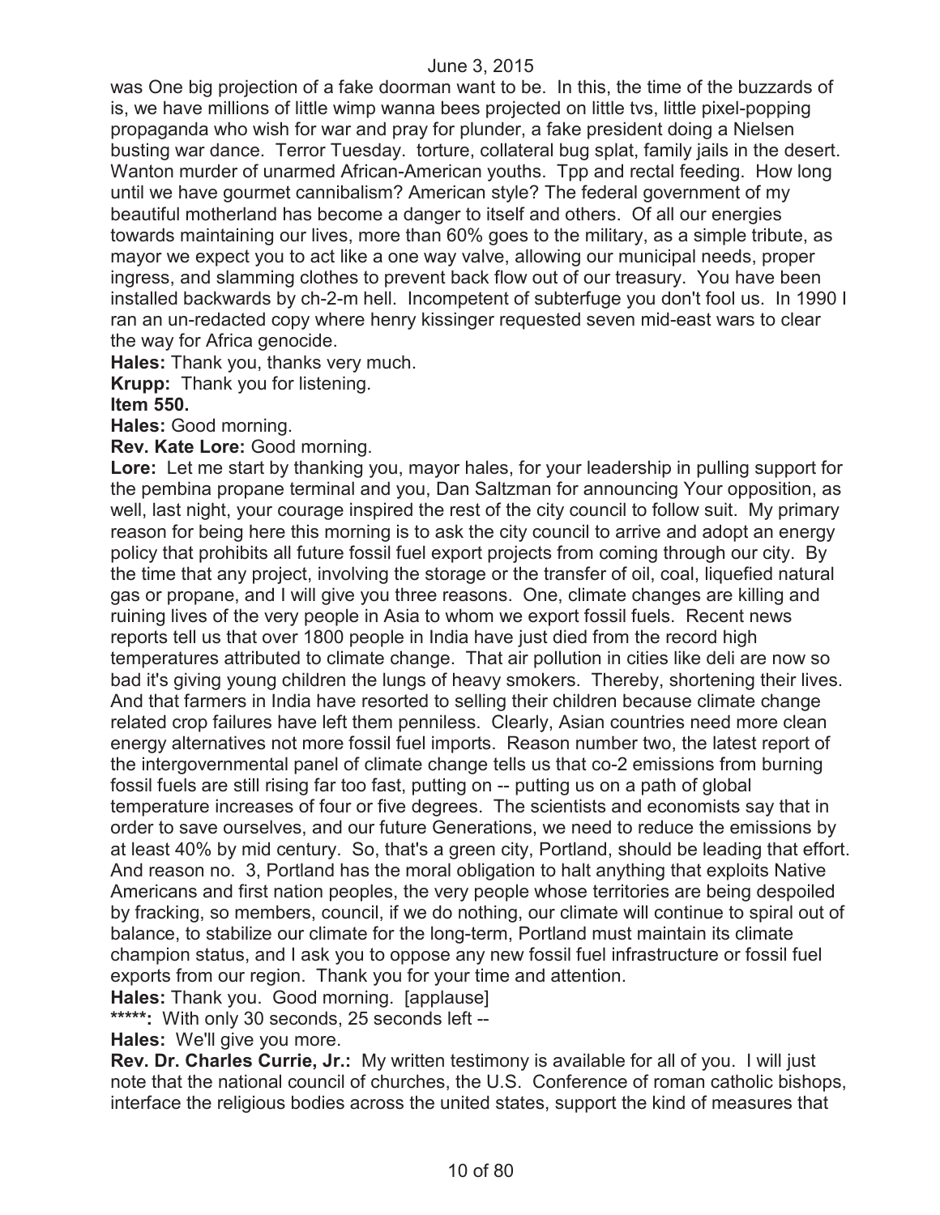was One big projection of a fake doorman want to be. In this, the time of the buzzards of is, we have millions of little wimp wanna bees projected on little tvs, little pixel-popping propaganda who wish for war and pray for plunder, a fake president doing a Nielsen busting war dance. Terror Tuesday. torture, collateral bug splat, family jails in the desert. Wanton murder of unarmed African-American youths. Tpp and rectal feeding. How long until we have gourmet cannibalism? American style? The federal government of my beautiful motherland has become a danger to itself and others. Of all our energies towards maintaining our lives, more than 60% goes to the military, as a simple tribute, as mayor we expect you to act like a one way valve, allowing our municipal needs, proper ingress, and slamming clothes to prevent back flow out of our treasury. You have been installed backwards by ch-2-m hell. Incompetent of subterfuge you don't fool us. In 1990 I ran an un-redacted copy where henry kissinger requested seven mid-east wars to clear the way for Africa genocide.

**Hales:** Thank you, thanks very much.

**Krupp:** Thank you for listening.

**Item 550.**

**Hales:** Good morning.

**Rev. Kate Lore:** Good morning.

**Lore:** Let me start by thanking you, mayor hales, for your leadership in pulling support for the pembina propane terminal and you, Dan Saltzman for announcing Your opposition, as well, last night, your courage inspired the rest of the city council to follow suit. My primary reason for being here this morning is to ask the city council to arrive and adopt an energy policy that prohibits all future fossil fuel export projects from coming through our city. By the time that any project, involving the storage or the transfer of oil, coal, liquefied natural gas or propane, and I will give you three reasons. One, climate changes are killing and ruining lives of the very people in Asia to whom we export fossil fuels. Recent news reports tell us that over 1800 people in India have just died from the record high temperatures attributed to climate change. That air pollution in cities like deli are now so bad it's giving young children the lungs of heavy smokers. Thereby, shortening their lives. And that farmers in India have resorted to selling their children because climate change related crop failures have left them penniless. Clearly, Asian countries need more clean energy alternatives not more fossil fuel imports. Reason number two, the latest report of the intergovernmental panel of climate change tells us that co-2 emissions from burning fossil fuels are still rising far too fast, putting on -- putting us on a path of global temperature increases of four or five degrees. The scientists and economists say that in order to save ourselves, and our future Generations, we need to reduce the emissions by at least 40% by mid century. So, that's a green city, Portland, should be leading that effort. And reason no. 3, Portland has the moral obligation to halt anything that exploits Native Americans and first nation peoples, the very people whose territories are being despoiled by fracking, so members, council, if we do nothing, our climate will continue to spiral out of balance, to stabilize our climate for the long-term, Portland must maintain its climate champion status, and I ask you to oppose any new fossil fuel infrastructure or fossil fuel exports from our region. Thank you for your time and attention.

**Hales:** Thank you. Good morning. [applause]

*****:** With only 30 seconds, 25 seconds left --

**Hales:** We'll give you more.

**Rev. Dr. Charles Currie, Jr.:** My written testimony is available for all of you. I will just note that the national council of churches, the U.S. Conference of roman catholic bishops, interface the religious bodies across the united states, support the kind of measures that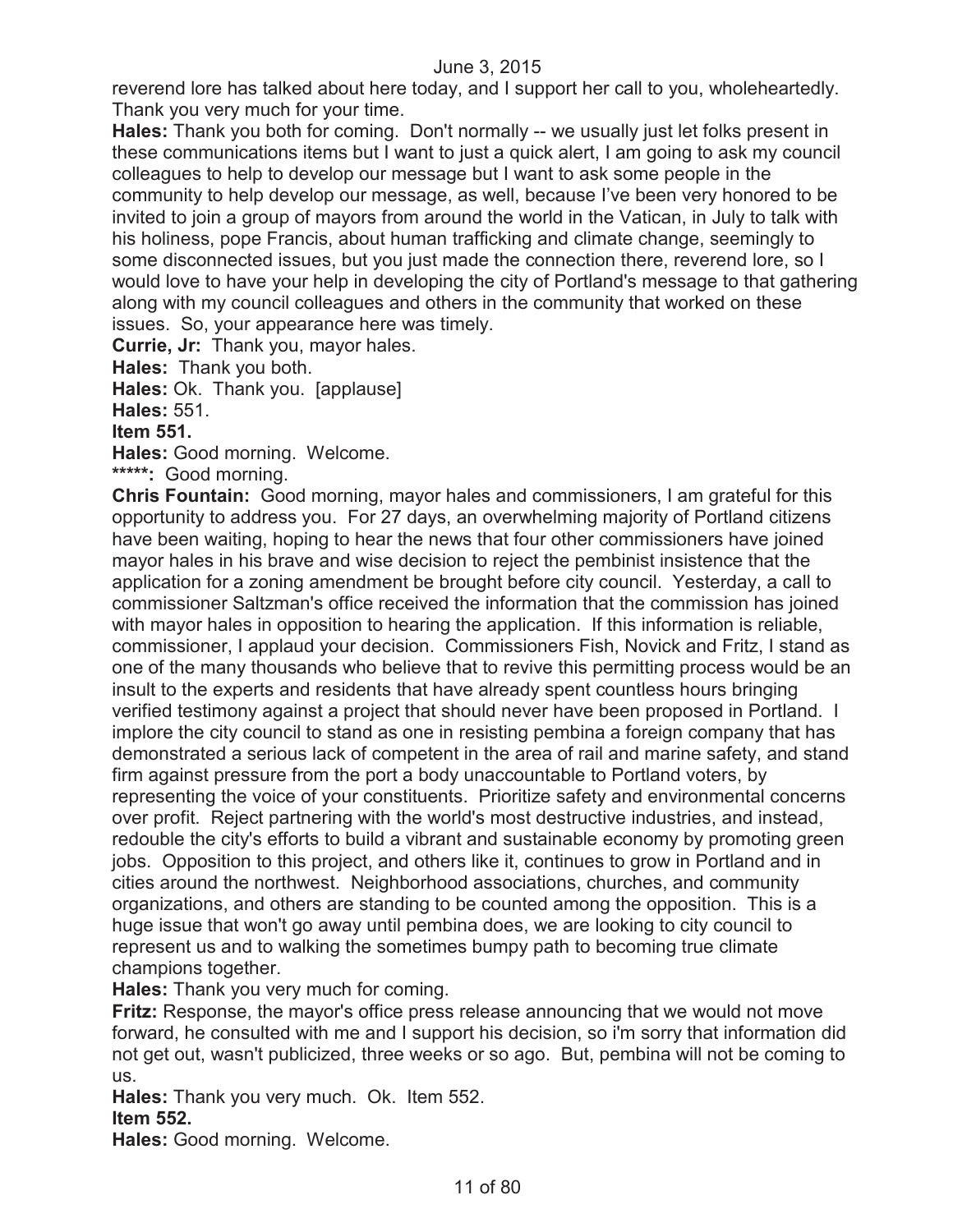reverend lore has talked about here today, and I support her call to you, wholeheartedly. Thank you very much for your time.

**Hales:** Thank you both for coming. Don't normally -- we usually just let folks present in these communications items but I want to just a quick alert, I am going to ask my council colleagues to help to develop our message but I want to ask some people in the community to help develop our message, as well, because I've been very honored to be invited to join a group of mayors from around the world in the Vatican, in July to talk with his holiness, pope Francis, about human trafficking and climate change, seemingly to some disconnected issues, but you just made the connection there, reverend lore, so I would love to have your help in developing the city of Portland's message to that gathering along with my council colleagues and others in the community that worked on these issues. So, your appearance here was timely.

**Currie, Jr:** Thank you, mayor hales.

**Hales:** Thank you both.

**Hales:** Ok. Thank you. [applause]

**Hales:** 551.

**Item 551.**

**Hales:** Good morning. Welcome.

*****: Good morning.

**Chris Fountain:** Good morning, mayor hales and commissioners, I am grateful for this opportunity to address you. For 27 days, an overwhelming majority of Portland citizens have been waiting, hoping to hear the news that four other commissioners have joined mayor hales in his brave and wise decision to reject the pembinist insistence that the application for a zoning amendment be brought before city council. Yesterday, a call to commissioner Saltzman's office received the information that the commission has joined with mayor hales in opposition to hearing the application. If this information is reliable, commissioner, I applaud your decision. Commissioners Fish, Novick and Fritz, I stand as one of the many thousands who believe that to revive this permitting process would be an insult to the experts and residents that have already spent countless hours bringing verified testimony against a project that should never have been proposed in Portland. I implore the city council to stand as one in resisting pembina a foreign company that has demonstrated a serious lack of competent in the area of rail and marine safety, and stand firm against pressure from the port a body unaccountable to Portland voters, by representing the voice of your constituents. Prioritize safety and environmental concerns over profit. Reject partnering with the world's most destructive industries, and instead, redouble the city's efforts to build a vibrant and sustainable economy by promoting green jobs. Opposition to this project, and others like it, continues to grow in Portland and in cities around the northwest. Neighborhood associations, churches, and community organizations, and others are standing to be counted among the opposition. This is a huge issue that won't go away until pembina does, we are looking to city council to represent us and to walking the sometimes bumpy path to becoming true climate champions together.

**Hales:** Thank you very much for coming.

**Fritz:** Response, the mayor's office press release announcing that we would not move forward, he consulted with me and I support his decision, so i'm sorry that information did not get out, wasn't publicized, three weeks or so ago. But, pembina will not be coming to us.

**Hales:** Thank you very much. Ok. Item 552.

**Item 552.**

**Hales:** Good morning. Welcome.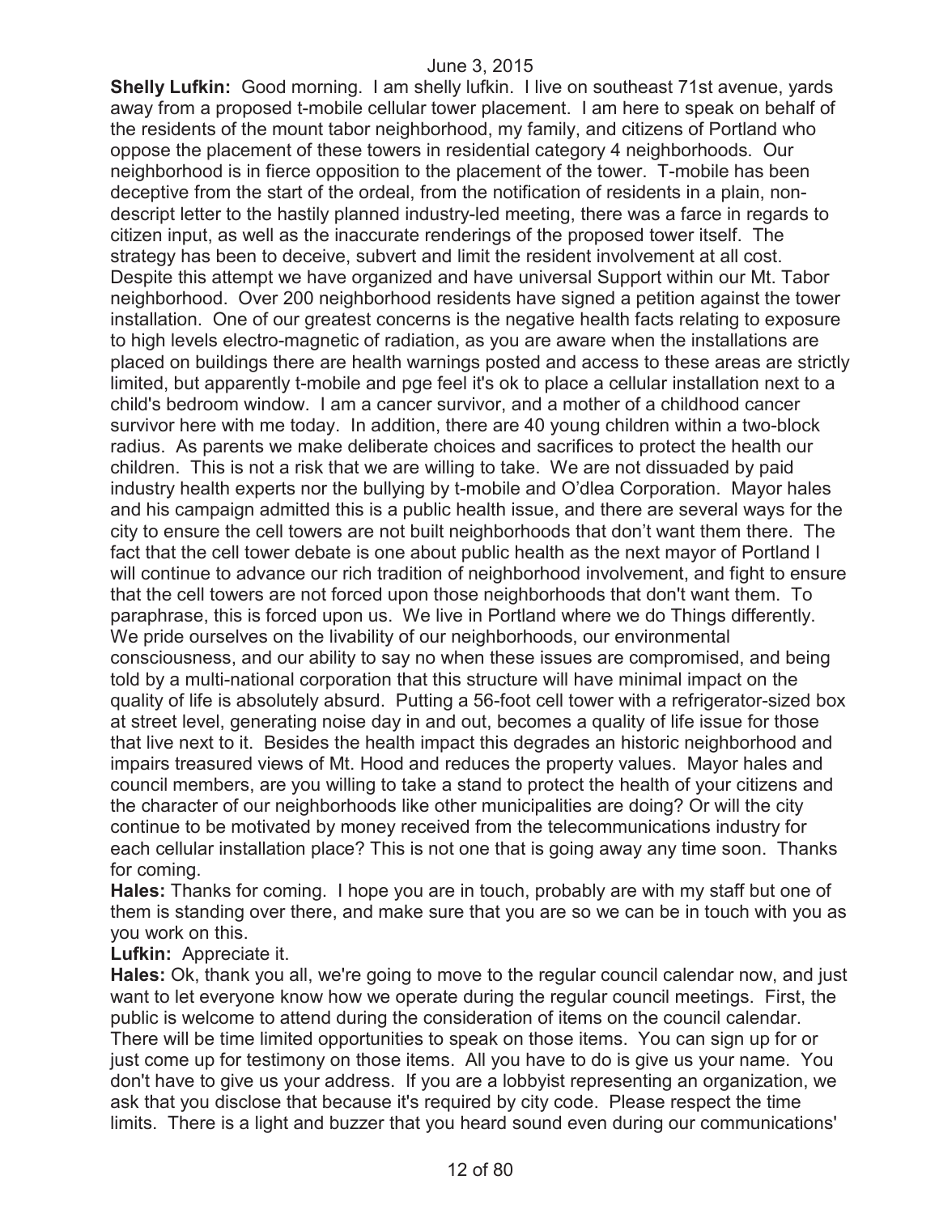**Shelly Lufkin:** Good morning. I am shelly lufkin. I live on southeast 71st avenue, yards away from a proposed t-mobile cellular tower placement. I am here to speak on behalf of the residents of the mount tabor neighborhood, my family, and citizens of Portland who oppose the placement of these towers in residential category 4 neighborhoods. Our neighborhood is in fierce opposition to the placement of the tower. T-mobile has been deceptive from the start of the ordeal, from the notification of residents in a plain, non-descript letter to the hastily planned industry-led meeting, there was a farce in regards to citizen input, as well as the inaccurate renderings of the proposed tower itself. The strategy has been to deceive, subvert and limit the resident involvement at all cost. Despite this attempt we have organized and have universal Support within our Mt. Tabor neighborhood. Over 200 neighborhood residents have signed a petition against the tower installation. One of our greatest concerns is the negative health facts relating to exposure to high levels electro-magnetic of radiation, as you are aware when the installations are placed on buildings there are health warnings posted and access to these areas are strictly limited, but apparently t-mobile and pge feel it's ok to place a cellular installation next to a child's bedroom window. I am a cancer survivor, and a mother of a childhood cancer survivor here with me today. In addition, there are 40 young children within a two-block radius. As parents we make deliberate choices and sacrifices to protect the health our children. This is not a risk that we are willing to take. We are not dissuaded by paid industry health experts nor the bullying by t-mobile and O'dlea Corporation. Mayor hales and his campaign admitted this is a public health issue, and there are several ways for the city to ensure the cell towers are not built neighborhoods that don't want them there. The fact that the cell tower debate is one about public health as the next mayor of Portland I will continue to advance our rich tradition of neighborhood involvement, and fight to ensure that the cell towers are not forced upon those neighborhoods that don't want them. To paraphrase, this is forced upon us. We live in Portland where we do Things differently. We pride ourselves on the livability of our neighborhoods, our environmental consciousness, and our ability to say no when these issues are compromised, and being told by a multi-national corporation that this structure will have minimal impact on the quality of life is absolutely absurd. Putting a 56-foot cell tower with a refrigerator-sized box at street level, generating noise day in and out, becomes a quality of life issue for those that live next to it. Besides the health impact this degrades an historic neighborhood and impairs treasured views of Mt. Hood and reduces the property values. Mayor hales and council members, are you willing to take a stand to protect the health of your citizens and the character of our neighborhoods like other municipalities are doing? Or will the city continue to be motivated by money received from the telecommunications industry for each cellular installation place? This is not one that is going away any time soon. Thanks for coming.

**Hales:** Thanks for coming. I hope you are in touch, probably are with my staff but one of them is standing over there, and make sure that you are so we can be in touch with you as you work on this.

**Lufkin:** Appreciate it.

**Hales:** Ok, thank you all, we're going to move to the regular council calendar now, and just want to let everyone know how we operate during the regular council meetings. First, the public is welcome to attend during the consideration of items on the council calendar. There will be time limited opportunities to speak on those items. You can sign up for or just come up for testimony on those items. All you have to do is give us your name. You don't have to give us your address. If you are a lobbyist representing an organization, we ask that you disclose that because it's required by city code. Please respect the time limits. There is a light and buzzer that you heard sound even during our communications'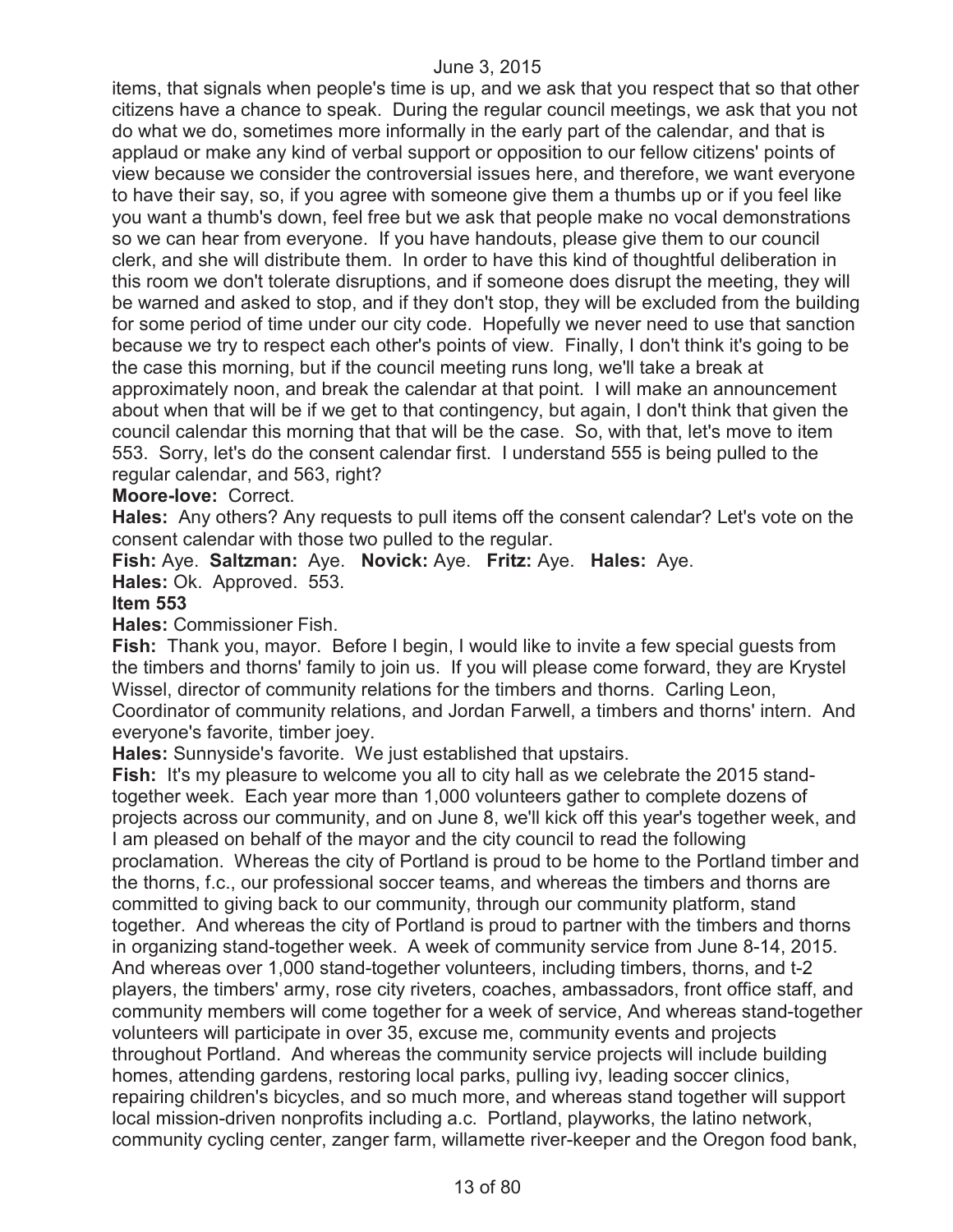items, that signals when people's time is up, and we ask that you respect that so that other citizens have a chance to speak. During the regular council meetings, we ask that you not do what we do, sometimes more informally in the early part of the calendar, and that is applaud or make any kind of verbal support or opposition to our fellow citizens' points of view because we consider the controversial issues here, and therefore, we want everyone to have their say, so, if you agree with someone give them a thumbs up or if you feel like you want a thumb's down, feel free but we ask that people make no vocal demonstrations so we can hear from everyone. If you have handouts, please give them to our council clerk, and she will distribute them. In order to have this kind of thoughtful deliberation in this room we don't tolerate disruptions, and if someone does disrupt the meeting, they will be warned and asked to stop, and if they don't stop, they will be excluded from the building for some period of time under our city code. Hopefully we never need to use that sanction because we try to respect each other's points of view. Finally, I don't think it's going to be the case this morning, but if the council meeting runs long, we'll take a break at approximately noon, and break the calendar at that point. I will make an announcement about when that will be if we get to that contingency, but again, I don't think that given the council calendar this morning that that will be the case. So, with that, let's move to item 553. Sorry, let's do the consent calendar first. I understand 555 is being pulled to the regular calendar, and 563, right?

**Moore-love:** Correct.

**Hales:** Any others? Any requests to pull items off the consent calendar? Let's vote on the consent calendar with those two pulled to the regular.

**Fish:** Aye. **Saltzman:** Aye. **Novick:** Aye. **Fritz:** Aye. **Hales:** Aye.

**Hales:** Ok. Approved. 553.

**Item 553**

**Hales:** Commissioner Fish.

**Fish:** Thank you, mayor. Before I begin, I would like to invite a few special guests from the timbers and thorns' family to join us. If you will please come forward, they are Krystel Wissel, director of community relations for the timbers and thorns. Carling Leon, Coordinator of community relations, and Jordan Farwell, a timbers and thorns' intern. And everyone's favorite, timber joey.

**Hales:** Sunnyside's favorite. We just established that upstairs.

**Fish:** It's my pleasure to welcome you all to city hall as we celebrate the 2015 stand-together week. Each year more than 1,000 volunteers gather to complete dozens of projects across our community, and on June 8, we'll kick off this year's together week, and I am pleased on behalf of the mayor and the city council to read the following proclamation. Whereas the city of Portland is proud to be home to the Portland timber and the thorns, f.c., our professional soccer teams, and whereas the timbers and thorns are committed to giving back to our community, through our community platform, stand together. And whereas the city of Portland is proud to partner with the timbers and thorns in organizing stand-together week. A week of community service from June 8-14, 2015. And whereas over 1,000 stand-together volunteers, including timbers, thorns, and t-2 players, the timbers' army, rose city riveters, coaches, ambassadors, front office staff, and community members will come together for a week of service, And whereas stand-together volunteers will participate in over 35, excuse me, community events and projects throughout Portland. And whereas the community service projects will include building homes, attending gardens, restoring local parks, pulling ivy, leading soccer clinics, repairing children's bicycles, and so much more, and whereas stand together will support local mission-driven nonprofits including a.c. Portland, playworks, the latino network, community cycling center, zanger farm, willamette river-keeper and the Oregon food bank,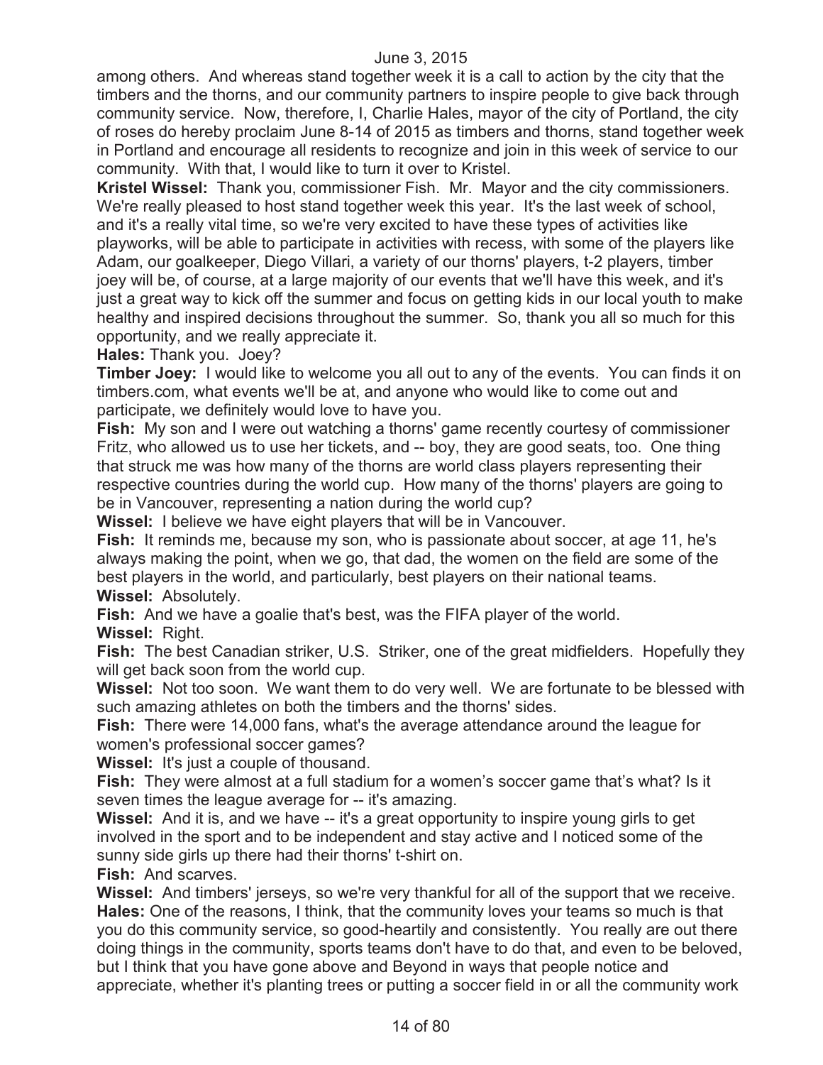among others. And whereas stand together week it is a call to action by the city that the timbers and the thorns, and our community partners to inspire people to give back through community service. Now, therefore, I, Charlie Hales, mayor of the city of Portland, the city of roses do hereby proclaim June 8-14 of 2015 as timbers and thorns, stand together week in Portland and encourage all residents to recognize and join in this week of service to our community. With that, I would like to turn it over to Kristel.

**Kristel Wissel:** Thank you, commissioner Fish. Mr. Mayor and the city commissioners. We're really pleased to host stand together week this year. It's the last week of school, and it's a really vital time, so we're very excited to have these types of activities like playworks, will be able to participate in activities with recess, with some of the players like Adam, our goalkeeper, Diego Villari, a variety of our thorns' players, t-2 players, timber joey will be, of course, at a large majority of our events that we'll have this week, and it's just a great way to kick off the summer and focus on getting kids in our local youth to make healthy and inspired decisions throughout the summer. So, thank you all so much for this opportunity, and we really appreciate it.

**Hales:** Thank you. Joey?

**Timber Joey:** I would like to welcome you all out to any of the events. You can finds it on timbers.com, what events we'll be at, and anyone who would like to come out and participate, we definitely would love to have you.

**Fish:** My son and I were out watching a thorns' game recently courtesy of commissioner Fritz, who allowed us to use her tickets, and -- boy, they are good seats, too. One thing that struck me was how many of the thorns are world class players representing their respective countries during the world cup. How many of the thorns' players are going to be in Vancouver, representing a nation during the world cup?

**Wissel:** I believe we have eight players that will be in Vancouver.

**Fish:** It reminds me, because my son, who is passionate about soccer, at age 11, he's always making the point, when we go, that dad, the women on the field are some of the best players in the world, and particularly, best players on their national teams.

**Wissel:** Absolutely.

**Fish:** And we have a goalie that's best, was the FIFA player of the world.

**Wissel:** Right.

**Fish:** The best Canadian striker, U.S. Striker, one of the great midfielders. Hopefully they will get back soon from the world cup.

**Wissel:** Not too soon. We want them to do very well. We are fortunate to be blessed with such amazing athletes on both the timbers and the thorns' sides.

**Fish:** There were 14,000 fans, what's the average attendance around the league for women's professional soccer games?

**Wissel:** It's just a couple of thousand.

**Fish:** They were almost at a full stadium for a women's soccer game that's what? Is it seven times the league average for -- it's amazing.

**Wissel:** And it is, and we have -- it's a great opportunity to inspire young girls to get involved in the sport and to be independent and stay active and I noticed some of the sunny side girls up there had their thorns' t-shirt on.

**Fish:** And scarves.

**Wissel:** And timbers' jerseys, so we're very thankful for all of the support that we receive.

**Hales:** One of the reasons, I think, that the community loves your teams so much is that you do this community service, so good-heartily and consistently. You really are out there doing things in the community, sports teams don't have to do that, and even to be beloved, but I think that you have gone above and Beyond in ways that people notice and appreciate, whether it's planting trees or putting a soccer field in or all the community work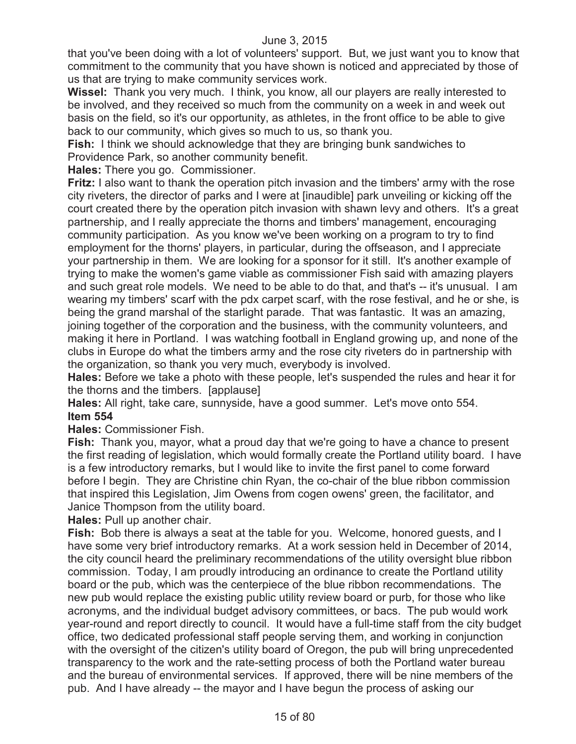that you've been doing with a lot of volunteers' support. But, we just want you to know that commitment to the community that you have shown is noticed and appreciated by those of us that are trying to make community services work.

**Wissel:** Thank you very much. I think, you know, all our players are really interested to be involved, and they received so much from the community on a week in and week out basis on the field, so it's our opportunity, as athletes, in the front office to be able to give back to our community, which gives so much to us, so thank you.

**Fish:** I think we should acknowledge that they are bringing bunk sandwiches to Providence Park, so another community benefit.

**Hales:** There you go. Commissioner.

**Fritz:** I also want to thank the operation pitch invasion and the timbers' army with the rose city riveters, the director of parks and I were at [inaudible] park unveiling or kicking off the court created there by the operation pitch invasion with shawn levy and others. It's a great partnership, and I really appreciate the thorns and timbers' management, encouraging community participation. As you know we've been working on a program to try to find employment for the thorns' players, in particular, during the offseason, and I appreciate your partnership in them. We are looking for a sponsor for it still. It's another example of trying to make the women's game viable as commissioner Fish said with amazing players and such great role models. We need to be able to do that, and that's -- it's unusual. I am wearing my timbers' scarf with the pdx carpet scarf, with the rose festival, and he or she, is being the grand marshal of the starlight parade. That was fantastic. It was an amazing, joining together of the corporation and the business, with the community volunteers, and making it here in Portland. I was watching football in England growing up, and none of the clubs in Europe do what the timbers army and the rose city riveters do in partnership with the organization, so thank you very much, everybody is involved.

**Hales:** Before we take a photo with these people, let's suspended the rules and hear it for the thorns and the timbers. [applause]

**Hales:** All right, take care, sunnyside, have a good summer. Let's move onto 554.

**Item 554**

**Hales:** Commissioner Fish.

**Fish:** Thank you, mayor, what a proud day that we're going to have a chance to present the first reading of legislation, which would formally create the Portland utility board. I have is a few introductory remarks, but I would like to invite the first panel to come forward before I begin. They are Christine chin Ryan, the co-chair of the blue ribbon commission that inspired this Legislation, Jim Owens from cogen owens' green, the facilitator, and Janice Thompson from the utility board.

**Hales:** Pull up another chair.

**Fish:** Bob there is always a seat at the table for you. Welcome, honored guests, and I have some very brief introductory remarks. At a work session held in December of 2014, the city council heard the preliminary recommendations of the utility oversight blue ribbon commission. Today, I am proudly introducing an ordinance to create the Portland utility board or the pub, which was the centerpiece of the blue ribbon recommendations. The new pub would replace the existing public utility review board or purb, for those who like acronyms, and the individual budget advisory committees, or bacs. The pub would work year-round and report directly to council. It would have a full-time staff from the city budget office, two dedicated professional staff people serving them, and working in conjunction with the oversight of the citizen's utility board of Oregon, the pub will bring unprecedented transparency to the work and the rate-setting process of both the Portland water bureau and the bureau of environmental services. If approved, there will be nine members of the pub. And I have already -- the mayor and I have begun the process of asking our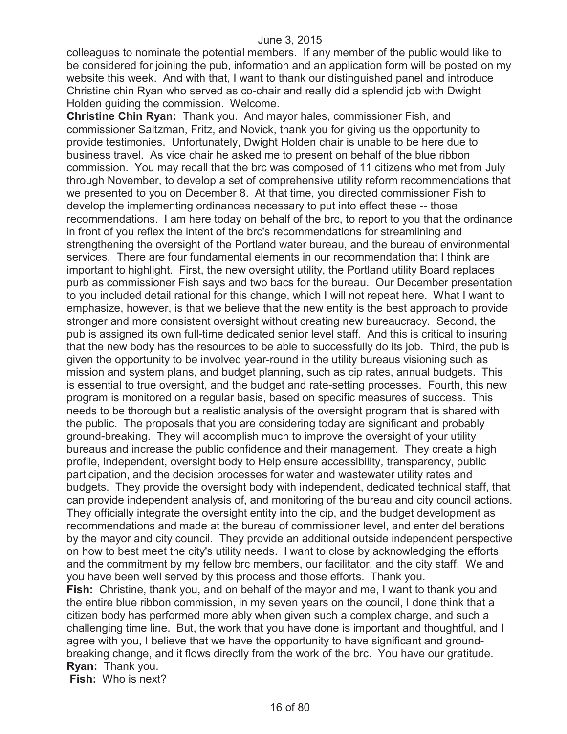colleagues to nominate the potential members. If any member of the public would like to be considered for joining the pub, information and an application form will be posted on my website this week. And with that, I want to thank our distinguished panel and introduce Christine chin Ryan who served as co-chair and really did a splendid job with Dwight Holden guiding the commission. Welcome.

**Christine Chin Ryan:** Thank you. And mayor hales, commissioner Fish, and commissioner Saltzman, Fritz, and Novick, thank you for giving us the opportunity to provide testimonies. Unfortunately, Dwight Holden chair is unable to be here due to business travel. As vice chair he asked me to present on behalf of the blue ribbon commission. You may recall that the brc was composed of 11 citizens who met from July through November, to develop a set of comprehensive utility reform recommendations that we presented to you on December 8. At that time, you directed commissioner Fish to develop the implementing ordinances necessary to put into effect these -- those recommendations. I am here today on behalf of the brc, to report to you that the ordinance in front of you reflex the intent of the brc's recommendations for streamlining and strengthening the oversight of the Portland water bureau, and the bureau of environmental services. There are four fundamental elements in our recommendation that I think are important to highlight. First, the new oversight utility, the Portland utility Board replaces purb as commissioner Fish says and two bacs for the bureau. Our December presentation to you included detail rational for this change, which I will not repeat here. What I want to emphasize, however, is that we believe that the new entity is the best approach to provide stronger and more consistent oversight without creating new bureaucracy. Second, the pub is assigned its own full-time dedicated senior level staff. And this is critical to insuring that the new body has the resources to be able to successfully do its job. Third, the pub is given the opportunity to be involved year-round in the utility bureaus visioning such as mission and system plans, and budget planning, such as cip rates, annual budgets. This is essential to true oversight, and the budget and rate-setting processes. Fourth, this new program is monitored on a regular basis, based on specific measures of success. This needs to be thorough but a realistic analysis of the oversight program that is shared with the public. The proposals that you are considering today are significant and probably ground-breaking. They will accomplish much to improve the oversight of your utility bureaus and increase the public confidence and their management. They create a high profile, independent, oversight body to Help ensure accessibility, transparency, public participation, and the decision processes for water and wastewater utility rates and budgets. They provide the oversight body with independent, dedicated technical staff, that can provide independent analysis of, and monitoring of the bureau and city council actions. They officially integrate the oversight entity into the cip, and the budget development as recommendations and made at the bureau of commissioner level, and enter deliberations by the mayor and city council. They provide an additional outside independent perspective on how to best meet the city's utility needs. I want to close by acknowledging the efforts and the commitment by my fellow brc members, our facilitator, and the city staff. We and you have been well served by this process and those efforts. Thank you.

**Fish:** Christine, thank you, and on behalf of the mayor and me, I want to thank you and the entire blue ribbon commission, in my seven years on the council, I done think that a citizen body has performed more ably when given such a complex charge, and such a challenging time line. But, the work that you have done is important and thoughtful, and I agree with you, I believe that we have the opportunity to have significant and ground-breaking change, and it flows directly from the work of the brc. You have our gratitude.

**Ryan:** Thank you.

**Fish:** Who is next?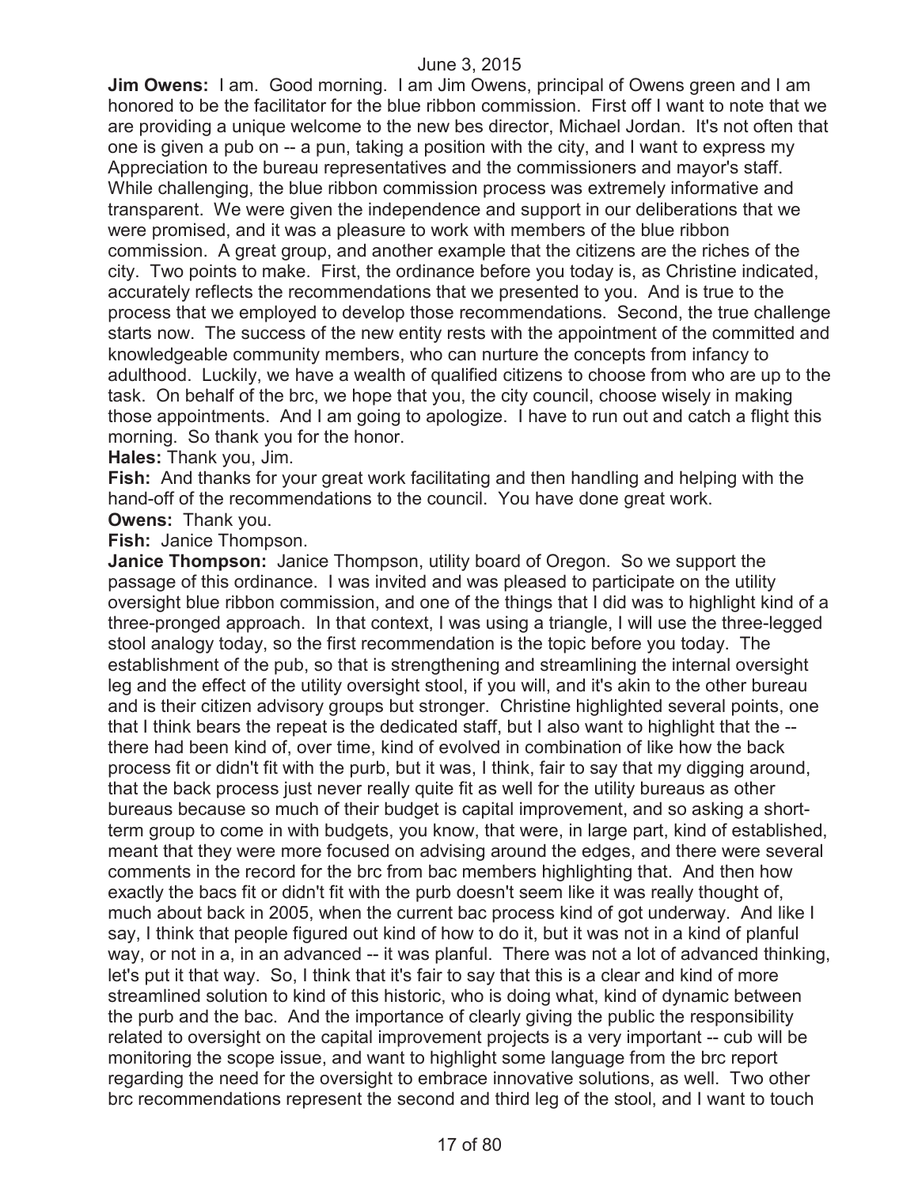**Jim Owens:** I am. Good morning. I am Jim Owens, principal of Owens green and I am honored to be the facilitator for the blue ribbon commission. First off I want to note that we are providing a unique welcome to the new bes director, Michael Jordan. It's not often that one is given a pub on -- a pun, taking a position with the city, and I want to express my Appreciation to the bureau representatives and the commissioners and mayor's staff. While challenging, the blue ribbon commission process was extremely informative and transparent. We were given the independence and support in our deliberations that we were promised, and it was a pleasure to work with members of the blue ribbon commission. A great group, and another example that the citizens are the riches of the city. Two points to make. First, the ordinance before you today is, as Christine indicated, accurately reflects the recommendations that we presented to you. And is true to the process that we employed to develop those recommendations. Second, the true challenge starts now. The success of the new entity rests with the appointment of the committed and knowledgeable community members, who can nurture the concepts from infancy to adulthood. Luckily, we have a wealth of qualified citizens to choose from who are up to the task. On behalf of the brc, we hope that you, the city council, choose wisely in making those appointments. And I am going to apologize. I have to run out and catch a flight this morning. So thank you for the honor.

**Hales:** Thank you, Jim.

**Fish:** And thanks for your great work facilitating and then handling and helping with the hand-off of the recommendations to the council. You have done great work.

**Owens:** Thank you.

**Fish:** Janice Thompson.

**Janice Thompson:** Janice Thompson, utility board of Oregon. So we support the passage of this ordinance. I was invited and was pleased to participate on the utility oversight blue ribbon commission, and one of the things that I did was to highlight kind of a three-pronged approach. In that context, I was using a triangle, I will use the three-legged stool analogy today, so the first recommendation is the topic before you today. The establishment of the pub, so that is strengthening and streamlining the internal oversight leg and the effect of the utility oversight stool, if you will, and it's akin to the other bureau and is their citizen advisory groups but stronger. Christine highlighted several points, one that I think bears the repeat is the dedicated staff, but I also want to highlight that the -- there had been kind of, over time, kind of evolved in combination of like how the back process fit or didn't fit with the purb, but it was, I think, fair to say that my digging around, that the back process just never really quite fit as well for the utility bureaus as other bureaus because so much of their budget is capital improvement, and so asking a short-term group to come in with budgets, you know, that were, in large part, kind of established, meant that they were more focused on advising around the edges, and there were several comments in the record for the brc from bac members highlighting that. And then how exactly the bacs fit or didn't fit with the purb doesn't seem like it was really thought of, much about back in 2005, when the current bac process kind of got underway. And like I say, I think that people figured out kind of how to do it, but it was not in a kind of planful way, or not in a, in an advanced -- it was planful. There was not a lot of advanced thinking, let's put it that way. So, I think that it's fair to say that this is a clear and kind of more streamlined solution to kind of this historic, who is doing what, kind of dynamic between the purb and the bac. And the importance of clearly giving the public the responsibility related to oversight on the capital improvement projects is a very important -- cub will be monitoring the scope issue, and want to highlight some language from the brc report regarding the need for the oversight to embrace innovative solutions, as well. Two other brc recommendations represent the second and third leg of the stool, and I want to touch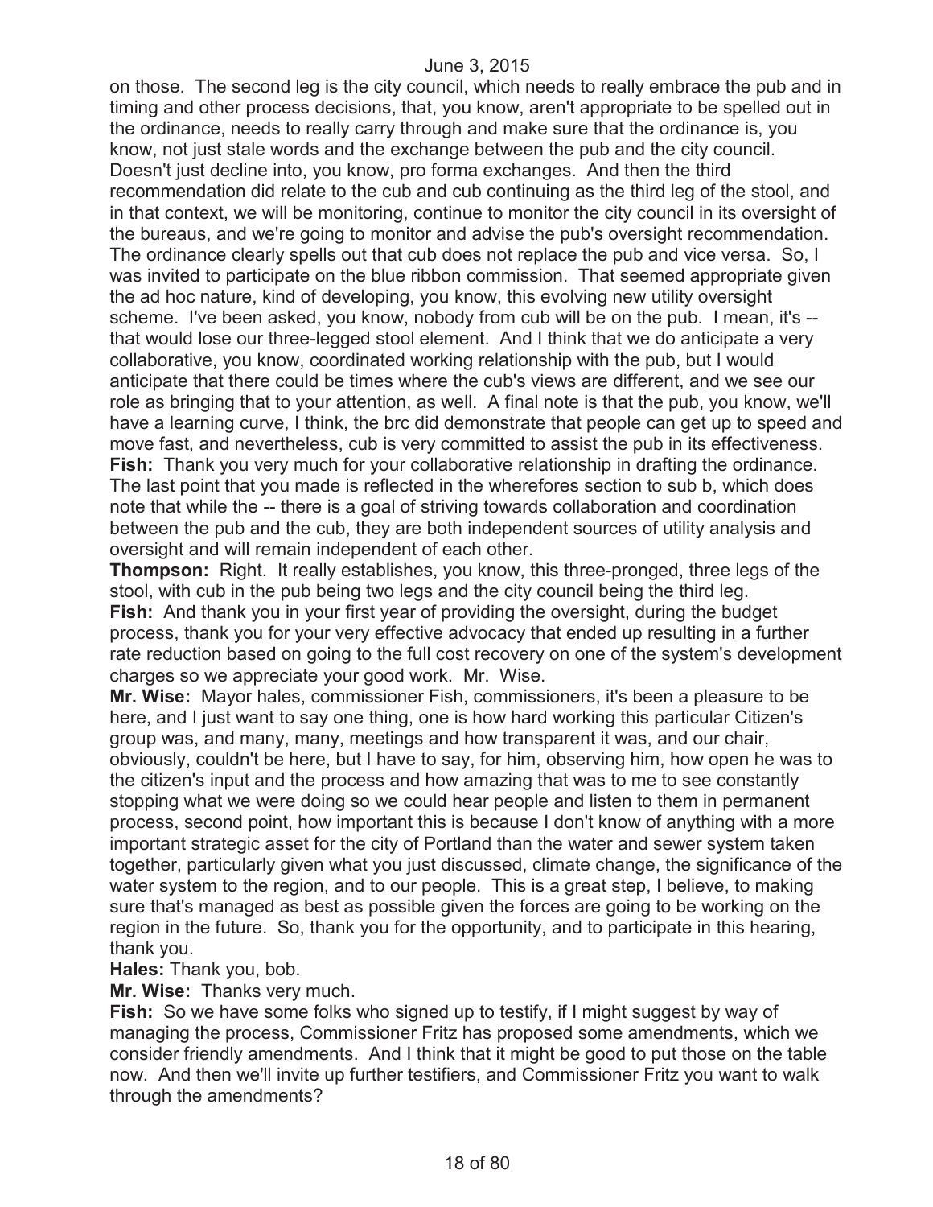on those. The second leg is the city council, which needs to really embrace the pub and in timing and other process decisions, that, you know, aren't appropriate to be spelled out in the ordinance, needs to really carry through and make sure that the ordinance is, you know, not just stale words and the exchange between the pub and the city council. Doesn't just decline into, you know, pro forma exchanges. And then the third recommendation did relate to the cub and cub continuing as the third leg of the stool, and in that context, we will be monitoring, continue to monitor the city council in its oversight of the bureaus, and we're going to monitor and advise the pub's oversight recommendation. The ordinance clearly spells out that cub does not replace the pub and vice versa. So, I was invited to participate on the blue ribbon commission. That seemed appropriate given the ad hoc nature, kind of developing, you know, this evolving new utility oversight scheme. I've been asked, you know, nobody from cub will be on the pub. I mean, it's -- that would lose our three-legged stool element. And I think that we do anticipate a very collaborative, you know, coordinated working relationship with the pub, but I would anticipate that there could be times where the cub's views are different, and we see our role as bringing that to your attention, as well. A final note is that the pub, you know, we'll have a learning curve, I think, the brc did demonstrate that people can get up to speed and move fast, and nevertheless, cub is very committed to assist the pub in its effectiveness.

**Fish:** Thank you very much for your collaborative relationship in drafting the ordinance. The last point that you made is reflected in the wherefores section to sub b, which does note that while the -- there is a goal of striving towards collaboration and coordination between the pub and the cub, they are both independent sources of utility analysis and oversight and will remain independent of each other.

**Thompson:** Right. It really establishes, you know, this three-pronged, three legs of the stool, with cub in the pub being two legs and the city council being the third leg.

**Fish:** And thank you in your first year of providing the oversight, during the budget process, thank you for your very effective advocacy that ended up resulting in a further rate reduction based on going to the full cost recovery on one of the system's development charges so we appreciate your good work. Mr. Wise.

**Mr. Wise:** Mayor hales, commissioner Fish, commissioners, it's been a pleasure to be here, and I just want to say one thing, one is how hard working this particular Citizen's group was, and many, many, meetings and how transparent it was, and our chair, obviously, couldn't be here, but I have to say, for him, observing him, how open he was to the citizen's input and the process and how amazing that was to me to see constantly stopping what we were doing so we could hear people and listen to them in permanent process, second point, how important this is because I don't know of anything with a more important strategic asset for the city of Portland than the water and sewer system taken together, particularly given what you just discussed, climate change, the significance of the water system to the region, and to our people. This is a great step, I believe, to making sure that's managed as best as possible given the forces are going to be working on the region in the future. So, thank you for the opportunity, and to participate in this hearing, thank you.

**Hales:** Thank you, bob.

**Mr. Wise:** Thanks very much.

**Fish:** So we have some folks who signed up to testify, if I might suggest by way of managing the process, Commissioner Fritz has proposed some amendments, which we consider friendly amendments. And I think that it might be good to put those on the table now. And then we'll invite up further testifiers, and Commissioner Fritz you want to walk through the amendments?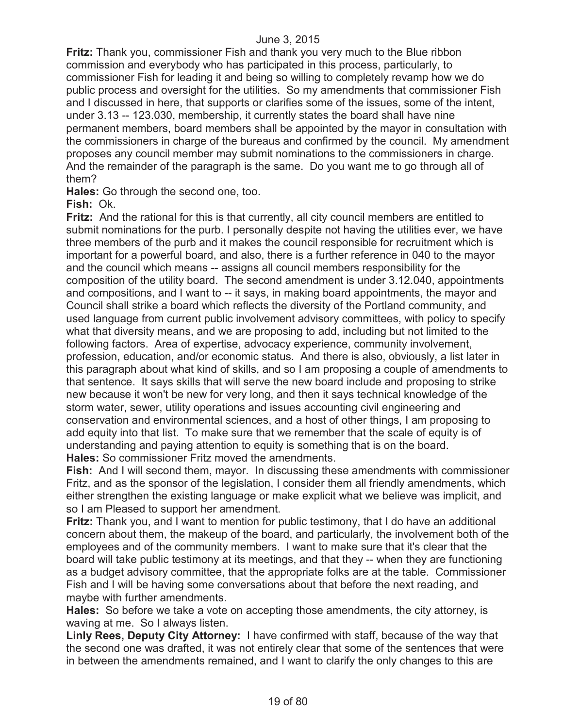**Fritz:** Thank you, commissioner Fish and thank you very much to the Blue ribbon commission and everybody who has participated in this process, particularly, to commissioner Fish for leading it and being so willing to completely revamp how we do public process and oversight for the utilities. So my amendments that commissioner Fish and I discussed in here, that supports or clarifies some of the issues, some of the intent, under 3.13 -- 123.030, membership, it currently states the board shall have nine permanent members, board members shall be appointed by the mayor in consultation with the commissioners in charge of the bureaus and confirmed by the council. My amendment proposes any council member may submit nominations to the commissioners in charge. And the remainder of the paragraph is the same. Do you want me to go through all of them?

**Hales:** Go through the second one, too.

**Fish:** Ok.

**Fritz:** And the rational for this is that currently, all city council members are entitled to submit nominations for the purb. I personally despite not having the utilities ever, we have three members of the purb and it makes the council responsible for recruitment which is important for a powerful board, and also, there is a further reference in 040 to the mayor and the council which means -- assigns all council members responsibility for the composition of the utility board. The second amendment is under 3.12.040, appointments and compositions, and I want to -- it says, in making board appointments, the mayor and Council shall strike a board which reflects the diversity of the Portland community, and used language from current public involvement advisory committees, with policy to specify what that diversity means, and we are proposing to add, including but not limited to the following factors. Area of expertise, advocacy experience, community involvement, profession, education, and/or economic status. And there is also, obviously, a list later in this paragraph about what kind of skills, and so I am proposing a couple of amendments to that sentence. It says skills that will serve the new board include and proposing to strike new because it won't be new for very long, and then it says technical knowledge of the storm water, sewer, utility operations and issues accounting civil engineering and conservation and environmental sciences, and a host of other things, I am proposing to add equity into that list. To make sure that we remember that the scale of equity is of understanding and paying attention to equity is something that is on the board.

**Hales:** So commissioner Fritz moved the amendments.

**Fish:** And I will second them, mayor. In discussing these amendments with commissioner Fritz, and as the sponsor of the legislation, I consider them all friendly amendments, which either strengthen the existing language or make explicit what we believe was implicit, and so I am Pleased to support her amendment.

**Fritz:** Thank you, and I want to mention for public testimony, that I do have an additional concern about them, the makeup of the board, and particularly, the involvement both of the employees and of the community members. I want to make sure that it's clear that the board will take public testimony at its meetings, and that they -- when they are functioning as a budget advisory committee, that the appropriate folks are at the table. Commissioner Fish and I will be having some conversations about that before the next reading, and maybe with further amendments.

**Hales:** So before we take a vote on accepting those amendments, the city attorney, is waving at me. So I always listen.

**Linly Rees, Deputy City Attorney:** I have confirmed with staff, because of the way that the second one was drafted, it was not entirely clear that some of the sentences that were in between the amendments remained, and I want to clarify the only changes to this are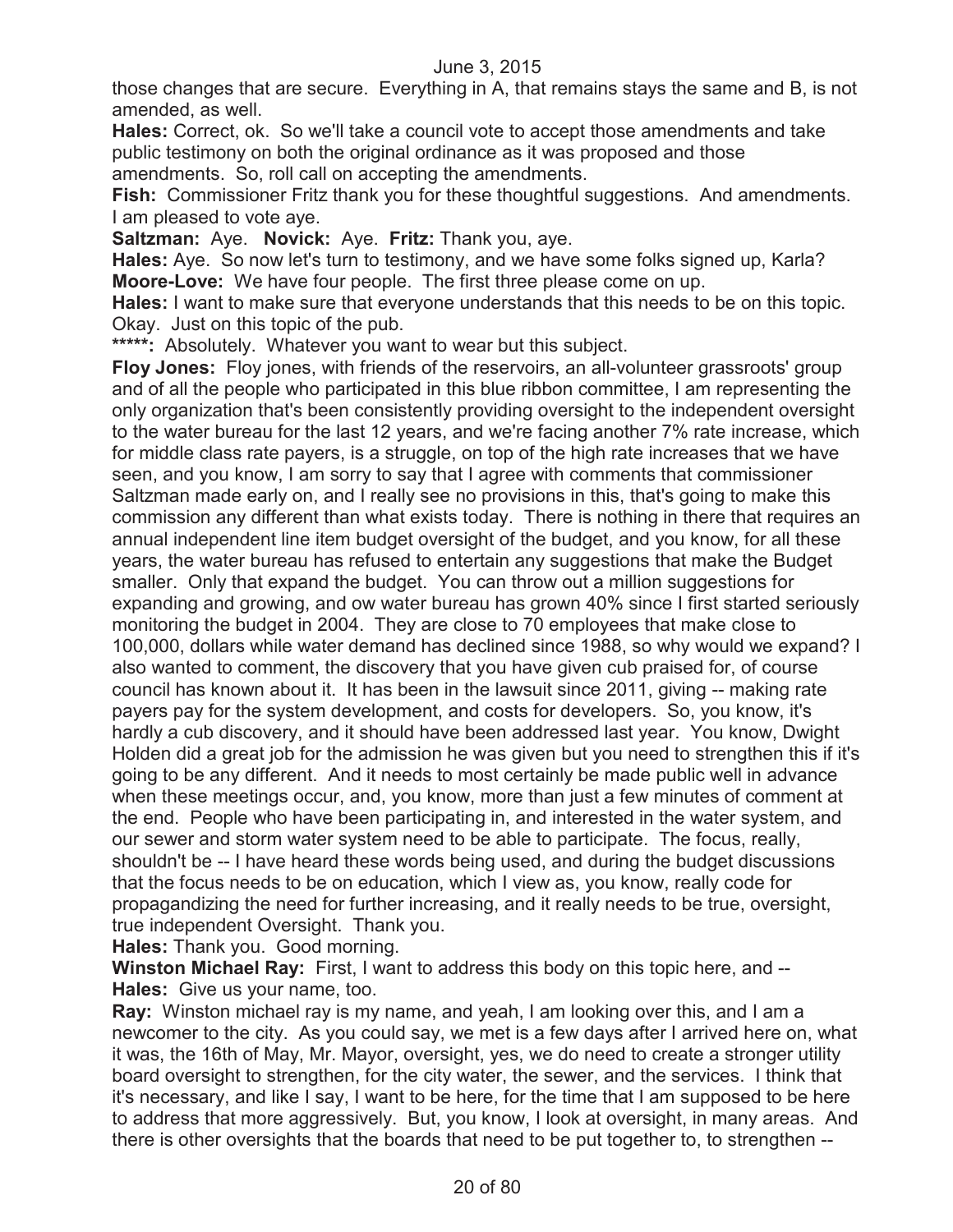those changes that are secure. Everything in A, that remains stays the same and B, is not amended, as well.

**Hales:** Correct, ok. So we'll take a council vote to accept those amendments and take public testimony on both the original ordinance as it was proposed and those amendments. So, roll call on accepting the amendments.

**Fish:** Commissioner Fritz thank you for these thoughtful suggestions. And amendments. I am pleased to vote aye.

**Saltzman:** Aye. **Novick:** Aye. **Fritz:** Thank you, aye.

**Hales:** Aye. So now let's turn to testimony, and we have some folks signed up, Karla?

**Moore-Love:** We have four people. The first three please come on up.

**Hales:** I want to make sure that everyone understands that this needs to be on this topic. Okay. Just on this topic of the pub.

*****: Absolutely. Whatever you want to wear but this subject.

**Floy Jones:** Floy jones, with friends of the reservoirs, an all-volunteer grassroots' group and of all the people who participated in this blue ribbon committee, I am representing the only organization that's been consistently providing oversight to the independent oversight to the water bureau for the last 12 years, and we're facing another 7% rate increase, which for middle class rate payers, is a struggle, on top of the high rate increases that we have seen, and you know, I am sorry to say that I agree with comments that commissioner Saltzman made early on, and I really see no provisions in this, that's going to make this commission any different than what exists today. There is nothing in there that requires an annual independent line item budget oversight of the budget, and you know, for all these years, the water bureau has refused to entertain any suggestions that make the Budget smaller. Only that expand the budget. You can throw out a million suggestions for expanding and growing, and ow water bureau has grown 40% since I first started seriously monitoring the budget in 2004. They are close to 70 employees that make close to 100,000, dollars while water demand has declined since 1988, so why would we expand? I also wanted to comment, the discovery that you have given cub praised for, of course council has known about it. It has been in the lawsuit since 2011, giving -- making rate payers pay for the system development, and costs for developers. So, you know, it's hardly a cub discovery, and it should have been addressed last year. You know, Dwight Holden did a great job for the admission he was given but you need to strengthen this if it's going to be any different. And it needs to most certainly be made public well in advance when these meetings occur, and, you know, more than just a few minutes of comment at the end. People who have been participating in, and interested in the water system, and our sewer and storm water system need to be able to participate. The focus, really, shouldn't be -- I have heard these words being used, and during the budget discussions that the focus needs to be on education, which I view as, you know, really code for propagandizing the need for further increasing, and it really needs to be true, oversight, true independent Oversight. Thank you.

**Hales:** Thank you. Good morning.

**Winston Michael Ray:** First, I want to address this body on this topic here, and --

**Hales:** Give us your name, too.

**Ray:** Winston michael ray is my name, and yeah, I am looking over this, and I am a newcomer to the city. As you could say, we met is a few days after I arrived here on, what it was, the 16th of May, Mr. Mayor, oversight, yes, we do need to create a stronger utility board oversight to strengthen, for the city water, the sewer, and the services. I think that it's necessary, and like I say, I want to be here, for the time that I am supposed to be here to address that more aggressively. But, you know, I look at oversight, in many areas. And there is other oversights that the boards that need to be put together to, to strengthen --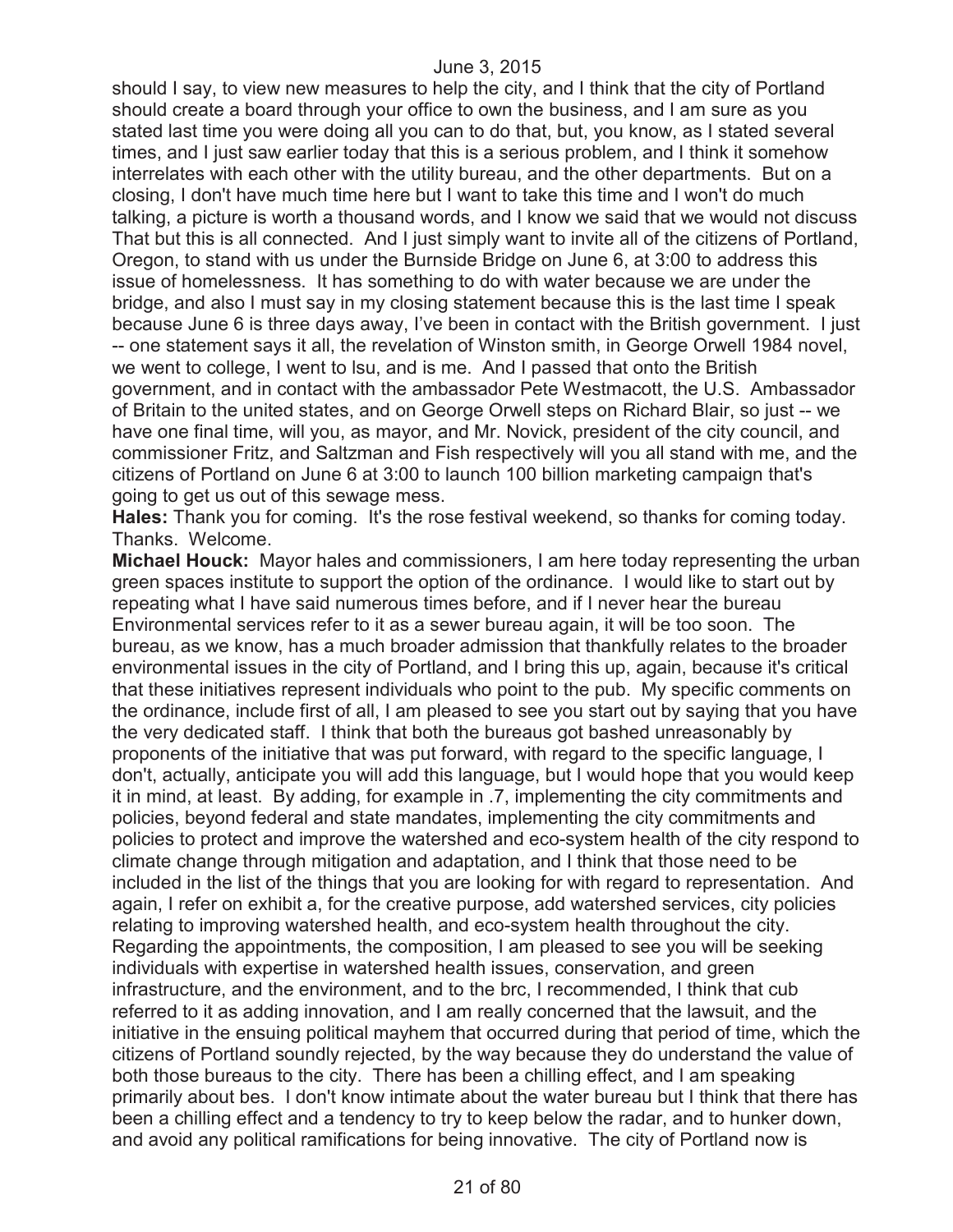should I say, to view new measures to help the city, and I think that the city of Portland should create a board through your office to own the business, and I am sure as you stated last time you were doing all you can to do that, but, you know, as I stated several times, and I just saw earlier today that this is a serious problem, and I think it somehow interrelates with each other with the utility bureau, and the other departments. But on a closing, I don't have much time here but I want to take this time and I won't do much talking, a picture is worth a thousand words, and I know we said that we would not discuss That but this is all connected. And I just simply want to invite all of the citizens of Portland, Oregon, to stand with us under the Burnside Bridge on June 6, at 3:00 to address this issue of homelessness. It has something to do with water because we are under the bridge, and also I must say in my closing statement because this is the last time I speak because June 6 is three days away, I've been in contact with the British government. I just -- one statement says it all, the revelation of Winston smith, in George Orwell 1984 novel, we went to college, I went to lsu, and is me. And I passed that onto the British government, and in contact with the ambassador Pete Westmacott, the U.S. Ambassador of Britain to the united states, and on George Orwell steps on Richard Blair, so just -- we have one final time, will you, as mayor, and Mr. Novick, president of the city council, and commissioner Fritz, and Saltzman and Fish respectively will you all stand with me, and the citizens of Portland on June 6 at 3:00 to launch 100 billion marketing campaign that's going to get us out of this sewage mess.

**Hales:** Thank you for coming. It's the rose festival weekend, so thanks for coming today. Thanks. Welcome.

**Michael Houck:** Mayor hales and commissioners, I am here today representing the urban green spaces institute to support the option of the ordinance. I would like to start out by repeating what I have said numerous times before, and if I never hear the bureau Environmental services refer to it as a sewer bureau again, it will be too soon. The bureau, as we know, has a much broader admission that thankfully relates to the broader environmental issues in the city of Portland, and I bring this up, again, because it's critical that these initiatives represent individuals who point to the pub. My specific comments on the ordinance, include first of all, I am pleased to see you start out by saying that you have the very dedicated staff. I think that both the bureaus got bashed unreasonably by proponents of the initiative that was put forward, with regard to the specific language, I don't, actually, anticipate you will add this language, but I would hope that you would keep it in mind, at least. By adding, for example in .7, implementing the city commitments and policies, beyond federal and state mandates, implementing the city commitments and policies to protect and improve the watershed and eco-system health of the city respond to climate change through mitigation and adaptation, and I think that those need to be included in the list of the things that you are looking for with regard to representation. And again, I refer on exhibit a, for the creative purpose, add watershed services, city policies relating to improving watershed health, and eco-system health throughout the city. Regarding the appointments, the composition, I am pleased to see you will be seeking individuals with expertise in watershed health issues, conservation, and green infrastructure, and the environment, and to the brc, I recommended, I think that cub referred to it as adding innovation, and I am really concerned that the lawsuit, and the initiative in the ensuing political mayhem that occurred during that period of time, which the citizens of Portland soundly rejected, by the way because they do understand the value of both those bureaus to the city. There has been a chilling effect, and I am speaking primarily about bes. I don't know intimate about the water bureau but I think that there has been a chilling effect and a tendency to try to keep below the radar, and to hunker down, and avoid any political ramifications for being innovative. The city of Portland now is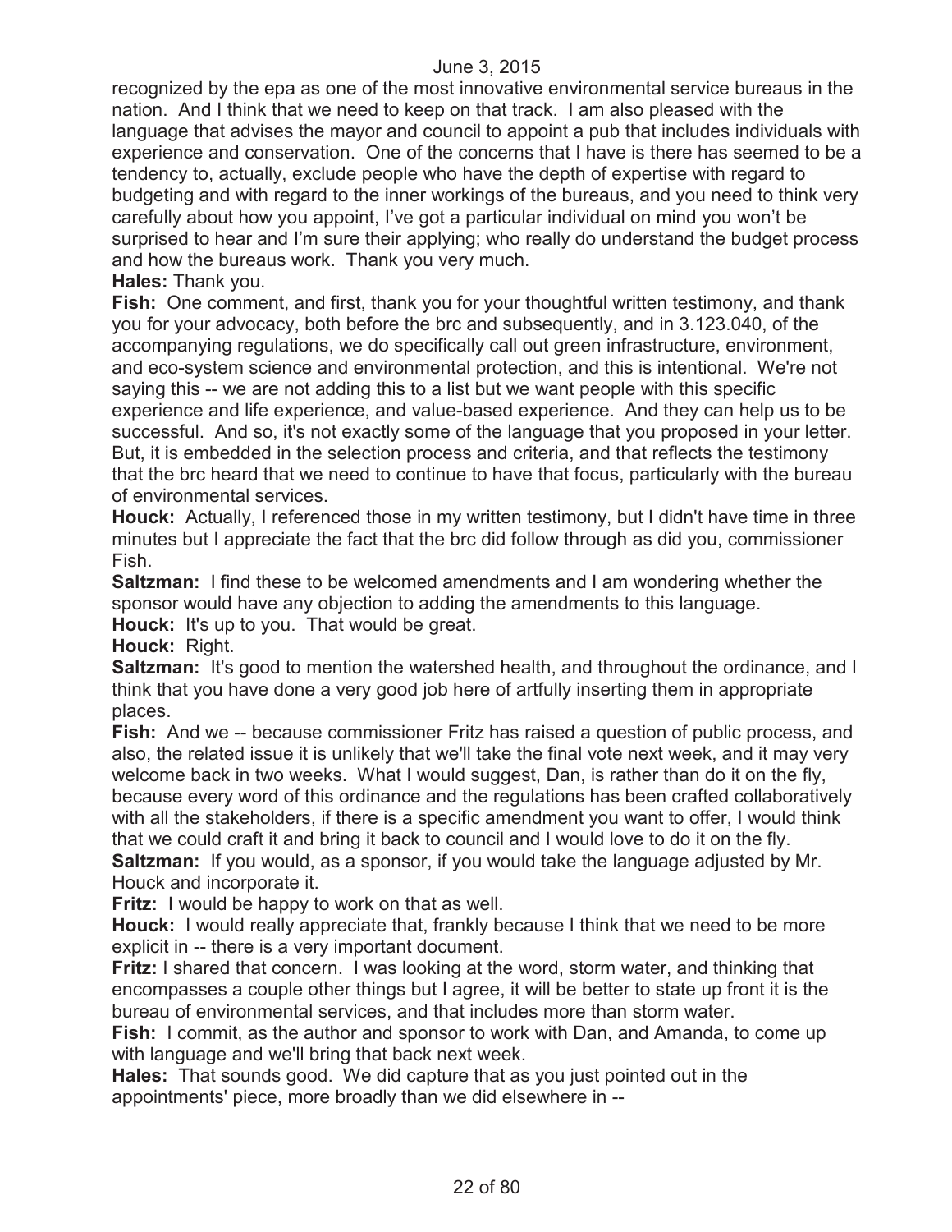recognized by the epa as one of the most innovative environmental service bureaus in the nation. And I think that we need to keep on that track. I am also pleased with the language that advises the mayor and council to appoint a pub that includes individuals with experience and conservation. One of the concerns that I have is there has seemed to be a tendency to, actually, exclude people who have the depth of expertise with regard to budgeting and with regard to the inner workings of the bureaus, and you need to think very carefully about how you appoint, I've got a particular individual on mind you won't be surprised to hear and I'm sure their applying; who really do understand the budget process and how the bureaus work. Thank you very much.

**Hales:** Thank you.

**Fish:** One comment, and first, thank you for your thoughtful written testimony, and thank you for your advocacy, both before the brc and subsequently, and in 3.123.040, of the accompanying regulations, we do specifically call out green infrastructure, environment, and eco-system science and environmental protection, and this is intentional. We're not saying this -- we are not adding this to a list but we want people with this specific experience and life experience, and value-based experience. And they can help us to be successful. And so, it's not exactly some of the language that you proposed in your letter. But, it is embedded in the selection process and criteria, and that reflects the testimony that the brc heard that we need to continue to have that focus, particularly with the bureau of environmental services.

**Houck:** Actually, I referenced those in my written testimony, but I didn't have time in three minutes but I appreciate the fact that the brc did follow through as did you, commissioner Fish.

**Saltzman:** I find these to be welcomed amendments and I am wondering whether the sponsor would have any objection to adding the amendments to this language.

**Houck:** It's up to you. That would be great.

**Houck:** Right.

**Saltzman:** It's good to mention the watershed health, and throughout the ordinance, and I think that you have done a very good job here of artfully inserting them in appropriate places.

**Fish:** And we -- because commissioner Fritz has raised a question of public process, and also, the related issue it is unlikely that we'll take the final vote next week, and it may very welcome back in two weeks. What I would suggest, Dan, is rather than do it on the fly, because every word of this ordinance and the regulations has been crafted collaboratively with all the stakeholders, if there is a specific amendment you want to offer, I would think that we could craft it and bring it back to council and I would love to do it on the fly.

**Saltzman:** If you would, as a sponsor, if you would take the language adjusted by Mr. Houck and incorporate it.

**Fritz:** I would be happy to work on that as well.

**Houck:** I would really appreciate that, frankly because I think that we need to be more explicit in -- there is a very important document.

**Fritz:** I shared that concern. I was looking at the word, storm water, and thinking that encompasses a couple other things but I agree, it will be better to state up front it is the bureau of environmental services, and that includes more than storm water.

**Fish:** I commit, as the author and sponsor to work with Dan, and Amanda, to come up with language and we'll bring that back next week.

**Hales:** That sounds good. We did capture that as you just pointed out in the appointments' piece, more broadly than we did elsewhere in --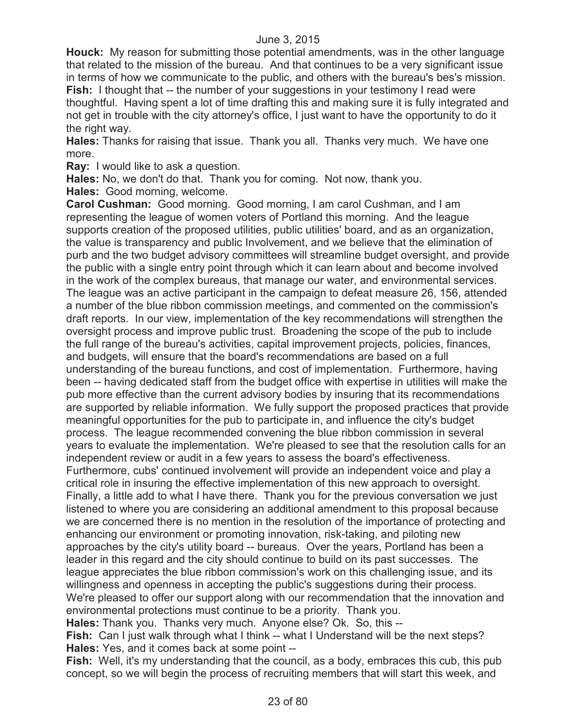**Houck:** My reason for submitting those potential amendments, was in the other language that related to the mission of the bureau. And that continues to be a very significant issue in terms of how we communicate to the public, and others with the bureau's bes's mission.

**Fish:** I thought that -- the number of your suggestions in your testimony I read were thoughtful. Having spent a lot of time drafting this and making sure it is fully integrated and not get in trouble with the city attorney's office, I just want to have the opportunity to do it the right way.

**Hales:** Thanks for raising that issue. Thank you all. Thanks very much. We have one more.

**Ray:** I would like to ask a question.

**Hales:** No, we don't do that. Thank you for coming. Not now, thank you.

**Hales:** Good morning, welcome.

**Carol Cushman:** Good morning. Good morning, I am carol Cushman, and I am representing the league of women voters of Portland this morning. And the league supports creation of the proposed utilities, public utilities' board, and as an organization, the value is transparency and public Involvement, and we believe that the elimination of purb and the two budget advisory committees will streamline budget oversight, and provide the public with a single entry point through which it can learn about and become involved in the work of the complex bureaus, that manage our water, and environmental services. The league was an active participant in the campaign to defeat measure 26, 156, attended a number of the blue ribbon commission meetings, and commented on the commission's draft reports. In our view, implementation of the key recommendations will strengthen the oversight process and improve public trust. Broadening the scope of the pub to include the full range of the bureau's activities, capital improvement projects, policies, finances, and budgets, will ensure that the board's recommendations are based on a full understanding of the bureau functions, and cost of implementation. Furthermore, having been -- having dedicated staff from the budget office with expertise in utilities will make the pub more effective than the current advisory bodies by insuring that its recommendations are supported by reliable information. We fully support the proposed practices that provide meaningful opportunities for the pub to participate in, and influence the city's budget process. The league recommended convening the blue ribbon commission in several years to evaluate the implementation. We're pleased to see that the resolution calls for an independent review or audit in a few years to assess the board's effectiveness. Furthermore, cubs' continued involvement will provide an independent voice and play a critical role in insuring the effective implementation of this new approach to oversight. Finally, a little add to what I have there. Thank you for the previous conversation we just listened to where you are considering an additional amendment to this proposal because we are concerned there is no mention in the resolution of the importance of protecting and enhancing our environment or promoting innovation, risk-taking, and piloting new approaches by the city's utility board -- bureaus. Over the years, Portland has been a leader in this regard and the city should continue to build on its past successes. The league appreciates the blue ribbon commission's work on this challenging issue, and its willingness and openness in accepting the public's suggestions during their process. We're pleased to offer our support along with our recommendation that the innovation and environmental protections must continue to be a priority. Thank you.

**Hales:** Thank you. Thanks very much. Anyone else? Ok. So, this --

**Fish:** Can I just walk through what I think -- what I Understand will be the next steps?

**Hales:** Yes, and it comes back at some point --

**Fish:** Well, it's my understanding that the council, as a body, embraces this cub, this pub concept, so we will begin the process of recruiting members that will start this week, and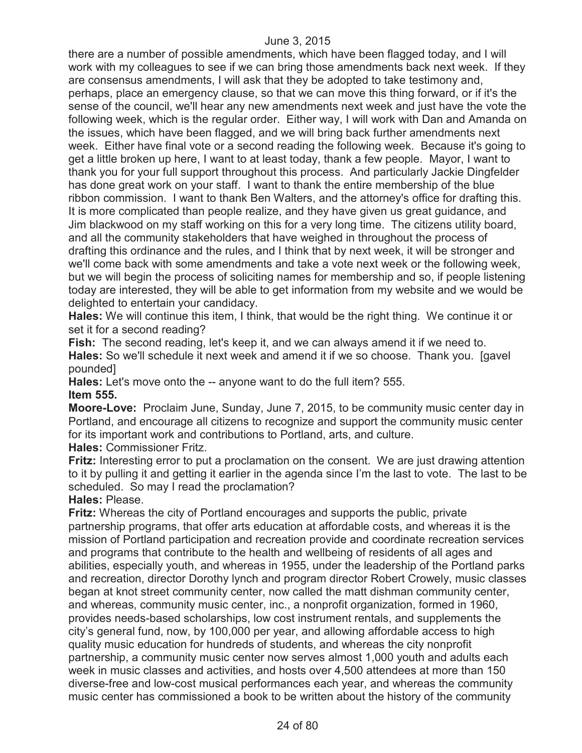there are a number of possible amendments, which have been flagged today, and I will work with my colleagues to see if we can bring those amendments back next week. If they are consensus amendments, I will ask that they be adopted to take testimony and, perhaps, place an emergency clause, so that we can move this thing forward, or if it's the sense of the council, we'll hear any new amendments next week and just have the vote the following week, which is the regular order. Either way, I will work with Dan and Amanda on the issues, which have been flagged, and we will bring back further amendments next week. Either have final vote or a second reading the following week. Because it's going to get a little broken up here, I want to at least today, thank a few people. Mayor, I want to thank you for your full support throughout this process. And particularly Jackie Dingfelder has done great work on your staff. I want to thank the entire membership of the blue ribbon commission. I want to thank Ben Walters, and the attorney's office for drafting this. It is more complicated than people realize, and they have given us great guidance, and Jim blackwood on my staff working on this for a very long time. The citizens utility board, and all the community stakeholders that have weighed in throughout the process of drafting this ordinance and the rules, and I think that by next week, it will be stronger and we'll come back with some amendments and take a vote next week or the following week, but we will begin the process of soliciting names for membership and so, if people listening today are interested, they will be able to get information from my website and we would be delighted to entertain your candidacy.

**Hales:** We will continue this item, I think, that would be the right thing. We continue it or set it for a second reading?

**Fish:** The second reading, let's keep it, and we can always amend it if we need to.

**Hales:** So we'll schedule it next week and amend it if we so choose. Thank you. [gavel pounded]

**Hales:** Let's move onto the -- anyone want to do the full item? 555.

**Item 555.**

**Moore-Love:** Proclaim June, Sunday, June 7, 2015, to be community music center day in Portland, and encourage all citizens to recognize and support the community music center for its important work and contributions to Portland, arts, and culture.

**Hales:** Commissioner Fritz.

**Fritz:** Interesting error to put a proclamation on the consent. We are just drawing attention to it by pulling it and getting it earlier in the agenda since I'm the last to vote. The last to be scheduled. So may I read the proclamation?

**Hales:** Please.

**Fritz:** Whereas the city of Portland encourages and supports the public, private partnership programs, that offer arts education at affordable costs, and whereas it is the mission of Portland participation and recreation provide and coordinate recreation services and programs that contribute to the health and wellbeing of residents of all ages and abilities, especially youth, and whereas in 1955, under the leadership of the Portland parks and recreation, director Dorothy lynch and program director Robert Crowely, music classes began at knot street community center, now called the matt dishman community center, and whereas, community music center, inc., a nonprofit organization, formed in 1960, provides needs-based scholarships, low cost instrument rentals, and supplements the city's general fund, now, by 100,000 per year, and allowing affordable access to high quality music education for hundreds of students, and whereas the city nonprofit partnership, a community music center now serves almost 1,000 youth and adults each week in music classes and activities, and hosts over 4,500 attendees at more than 150 diverse-free and low-cost musical performances each year, and whereas the community music center has commissioned a book to be written about the history of the community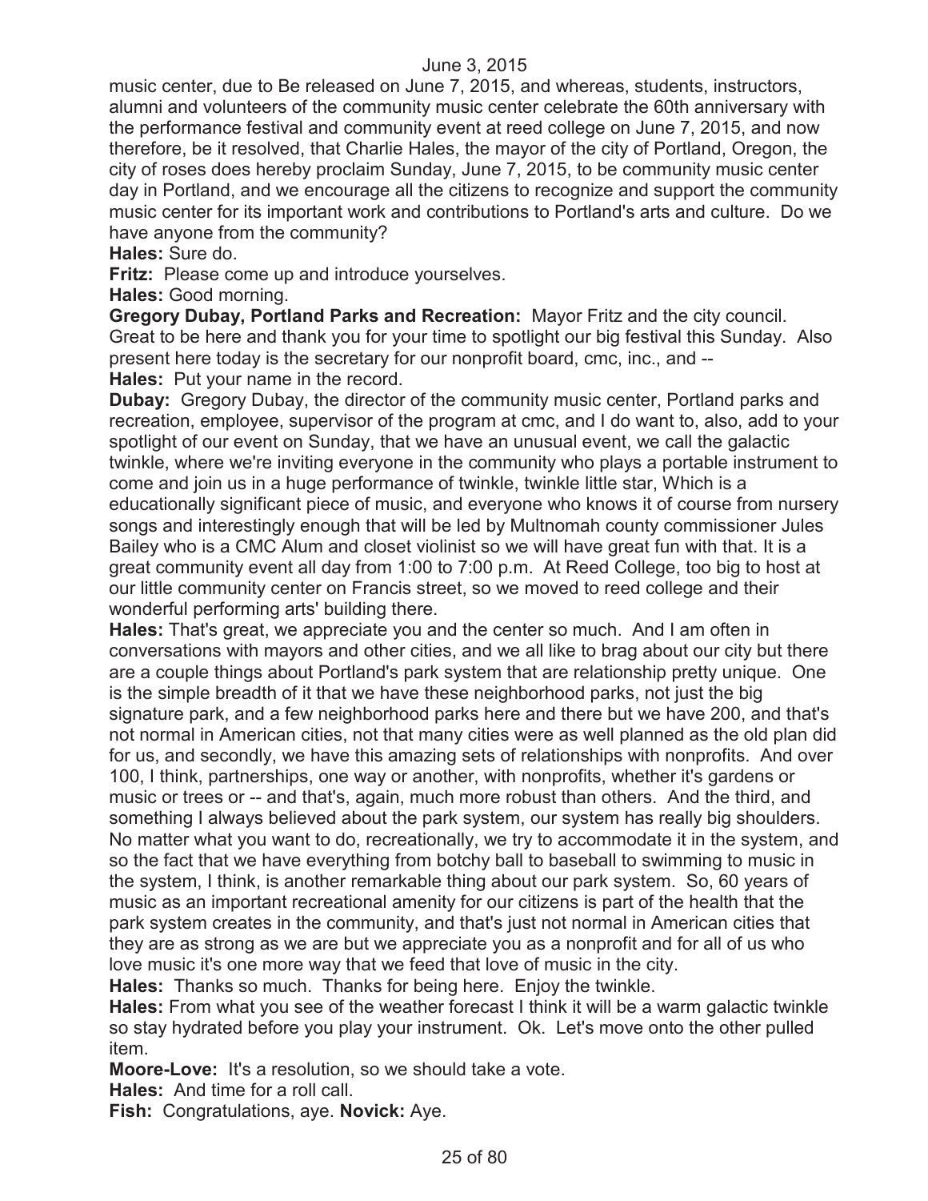music center, due to Be released on June 7, 2015, and whereas, students, instructors, alumni and volunteers of the community music center celebrate the 60th anniversary with the performance festival and community event at reed college on June 7, 2015, and now therefore, be it resolved, that Charlie Hales, the mayor of the city of Portland, Oregon, the city of roses does hereby proclaim Sunday, June 7, 2015, to be community music center day in Portland, and we encourage all the citizens to recognize and support the community music center for its important work and contributions to Portland's arts and culture. Do we have anyone from the community?

**Hales:** Sure do.

**Fritz:** Please come up and introduce yourselves.

**Hales:** Good morning.

**Gregory Dubay, Portland Parks and Recreation:** Mayor Fritz and the city council. Great to be here and thank you for your time to spotlight our big festival this Sunday. Also present here today is the secretary for our nonprofit board, cmc, inc., and --

**Hales:** Put your name in the record.

**Dubay:** Gregory Dubay, the director of the community music center, Portland parks and recreation, employee, supervisor of the program at cmc, and I do want to, also, add to your spotlight of our event on Sunday, that we have an unusual event, we call the galactic twinkle, where we're inviting everyone in the community who plays a portable instrument to come and join us in a huge performance of twinkle, twinkle little star, Which is a educationally significant piece of music, and everyone who knows it of course from nursery songs and interestingly enough that will be led by Multnomah county commissioner Jules Bailey who is a CMC Alum and closet violinist so we will have great fun with that. It is a great community event all day from 1:00 to 7:00 p.m. At Reed College, too big to host at our little community center on Francis street, so we moved to reed college and their wonderful performing arts' building there.

**Hales:** That's great, we appreciate you and the center so much. And I am often in conversations with mayors and other cities, and we all like to brag about our city but there are a couple things about Portland's park system that are relationship pretty unique. One is the simple breadth of it that we have these neighborhood parks, not just the big signature park, and a few neighborhood parks here and there but we have 200, and that's not normal in American cities, not that many cities were as well planned as the old plan did for us, and secondly, we have this amazing sets of relationships with nonprofits. And over 100, I think, partnerships, one way or another, with nonprofits, whether it's gardens or music or trees or -- and that's, again, much more robust than others. And the third, and something I always believed about the park system, our system has really big shoulders. No matter what you want to do, recreationally, we try to accommodate it in the system, and so the fact that we have everything from botchy ball to baseball to swimming to music in the system, I think, is another remarkable thing about our park system. So, 60 years of music as an important recreational amenity for our citizens is part of the health that the park system creates in the community, and that's just not normal in American cities that they are as strong as we are but we appreciate you as a nonprofit and for all of us who love music it's one more way that we feed that love of music in the city.

**Hales:** Thanks so much. Thanks for being here. Enjoy the twinkle.

**Hales:** From what you see of the weather forecast I think it will be a warm galactic twinkle so stay hydrated before you play your instrument. Ok. Let's move onto the other pulled item.

**Moore-Love:** It's a resolution, so we should take a vote.

**Hales:** And time for a roll call.

**Fish:** Congratulations, aye. **Novick:** Aye.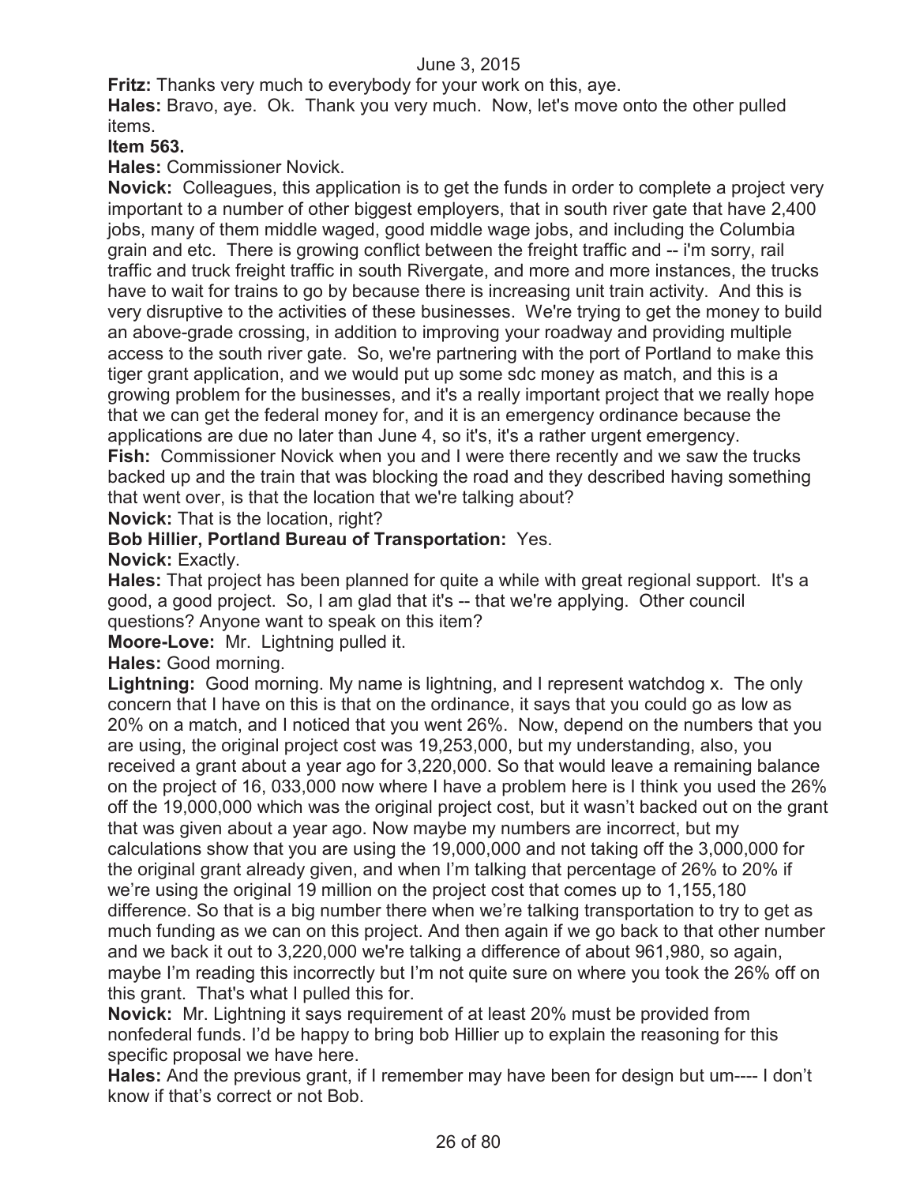**Fritz:** Thanks very much to everybody for your work on this, aye.

**Hales:** Bravo, aye. Ok. Thank you very much. Now, let's move onto the other pulled items.

**Item 563.**

**Hales:** Commissioner Novick.

**Novick:** Colleagues, this application is to get the funds in order to complete a project very important to a number of other biggest employers, that in south river gate that have 2,400 jobs, many of them middle waged, good middle wage jobs, and including the Columbia grain and etc. There is growing conflict between the freight traffic and -- i'm sorry, rail traffic and truck freight traffic in south Rivergate, and more and more instances, the trucks have to wait for trains to go by because there is increasing unit train activity. And this is very disruptive to the activities of these businesses. We're trying to get the money to build an above-grade crossing, in addition to improving your roadway and providing multiple access to the south river gate. So, we're partnering with the port of Portland to make this tiger grant application, and we would put up some sdc money as match, and this is a growing problem for the businesses, and it's a really important project that we really hope that we can get the federal money for, and it is an emergency ordinance because the applications are due no later than June 4, so it's, it's a rather urgent emergency.

**Fish:** Commissioner Novick when you and I were there recently and we saw the trucks backed up and the train that was blocking the road and they described having something that went over, is that the location that we're talking about?

**Novick:** That is the location, right?

**Bob Hillier, Portland Bureau of Transportation:** Yes.

**Novick:** Exactly.

**Hales:** That project has been planned for quite a while with great regional support. It's a good, a good project. So, I am glad that it's -- that we're applying. Other council questions? Anyone want to speak on this item?

**Moore-Love:** Mr. Lightning pulled it.

**Hales:** Good morning.

**Lightning:** Good morning. My name is lightning, and I represent watchdog x. The only concern that I have on this is that on the ordinance, it says that you could go as low as 20% on a match, and I noticed that you went 26%. Now, depend on the numbers that you are using, the original project cost was 19,253,000, but my understanding, also, you received a grant about a year ago for 3,220,000. So that would leave a remaining balance on the project of 16, 033,000 now where I have a problem here is I think you used the 26% off the 19,000,000 which was the original project cost, but it wasn't backed out on the grant that was given about a year ago. Now maybe my numbers are incorrect, but my calculations show that you are using the 19,000,000 and not taking off the 3,000,000 for the original grant already given, and when I'm talking that percentage of 26% to 20% if we're using the original 19 million on the project cost that comes up to 1,155,180 difference. So that is a big number there when we're talking transportation to try to get as much funding as we can on this project. And then again if we go back to that other number and we back it out to 3,220,000 we're talking a difference of about 961,980, so again, maybe I'm reading this incorrectly but I'm not quite sure on where you took the 26% off on this grant. That's what I pulled this for.

**Novick:** Mr. Lightning it says requirement of at least 20% must be provided from nonfederal funds. I'd be happy to bring bob Hillier up to explain the reasoning for this specific proposal we have here.

**Hales:** And the previous grant, if I remember may have been for design but um---- I don't know if that's correct or not Bob.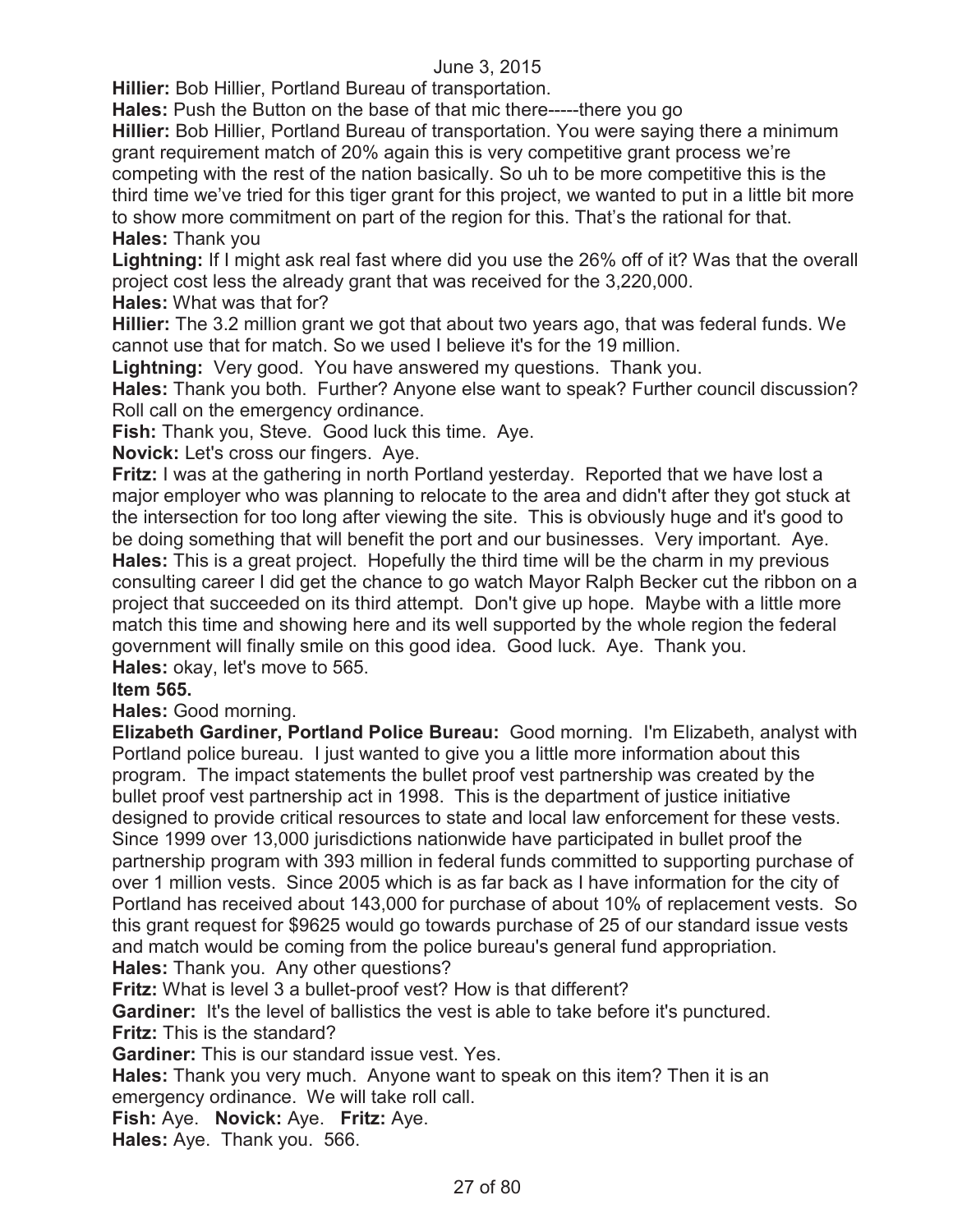June 3, 2015

**Hillier:** Bob Hillier, Portland Bureau of transportation.

**Hales:** Push the Button on the base of that mic there-----there you go

**Hillier:** Bob Hillier, Portland Bureau of transportation. You were saying there a minimum grant requirement match of 20% again this is very competitive grant process we're competing with the rest of the nation basically. So uh to be more competitive this is the third time we've tried for this tiger grant for this project, we wanted to put in a little bit more to show more commitment on part of the region for this. That's the rational for that.

**Hales:** Thank you

**Lightning:** If I might ask real fast where did you use the 26% off of it? Was that the overall project cost less the already grant that was received for the 3,220,000.

**Hales:** What was that for?

**Hillier:** The 3.2 million grant we got that about two years ago, that was federal funds. We cannot use that for match. So we used I believe it's for the 19 million.

**Lightning:** Very good. You have answered my questions. Thank you.

**Hales:** Thank you both. Further? Anyone else want to speak? Further council discussion? Roll call on the emergency ordinance.

**Fish:** Thank you, Steve. Good luck this time. Aye.

**Novick:** Let's cross our fingers. Aye.

**Fritz:** I was at the gathering in north Portland yesterday. Reported that we have lost a major employer who was planning to relocate to the area and didn't after they got stuck at the intersection for too long after viewing the site. This is obviously huge and it's good to be doing something that will benefit the port and our businesses. Very important. Aye.

**Hales:** This is a great project. Hopefully the third time will be the charm in my previous consulting career I did get the chance to go watch Mayor Ralph Becker cut the ribbon on a project that succeeded on its third attempt. Don't give up hope. Maybe with a little more match this time and showing here and its well supported by the whole region the federal government will finally smile on this good idea. Good luck. Aye. Thank you.

**Hales:** okay, let's move to 565.

**Item 565.**

**Hales:** Good morning.

**Elizabeth Gardiner, Portland Police Bureau:** Good morning. I'm Elizabeth, analyst with Portland police bureau. I just wanted to give you a little more information about this program. The impact statements the bullet proof vest partnership was created by the bullet proof vest partnership act in 1998. This is the department of justice initiative designed to provide critical resources to state and local law enforcement for these vests. Since 1999 over 13,000 jurisdictions nationwide have participated in bullet proof the partnership program with 393 million in federal funds committed to supporting purchase of over 1 million vests. Since 2005 which is as far back as I have information for the city of Portland has received about 143,000 for purchase of about 10% of replacement vests. So this grant request for $9625 would go towards purchase of 25 of our standard issue vests and match would be coming from the police bureau's general fund appropriation.

**Hales:** Thank you. Any other questions?

**Fritz:** What is level 3 a bullet-proof vest? How is that different?

**Gardiner:** It's the level of ballistics the vest is able to take before it's punctured.

**Fritz:** This is the standard?

**Gardiner:** This is our standard issue vest. Yes.

**Hales:** Thank you very much. Anyone want to speak on this item? Then it is an emergency ordinance. We will take roll call.

**Fish:** Aye. **Novick:** Aye. **Fritz:** Aye.

**Hales:** Aye. Thank you. 566.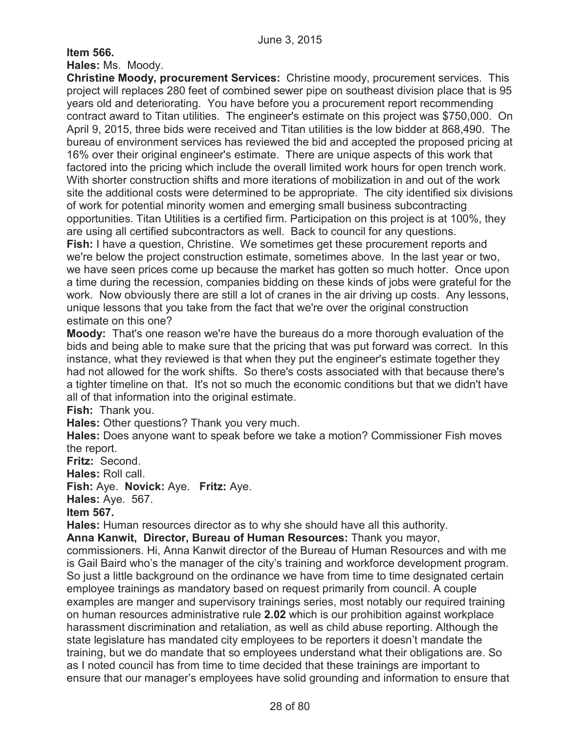**Item 566.**

**Hales:** Ms. Moody.

**Christine Moody, procurement Services:** Christine moody, procurement services. This project will replaces 280 feet of combined sewer pipe on southeast division place that is 95 years old and deteriorating. You have before you a procurement report recommending contract award to Titan utilities. The engineer's estimate on this project was $750,000. On April 9, 2015, three bids were received and Titan utilities is the low bidder at 868,490. The bureau of environment services has reviewed the bid and accepted the proposed pricing at 16% over their original engineer's estimate. There are unique aspects of this work that factored into the pricing which include the overall limited work hours for open trench work. With shorter construction shifts and more iterations of mobilization in and out of the work site the additional costs were determined to be appropriate. The city identified six divisions of work for potential minority women and emerging small business subcontracting opportunities. Titan Utilities is a certified firm. Participation on this project is at 100%, they are using all certified subcontractors as well. Back to council for any questions.

**Fish:** I have a question, Christine. We sometimes get these procurement reports and we're below the project construction estimate, sometimes above. In the last year or two, we have seen prices come up because the market has gotten so much hotter. Once upon a time during the recession, companies bidding on these kinds of jobs were grateful for the work. Now obviously there are still a lot of cranes in the air driving up costs. Any lessons, unique lessons that you take from the fact that we're over the original construction estimate on this one?

**Moody:** That's one reason we're have the bureaus do a more thorough evaluation of the bids and being able to make sure that the pricing that was put forward was correct. In this instance, what they reviewed is that when they put the engineer's estimate together they had not allowed for the work shifts. So there's costs associated with that because there's a tighter timeline on that. It's not so much the economic conditions but that we didn't have all of that information into the original estimate.

**Fish:** Thank you.

**Hales:** Other questions? Thank you very much.

**Hales:** Does anyone want to speak before we take a motion? Commissioner Fish moves the report.

**Fritz:** Second.

**Hales:** Roll call.

**Fish:** Aye. **Novick:** Aye. **Fritz:** Aye.

**Hales:** Aye. 567.

**Item 567.**

**Hales:** Human resources director as to why she should have all this authority.

**Anna Kanwit, Director, Bureau of Human Resources:** Thank you mayor, commissioners. Hi, Anna Kanwit director of the Bureau of Human Resources and with me is Gail Baird who's the manager of the city's training and workforce development program. So just a little background on the ordinance we have from time to time designated certain employee trainings as mandatory based on request primarily from council. A couple examples are manger and supervisory trainings series, most notably our required training on human resources administrative rule **2.02** which is our prohibition against workplace harassment discrimination and retaliation, as well as child abuse reporting. Although the state legislature has mandated city employees to be reporters it doesn't mandate the training, but we do mandate that so employees understand what their obligations are. So as I noted council has from time to time decided that these trainings are important to ensure that our manager's employees have solid grounding and information to ensure that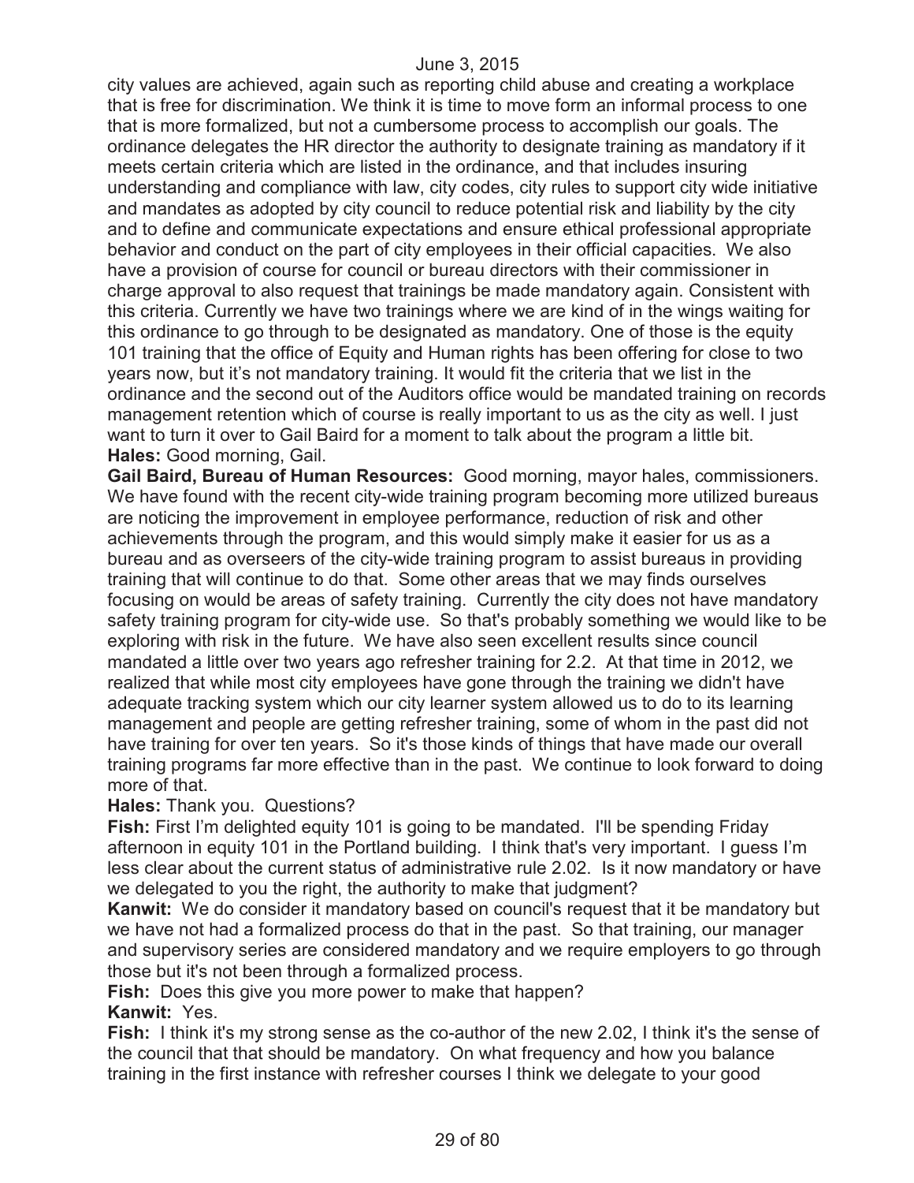city values are achieved, again such as reporting child abuse and creating a workplace that is free for discrimination. We think it is time to move form an informal process to one that is more formalized, but not a cumbersome process to accomplish our goals. The ordinance delegates the HR director the authority to designate training as mandatory if it meets certain criteria which are listed in the ordinance, and that includes insuring understanding and compliance with law, city codes, city rules to support city wide initiative and mandates as adopted by city council to reduce potential risk and liability by the city and to define and communicate expectations and ensure ethical professional appropriate behavior and conduct on the part of city employees in their official capacities. We also have a provision of course for council or bureau directors with their commissioner in charge approval to also request that trainings be made mandatory again. Consistent with this criteria. Currently we have two trainings where we are kind of in the wings waiting for this ordinance to go through to be designated as mandatory. One of those is the equity 101 training that the office of Equity and Human rights has been offering for close to two years now, but it's not mandatory training. It would fit the criteria that we list in the ordinance and the second out of the Auditors office would be mandated training on records management retention which of course is really important to us as the city as well. I just want to turn it over to Gail Baird for a moment to talk about the program a little bit.

**Hales:** Good morning, Gail.

**Gail Baird, Bureau of Human Resources:** Good morning, mayor hales, commissioners. We have found with the recent city-wide training program becoming more utilized bureaus are noticing the improvement in employee performance, reduction of risk and other achievements through the program, and this would simply make it easier for us as a bureau and as overseers of the city-wide training program to assist bureaus in providing training that will continue to do that. Some other areas that we may finds ourselves focusing on would be areas of safety training. Currently the city does not have mandatory safety training program for city-wide use. So that's probably something we would like to be exploring with risk in the future. We have also seen excellent results since council mandated a little over two years ago refresher training for 2.2. At that time in 2012, we realized that while most city employees have gone through the training we didn't have adequate tracking system which our city learner system allowed us to do to its learning management and people are getting refresher training, some of whom in the past did not have training for over ten years. So it's those kinds of things that have made our overall training programs far more effective than in the past. We continue to look forward to doing more of that.

**Hales:** Thank you. Questions?

**Fish:** First I'm delighted equity 101 is going to be mandated. I'll be spending Friday afternoon in equity 101 in the Portland building. I think that's very important. I guess I'm less clear about the current status of administrative rule 2.02. Is it now mandatory or have we delegated to you the right, the authority to make that judgment?

**Kanwit:** We do consider it mandatory based on council's request that it be mandatory but we have not had a formalized process do that in the past. So that training, our manager and supervisory series are considered mandatory and we require employers to go through those but it's not been through a formalized process.

**Fish:** Does this give you more power to make that happen?

**Kanwit:** Yes.

**Fish:** I think it's my strong sense as the co-author of the new 2.02, I think it's the sense of the council that that should be mandatory. On what frequency and how you balance training in the first instance with refresher courses I think we delegate to your good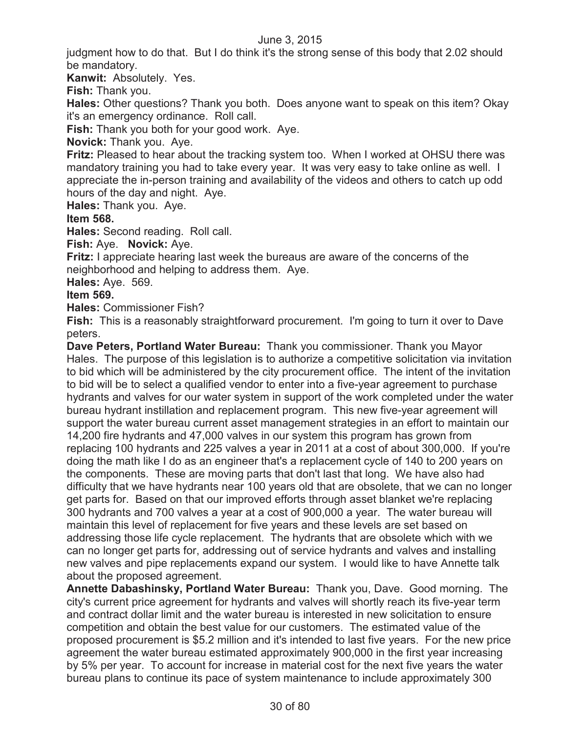judgment how to do that. But I do think it's the strong sense of this body that 2.02 should be mandatory.

**Kanwit:** Absolutely. Yes.

**Fish:** Thank you.

**Hales:** Other questions? Thank you both. Does anyone want to speak on this item? Okay it's an emergency ordinance. Roll call.

**Fish:** Thank you both for your good work. Aye.

**Novick:** Thank you. Aye.

**Fritz:** Pleased to hear about the tracking system too. When I worked at OHSU there was mandatory training you had to take every year. It was very easy to take online as well. I appreciate the in-person training and availability of the videos and others to catch up odd hours of the day and night. Aye.

**Hales:** Thank you. Aye.

**Item 568.**

**Hales:** Second reading. Roll call.

**Fish:** Aye. **Novick:** Aye.

**Fritz:** I appreciate hearing last week the bureaus are aware of the concerns of the neighborhood and helping to address them. Aye.

**Hales:** Aye. 569.

**Item 569.**

**Hales:** Commissioner Fish?

**Fish:** This is a reasonably straightforward procurement. I'm going to turn it over to Dave peters.

**Dave Peters, Portland Water Bureau:** Thank you commissioner. Thank you Mayor Hales. The purpose of this legislation is to authorize a competitive solicitation via invitation to bid which will be administered by the city procurement office. The intent of the invitation to bid will be to select a qualified vendor to enter into a five-year agreement to purchase hydrants and valves for our water system in support of the work completed under the water bureau hydrant instillation and replacement program. This new five-year agreement will support the water bureau current asset management strategies in an effort to maintain our 14,200 fire hydrants and 47,000 valves in our system this program has grown from replacing 100 hydrants and 225 valves a year in 2011 at a cost of about 300,000. If you're doing the math like I do as an engineer that's a replacement cycle of 140 to 200 years on the components. These are moving parts that don't last that long. We have also had difficulty that we have hydrants near 100 years old that are obsolete, that we can no longer get parts for. Based on that our improved efforts through asset blanket we're replacing 300 hydrants and 700 valves a year at a cost of 900,000 a year. The water bureau will maintain this level of replacement for five years and these levels are set based on addressing those life cycle replacement. The hydrants that are obsolete which with we can no longer get parts for, addressing out of service hydrants and valves and installing new valves and pipe replacements expand our system. I would like to have Annette talk about the proposed agreement.

**Annette Dabashinsky, Portland Water Bureau:** Thank you, Dave. Good morning. The city's current price agreement for hydrants and valves will shortly reach its five-year term and contract dollar limit and the water bureau is interested in new solicitation to ensure competition and obtain the best value for our customers. The estimated value of the proposed procurement is $5.2 million and it's intended to last five years. For the new price agreement the water bureau estimated approximately 900,000 in the first year increasing by 5% per year. To account for increase in material cost for the next five years the water bureau plans to continue its pace of system maintenance to include approximately 300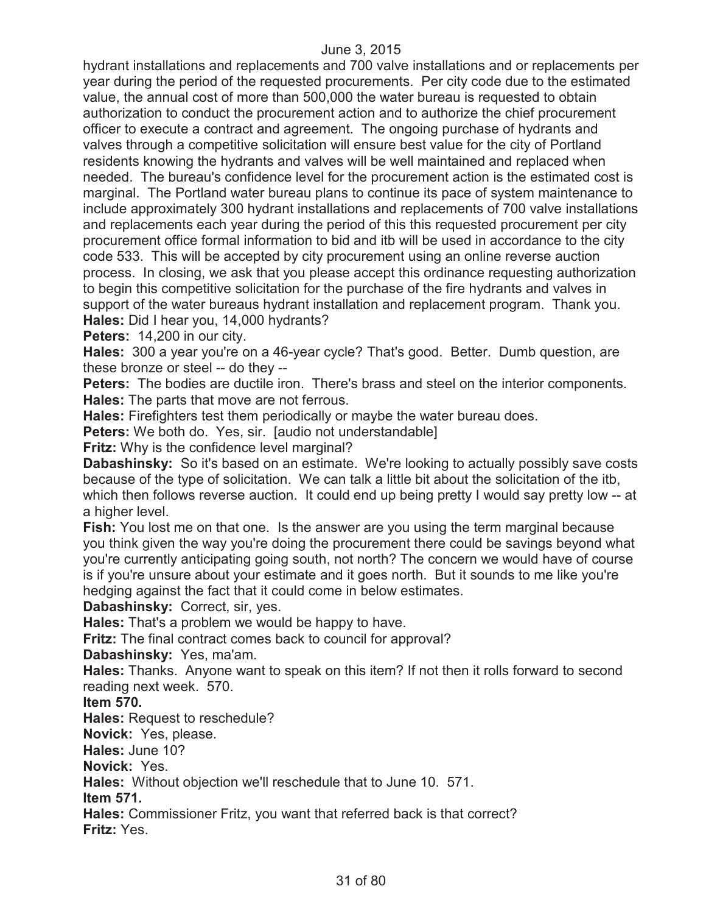hydrant installations and replacements and 700 valve installations and or replacements per year during the period of the requested procurements. Per city code due to the estimated value, the annual cost of more than 500,000 the water bureau is requested to obtain authorization to conduct the procurement action and to authorize the chief procurement officer to execute a contract and agreement. The ongoing purchase of hydrants and valves through a competitive solicitation will ensure best value for the city of Portland residents knowing the hydrants and valves will be well maintained and replaced when needed. The bureau's confidence level for the procurement action is the estimated cost is marginal. The Portland water bureau plans to continue its pace of system maintenance to include approximately 300 hydrant installations and replacements of 700 valve installations and replacements each year during the period of this this requested procurement per city procurement office formal information to bid and itb will be used in accordance to the city code 533. This will be accepted by city procurement using an online reverse auction process. In closing, we ask that you please accept this ordinance requesting authorization to begin this competitive solicitation for the purchase of the fire hydrants and valves in support of the water bureaus hydrant installation and replacement program. Thank you.

**Hales:** Did I hear you, 14,000 hydrants?

**Peters:** 14,200 in our city.

**Hales:** 300 a year you're on a 46-year cycle? That's good. Better. Dumb question, are these bronze or steel -- do they --

**Peters:** The bodies are ductile iron. There's brass and steel on the interior components.

**Hales:** The parts that move are not ferrous.

**Hales:** Firefighters test them periodically or maybe the water bureau does.

**Peters:** We both do. Yes, sir. [audio not understandable]

**Fritz:** Why is the confidence level marginal?

**Dabashinsky:** So it's based on an estimate. We're looking to actually possibly save costs because of the type of solicitation. We can talk a little bit about the solicitation of the itb, which then follows reverse auction. It could end up being pretty I would say pretty low -- at a higher level.

**Fish:** You lost me on that one. Is the answer are you using the term marginal because you think given the way you're doing the procurement there could be savings beyond what you're currently anticipating going south, not north? The concern we would have of course is if you're unsure about your estimate and it goes north. But it sounds to me like you're hedging against the fact that it could come in below estimates.

**Dabashinsky:** Correct, sir, yes.

**Hales:** That's a problem we would be happy to have.

**Fritz:** The final contract comes back to council for approval?

**Dabashinsky:** Yes, ma'am.

**Hales:** Thanks. Anyone want to speak on this item? If not then it rolls forward to second reading next week. 570.

**Item 570.**

**Hales:** Request to reschedule?

**Novick:** Yes, please.

**Hales:** June 10?

**Novick:** Yes.

**Hales:** Without objection we'll reschedule that to June 10. 571.

**Item 571.**

**Hales:** Commissioner Fritz, you want that referred back is that correct?

**Fritz:** Yes.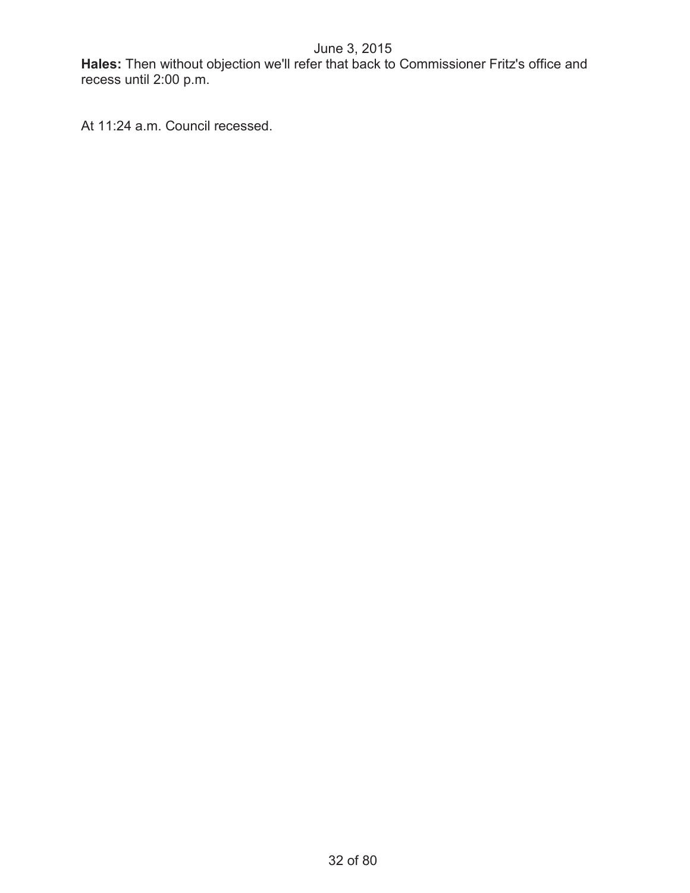**Hales:** Then without objection we'll refer that back to Commissioner Fritz's office and recess until 2:00 p.m.

At 11:24 a.m. Council recessed.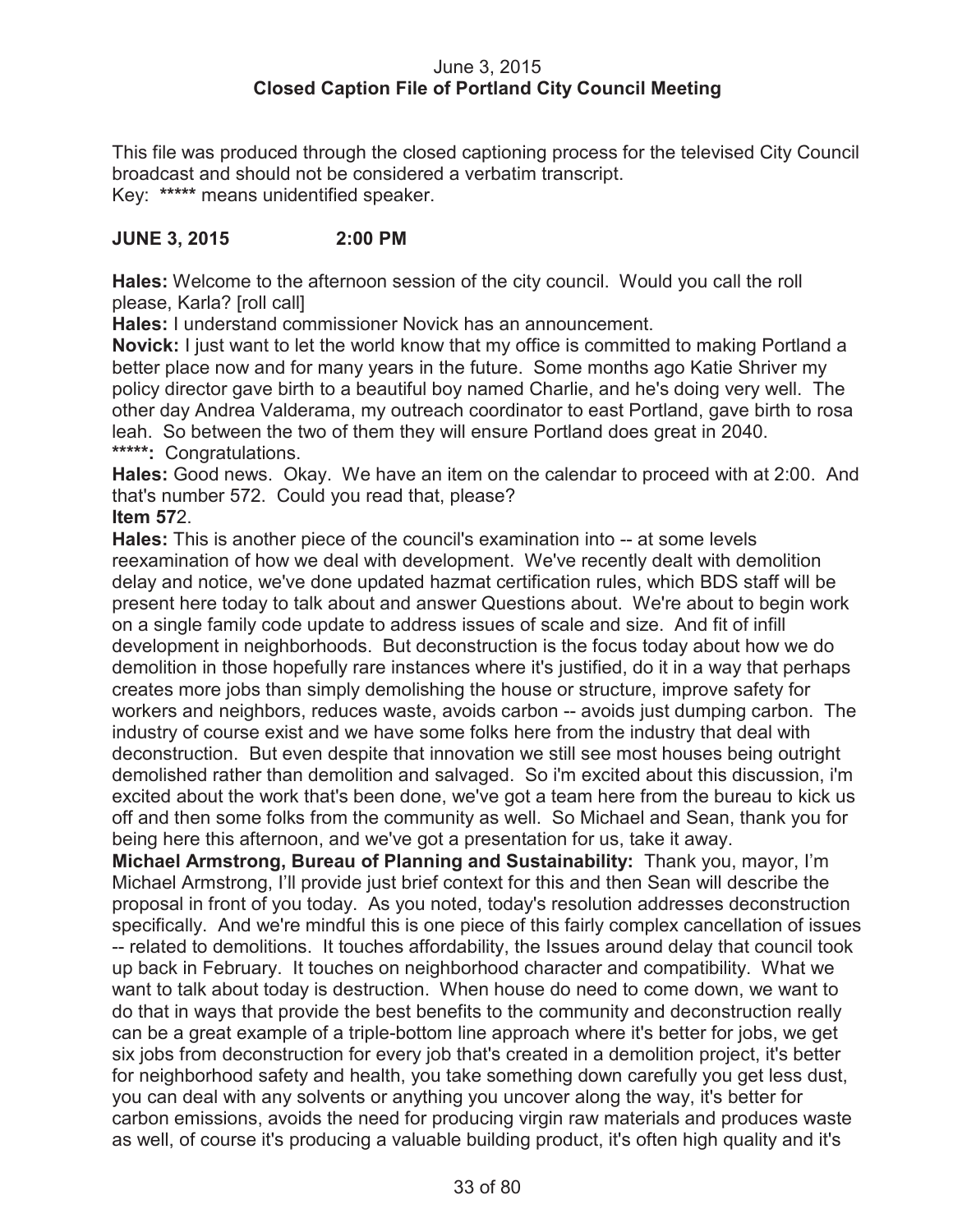June 3, 2015
**Closed Caption File of Portland City Council Meeting**

This file was produced through the closed captioning process for the televised City Council broadcast and should not be considered a verbatim transcript.
Key: ***** means unidentified speaker.

**JUNE 3, 2015 2:00 PM**

**Hales:** Welcome to the afternoon session of the city council. Would you call the roll please, Karla? [roll call]

**Hales:** I understand commissioner Novick has an announcement.

**Novick:** I just want to let the world know that my office is committed to making Portland a better place now and for many years in the future. Some months ago Katie Shriver my policy director gave birth to a beautiful boy named Charlie, and he's doing very well. The other day Andrea Valderama, my outreach coordinator to east Portland, gave birth to rosa leah. So between the two of them they will ensure Portland does great in 2040.

*****: Congratulations.

**Hales:** Good news. Okay. We have an item on the calendar to proceed with at 2:00. And that's number 572. Could you read that, please?

**Item 572**.

**Hales:** This is another piece of the council's examination into -- at some levels reexamination of how we deal with development. We've recently dealt with demolition delay and notice, we've done updated hazmat certification rules, which BDS staff will be present here today to talk about and answer Questions about. We're about to begin work on a single family code update to address issues of scale and size. And fit of infill development in neighborhoods. But deconstruction is the focus today about how we do demolition in those hopefully rare instances where it's justified, do it in a way that perhaps creates more jobs than simply demolishing the house or structure, improve safety for workers and neighbors, reduces waste, avoids carbon -- avoids just dumping carbon. The industry of course exist and we have some folks here from the industry that deal with deconstruction. But even despite that innovation we still see most houses being outright demolished rather than demolition and salvaged. So i'm excited about this discussion, i'm excited about the work that's been done, we've got a team here from the bureau to kick us off and then some folks from the community as well. So Michael and Sean, thank you for being here this afternoon, and we've got a presentation for us, take it away.

**Michael Armstrong, Bureau of Planning and Sustainability:** Thank you, mayor, I'm Michael Armstrong, I'll provide just brief context for this and then Sean will describe the proposal in front of you today. As you noted, today's resolution addresses deconstruction specifically. And we're mindful this is one piece of this fairly complex cancellation of issues -- related to demolitions. It touches affordability, the Issues around delay that council took up back in February. It touches on neighborhood character and compatibility. What we want to talk about today is destruction. When house do need to come down, we want to do that in ways that provide the best benefits to the community and deconstruction really can be a great example of a triple-bottom line approach where it's better for jobs, we get six jobs from deconstruction for every job that's created in a demolition project, it's better for neighborhood safety and health, you take something down carefully you get less dust, you can deal with any solvents or anything you uncover along the way, it's better for carbon emissions, avoids the need for producing virgin raw materials and produces waste as well, of course it's producing a valuable building product, it's often high quality and it's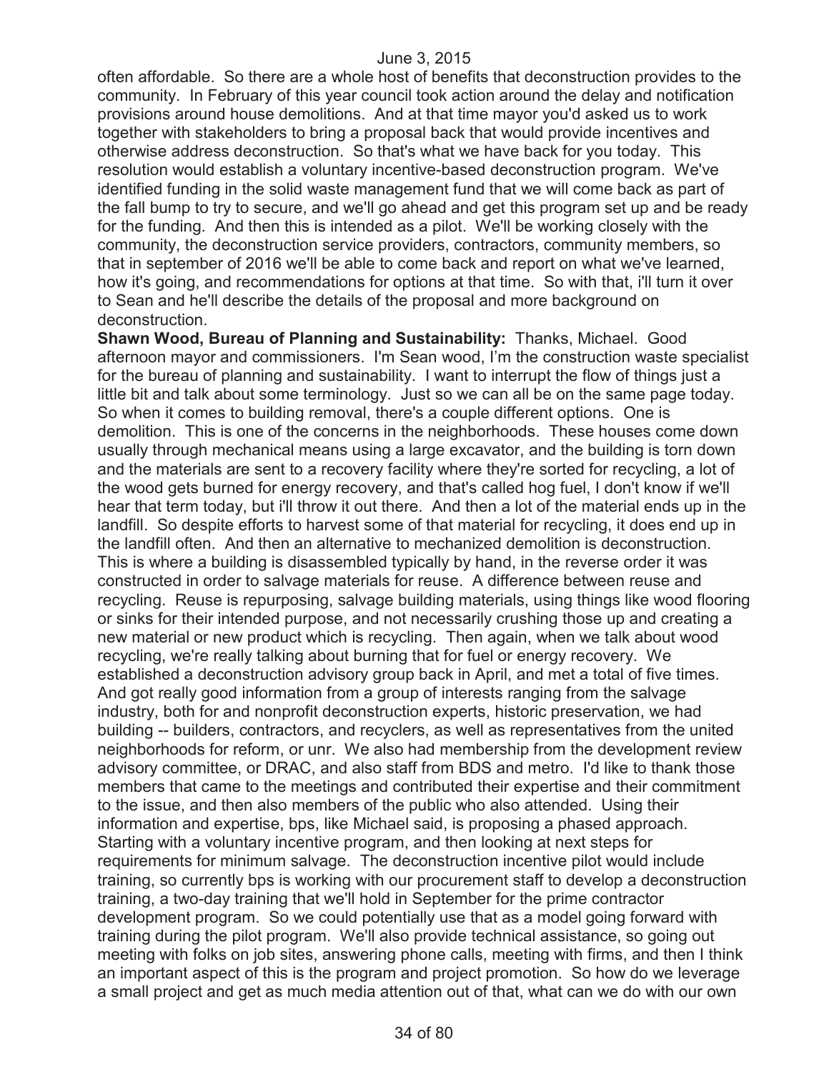often affordable. So there are a whole host of benefits that deconstruction provides to the community. In February of this year council took action around the delay and notification provisions around house demolitions. And at that time mayor you'd asked us to work together with stakeholders to bring a proposal back that would provide incentives and otherwise address deconstruction. So that's what we have back for you today. This resolution would establish a voluntary incentive-based deconstruction program. We've identified funding in the solid waste management fund that we will come back as part of the fall bump to try to secure, and we'll go ahead and get this program set up and be ready for the funding. And then this is intended as a pilot. We'll be working closely with the community, the deconstruction service providers, contractors, community members, so that in september of 2016 we'll be able to come back and report on what we've learned, how it's going, and recommendations for options at that time. So with that, i'll turn it over to Sean and he'll describe the details of the proposal and more background on deconstruction.

**Shawn Wood, Bureau of Planning and Sustainability:** Thanks, Michael. Good afternoon mayor and commissioners. I'm Sean wood, I'm the construction waste specialist for the bureau of planning and sustainability. I want to interrupt the flow of things just a little bit and talk about some terminology. Just so we can all be on the same page today. So when it comes to building removal, there's a couple different options. One is demolition. This is one of the concerns in the neighborhoods. These houses come down usually through mechanical means using a large excavator, and the building is torn down and the materials are sent to a recovery facility where they're sorted for recycling, a lot of the wood gets burned for energy recovery, and that's called hog fuel, I don't know if we'll hear that term today, but i'll throw it out there. And then a lot of the material ends up in the landfill. So despite efforts to harvest some of that material for recycling, it does end up in the landfill often. And then an alternative to mechanized demolition is deconstruction. This is where a building is disassembled typically by hand, in the reverse order it was constructed in order to salvage materials for reuse. A difference between reuse and recycling. Reuse is repurposing, salvage building materials, using things like wood flooring or sinks for their intended purpose, and not necessarily crushing those up and creating a new material or new product which is recycling. Then again, when we talk about wood recycling, we're really talking about burning that for fuel or energy recovery. We established a deconstruction advisory group back in April, and met a total of five times. And got really good information from a group of interests ranging from the salvage industry, both for and nonprofit deconstruction experts, historic preservation, we had building -- builders, contractors, and recyclers, as well as representatives from the united neighborhoods for reform, or unr. We also had membership from the development review advisory committee, or DRAC, and also staff from BDS and metro. I'd like to thank those members that came to the meetings and contributed their expertise and their commitment to the issue, and then also members of the public who also attended. Using their information and expertise, bps, like Michael said, is proposing a phased approach. Starting with a voluntary incentive program, and then looking at next steps for requirements for minimum salvage. The deconstruction incentive pilot would include training, so currently bps is working with our procurement staff to develop a deconstruction training, a two-day training that we'll hold in September for the prime contractor development program. So we could potentially use that as a model going forward with training during the pilot program. We'll also provide technical assistance, so going out meeting with folks on job sites, answering phone calls, meeting with firms, and then I think an important aspect of this is the program and project promotion. So how do we leverage a small project and get as much media attention out of that, what can we do with our own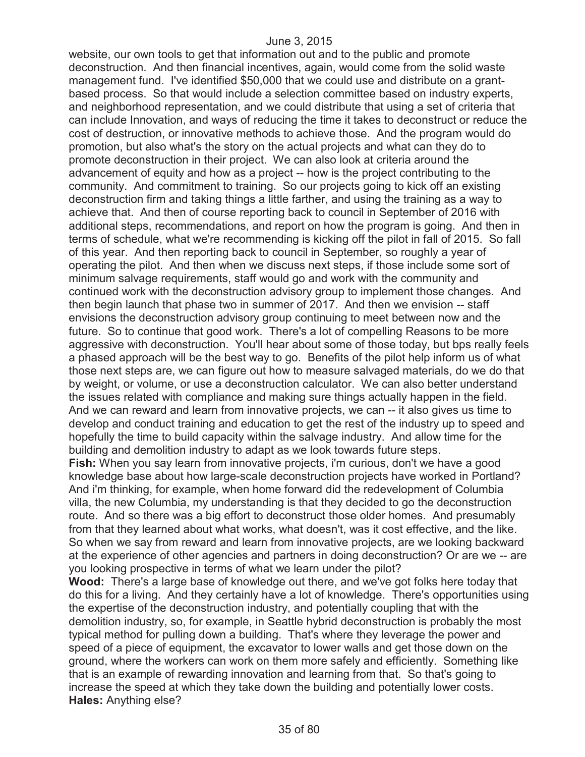website, our own tools to get that information out and to the public and promote deconstruction. And then financial incentives, again, would come from the solid waste management fund. I've identified $50,000 that we could use and distribute on a grant-based process. So that would include a selection committee based on industry experts, and neighborhood representation, and we could distribute that using a set of criteria that can include Innovation, and ways of reducing the time it takes to deconstruct or reduce the cost of destruction, or innovative methods to achieve those. And the program would do promotion, but also what's the story on the actual projects and what can they do to promote deconstruction in their project. We can also look at criteria around the advancement of equity and how as a project -- how is the project contributing to the community. And commitment to training. So our projects going to kick off an existing deconstruction firm and taking things a little farther, and using the training as a way to achieve that. And then of course reporting back to council in September of 2016 with additional steps, recommendations, and report on how the program is going. And then in terms of schedule, what we're recommending is kicking off the pilot in fall of 2015. So fall of this year. And then reporting back to council in September, so roughly a year of operating the pilot. And then when we discuss next steps, if those include some sort of minimum salvage requirements, staff would go and work with the community and continued work with the deconstruction advisory group to implement those changes. And then begin launch that phase two in summer of 2017. And then we envision -- staff envisions the deconstruction advisory group continuing to meet between now and the future. So to continue that good work. There's a lot of compelling Reasons to be more aggressive with deconstruction. You'll hear about some of those today, but bps really feels a phased approach will be the best way to go. Benefits of the pilot help inform us of what those next steps are, we can figure out how to measure salvaged materials, do we do that by weight, or volume, or use a deconstruction calculator. We can also better understand the issues related with compliance and making sure things actually happen in the field. And we can reward and learn from innovative projects, we can -- it also gives us time to develop and conduct training and education to get the rest of the industry up to speed and hopefully the time to build capacity within the salvage industry. And allow time for the building and demolition industry to adapt as we look towards future steps.

**Fish:** When you say learn from innovative projects, i'm curious, don't we have a good knowledge base about how large-scale deconstruction projects have worked in Portland? And i'm thinking, for example, when home forward did the redevelopment of Columbia villa, the new Columbia, my understanding is that they decided to go the deconstruction route. And so there was a big effort to deconstruct those older homes. And presumably from that they learned about what works, what doesn't, was it cost effective, and the like. So when we say from reward and learn from innovative projects, are we looking backward at the experience of other agencies and partners in doing deconstruction? Or are we -- are you looking prospective in terms of what we learn under the pilot?

**Wood:** There's a large base of knowledge out there, and we've got folks here today that do this for a living. And they certainly have a lot of knowledge. There's opportunities using the expertise of the deconstruction industry, and potentially coupling that with the demolition industry, so, for example, in Seattle hybrid deconstruction is probably the most typical method for pulling down a building. That's where they leverage the power and speed of a piece of equipment, the excavator to lower walls and get those down on the ground, where the workers can work on them more safely and efficiently. Something like that is an example of rewarding innovation and learning from that. So that's going to increase the speed at which they take down the building and potentially lower costs.

**Hales:** Anything else?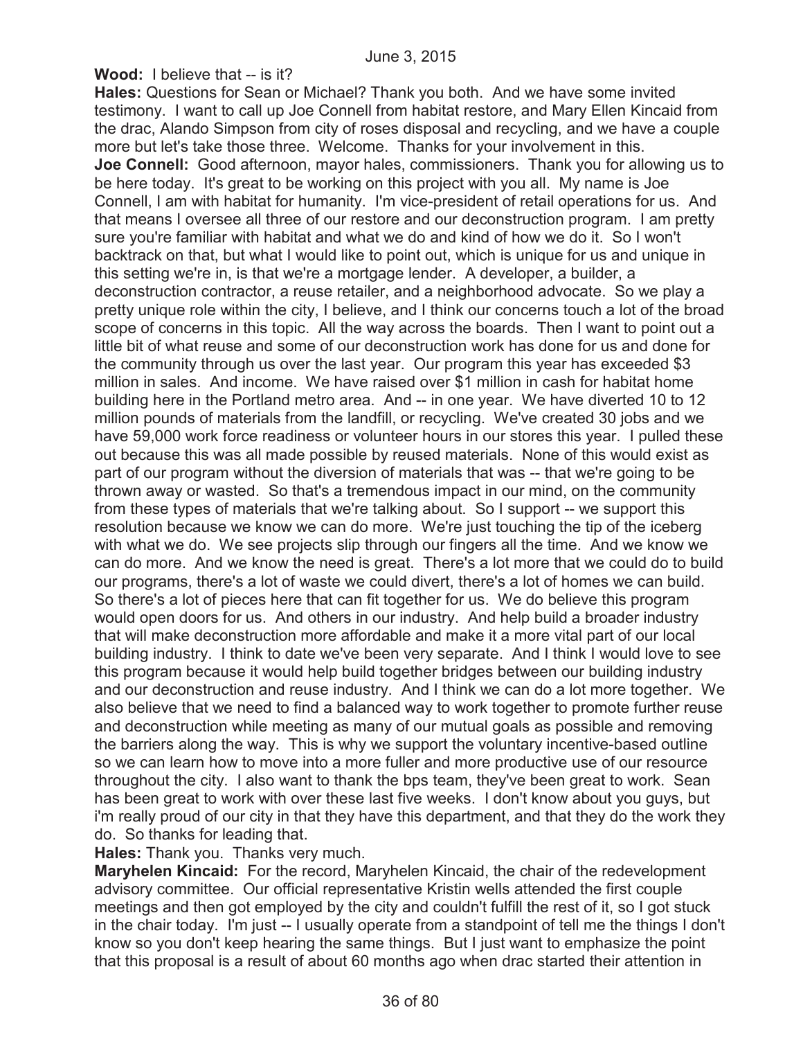**Wood:** I believe that -- is it?

**Hales:** Questions for Sean or Michael? Thank you both. And we have some invited testimony. I want to call up Joe Connell from habitat restore, and Mary Ellen Kincaid from the drac, Alando Simpson from city of roses disposal and recycling, and we have a couple more but let's take those three. Welcome. Thanks for your involvement in this.

**Joe Connell:** Good afternoon, mayor hales, commissioners. Thank you for allowing us to be here today. It's great to be working on this project with you all. My name is Joe Connell, I am with habitat for humanity. I'm vice-president of retail operations for us. And that means I oversee all three of our restore and our deconstruction program. I am pretty sure you're familiar with habitat and what we do and kind of how we do it. So I won't backtrack on that, but what I would like to point out, which is unique for us and unique in this setting we're in, is that we're a mortgage lender. A developer, a builder, a deconstruction contractor, a reuse retailer, and a neighborhood advocate. So we play a pretty unique role within the city, I believe, and I think our concerns touch a lot of the broad scope of concerns in this topic. All the way across the boards. Then I want to point out a little bit of what reuse and some of our deconstruction work has done for us and done for the community through us over the last year. Our program this year has exceeded $3 million in sales. And income. We have raised over $1 million in cash for habitat home building here in the Portland metro area. And -- in one year. We have diverted 10 to 12 million pounds of materials from the landfill, or recycling. We've created 30 jobs and we have 59,000 work force readiness or volunteer hours in our stores this year. I pulled these out because this was all made possible by reused materials. None of this would exist as part of our program without the diversion of materials that was -- that we're going to be thrown away or wasted. So that's a tremendous impact in our mind, on the community from these types of materials that we're talking about. So I support -- we support this resolution because we know we can do more. We're just touching the tip of the iceberg with what we do. We see projects slip through our fingers all the time. And we know we can do more. And we know the need is great. There's a lot more that we could do to build our programs, there's a lot of waste we could divert, there's a lot of homes we can build. So there's a lot of pieces here that can fit together for us. We do believe this program would open doors for us. And others in our industry. And help build a broader industry that will make deconstruction more affordable and make it a more vital part of our local building industry. I think to date we've been very separate. And I think I would love to see this program because it would help build together bridges between our building industry and our deconstruction and reuse industry. And I think we can do a lot more together. We also believe that we need to find a balanced way to work together to promote further reuse and deconstruction while meeting as many of our mutual goals as possible and removing the barriers along the way. This is why we support the voluntary incentive-based outline so we can learn how to move into a more fuller and more productive use of our resource throughout the city. I also want to thank the bps team, they've been great to work. Sean has been great to work with over these last five weeks. I don't know about you guys, but i'm really proud of our city in that they have this department, and that they do the work they do. So thanks for leading that.

**Hales:** Thank you. Thanks very much.

**Maryhelen Kincaid:** For the record, Maryhelen Kincaid, the chair of the redevelopment advisory committee. Our official representative Kristin wells attended the first couple meetings and then got employed by the city and couldn't fulfill the rest of it, so I got stuck in the chair today. I'm just -- I usually operate from a standpoint of tell me the things I don't know so you don't keep hearing the same things. But I just want to emphasize the point that this proposal is a result of about 60 months ago when drac started their attention in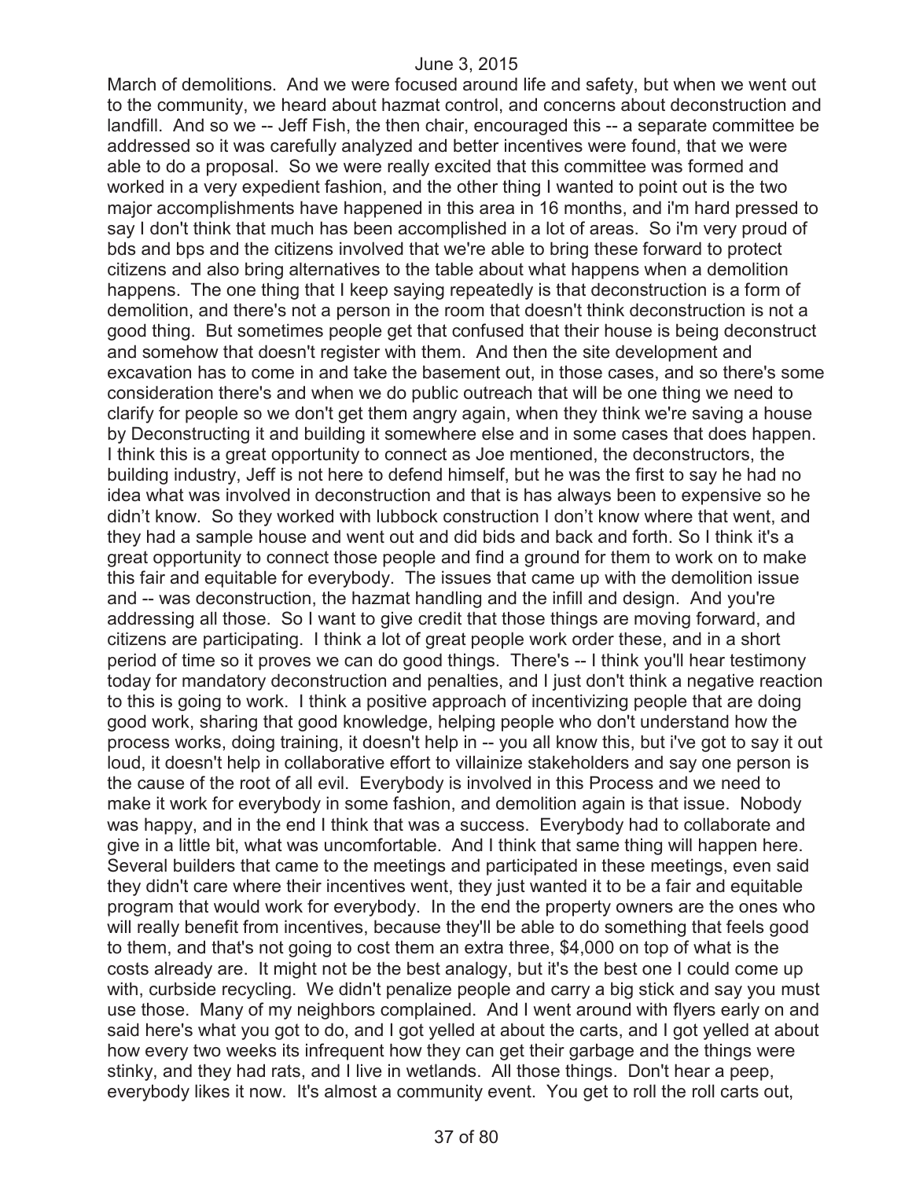March of demolitions. And we were focused around life and safety, but when we went out to the community, we heard about hazmat control, and concerns about deconstruction and landfill. And so we -- Jeff Fish, the then chair, encouraged this -- a separate committee be addressed so it was carefully analyzed and better incentives were found, that we were able to do a proposal. So we were really excited that this committee was formed and worked in a very expedient fashion, and the other thing I wanted to point out is the two major accomplishments have happened in this area in 16 months, and i'm hard pressed to say I don't think that much has been accomplished in a lot of areas. So i'm very proud of bds and bps and the citizens involved that we're able to bring these forward to protect citizens and also bring alternatives to the table about what happens when a demolition happens. The one thing that I keep saying repeatedly is that deconstruction is a form of demolition, and there's not a person in the room that doesn't think deconstruction is not a good thing. But sometimes people get that confused that their house is being deconstruct and somehow that doesn't register with them. And then the site development and excavation has to come in and take the basement out, in those cases, and so there's some consideration there's and when we do public outreach that will be one thing we need to clarify for people so we don't get them angry again, when they think we're saving a house by Deconstructing it and building it somewhere else and in some cases that does happen. I think this is a great opportunity to connect as Joe mentioned, the deconstructors, the building industry, Jeff is not here to defend himself, but he was the first to say he had no idea what was involved in deconstruction and that is has always been to expensive so he didn't know. So they worked with lubbock construction I don't know where that went, and they had a sample house and went out and did bids and back and forth. So I think it's a great opportunity to connect those people and find a ground for them to work on to make this fair and equitable for everybody. The issues that came up with the demolition issue and -- was deconstruction, the hazmat handling and the infill and design. And you're addressing all those. So I want to give credit that those things are moving forward, and citizens are participating. I think a lot of great people work order these, and in a short period of time so it proves we can do good things. There's -- I think you'll hear testimony today for mandatory deconstruction and penalties, and I just don't think a negative reaction to this is going to work. I think a positive approach of incentivizing people that are doing good work, sharing that good knowledge, helping people who don't understand how the process works, doing training, it doesn't help in -- you all know this, but i've got to say it out loud, it doesn't help in collaborative effort to villainize stakeholders and say one person is the cause of the root of all evil. Everybody is involved in this Process and we need to make it work for everybody in some fashion, and demolition again is that issue. Nobody was happy, and in the end I think that was a success. Everybody had to collaborate and give in a little bit, what was uncomfortable. And I think that same thing will happen here. Several builders that came to the meetings and participated in these meetings, even said they didn't care where their incentives went, they just wanted it to be a fair and equitable program that would work for everybody. In the end the property owners are the ones who will really benefit from incentives, because they'll be able to do something that feels good to them, and that's not going to cost them an extra three, $4,000 on top of what is the costs already are. It might not be the best analogy, but it's the best one I could come up with, curbside recycling. We didn't penalize people and carry a big stick and say you must use those. Many of my neighbors complained. And I went around with flyers early on and said here's what you got to do, and I got yelled at about the carts, and I got yelled at about how every two weeks its infrequent how they can get their garbage and the things were stinky, and they had rats, and I live in wetlands. All those things. Don't hear a peep, everybody likes it now. It's almost a community event. You get to roll the roll carts out,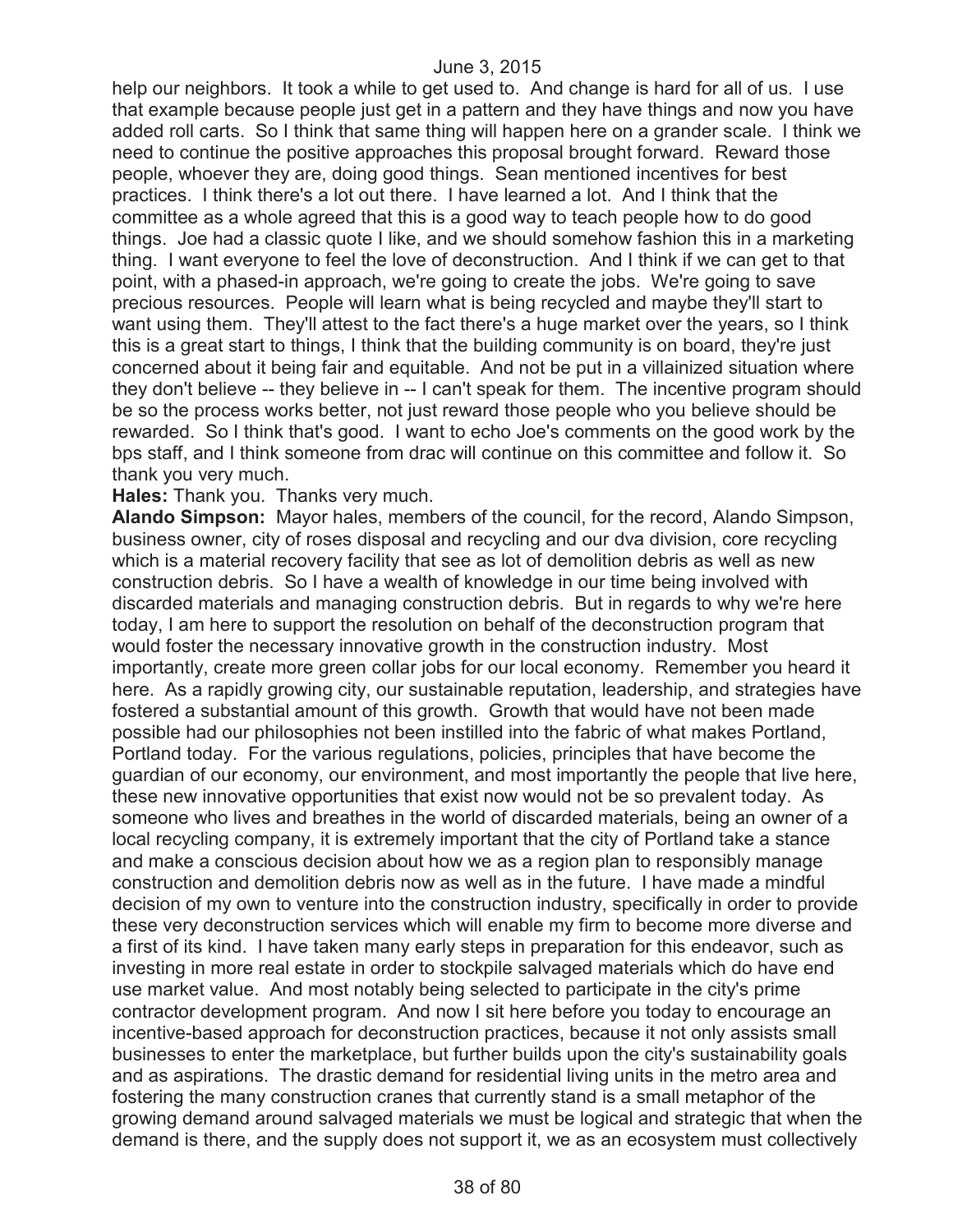help our neighbors. It took a while to get used to. And change is hard for all of us. I use that example because people just get in a pattern and they have things and now you have added roll carts. So I think that same thing will happen here on a grander scale. I think we need to continue the positive approaches this proposal brought forward. Reward those people, whoever they are, doing good things. Sean mentioned incentives for best practices. I think there's a lot out there. I have learned a lot. And I think that the committee as a whole agreed that this is a good way to teach people how to do good things. Joe had a classic quote I like, and we should somehow fashion this in a marketing thing. I want everyone to feel the love of deconstruction. And I think if we can get to that point, with a phased-in approach, we're going to create the jobs. We're going to save precious resources. People will learn what is being recycled and maybe they'll start to want using them. They'll attest to the fact there's a huge market over the years, so I think this is a great start to things, I think that the building community is on board, they're just concerned about it being fair and equitable. And not be put in a villainized situation where they don't believe -- they believe in -- I can't speak for them. The incentive program should be so the process works better, not just reward those people who you believe should be rewarded. So I think that's good. I want to echo Joe's comments on the good work by the bps staff, and I think someone from drac will continue on this committee and follow it. So thank you very much.

**Hales:** Thank you. Thanks very much.

**Alando Simpson:** Mayor hales, members of the council, for the record, Alando Simpson, business owner, city of roses disposal and recycling and our dva division, core recycling which is a material recovery facility that see as lot of demolition debris as well as new construction debris. So I have a wealth of knowledge in our time being involved with discarded materials and managing construction debris. But in regards to why we're here today, I am here to support the resolution on behalf of the deconstruction program that would foster the necessary innovative growth in the construction industry. Most importantly, create more green collar jobs for our local economy. Remember you heard it here. As a rapidly growing city, our sustainable reputation, leadership, and strategies have fostered a substantial amount of this growth. Growth that would have not been made possible had our philosophies not been instilled into the fabric of what makes Portland, Portland today. For the various regulations, policies, principles that have become the guardian of our economy, our environment, and most importantly the people that live here, these new innovative opportunities that exist now would not be so prevalent today. As someone who lives and breathes in the world of discarded materials, being an owner of a local recycling company, it is extremely important that the city of Portland take a stance and make a conscious decision about how we as a region plan to responsibly manage construction and demolition debris now as well as in the future. I have made a mindful decision of my own to venture into the construction industry, specifically in order to provide these very deconstruction services which will enable my firm to become more diverse and a first of its kind. I have taken many early steps in preparation for this endeavor, such as investing in more real estate in order to stockpile salvaged materials which do have end use market value. And most notably being selected to participate in the city's prime contractor development program. And now I sit here before you today to encourage an incentive-based approach for deconstruction practices, because it not only assists small businesses to enter the marketplace, but further builds upon the city's sustainability goals and as aspirations. The drastic demand for residential living units in the metro area and fostering the many construction cranes that currently stand is a small metaphor of the growing demand around salvaged materials we must be logical and strategic that when the demand is there, and the supply does not support it, we as an ecosystem must collectively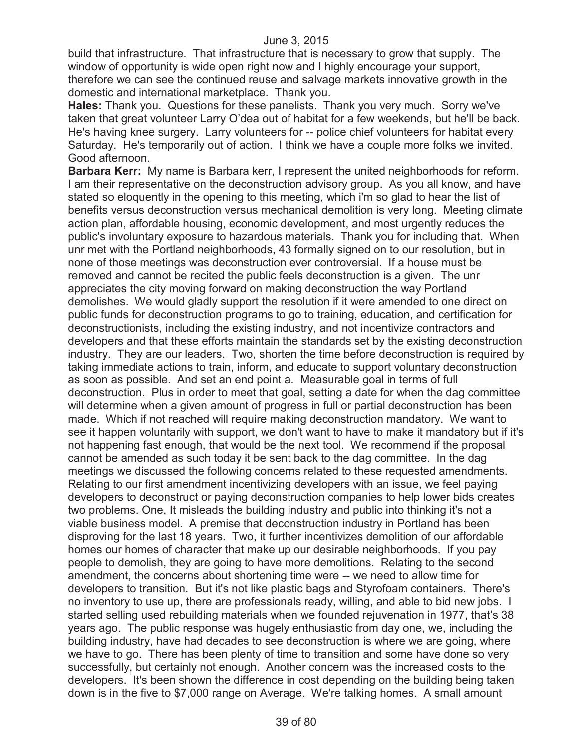build that infrastructure. That infrastructure that is necessary to grow that supply. The window of opportunity is wide open right now and I highly encourage your support, therefore we can see the continued reuse and salvage markets innovative growth in the domestic and international marketplace. Thank you.

**Hales:** Thank you. Questions for these panelists. Thank you very much. Sorry we've taken that great volunteer Larry O'dea out of habitat for a few weekends, but he'll be back. He's having knee surgery. Larry volunteers for -- police chief volunteers for habitat every Saturday. He's temporarily out of action. I think we have a couple more folks we invited. Good afternoon.

**Barbara Kerr:** My name is Barbara kerr, I represent the united neighborhoods for reform. I am their representative on the deconstruction advisory group. As you all know, and have stated so eloquently in the opening to this meeting, which i'm so glad to hear the list of benefits versus deconstruction versus mechanical demolition is very long. Meeting climate action plan, affordable housing, economic development, and most urgently reduces the public's involuntary exposure to hazardous materials. Thank you for including that. When unr met with the Portland neighborhoods, 43 formally signed on to our resolution, but in none of those meetings was deconstruction ever controversial. If a house must be removed and cannot be recited the public feels deconstruction is a given. The unr appreciates the city moving forward on making deconstruction the way Portland demolishes. We would gladly support the resolution if it were amended to one direct on public funds for deconstruction programs to go to training, education, and certification for deconstructionists, including the existing industry, and not incentivize contractors and developers and that these efforts maintain the standards set by the existing deconstruction industry. They are our leaders. Two, shorten the time before deconstruction is required by taking immediate actions to train, inform, and educate to support voluntary deconstruction as soon as possible. And set an end point a. Measurable goal in terms of full deconstruction. Plus in order to meet that goal, setting a date for when the dag committee will determine when a given amount of progress in full or partial deconstruction has been made. Which if not reached will require making deconstruction mandatory. We want to see it happen voluntarily with support, we don't want to have to make it mandatory but if it's not happening fast enough, that would be the next tool. We recommend if the proposal cannot be amended as such today it be sent back to the dag committee. In the dag meetings we discussed the following concerns related to these requested amendments. Relating to our first amendment incentivizing developers with an issue, we feel paying developers to deconstruct or paying deconstruction companies to help lower bids creates two problems. One, It misleads the building industry and public into thinking it's not a viable business model. A premise that deconstruction industry in Portland has been disproving for the last 18 years. Two, it further incentivizes demolition of our affordable homes our homes of character that make up our desirable neighborhoods. If you pay people to demolish, they are going to have more demolitions. Relating to the second amendment, the concerns about shortening time were -- we need to allow time for developers to transition. But it's not like plastic bags and Styrofoam containers. There's no inventory to use up, there are professionals ready, willing, and able to bid new jobs. I started selling used rebuilding materials when we founded rejuvenation in 1977, that's 38 years ago. The public response was hugely enthusiastic from day one, we, including the building industry, have had decades to see deconstruction is where we are going, where we have to go. There has been plenty of time to transition and some have done so very successfully, but certainly not enough. Another concern was the increased costs to the developers. It's been shown the difference in cost depending on the building being taken down is in the five to $7,000 range on Average. We're talking homes. A small amount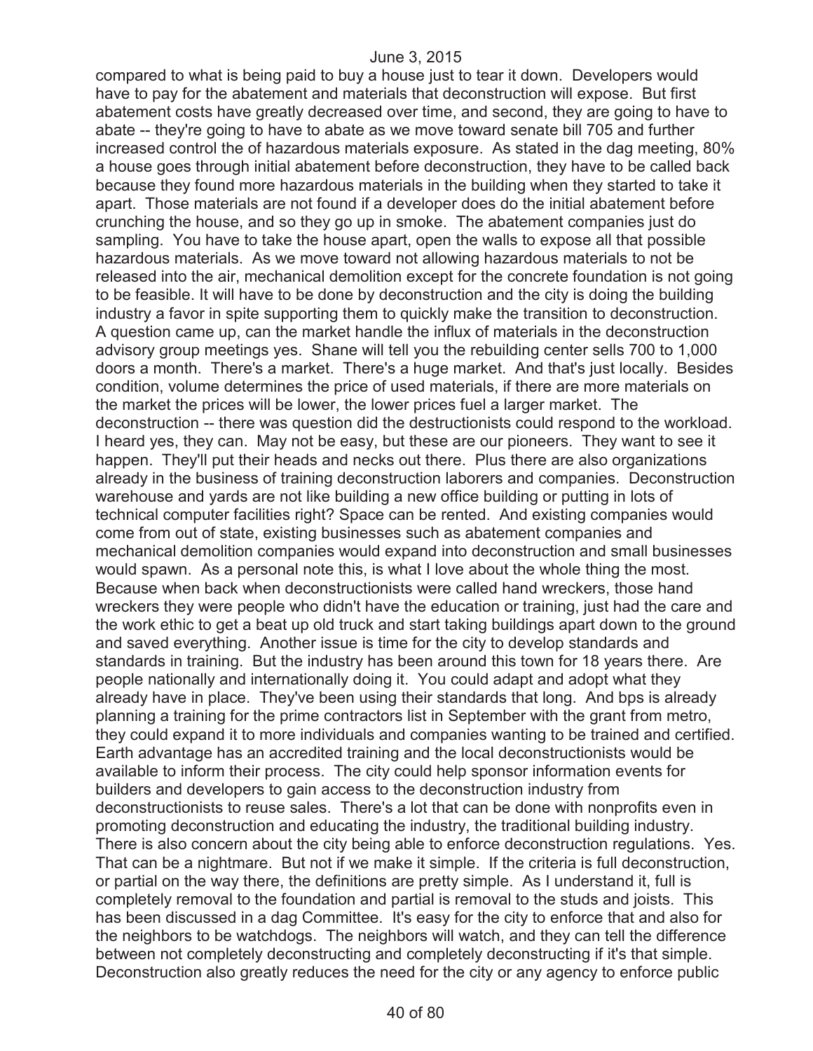compared to what is being paid to buy a house just to tear it down. Developers would have to pay for the abatement and materials that deconstruction will expose. But first abatement costs have greatly decreased over time, and second, they are going to have to abate -- they're going to have to abate as we move toward senate bill 705 and further increased control the of hazardous materials exposure. As stated in the dag meeting, 80% a house goes through initial abatement before deconstruction, they have to be called back because they found more hazardous materials in the building when they started to take it apart. Those materials are not found if a developer does do the initial abatement before crunching the house, and so they go up in smoke. The abatement companies just do sampling. You have to take the house apart, open the walls to expose all that possible hazardous materials. As we move toward not allowing hazardous materials to not be released into the air, mechanical demolition except for the concrete foundation is not going to be feasible. It will have to be done by deconstruction and the city is doing the building industry a favor in spite supporting them to quickly make the transition to deconstruction. A question came up, can the market handle the influx of materials in the deconstruction advisory group meetings yes. Shane will tell you the rebuilding center sells 700 to 1,000 doors a month. There's a market. There's a huge market. And that's just locally. Besides condition, volume determines the price of used materials, if there are more materials on the market the prices will be lower, the lower prices fuel a larger market. The deconstruction -- there was question did the destructionists could respond to the workload. I heard yes, they can. May not be easy, but these are our pioneers. They want to see it happen. They'll put their heads and necks out there. Plus there are also organizations already in the business of training deconstruction laborers and companies. Deconstruction warehouse and yards are not like building a new office building or putting in lots of technical computer facilities right? Space can be rented. And existing companies would come from out of state, existing businesses such as abatement companies and mechanical demolition companies would expand into deconstruction and small businesses would spawn. As a personal note this, is what I love about the whole thing the most. Because when back when deconstructionists were called hand wreckers, those hand wreckers they were people who didn't have the education or training, just had the care and the work ethic to get a beat up old truck and start taking buildings apart down to the ground and saved everything. Another issue is time for the city to develop standards and standards in training. But the industry has been around this town for 18 years there. Are people nationally and internationally doing it. You could adapt and adopt what they already have in place. They've been using their standards that long. And bps is already planning a training for the prime contractors list in September with the grant from metro, they could expand it to more individuals and companies wanting to be trained and certified. Earth advantage has an accredited training and the local deconstructionists would be available to inform their process. The city could help sponsor information events for builders and developers to gain access to the deconstruction industry from deconstructionists to reuse sales. There's a lot that can be done with nonprofits even in promoting deconstruction and educating the industry, the traditional building industry. There is also concern about the city being able to enforce deconstruction regulations. Yes. That can be a nightmare. But not if we make it simple. If the criteria is full deconstruction, or partial on the way there, the definitions are pretty simple. As I understand it, full is completely removal to the foundation and partial is removal to the studs and joists. This has been discussed in a dag Committee. It's easy for the city to enforce that and also for the neighbors to be watchdogs. The neighbors will watch, and they can tell the difference between not completely deconstructing and completely deconstructing if it's that simple. Deconstruction also greatly reduces the need for the city or any agency to enforce public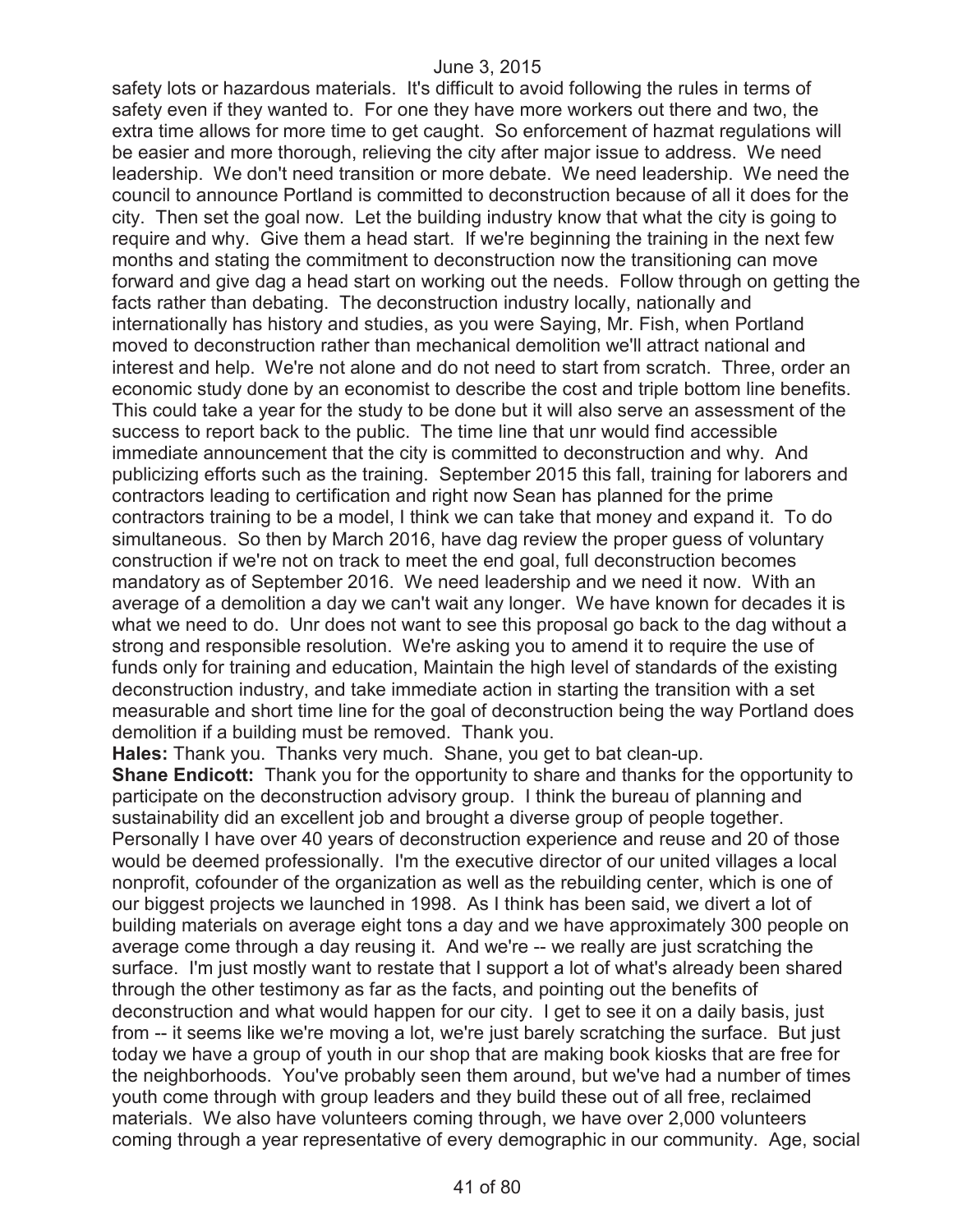safety lots or hazardous materials. It's difficult to avoid following the rules in terms of safety even if they wanted to. For one they have more workers out there and two, the extra time allows for more time to get caught. So enforcement of hazmat regulations will be easier and more thorough, relieving the city after major issue to address. We need leadership. We don't need transition or more debate. We need leadership. We need the council to announce Portland is committed to deconstruction because of all it does for the city. Then set the goal now. Let the building industry know that what the city is going to require and why. Give them a head start. If we're beginning the training in the next few months and stating the commitment to deconstruction now the transitioning can move forward and give dag a head start on working out the needs. Follow through on getting the facts rather than debating. The deconstruction industry locally, nationally and internationally has history and studies, as you were Saying, Mr. Fish, when Portland moved to deconstruction rather than mechanical demolition we'll attract national and interest and help. We're not alone and do not need to start from scratch. Three, order an economic study done by an economist to describe the cost and triple bottom line benefits. This could take a year for the study to be done but it will also serve an assessment of the success to report back to the public. The time line that unr would find accessible immediate announcement that the city is committed to deconstruction and why. And publicizing efforts such as the training. September 2015 this fall, training for laborers and contractors leading to certification and right now Sean has planned for the prime contractors training to be a model, I think we can take that money and expand it. To do simultaneous. So then by March 2016, have dag review the proper guess of voluntary construction if we're not on track to meet the end goal, full deconstruction becomes mandatory as of September 2016. We need leadership and we need it now. With an average of a demolition a day we can't wait any longer. We have known for decades it is what we need to do. Unr does not want to see this proposal go back to the dag without a strong and responsible resolution. We're asking you to amend it to require the use of funds only for training and education, Maintain the high level of standards of the existing deconstruction industry, and take immediate action in starting the transition with a set measurable and short time line for the goal of deconstruction being the way Portland does demolition if a building must be removed. Thank you.

**Hales:** Thank you. Thanks very much. Shane, you get to bat clean-up.

**Shane Endicott:** Thank you for the opportunity to share and thanks for the opportunity to participate on the deconstruction advisory group. I think the bureau of planning and sustainability did an excellent job and brought a diverse group of people together. Personally I have over 40 years of deconstruction experience and reuse and 20 of those would be deemed professionally. I'm the executive director of our united villages a local nonprofit, cofounder of the organization as well as the rebuilding center, which is one of our biggest projects we launched in 1998. As I think has been said, we divert a lot of building materials on average eight tons a day and we have approximately 300 people on average come through a day reusing it. And we're -- we really are just scratching the surface. I'm just mostly want to restate that I support a lot of what's already been shared through the other testimony as far as the facts, and pointing out the benefits of deconstruction and what would happen for our city. I get to see it on a daily basis, just from -- it seems like we're moving a lot, we're just barely scratching the surface. But just today we have a group of youth in our shop that are making book kiosks that are free for the neighborhoods. You've probably seen them around, but we've had a number of times youth come through with group leaders and they build these out of all free, reclaimed materials. We also have volunteers coming through, we have over 2,000 volunteers coming through a year representative of every demographic in our community. Age, social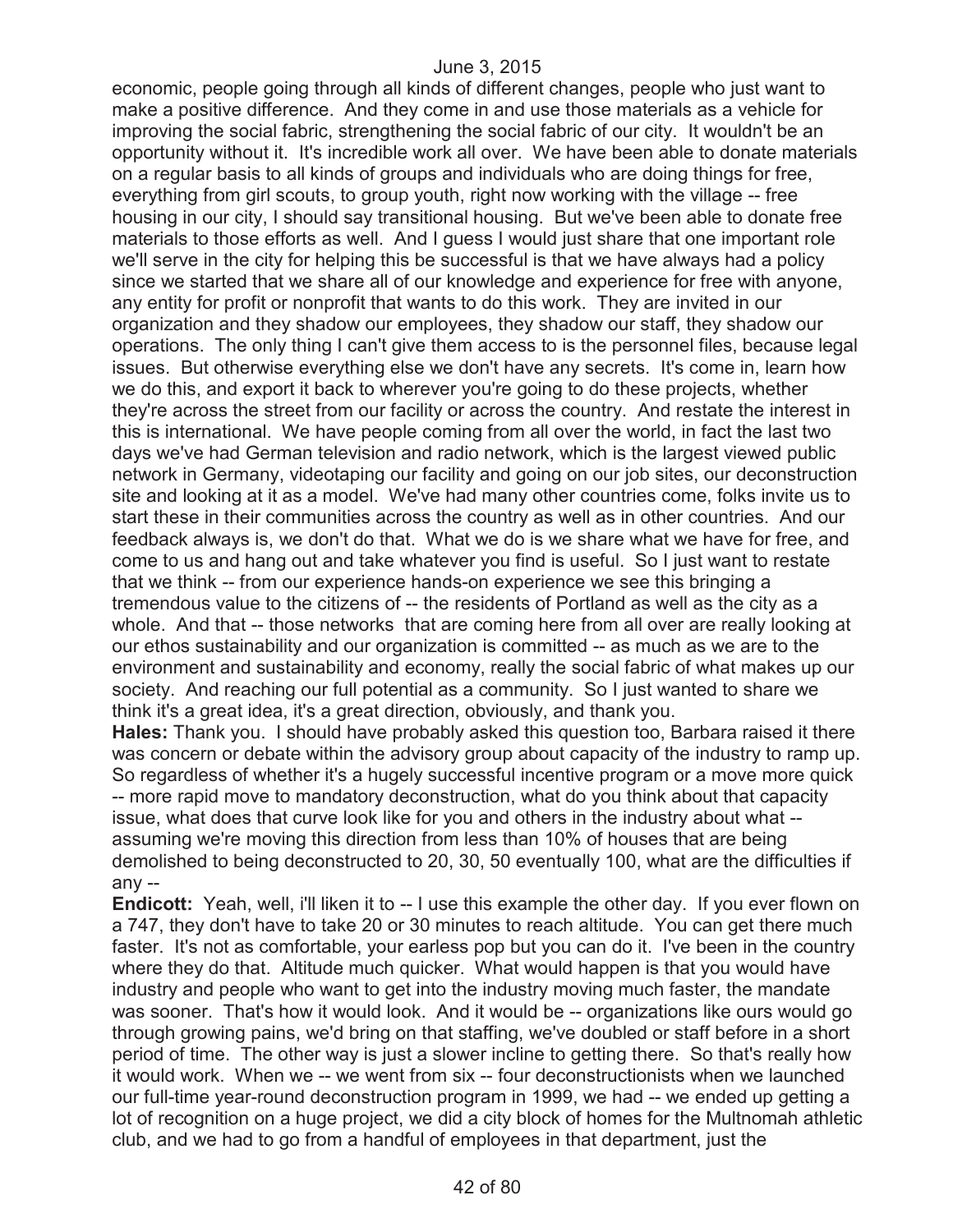economic, people going through all kinds of different changes, people who just want to make a positive difference. And they come in and use those materials as a vehicle for improving the social fabric, strengthening the social fabric of our city. It wouldn't be an opportunity without it. It's incredible work all over. We have been able to donate materials on a regular basis to all kinds of groups and individuals who are doing things for free, everything from girl scouts, to group youth, right now working with the village -- free housing in our city, I should say transitional housing. But we've been able to donate free materials to those efforts as well. And I guess I would just share that one important role we'll serve in the city for helping this be successful is that we have always had a policy since we started that we share all of our knowledge and experience for free with anyone, any entity for profit or nonprofit that wants to do this work. They are invited in our organization and they shadow our employees, they shadow our staff, they shadow our operations. The only thing I can't give them access to is the personnel files, because legal issues. But otherwise everything else we don't have any secrets. It's come in, learn how we do this, and export it back to wherever you're going to do these projects, whether they're across the street from our facility or across the country. And restate the interest in this is international. We have people coming from all over the world, in fact the last two days we've had German television and radio network, which is the largest viewed public network in Germany, videotaping our facility and going on our job sites, our deconstruction site and looking at it as a model. We've had many other countries come, folks invite us to start these in their communities across the country as well as in other countries. And our feedback always is, we don't do that. What we do is we share what we have for free, and come to us and hang out and take whatever you find is useful. So I just want to restate that we think -- from our experience hands-on experience we see this bringing a tremendous value to the citizens of -- the residents of Portland as well as the city as a whole. And that -- those networks that are coming here from all over are really looking at our ethos sustainability and our organization is committed -- as much as we are to the environment and sustainability and economy, really the social fabric of what makes up our society. And reaching our full potential as a community. So I just wanted to share we think it's a great idea, it's a great direction, obviously, and thank you.

**Hales:** Thank you. I should have probably asked this question too, Barbara raised it there was concern or debate within the advisory group about capacity of the industry to ramp up. So regardless of whether it's a hugely successful incentive program or a move more quick -- more rapid move to mandatory deconstruction, what do you think about that capacity issue, what does that curve look like for you and others in the industry about what -- assuming we're moving this direction from less than 10% of houses that are being demolished to being deconstructed to 20, 30, 50 eventually 100, what are the difficulties if any --

**Endicott:** Yeah, well, i'll liken it to -- I use this example the other day. If you ever flown on a 747, they don't have to take 20 or 30 minutes to reach altitude. You can get there much faster. It's not as comfortable, your earless pop but you can do it. I've been in the country where they do that. Altitude much quicker. What would happen is that you would have industry and people who want to get into the industry moving much faster, the mandate was sooner. That's how it would look. And it would be -- organizations like ours would go through growing pains, we'd bring on that staffing, we've doubled or staff before in a short period of time. The other way is just a slower incline to getting there. So that's really how it would work. When we -- we went from six -- four deconstructionists when we launched our full-time year-round deconstruction program in 1999, we had -- we ended up getting a lot of recognition on a huge project, we did a city block of homes for the Multnomah athletic club, and we had to go from a handful of employees in that department, just the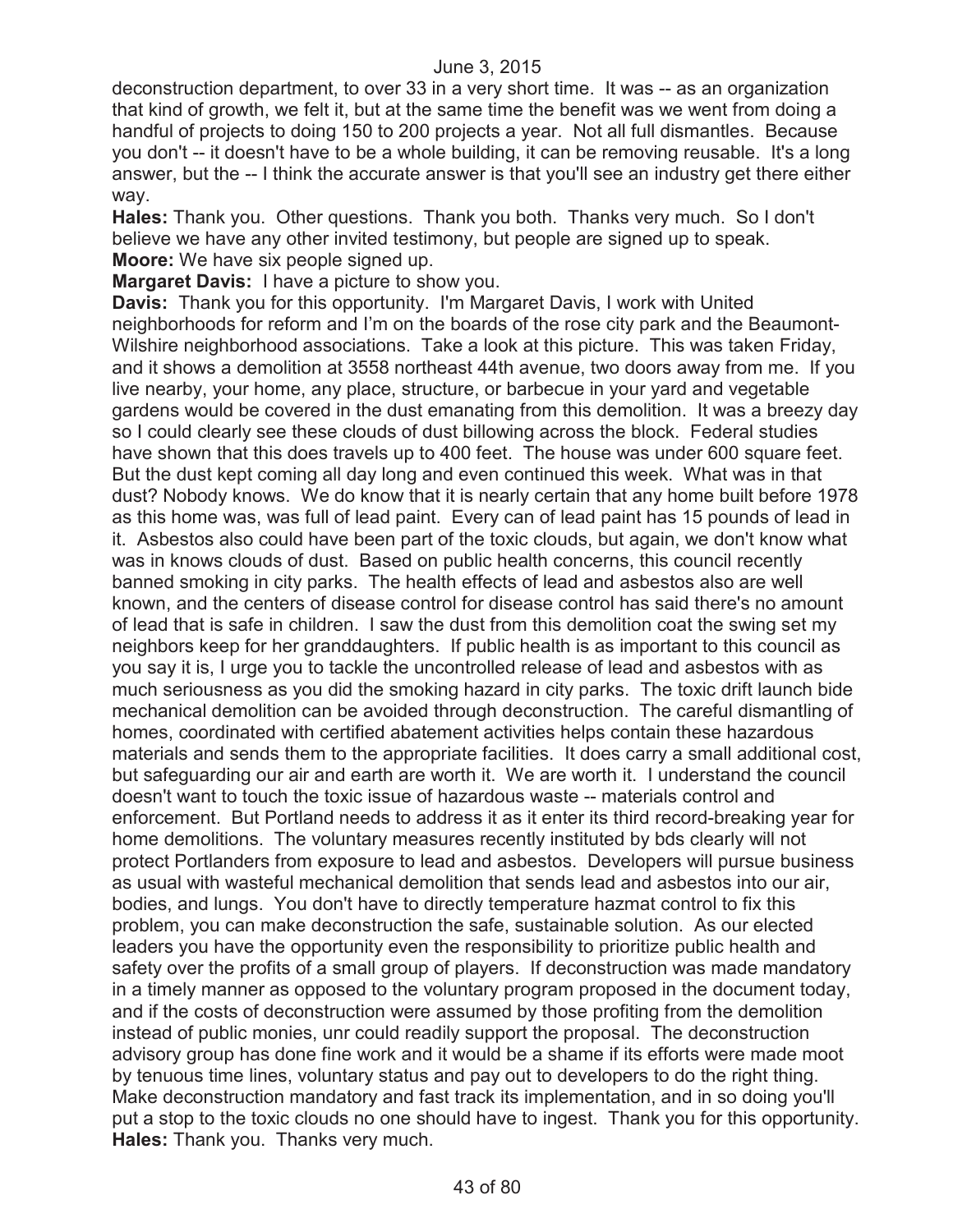deconstruction department, to over 33 in a very short time. It was -- as an organization that kind of growth, we felt it, but at the same time the benefit was we went from doing a handful of projects to doing 150 to 200 projects a year. Not all full dismantles. Because you don't -- it doesn't have to be a whole building, it can be removing reusable. It's a long answer, but the -- I think the accurate answer is that you'll see an industry get there either way.

**Hales:** Thank you. Other questions. Thank you both. Thanks very much. So I don't believe we have any other invited testimony, but people are signed up to speak.

**Moore:** We have six people signed up.

**Margaret Davis:** I have a picture to show you.

**Davis:** Thank you for this opportunity. I'm Margaret Davis, I work with United neighborhoods for reform and I'm on the boards of the rose city park and the Beaumont-Wilshire neighborhood associations. Take a look at this picture. This was taken Friday, and it shows a demolition at 3558 northeast 44th avenue, two doors away from me. If you live nearby, your home, any place, structure, or barbecue in your yard and vegetable gardens would be covered in the dust emanating from this demolition. It was a breezy day so I could clearly see these clouds of dust billowing across the block. Federal studies have shown that this does travels up to 400 feet. The house was under 600 square feet. But the dust kept coming all day long and even continued this week. What was in that dust? Nobody knows. We do know that it is nearly certain that any home built before 1978 as this home was, was full of lead paint. Every can of lead paint has 15 pounds of lead in it. Asbestos also could have been part of the toxic clouds, but again, we don't know what was in knows clouds of dust. Based on public health concerns, this council recently banned smoking in city parks. The health effects of lead and asbestos also are well known, and the centers of disease control for disease control has said there's no amount of lead that is safe in children. I saw the dust from this demolition coat the swing set my neighbors keep for her granddaughters. If public health is as important to this council as you say it is, I urge you to tackle the uncontrolled release of lead and asbestos with as much seriousness as you did the smoking hazard in city parks. The toxic drift launch bide mechanical demolition can be avoided through deconstruction. The careful dismantling of homes, coordinated with certified abatement activities helps contain these hazardous materials and sends them to the appropriate facilities. It does carry a small additional cost, but safeguarding our air and earth are worth it. We are worth it. I understand the council doesn't want to touch the toxic issue of hazardous waste -- materials control and enforcement. But Portland needs to address it as it enter its third record-breaking year for home demolitions. The voluntary measures recently instituted by bds clearly will not protect Portlanders from exposure to lead and asbestos. Developers will pursue business as usual with wasteful mechanical demolition that sends lead and asbestos into our air, bodies, and lungs. You don't have to directly temperature hazmat control to fix this problem, you can make deconstruction the safe, sustainable solution. As our elected leaders you have the opportunity even the responsibility to prioritize public health and safety over the profits of a small group of players. If deconstruction was made mandatory in a timely manner as opposed to the voluntary program proposed in the document today, and if the costs of deconstruction were assumed by those profiting from the demolition instead of public monies, unr could readily support the proposal. The deconstruction advisory group has done fine work and it would be a shame if its efforts were made moot by tenuous time lines, voluntary status and pay out to developers to do the right thing. Make deconstruction mandatory and fast track its implementation, and in so doing you'll put a stop to the toxic clouds no one should have to ingest. Thank you for this opportunity.

**Hales:** Thank you. Thanks very much.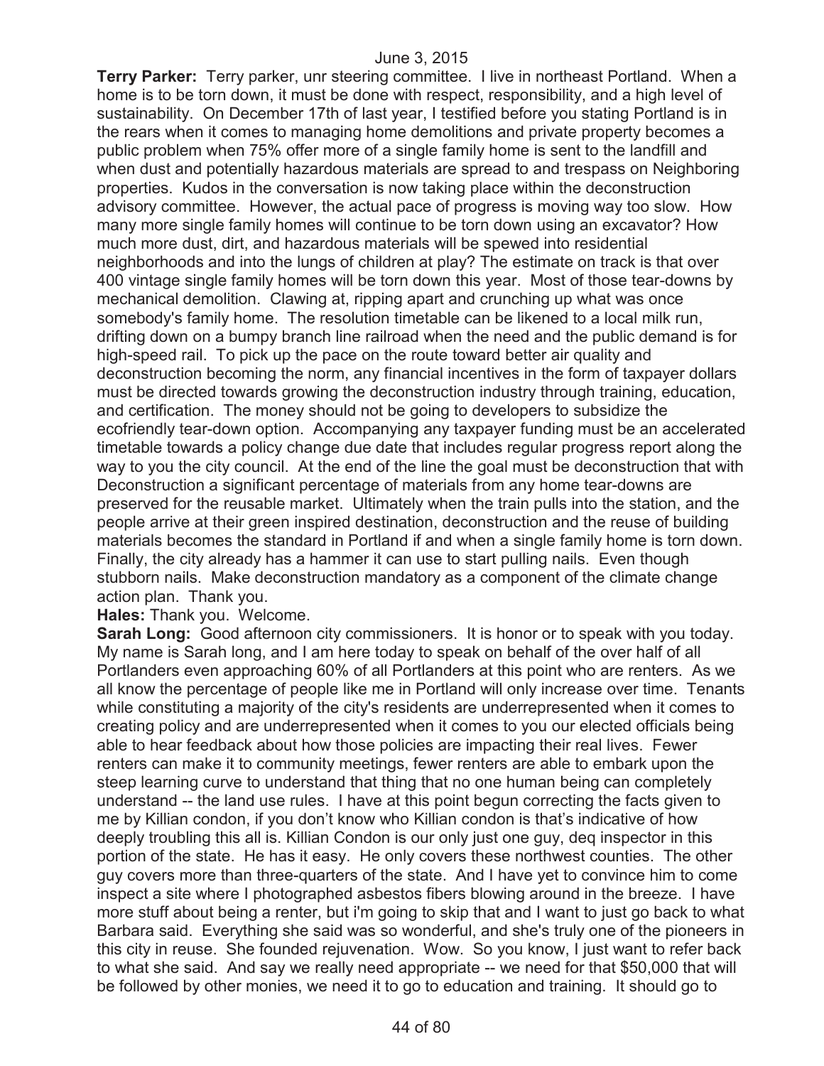**Terry Parker:** Terry parker, unr steering committee. I live in northeast Portland. When a home is to be torn down, it must be done with respect, responsibility, and a high level of sustainability. On December 17th of last year, I testified before you stating Portland is in the rears when it comes to managing home demolitions and private property becomes a public problem when 75% offer more of a single family home is sent to the landfill and when dust and potentially hazardous materials are spread to and trespass on Neighboring properties. Kudos in the conversation is now taking place within the deconstruction advisory committee. However, the actual pace of progress is moving way too slow. How many more single family homes will continue to be torn down using an excavator? How much more dust, dirt, and hazardous materials will be spewed into residential neighborhoods and into the lungs of children at play? The estimate on track is that over 400 vintage single family homes will be torn down this year. Most of those tear-downs by mechanical demolition. Clawing at, ripping apart and crunching up what was once somebody's family home. The resolution timetable can be likened to a local milk run, drifting down on a bumpy branch line railroad when the need and the public demand is for high-speed rail. To pick up the pace on the route toward better air quality and deconstruction becoming the norm, any financial incentives in the form of taxpayer dollars must be directed towards growing the deconstruction industry through training, education, and certification. The money should not be going to developers to subsidize the ecofriendly tear-down option. Accompanying any taxpayer funding must be an accelerated timetable towards a policy change due date that includes regular progress report along the way to you the city council. At the end of the line the goal must be deconstruction that with Deconstruction a significant percentage of materials from any home tear-downs are preserved for the reusable market. Ultimately when the train pulls into the station, and the people arrive at their green inspired destination, deconstruction and the reuse of building materials becomes the standard in Portland if and when a single family home is torn down. Finally, the city already has a hammer it can use to start pulling nails. Even though stubborn nails. Make deconstruction mandatory as a component of the climate change action plan. Thank you.

**Hales:** Thank you. Welcome.

**Sarah Long:** Good afternoon city commissioners. It is honor or to speak with you today. My name is Sarah long, and I am here today to speak on behalf of the over half of all Portlanders even approaching 60% of all Portlanders at this point who are renters. As we all know the percentage of people like me in Portland will only increase over time. Tenants while constituting a majority of the city's residents are underrepresented when it comes to creating policy and are underrepresented when it comes to you our elected officials being able to hear feedback about how those policies are impacting their real lives. Fewer renters can make it to community meetings, fewer renters are able to embark upon the steep learning curve to understand that thing that no one human being can completely understand -- the land use rules. I have at this point begun correcting the facts given to me by Killian condon, if you don't know who Killian condon is that's indicative of how deeply troubling this all is. Killian Condon is our only just one guy, deq inspector in this portion of the state. He has it easy. He only covers these northwest counties. The other guy covers more than three-quarters of the state. And I have yet to convince him to come inspect a site where I photographed asbestos fibers blowing around in the breeze. I have more stuff about being a renter, but i'm going to skip that and I want to just go back to what Barbara said. Everything she said was so wonderful, and she's truly one of the pioneers in this city in reuse. She founded rejuvenation. Wow. So you know, I just want to refer back to what she said. And say we really need appropriate -- we need for that $50,000 that will be followed by other monies, we need it to go to education and training. It should go to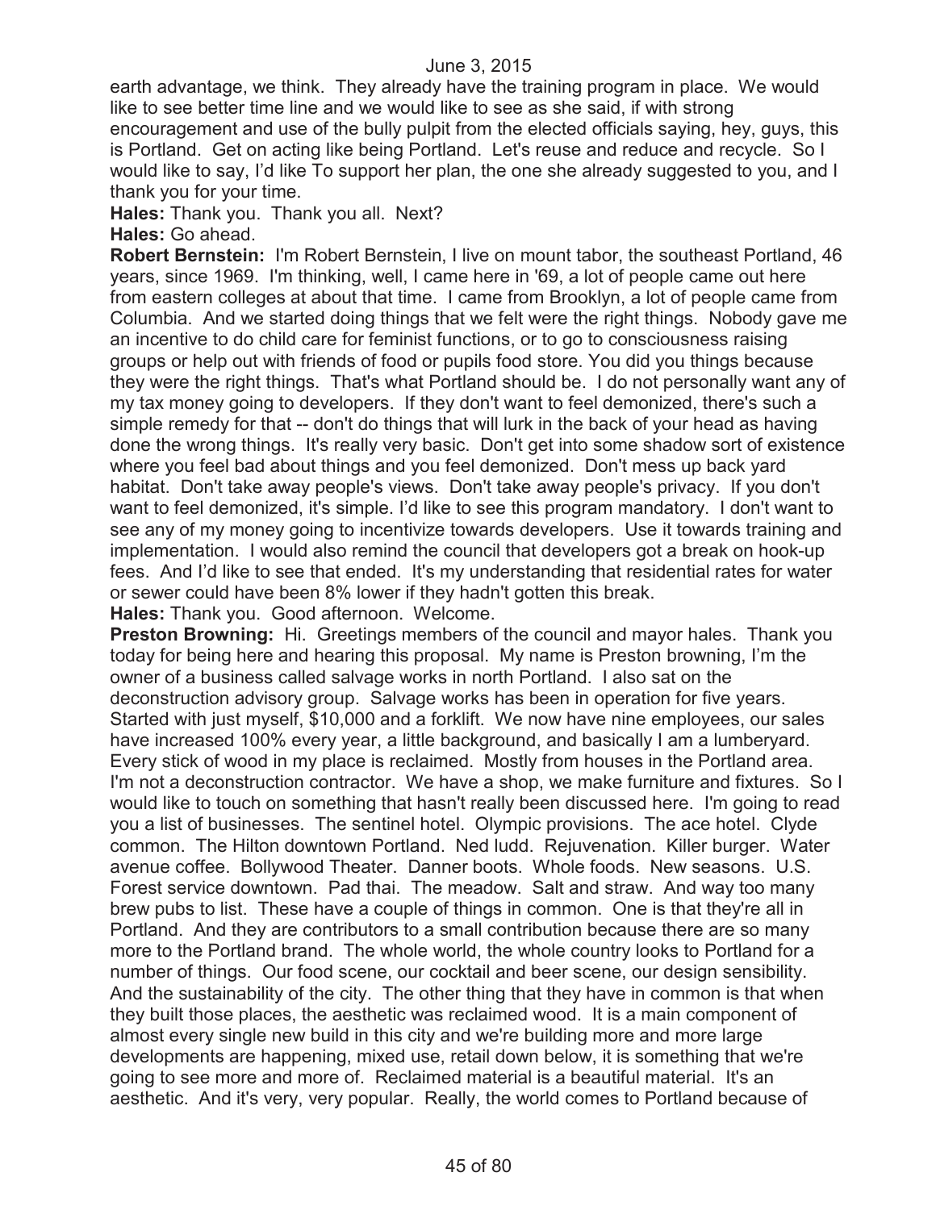earth advantage, we think. They already have the training program in place. We would like to see better time line and we would like to see as she said, if with strong encouragement and use of the bully pulpit from the elected officials saying, hey, guys, this is Portland. Get on acting like being Portland. Let's reuse and reduce and recycle. So I would like to say, I'd like To support her plan, the one she already suggested to you, and I thank you for your time.

**Hales:** Thank you. Thank you all. Next?

**Hales:** Go ahead.

**Robert Bernstein:** I'm Robert Bernstein, I live on mount tabor, the southeast Portland, 46 years, since 1969. I'm thinking, well, I came here in '69, a lot of people came out here from eastern colleges at about that time. I came from Brooklyn, a lot of people came from Columbia. And we started doing things that we felt were the right things. Nobody gave me an incentive to do child care for feminist functions, or to go to consciousness raising groups or help out with friends of food or pupils food store. You did you things because they were the right things. That's what Portland should be. I do not personally want any of my tax money going to developers. If they don't want to feel demonized, there's such a simple remedy for that -- don't do things that will lurk in the back of your head as having done the wrong things. It's really very basic. Don't get into some shadow sort of existence where you feel bad about things and you feel demonized. Don't mess up back yard habitat. Don't take away people's views. Don't take away people's privacy. If you don't want to feel demonized, it's simple. I'd like to see this program mandatory. I don't want to see any of my money going to incentivize towards developers. Use it towards training and implementation. I would also remind the council that developers got a break on hook-up fees. And I'd like to see that ended. It's my understanding that residential rates for water or sewer could have been 8% lower if they hadn't gotten this break.

**Hales:** Thank you. Good afternoon. Welcome.

**Preston Browning:** Hi. Greetings members of the council and mayor hales. Thank you today for being here and hearing this proposal. My name is Preston browning, I'm the owner of a business called salvage works in north Portland. I also sat on the deconstruction advisory group. Salvage works has been in operation for five years. Started with just myself, $10,000 and a forklift. We now have nine employees, our sales have increased 100% every year, a little background, and basically I am a lumberyard. Every stick of wood in my place is reclaimed. Mostly from houses in the Portland area. I'm not a deconstruction contractor. We have a shop, we make furniture and fixtures. So I would like to touch on something that hasn't really been discussed here. I'm going to read you a list of businesses. The sentinel hotel. Olympic provisions. The ace hotel. Clyde common. The Hilton downtown Portland. Ned ludd. Rejuvenation. Killer burger. Water avenue coffee. Bollywood Theater. Danner boots. Whole foods. New seasons. U.S. Forest service downtown. Pad thai. The meadow. Salt and straw. And way too many brew pubs to list. These have a couple of things in common. One is that they're all in Portland. And they are contributors to a small contribution because there are so many more to the Portland brand. The whole world, the whole country looks to Portland for a number of things. Our food scene, our cocktail and beer scene, our design sensibility. And the sustainability of the city. The other thing that they have in common is that when they built those places, the aesthetic was reclaimed wood. It is a main component of almost every single new build in this city and we're building more and more large developments are happening, mixed use, retail down below, it is something that we're going to see more and more of. Reclaimed material is a beautiful material. It's an aesthetic. And it's very, very popular. Really, the world comes to Portland because of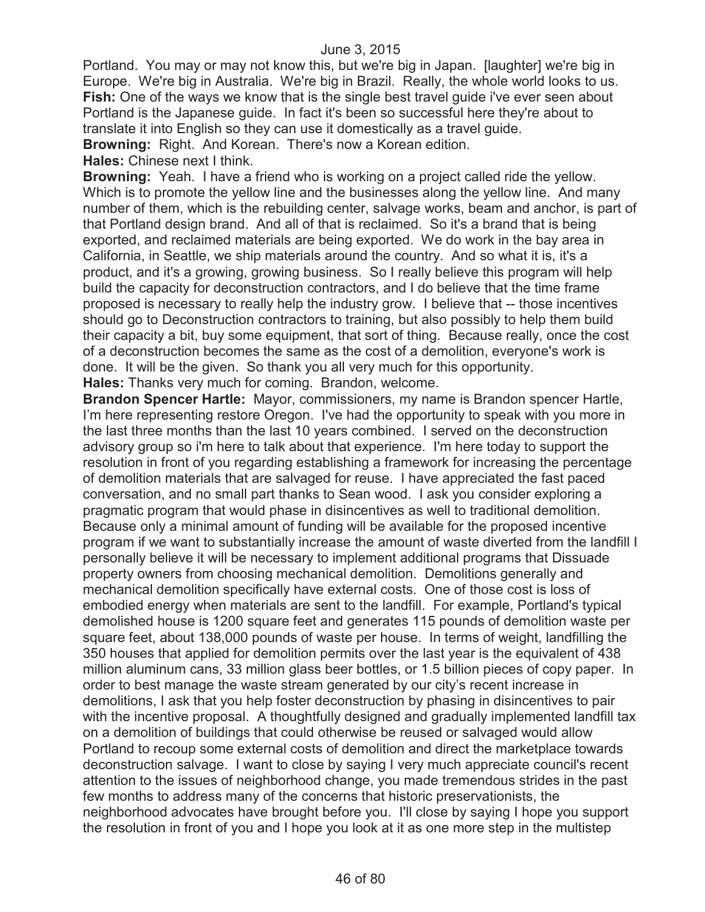Portland. You may or may not know this, but we're big in Japan. [laughter] we're big in Europe. We're big in Australia. We're big in Brazil. Really, the whole world looks to us.

**Fish:** One of the ways we know that is the single best travel guide i've ever seen about Portland is the Japanese guide. In fact it's been so successful here they're about to translate it into English so they can use it domestically as a travel guide.

**Browning:** Right. And Korean. There's now a Korean edition.

**Hales:** Chinese next I think.

**Browning:** Yeah. I have a friend who is working on a project called ride the yellow. Which is to promote the yellow line and the businesses along the yellow line. And many number of them, which is the rebuilding center, salvage works, beam and anchor, is part of that Portland design brand. And all of that is reclaimed. So it's a brand that is being exported, and reclaimed materials are being exported. We do work in the bay area in California, in Seattle, we ship materials around the country. And so what it is, it's a product, and it's a growing, growing business. So I really believe this program will help build the capacity for deconstruction contractors, and I do believe that the time frame proposed is necessary to really help the industry grow. I believe that -- those incentives should go to Deconstruction contractors to training, but also possibly to help them build their capacity a bit, buy some equipment, that sort of thing. Because really, once the cost of a deconstruction becomes the same as the cost of a demolition, everyone's work is done. It will be the given. So thank you all very much for this opportunity.

**Hales:** Thanks very much for coming. Brandon, welcome.

**Brandon Spencer Hartle:** Mayor, commissioners, my name is Brandon spencer Hartle, I'm here representing restore Oregon. I've had the opportunity to speak with you more in the last three months than the last 10 years combined. I served on the deconstruction advisory group so i'm here to talk about that experience. I'm here today to support the resolution in front of you regarding establishing a framework for increasing the percentage of demolition materials that are salvaged for reuse. I have appreciated the fast paced conversation, and no small part thanks to Sean wood. I ask you consider exploring a pragmatic program that would phase in disincentives as well to traditional demolition. Because only a minimal amount of funding will be available for the proposed incentive program if we want to substantially increase the amount of waste diverted from the landfill I personally believe it will be necessary to implement additional programs that Dissuade property owners from choosing mechanical demolition. Demolitions generally and mechanical demolition specifically have external costs. One of those cost is loss of embodied energy when materials are sent to the landfill. For example, Portland's typical demolished house is 1200 square feet and generates 115 pounds of demolition waste per square feet, about 138,000 pounds of waste per house. In terms of weight, landfilling the 350 houses that applied for demolition permits over the last year is the equivalent of 438 million aluminum cans, 33 million glass beer bottles, or 1.5 billion pieces of copy paper. In order to best manage the waste stream generated by our city's recent increase in demolitions, I ask that you help foster deconstruction by phasing in disincentives to pair with the incentive proposal. A thoughtfully designed and gradually implemented landfill tax on a demolition of buildings that could otherwise be reused or salvaged would allow Portland to recoup some external costs of demolition and direct the marketplace towards deconstruction salvage. I want to close by saying I very much appreciate council's recent attention to the issues of neighborhood change, you made tremendous strides in the past few months to address many of the concerns that historic preservationists, the neighborhood advocates have brought before you. I'll close by saying I hope you support the resolution in front of you and I hope you look at it as one more step in the multistep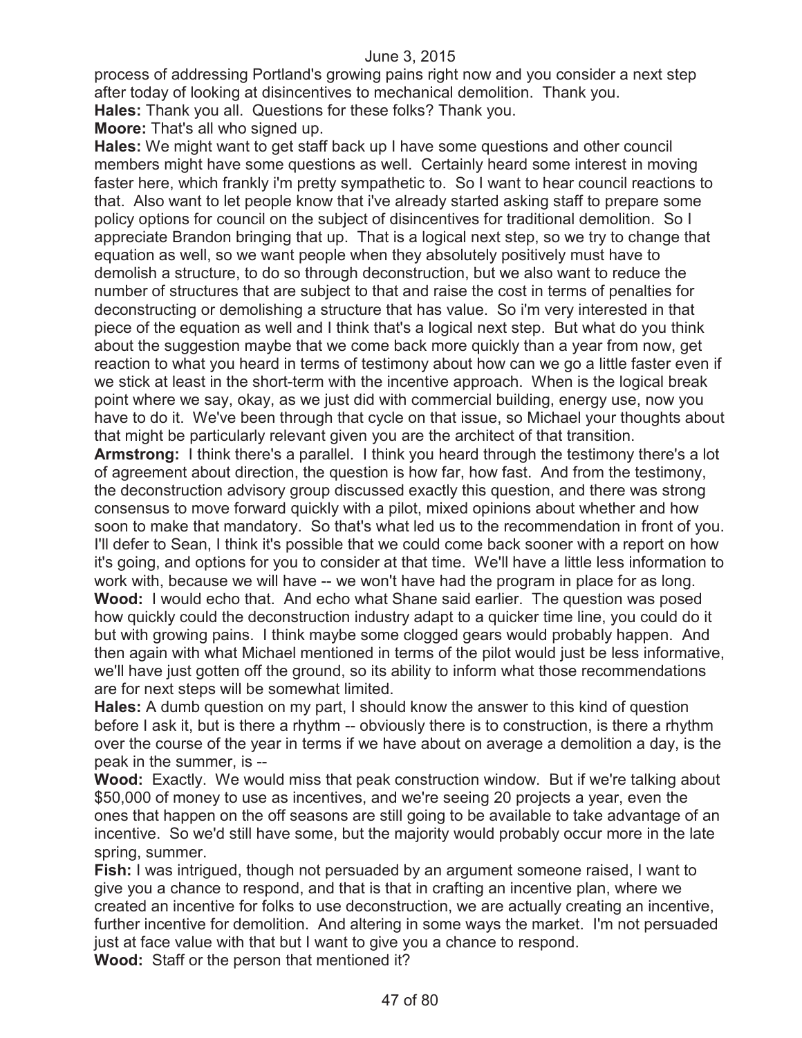process of addressing Portland's growing pains right now and you consider a next step after today of looking at disincentives to mechanical demolition. Thank you.

**Hales:** Thank you all. Questions for these folks? Thank you.

**Moore:** That's all who signed up.

**Hales:** We might want to get staff back up I have some questions and other council members might have some questions as well. Certainly heard some interest in moving faster here, which frankly i'm pretty sympathetic to. So I want to hear council reactions to that. Also want to let people know that i've already started asking staff to prepare some policy options for council on the subject of disincentives for traditional demolition. So I appreciate Brandon bringing that up. That is a logical next step, so we try to change that equation as well, so we want people when they absolutely positively must have to demolish a structure, to do so through deconstruction, but we also want to reduce the number of structures that are subject to that and raise the cost in terms of penalties for deconstructing or demolishing a structure that has value. So i'm very interested in that piece of the equation as well and I think that's a logical next step. But what do you think about the suggestion maybe that we come back more quickly than a year from now, get reaction to what you heard in terms of testimony about how can we go a little faster even if we stick at least in the short-term with the incentive approach. When is the logical break point where we say, okay, as we just did with commercial building, energy use, now you have to do it. We've been through that cycle on that issue, so Michael your thoughts about that might be particularly relevant given you are the architect of that transition.

**Armstrong:** I think there's a parallel. I think you heard through the testimony there's a lot of agreement about direction, the question is how far, how fast. And from the testimony, the deconstruction advisory group discussed exactly this question, and there was strong consensus to move forward quickly with a pilot, mixed opinions about whether and how soon to make that mandatory. So that's what led us to the recommendation in front of you. I'll defer to Sean, I think it's possible that we could come back sooner with a report on how it's going, and options for you to consider at that time. We'll have a little less information to work with, because we will have -- we won't have had the program in place for as long.

**Wood:** I would echo that. And echo what Shane said earlier. The question was posed how quickly could the deconstruction industry adapt to a quicker time line, you could do it but with growing pains. I think maybe some clogged gears would probably happen. And then again with what Michael mentioned in terms of the pilot would just be less informative, we'll have just gotten off the ground, so its ability to inform what those recommendations are for next steps will be somewhat limited.

**Hales:** A dumb question on my part, I should know the answer to this kind of question before I ask it, but is there a rhythm -- obviously there is to construction, is there a rhythm over the course of the year in terms if we have about on average a demolition a day, is the peak in the summer, is --

**Wood:** Exactly. We would miss that peak construction window. But if we're talking about $50,000 of money to use as incentives, and we're seeing 20 projects a year, even the ones that happen on the off seasons are still going to be available to take advantage of an incentive. So we'd still have some, but the majority would probably occur more in the late spring, summer.

**Fish:** I was intrigued, though not persuaded by an argument someone raised, I want to give you a chance to respond, and that is that in crafting an incentive plan, where we created an incentive for folks to use deconstruction, we are actually creating an incentive, further incentive for demolition. And altering in some ways the market. I'm not persuaded just at face value with that but I want to give you a chance to respond.

**Wood:** Staff or the person that mentioned it?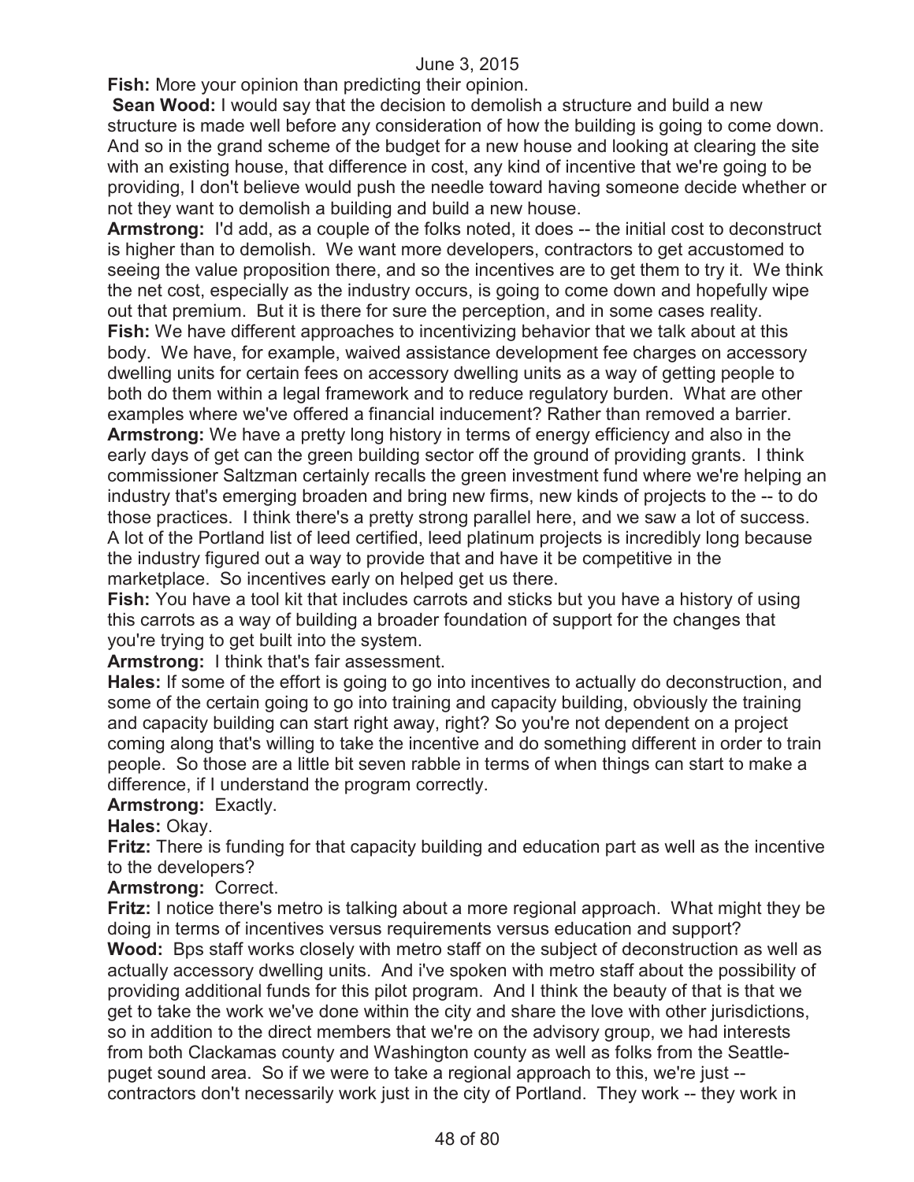**Fish:** More your opinion than predicting their opinion.

**Sean Wood:** I would say that the decision to demolish a structure and build a new structure is made well before any consideration of how the building is going to come down. And so in the grand scheme of the budget for a new house and looking at clearing the site with an existing house, that difference in cost, any kind of incentive that we're going to be providing, I don't believe would push the needle toward having someone decide whether or not they want to demolish a building and build a new house.

**Armstrong:** I'd add, as a couple of the folks noted, it does -- the initial cost to deconstruct is higher than to demolish. We want more developers, contractors to get accustomed to seeing the value proposition there, and so the incentives are to get them to try it. We think the net cost, especially as the industry occurs, is going to come down and hopefully wipe out that premium. But it is there for sure the perception, and in some cases reality.

**Fish:** We have different approaches to incentivizing behavior that we talk about at this body. We have, for example, waived assistance development fee charges on accessory dwelling units for certain fees on accessory dwelling units as a way of getting people to both do them within a legal framework and to reduce regulatory burden. What are other examples where we've offered a financial inducement? Rather than removed a barrier.

**Armstrong:** We have a pretty long history in terms of energy efficiency and also in the early days of get can the green building sector off the ground of providing grants. I think commissioner Saltzman certainly recalls the green investment fund where we're helping an industry that's emerging broaden and bring new firms, new kinds of projects to the -- to do those practices. I think there's a pretty strong parallel here, and we saw a lot of success. A lot of the Portland list of leed certified, leed platinum projects is incredibly long because the industry figured out a way to provide that and have it be competitive in the marketplace. So incentives early on helped get us there.

**Fish:** You have a tool kit that includes carrots and sticks but you have a history of using this carrots as a way of building a broader foundation of support for the changes that you're trying to get built into the system.

**Armstrong:** I think that's fair assessment.

**Hales:** If some of the effort is going to go into incentives to actually do deconstruction, and some of the certain going to go into training and capacity building, obviously the training and capacity building can start right away, right? So you're not dependent on a project coming along that's willing to take the incentive and do something different in order to train people. So those are a little bit seven rabble in terms of when things can start to make a difference, if I understand the program correctly.

**Armstrong:** Exactly.

**Hales:** Okay.

**Fritz:** There is funding for that capacity building and education part as well as the incentive to the developers?

**Armstrong:** Correct.

**Fritz:** I notice there's metro is talking about a more regional approach. What might they be doing in terms of incentives versus requirements versus education and support?

**Wood:** Bps staff works closely with metro staff on the subject of deconstruction as well as actually accessory dwelling units. And i've spoken with metro staff about the possibility of providing additional funds for this pilot program. And I think the beauty of that is that we get to take the work we've done within the city and share the love with other jurisdictions, so in addition to the direct members that we're on the advisory group, we had interests from both Clackamas county and Washington county as well as folks from the Seattle-puget sound area. So if we were to take a regional approach to this, we're just -- contractors don't necessarily work just in the city of Portland. They work -- they work in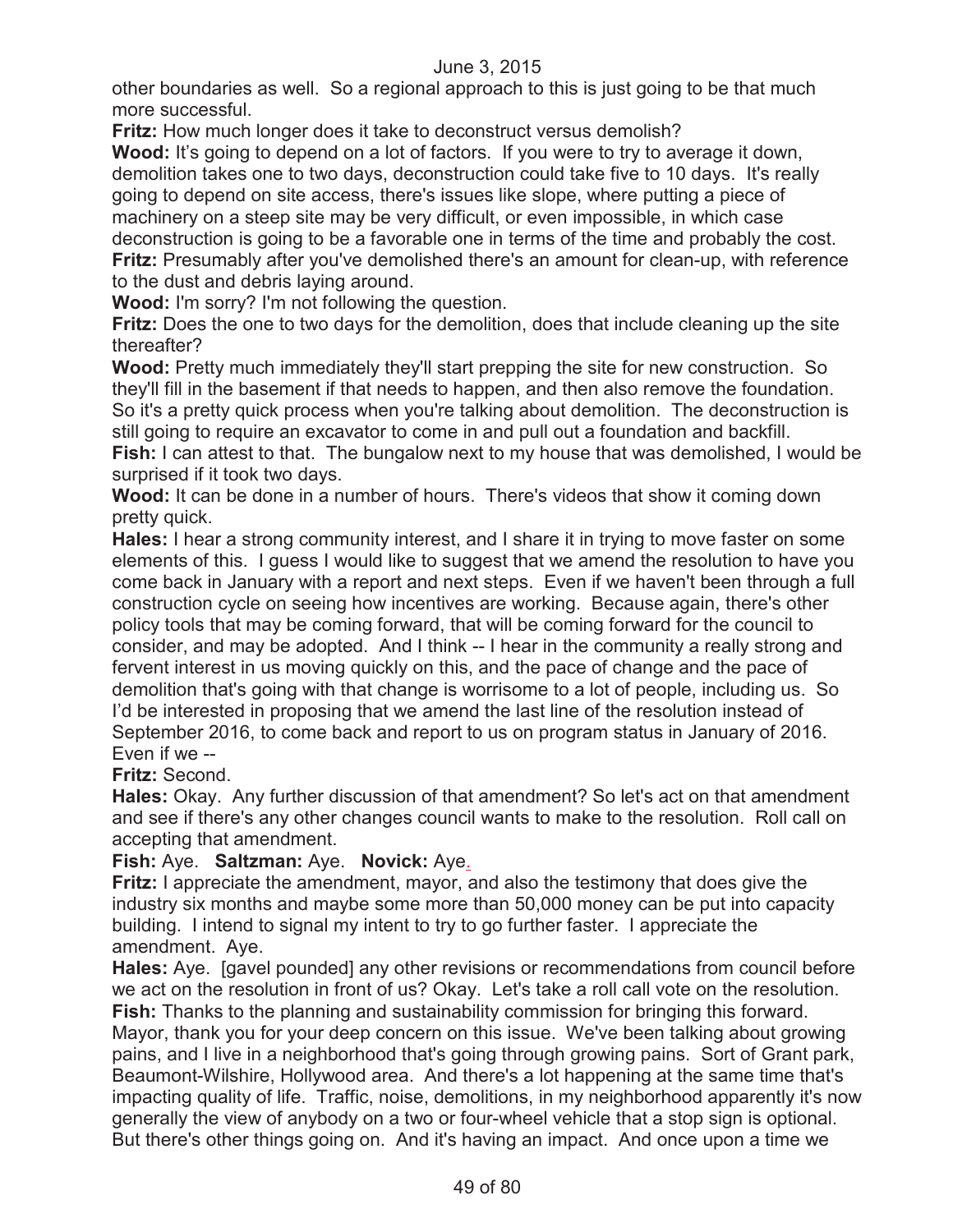other boundaries as well. So a regional approach to this is just going to be that much more successful.

**Fritz:** How much longer does it take to deconstruct versus demolish?

**Wood:** It's going to depend on a lot of factors. If you were to try to average it down, demolition takes one to two days, deconstruction could take five to 10 days. It's really going to depend on site access, there's issues like slope, where putting a piece of machinery on a steep site may be very difficult, or even impossible, in which case deconstruction is going to be a favorable one in terms of the time and probably the cost.

**Fritz:** Presumably after you've demolished there's an amount for clean-up, with reference to the dust and debris laying around.

**Wood:** I'm sorry? I'm not following the question.

**Fritz:** Does the one to two days for the demolition, does that include cleaning up the site thereafter?

**Wood:** Pretty much immediately they'll start prepping the site for new construction. So they'll fill in the basement if that needs to happen, and then also remove the foundation. So it's a pretty quick process when you're talking about demolition. The deconstruction is still going to require an excavator to come in and pull out a foundation and backfill.

**Fish:** I can attest to that. The bungalow next to my house that was demolished, I would be surprised if it took two days.

**Wood:** It can be done in a number of hours. There's videos that show it coming down pretty quick.

**Hales:** I hear a strong community interest, and I share it in trying to move faster on some elements of this. I guess I would like to suggest that we amend the resolution to have you come back in January with a report and next steps. Even if we haven't been through a full construction cycle on seeing how incentives are working. Because again, there's other policy tools that may be coming forward, that will be coming forward for the council to consider, and may be adopted. And I think -- I hear in the community a really strong and fervent interest in us moving quickly on this, and the pace of change and the pace of demolition that's going with that change is worrisome to a lot of people, including us. So I'd be interested in proposing that we amend the last line of the resolution instead of September 2016, to come back and report to us on program status in January of 2016. Even if we --

**Fritz:** Second.

**Hales:** Okay. Any further discussion of that amendment? So let's act on that amendment and see if there's any other changes council wants to make to the resolution. Roll call on accepting that amendment.

**Fish:** Aye. **Saltzman:** Aye. **Novick:** Aye.

**Fritz:** I appreciate the amendment, mayor, and also the testimony that does give the industry six months and maybe some more than 50,000 money can be put into capacity building. I intend to signal my intent to try to go further faster. I appreciate the amendment. Aye.

**Hales:** Aye. [gavel pounded] any other revisions or recommendations from council before we act on the resolution in front of us? Okay. Let's take a roll call vote on the resolution.

**Fish:** Thanks to the planning and sustainability commission for bringing this forward. Mayor, thank you for your deep concern on this issue. We've been talking about growing pains, and I live in a neighborhood that's going through growing pains. Sort of Grant park, Beaumont-Wilshire, Hollywood area. And there's a lot happening at the same time that's impacting quality of life. Traffic, noise, demolitions, in my neighborhood apparently it's now generally the view of anybody on a two or four-wheel vehicle that a stop sign is optional. But there's other things going on. And it's having an impact. And once upon a time we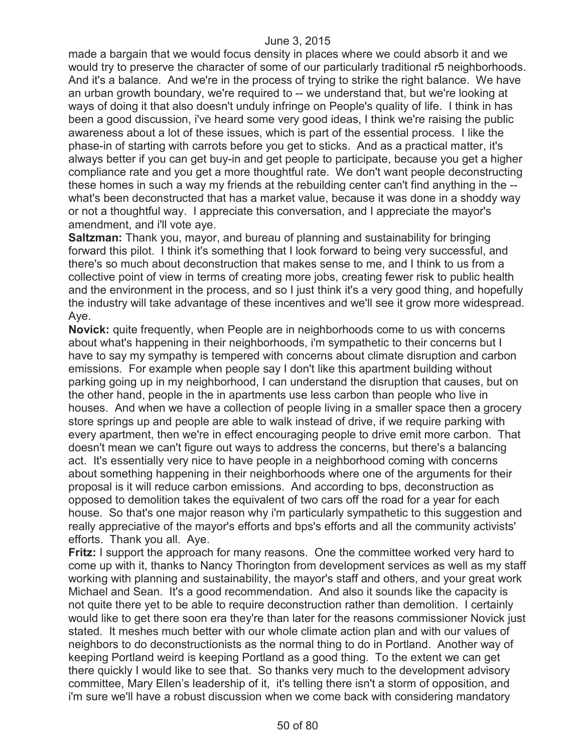made a bargain that we would focus density in places where we could absorb it and we would try to preserve the character of some of our particularly traditional r5 neighborhoods. And it's a balance. And we're in the process of trying to strike the right balance. We have an urban growth boundary, we're required to -- we understand that, but we're looking at ways of doing it that also doesn't unduly infringe on People's quality of life. I think in has been a good discussion, i've heard some very good ideas, I think we're raising the public awareness about a lot of these issues, which is part of the essential process. I like the phase-in of starting with carrots before you get to sticks. And as a practical matter, it's always better if you can get buy-in and get people to participate, because you get a higher compliance rate and you get a more thoughtful rate. We don't want people deconstructing these homes in such a way my friends at the rebuilding center can't find anything in the -- what's been deconstructed that has a market value, because it was done in a shoddy way or not a thoughtful way. I appreciate this conversation, and I appreciate the mayor's amendment, and i'll vote aye.

**Saltzman:** Thank you, mayor, and bureau of planning and sustainability for bringing forward this pilot. I think it's something that I look forward to being very successful, and there's so much about deconstruction that makes sense to me, and I think to us from a collective point of view in terms of creating more jobs, creating fewer risk to public health and the environment in the process, and so I just think it's a very good thing, and hopefully the industry will take advantage of these incentives and we'll see it grow more widespread. Aye.

**Novick:** quite frequently, when People are in neighborhoods come to us with concerns about what's happening in their neighborhoods, i'm sympathetic to their concerns but I have to say my sympathy is tempered with concerns about climate disruption and carbon emissions. For example when people say I don't like this apartment building without parking going up in my neighborhood, I can understand the disruption that causes, but on the other hand, people in the in apartments use less carbon than people who live in houses. And when we have a collection of people living in a smaller space then a grocery store springs up and people are able to walk instead of drive, if we require parking with every apartment, then we're in effect encouraging people to drive emit more carbon. That doesn't mean we can't figure out ways to address the concerns, but there's a balancing act. It's essentially very nice to have people in a neighborhood coming with concerns about something happening in their neighborhoods where one of the arguments for their proposal is it will reduce carbon emissions. And according to bps, deconstruction as opposed to demolition takes the equivalent of two cars off the road for a year for each house. So that's one major reason why i'm particularly sympathetic to this suggestion and really appreciative of the mayor's efforts and bps's efforts and all the community activists' efforts. Thank you all. Aye.

**Fritz:** I support the approach for many reasons. One the committee worked very hard to come up with it, thanks to Nancy Thorington from development services as well as my staff working with planning and sustainability, the mayor's staff and others, and your great work Michael and Sean. It's a good recommendation. And also it sounds like the capacity is not quite there yet to be able to require deconstruction rather than demolition. I certainly would like to get there soon era they're than later for the reasons commissioner Novick just stated. It meshes much better with our whole climate action plan and with our values of neighbors to do deconstructionists as the normal thing to do in Portland. Another way of keeping Portland weird is keeping Portland as a good thing. To the extent we can get there quickly I would like to see that. So thanks very much to the development advisory committee, Mary Ellen's leadership of it, it's telling there isn't a storm of opposition, and i'm sure we'll have a robust discussion when we come back with considering mandatory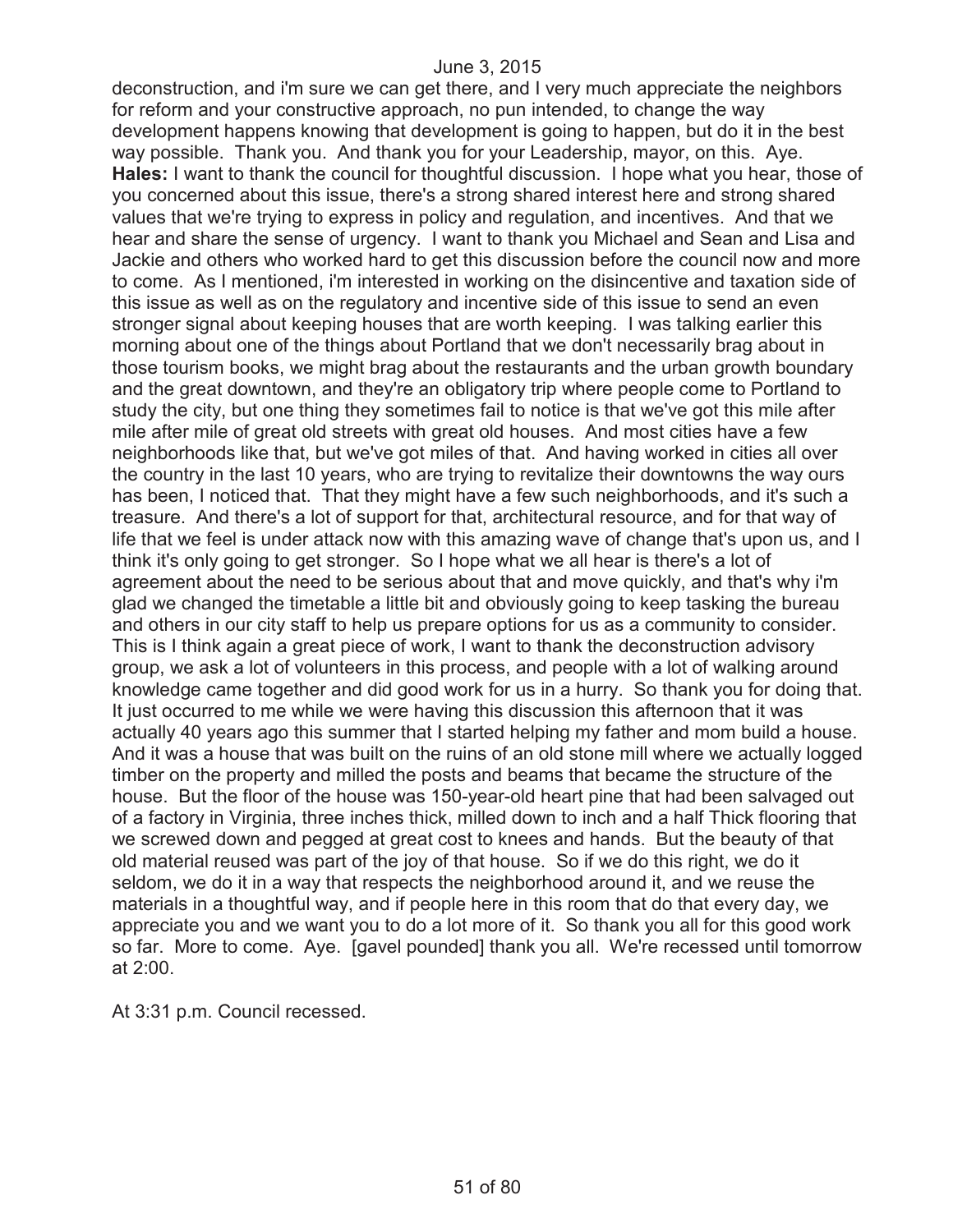deconstruction, and i'm sure we can get there, and I very much appreciate the neighbors for reform and your constructive approach, no pun intended, to change the way development happens knowing that development is going to happen, but do it in the best way possible. Thank you. And thank you for your Leadership, mayor, on this. Aye.

**Hales:** I want to thank the council for thoughtful discussion. I hope what you hear, those of you concerned about this issue, there's a strong shared interest here and strong shared values that we're trying to express in policy and regulation, and incentives. And that we hear and share the sense of urgency. I want to thank you Michael and Sean and Lisa and Jackie and others who worked hard to get this discussion before the council now and more to come. As I mentioned, i'm interested in working on the disincentive and taxation side of this issue as well as on the regulatory and incentive side of this issue to send an even stronger signal about keeping houses that are worth keeping. I was talking earlier this morning about one of the things about Portland that we don't necessarily brag about in those tourism books, we might brag about the restaurants and the urban growth boundary and the great downtown, and they're an obligatory trip where people come to Portland to study the city, but one thing they sometimes fail to notice is that we've got this mile after mile after mile of great old streets with great old houses. And most cities have a few neighborhoods like that, but we've got miles of that. And having worked in cities all over the country in the last 10 years, who are trying to revitalize their downtowns the way ours has been, I noticed that. That they might have a few such neighborhoods, and it's such a treasure. And there's a lot of support for that, architectural resource, and for that way of life that we feel is under attack now with this amazing wave of change that's upon us, and I think it's only going to get stronger. So I hope what we all hear is there's a lot of agreement about the need to be serious about that and move quickly, and that's why i'm glad we changed the timetable a little bit and obviously going to keep tasking the bureau and others in our city staff to help us prepare options for us as a community to consider. This is I think again a great piece of work, I want to thank the deconstruction advisory group, we ask a lot of volunteers in this process, and people with a lot of walking around knowledge came together and did good work for us in a hurry. So thank you for doing that. It just occurred to me while we were having this discussion this afternoon that it was actually 40 years ago this summer that I started helping my father and mom build a house. And it was a house that was built on the ruins of an old stone mill where we actually logged timber on the property and milled the posts and beams that became the structure of the house. But the floor of the house was 150-year-old heart pine that had been salvaged out of a factory in Virginia, three inches thick, milled down to inch and a half Thick flooring that we screwed down and pegged at great cost to knees and hands. But the beauty of that old material reused was part of the joy of that house. So if we do this right, we do it seldom, we do it in a way that respects the neighborhood around it, and we reuse the materials in a thoughtful way, and if people here in this room that do that every day, we appreciate you and we want you to do a lot more of it. So thank you all for this good work so far. More to come. Aye. [gavel pounded] thank you all. We're recessed until tomorrow at 2:00.

At 3:31 p.m. Council recessed.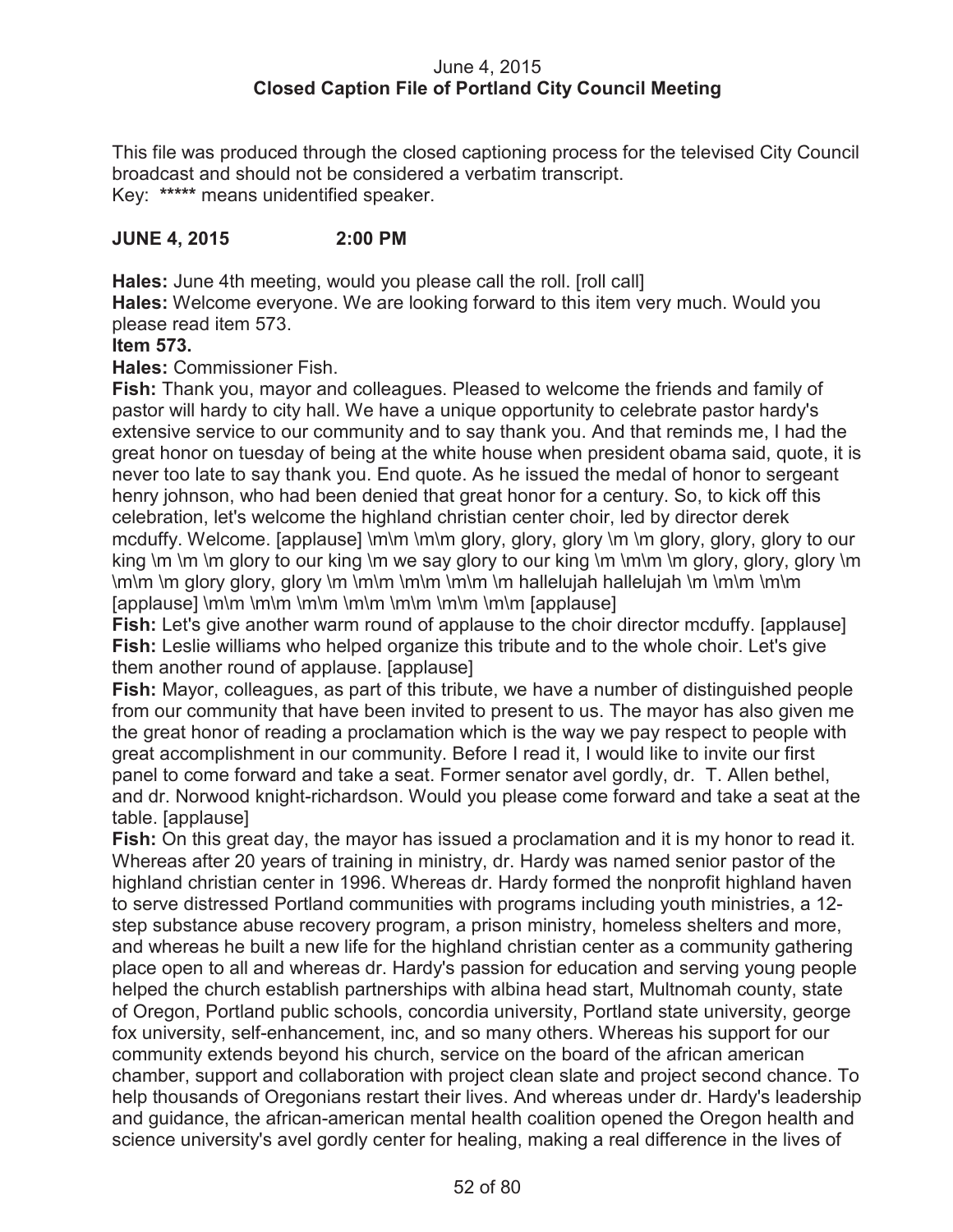June 4, 2015
**Closed Caption File of Portland City Council Meeting**

This file was produced through the closed captioning process for the televised City Council broadcast and should not be considered a verbatim transcript.
Key: ***** means unidentified speaker.

**JUNE 4, 2015 2:00 PM**

**Hales:** June 4th meeting, would you please call the roll. [roll call]
**Hales:** Welcome everyone. We are looking forward to this item very much. Would you please read item 573.
**Item 573.**
**Hales:** Commissioner Fish.
**Fish:** Thank you, mayor and colleagues. Pleased to welcome the friends and family of pastor will hardy to city hall. We have a unique opportunity to celebrate pastor hardy's extensive service to our community and to say thank you. And that reminds me, I had the great honor on tuesday of being at the white house when president obama said, quote, it is never too late to say thank you. End quote. As he issued the medal of honor to sergeant henry johnson, who had been denied that great honor for a century. So, to kick off this celebration, let's welcome the highland christian center choir, led by director derek mcduffy. Welcome. [applause] \m\m \m\m glory, glory, glory \m \m glory, glory, glory to our king \m \m \m glory to our king \m we say glory to our king \m \m\m \m glory, glory, glory \m \m\m \m glory glory, glory \m \m\m \m\m \m\m \m hallelujah hallelujah \m \m\m \m\m [applause] \m\m \m\m \m\m \m\m \m\m \m\m \m\m [applause]
**Fish:** Let's give another warm round of applause to the choir director mcduffy. [applause]
**Fish:** Leslie williams who helped organize this tribute and to the whole choir. Let's give them another round of applause. [applause]
**Fish:** Mayor, colleagues, as part of this tribute, we have a number of distinguished people from our community that have been invited to present to us. The mayor has also given me the great honor of reading a proclamation which is the way we pay respect to people with great accomplishment in our community. Before I read it, I would like to invite our first panel to come forward and take a seat. Former senator avel gordly, dr. T. Allen bethel, and dr. Norwood knight-richardson. Would you please come forward and take a seat at the table. [applause]
**Fish:** On this great day, the mayor has issued a proclamation and it is my honor to read it. Whereas after 20 years of training in ministry, dr. Hardy was named senior pastor of the highland christian center in 1996. Whereas dr. Hardy formed the nonprofit highland haven to serve distressed Portland communities with programs including youth ministries, a 12-step substance abuse recovery program, a prison ministry, homeless shelters and more, and whereas he built a new life for the highland christian center as a community gathering place open to all and whereas dr. Hardy's passion for education and serving young people helped the church establish partnerships with albina head start, Multnomah county, state of Oregon, Portland public schools, concordia university, Portland state university, george fox university, self-enhancement, inc, and so many others. Whereas his support for our community extends beyond his church, service on the board of the african american chamber, support and collaboration with project clean slate and project second chance. To help thousands of Oregonians restart their lives. And whereas under dr. Hardy's leadership and guidance, the african-american mental health coalition opened the Oregon health and science university's avel gordly center for healing, making a real difference in the lives of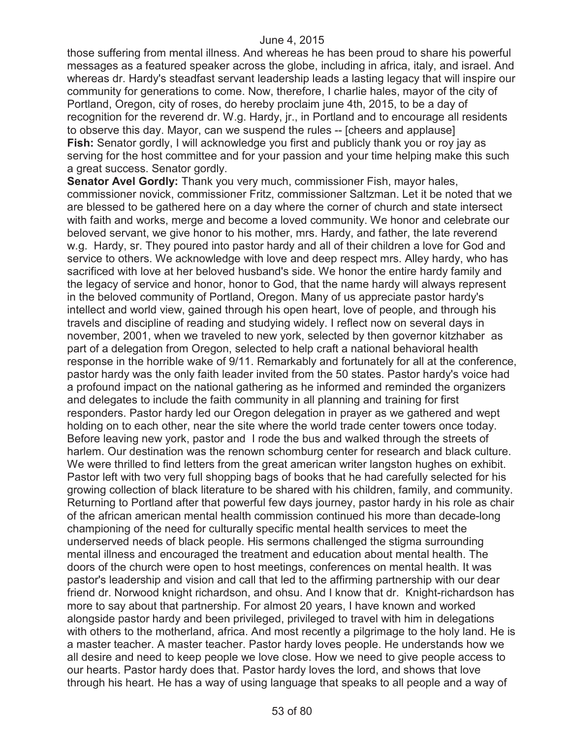those suffering from mental illness. And whereas he has been proud to share his powerful messages as a featured speaker across the globe, including in africa, italy, and israel. And whereas dr. Hardy's steadfast servant leadership leads a lasting legacy that will inspire our community for generations to come. Now, therefore, I charlie hales, mayor of the city of Portland, Oregon, city of roses, do hereby proclaim june 4th, 2015, to be a day of recognition for the reverend dr. W.g. Hardy, jr., in Portland and to encourage all residents to observe this day. Mayor, can we suspend the rules -- [cheers and applause]

**Fish:** Senator gordly, I will acknowledge you first and publicly thank you or roy jay as serving for the host committee and for your passion and your time helping make this such a great success. Senator gordly.

**Senator Avel Gordly:** Thank you very much, commissioner Fish, mayor hales, commissioner novick, commissioner Fritz, commissioner Saltzman. Let it be noted that we are blessed to be gathered here on a day where the corner of church and state intersect with faith and works, merge and become a loved community. We honor and celebrate our beloved servant, we give honor to his mother, mrs. Hardy, and father, the late reverend w.g. Hardy, sr. They poured into pastor hardy and all of their children a love for God and service to others. We acknowledge with love and deep respect mrs. Alley hardy, who has sacrificed with love at her beloved husband's side. We honor the entire hardy family and the legacy of service and honor, honor to God, that the name hardy will always represent in the beloved community of Portland, Oregon. Many of us appreciate pastor hardy's intellect and world view, gained through his open heart, love of people, and through his travels and discipline of reading and studying widely. I reflect now on several days in november, 2001, when we traveled to new york, selected by then governor kitzhaber as part of a delegation from Oregon, selected to help craft a national behavioral health response in the horrible wake of 9/11. Remarkably and fortunately for all at the conference, pastor hardy was the only faith leader invited from the 50 states. Pastor hardy's voice had a profound impact on the national gathering as he informed and reminded the organizers and delegates to include the faith community in all planning and training for first responders. Pastor hardy led our Oregon delegation in prayer as we gathered and wept holding on to each other, near the site where the world trade center towers once today. Before leaving new york, pastor and I rode the bus and walked through the streets of harlem. Our destination was the renown schomburg center for research and black culture. We were thrilled to find letters from the great american writer langston hughes on exhibit. Pastor left with two very full shopping bags of books that he had carefully selected for his growing collection of black literature to be shared with his children, family, and community. Returning to Portland after that powerful few days journey, pastor hardy in his role as chair of the african american mental health commission continued his more than decade-long championing of the need for culturally specific mental health services to meet the underserved needs of black people. His sermons challenged the stigma surrounding mental illness and encouraged the treatment and education about mental health. The doors of the church were open to host meetings, conferences on mental health. It was pastor's leadership and vision and call that led to the affirming partnership with our dear friend dr. Norwood knight richardson, and ohsu. And I know that dr. Knight-richardson has more to say about that partnership. For almost 20 years, I have known and worked alongside pastor hardy and been privileged, privileged to travel with him in delegations with others to the motherland, africa. And most recently a pilgrimage to the holy land. He is a master teacher. A master teacher. Pastor hardy loves people. He understands how we all desire and need to keep people we love close. How we need to give people access to our hearts. Pastor hardy does that. Pastor hardy loves the lord, and shows that love through his heart. He has a way of using language that speaks to all people and a way of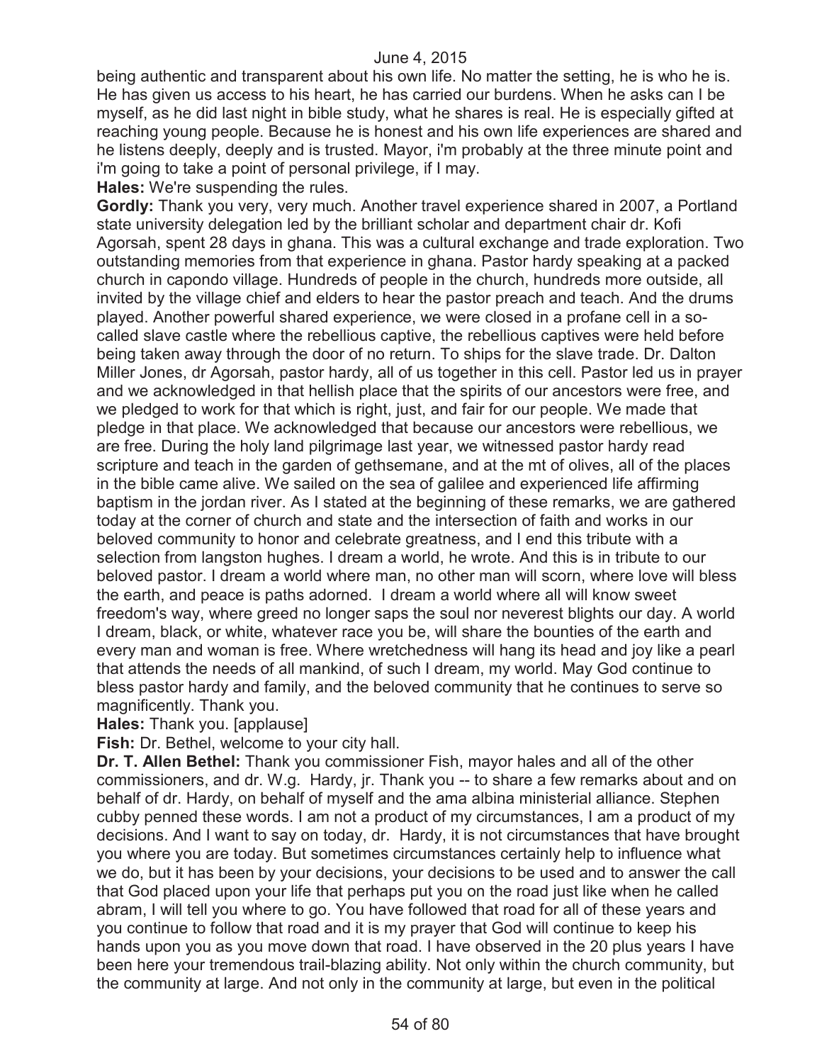being authentic and transparent about his own life. No matter the setting, he is who he is. He has given us access to his heart, he has carried our burdens. When he asks can I be myself, as he did last night in bible study, what he shares is real. He is especially gifted at reaching young people. Because he is honest and his own life experiences are shared and he listens deeply, deeply and is trusted. Mayor, i'm probably at the three minute point and i'm going to take a point of personal privilege, if I may.

**Hales:** We're suspending the rules.

**Gordly:** Thank you very, very much. Another travel experience shared in 2007, a Portland state university delegation led by the brilliant scholar and department chair dr. Kofi Agorsah, spent 28 days in ghana. This was a cultural exchange and trade exploration. Two outstanding memories from that experience in ghana. Pastor hardy speaking at a packed church in capondo village. Hundreds of people in the church, hundreds more outside, all invited by the village chief and elders to hear the pastor preach and teach. And the drums played. Another powerful shared experience, we were closed in a profane cell in a so-called slave castle where the rebellious captive, the rebellious captives were held before being taken away through the door of no return. To ships for the slave trade. Dr. Dalton Miller Jones, dr Agorsah, pastor hardy, all of us together in this cell. Pastor led us in prayer and we acknowledged in that hellish place that the spirits of our ancestors were free, and we pledged to work for that which is right, just, and fair for our people. We made that pledge in that place. We acknowledged that because our ancestors were rebellious, we are free. During the holy land pilgrimage last year, we witnessed pastor hardy read scripture and teach in the garden of gethsemane, and at the mt of olives, all of the places in the bible came alive. We sailed on the sea of galilee and experienced life affirming baptism in the jordan river. As I stated at the beginning of these remarks, we are gathered today at the corner of church and state and the intersection of faith and works in our beloved community to honor and celebrate greatness, and I end this tribute with a selection from langston hughes. I dream a world, he wrote. And this is in tribute to our beloved pastor. I dream a world where man, no other man will scorn, where love will bless the earth, and peace is paths adorned. I dream a world where all will know sweet freedom's way, where greed no longer saps the soul nor neverest blights our day. A world I dream, black, or white, whatever race you be, will share the bounties of the earth and every man and woman is free. Where wretchedness will hang its head and joy like a pearl that attends the needs of all mankind, of such I dream, my world. May God continue to bless pastor hardy and family, and the beloved community that he continues to serve so magnificently. Thank you.

**Hales:** Thank you. [applause]

**Fish:** Dr. Bethel, welcome to your city hall.

**Dr. T. Allen Bethel:** Thank you commissioner Fish, mayor hales and all of the other commissioners, and dr. W.g. Hardy, jr. Thank you -- to share a few remarks about and on behalf of dr. Hardy, on behalf of myself and the ama albina ministerial alliance. Stephen cubby penned these words. I am not a product of my circumstances, I am a product of my decisions. And I want to say on today, dr. Hardy, it is not circumstances that have brought you where you are today. But sometimes circumstances certainly help to influence what we do, but it has been by your decisions, your decisions to be used and to answer the call that God placed upon your life that perhaps put you on the road just like when he called abram, I will tell you where to go. You have followed that road for all of these years and you continue to follow that road and it is my prayer that God will continue to keep his hands upon you as you move down that road. I have observed in the 20 plus years I have been here your tremendous trail-blazing ability. Not only within the church community, but the community at large. And not only in the community at large, but even in the political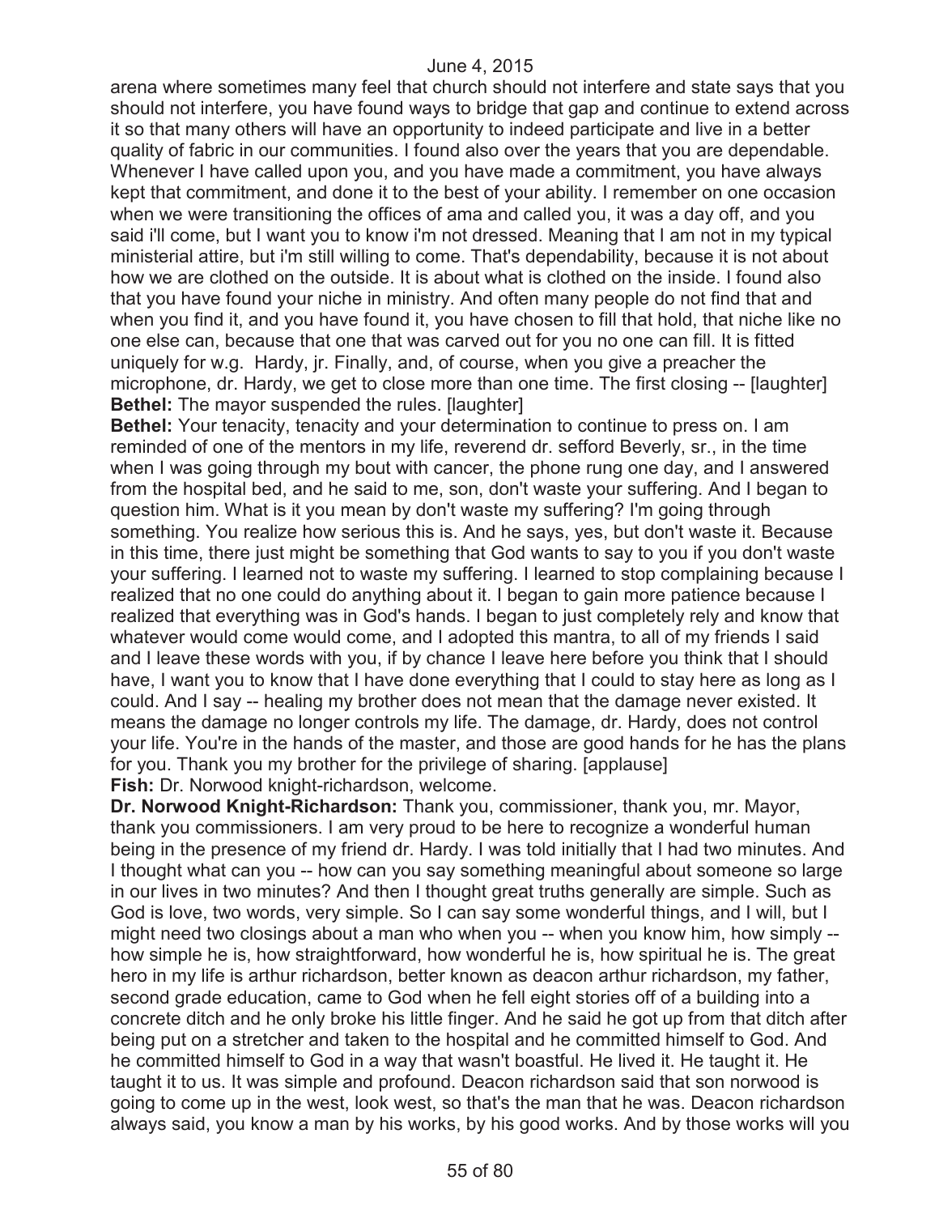arena where sometimes many feel that church should not interfere and state says that you should not interfere, you have found ways to bridge that gap and continue to extend across it so that many others will have an opportunity to indeed participate and live in a better quality of fabric in our communities. I found also over the years that you are dependable. Whenever I have called upon you, and you have made a commitment, you have always kept that commitment, and done it to the best of your ability. I remember on one occasion when we were transitioning the offices of ama and called you, it was a day off, and you said i'll come, but I want you to know i'm not dressed. Meaning that I am not in my typical ministerial attire, but i'm still willing to come. That's dependability, because it is not about how we are clothed on the outside. It is about what is clothed on the inside. I found also that you have found your niche in ministry. And often many people do not find that and when you find it, and you have found it, you have chosen to fill that hold, that niche like no one else can, because that one that was carved out for you no one can fill. It is fitted uniquely for w.g. Hardy, jr. Finally, and, of course, when you give a preacher the microphone, dr. Hardy, we get to close more than one time. The first closing -- [laughter]
**Bethel:** The mayor suspended the rules. [laughter]
**Bethel:** Your tenacity, tenacity and your determination to continue to press on. I am reminded of one of the mentors in my life, reverend dr. sefford Beverly, sr., in the time when I was going through my bout with cancer, the phone rung one day, and I answered from the hospital bed, and he said to me, son, don't waste your suffering. And I began to question him. What is it you mean by don't waste my suffering? I'm going through something. You realize how serious this is. And he says, yes, but don't waste it. Because in this time, there just might be something that God wants to say to you if you don't waste your suffering. I learned not to waste my suffering. I learned to stop complaining because I realized that no one could do anything about it. I began to gain more patience because I realized that everything was in God's hands. I began to just completely rely and know that whatever would come would come, and I adopted this mantra, to all of my friends I said and I leave these words with you, if by chance I leave here before you think that I should have, I want you to know that I have done everything that I could to stay here as long as I could. And I say -- healing my brother does not mean that the damage never existed. It means the damage no longer controls my life. The damage, dr. Hardy, does not control your life. You're in the hands of the master, and those are good hands for he has the plans for you. Thank you my brother for the privilege of sharing. [applause]
**Fish:** Dr. Norwood knight-richardson, welcome.
**Dr. Norwood Knight-Richardson:** Thank you, commissioner, thank you, mr. Mayor, thank you commissioners. I am very proud to be here to recognize a wonderful human being in the presence of my friend dr. Hardy. I was told initially that I had two minutes. And I thought what can you -- how can you say something meaningful about someone so large in our lives in two minutes? And then I thought great truths generally are simple. Such as God is love, two words, very simple. So I can say some wonderful things, and I will, but I might need two closings about a man who when you -- when you know him, how simply -- how simple he is, how straightforward, how wonderful he is, how spiritual he is. The great hero in my life is arthur richardson, better known as deacon arthur richardson, my father, second grade education, came to God when he fell eight stories off of a building into a concrete ditch and he only broke his little finger. And he said he got up from that ditch after being put on a stretcher and taken to the hospital and he committed himself to God. And he committed himself to God in a way that wasn't boastful. He lived it. He taught it. He taught it to us. It was simple and profound. Deacon richardson said that son norwood is going to come up in the west, look west, so that's the man that he was. Deacon richardson always said, you know a man by his works, by his good works. And by those works will you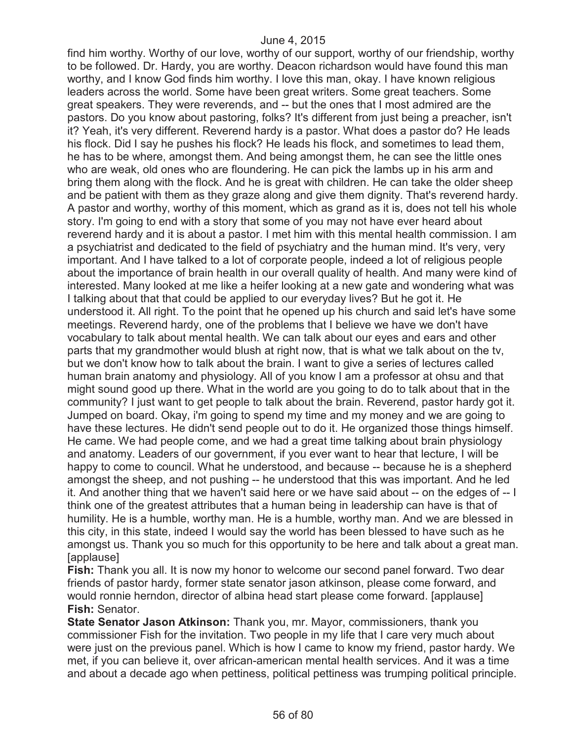find him worthy. Worthy of our love, worthy of our support, worthy of our friendship, worthy to be followed. Dr. Hardy, you are worthy. Deacon richardson would have found this man worthy, and I know God finds him worthy. I love this man, okay. I have known religious leaders across the world. Some have been great writers. Some great teachers. Some great speakers. They were reverends, and -- but the ones that I most admired are the pastors. Do you know about pastoring, folks? It's different from just being a preacher, isn't it? Yeah, it's very different. Reverend hardy is a pastor. What does a pastor do? He leads his flock. Did I say he pushes his flock? He leads his flock, and sometimes to lead them, he has to be where, amongst them. And being amongst them, he can see the little ones who are weak, old ones who are floundering. He can pick the lambs up in his arm and bring them along with the flock. And he is great with children. He can take the older sheep and be patient with them as they graze along and give them dignity. That's reverend hardy. A pastor and worthy, worthy of this moment, which as grand as it is, does not tell his whole story. I'm going to end with a story that some of you may not have ever heard about reverend hardy and it is about a pastor. I met him with this mental health commission. I am a psychiatrist and dedicated to the field of psychiatry and the human mind. It's very, very important. And I have talked to a lot of corporate people, indeed a lot of religious people about the importance of brain health in our overall quality of health. And many were kind of interested. Many looked at me like a heifer looking at a new gate and wondering what was I talking about that that could be applied to our everyday lives? But he got it. He understood it. All right. To the point that he opened up his church and said let's have some meetings. Reverend hardy, one of the problems that I believe we have we don't have vocabulary to talk about mental health. We can talk about our eyes and ears and other parts that my grandmother would blush at right now, that is what we talk about on the tv, but we don't know how to talk about the brain. I want to give a series of lectures called human brain anatomy and physiology. All of you know I am a professor at ohsu and that might sound good up there. What in the world are you going to do to talk about that in the community? I just want to get people to talk about the brain. Reverend, pastor hardy got it. Jumped on board. Okay, i'm going to spend my time and my money and we are going to have these lectures. He didn't send people out to do it. He organized those things himself. He came. We had people come, and we had a great time talking about brain physiology and anatomy. Leaders of our government, if you ever want to hear that lecture, I will be happy to come to council. What he understood, and because -- because he is a shepherd amongst the sheep, and not pushing -- he understood that this was important. And he led it. And another thing that we haven't said here or we have said about -- on the edges of -- I think one of the greatest attributes that a human being in leadership can have is that of humility. He is a humble, worthy man. He is a humble, worthy man. And we are blessed in this city, in this state, indeed I would say the world has been blessed to have such as he amongst us. Thank you so much for this opportunity to be here and talk about a great man. [applause]

**Fish:** Thank you all. It is now my honor to welcome our second panel forward. Two dear friends of pastor hardy, former state senator jason atkinson, please come forward, and would ronnie herndon, director of albina head start please come forward. [applause]

**Fish:** Senator.

**State Senator Jason Atkinson:** Thank you, mr. Mayor, commissioners, thank you commissioner Fish for the invitation. Two people in my life that I care very much about were just on the previous panel. Which is how I came to know my friend, pastor hardy. We met, if you can believe it, over african-american mental health services. And it was a time and about a decade ago when pettiness, political pettiness was trumping political principle.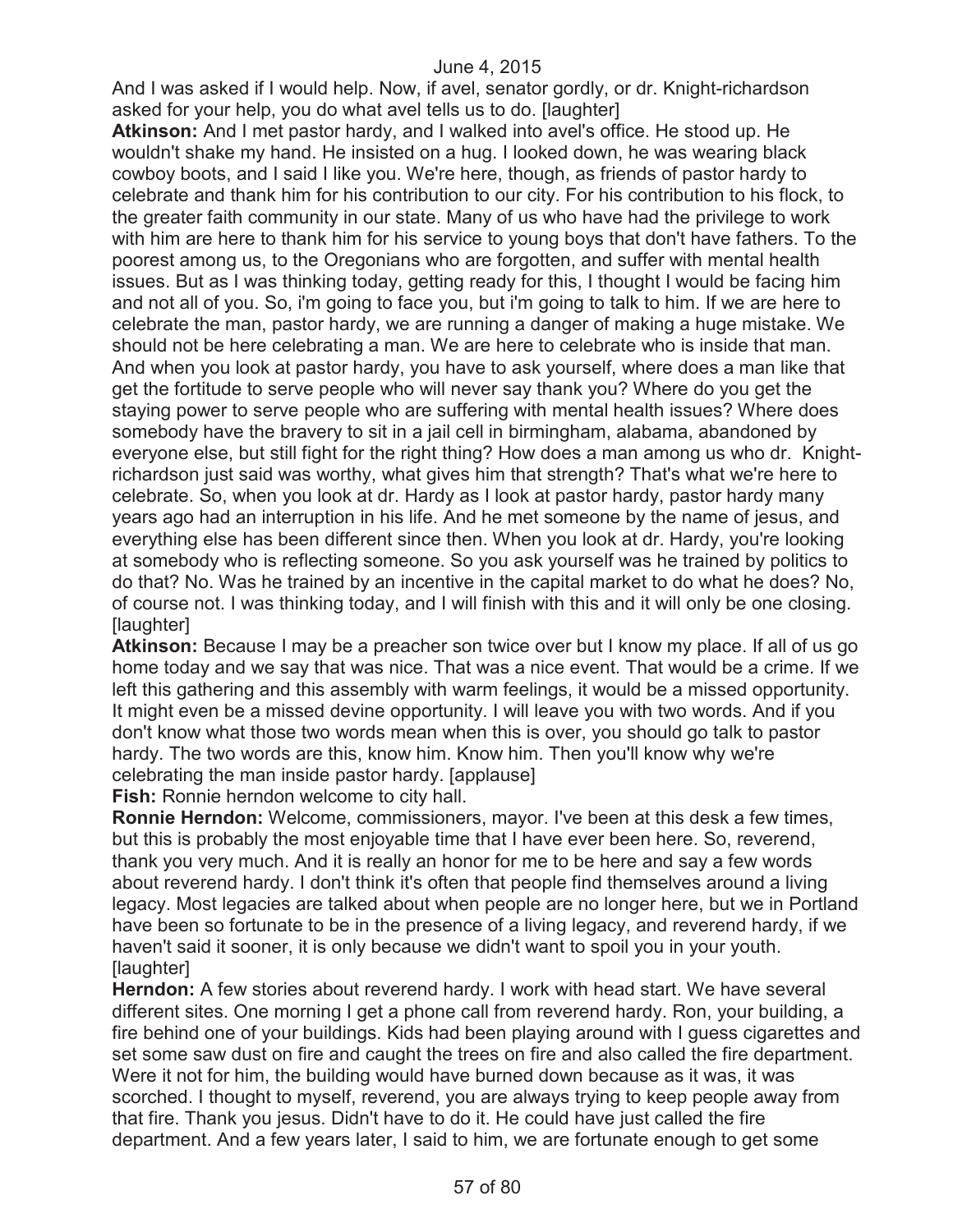And I was asked if I would help. Now, if avel, senator gordly, or dr. Knight-richardson asked for your help, you do what avel tells us to do. [laughter]

**Atkinson:** And I met pastor hardy, and I walked into avel's office. He stood up. He wouldn't shake my hand. He insisted on a hug. I looked down, he was wearing black cowboy boots, and I said I like you. We're here, though, as friends of pastor hardy to celebrate and thank him for his contribution to our city. For his contribution to his flock, to the greater faith community in our state. Many of us who have had the privilege to work with him are here to thank him for his service to young boys that don't have fathers. To the poorest among us, to the Oregonians who are forgotten, and suffer with mental health issues. But as I was thinking today, getting ready for this, I thought I would be facing him and not all of you. So, i'm going to face you, but i'm going to talk to him. If we are here to celebrate the man, pastor hardy, we are running a danger of making a huge mistake. We should not be here celebrating a man. We are here to celebrate who is inside that man. And when you look at pastor hardy, you have to ask yourself, where does a man like that get the fortitude to serve people who will never say thank you? Where do you get the staying power to serve people who are suffering with mental health issues? Where does somebody have the bravery to sit in a jail cell in birmingham, alabama, abandoned by everyone else, but still fight for the right thing? How does a man among us who dr. Knight-richardson just said was worthy, what gives him that strength? That's what we're here to celebrate. So, when you look at dr. Hardy as I look at pastor hardy, pastor hardy many years ago had an interruption in his life. And he met someone by the name of jesus, and everything else has been different since then. When you look at dr. Hardy, you're looking at somebody who is reflecting someone. So you ask yourself was he trained by politics to do that? No. Was he trained by an incentive in the capital market to do what he does? No, of course not. I was thinking today, and I will finish with this and it will only be one closing. [laughter]

**Atkinson:** Because I may be a preacher son twice over but I know my place. If all of us go home today and we say that was nice. That was a nice event. That would be a crime. If we left this gathering and this assembly with warm feelings, it would be a missed opportunity. It might even be a missed devine opportunity. I will leave you with two words. And if you don't know what those two words mean when this is over, you should go talk to pastor hardy. The two words are this, know him. Know him. Then you'll know why we're celebrating the man inside pastor hardy. [applause]

**Fish:** Ronnie herndon welcome to city hall.

**Ronnie Herndon:** Welcome, commissioners, mayor. I've been at this desk a few times, but this is probably the most enjoyable time that I have ever been here. So, reverend, thank you very much. And it is really an honor for me to be here and say a few words about reverend hardy. I don't think it's often that people find themselves around a living legacy. Most legacies are talked about when people are no longer here, but we in Portland have been so fortunate to be in the presence of a living legacy, and reverend hardy, if we haven't said it sooner, it is only because we didn't want to spoil you in your youth. [laughter]

**Herndon:** A few stories about reverend hardy. I work with head start. We have several different sites. One morning I get a phone call from reverend hardy. Ron, your building, a fire behind one of your buildings. Kids had been playing around with I guess cigarettes and set some saw dust on fire and caught the trees on fire and also called the fire department. Were it not for him, the building would have burned down because as it was, it was scorched. I thought to myself, reverend, you are always trying to keep people away from that fire. Thank you jesus. Didn't have to do it. He could have just called the fire department. And a few years later, I said to him, we are fortunate enough to get some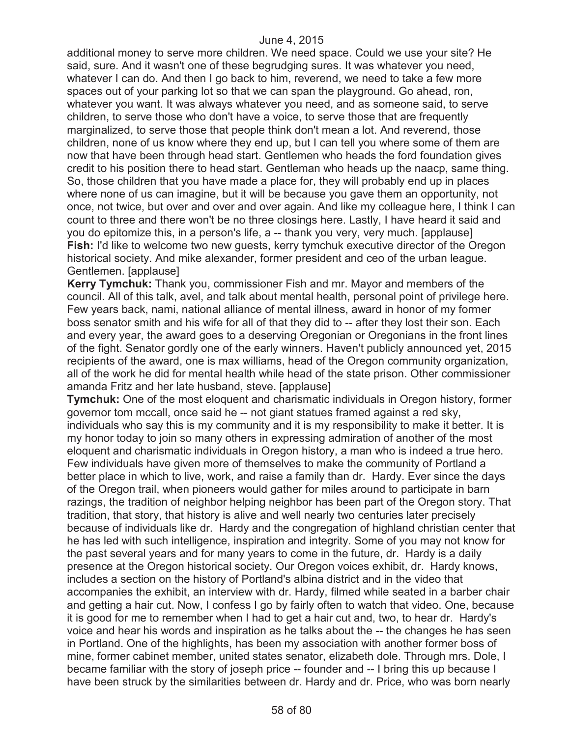additional money to serve more children. We need space. Could we use your site? He said, sure. And it wasn't one of these begrudging sures. It was whatever you need, whatever I can do. And then I go back to him, reverend, we need to take a few more spaces out of your parking lot so that we can span the playground. Go ahead, ron, whatever you want. It was always whatever you need, and as someone said, to serve children, to serve those who don't have a voice, to serve those that are frequently marginalized, to serve those that people think don't mean a lot. And reverend, those children, none of us know where they end up, but I can tell you where some of them are now that have been through head start. Gentlemen who heads the ford foundation gives credit to his position there to head start. Gentleman who heads up the naacp, same thing. So, those children that you have made a place for, they will probably end up in places where none of us can imagine, but it will be because you gave them an opportunity, not once, not twice, but over and over and over again. And like my colleague here, I think I can count to three and there won't be no three closings here. Lastly, I have heard it said and you do epitomize this, in a person's life, a -- thank you very, very much. [applause]

**Fish:** I'd like to welcome two new guests, kerry tymchuk executive director of the Oregon historical society. And mike alexander, former president and ceo of the urban league. Gentlemen. [applause]

**Kerry Tymchuk:** Thank you, commissioner Fish and mr. Mayor and members of the council. All of this talk, avel, and talk about mental health, personal point of privilege here. Few years back, nami, national alliance of mental illness, award in honor of my former boss senator smith and his wife for all of that they did to -- after they lost their son. Each and every year, the award goes to a deserving Oregonian or Oregonians in the front lines of the fight. Senator gordly one of the early winners. Haven't publicly announced yet, 2015 recipients of the award, one is max williams, head of the Oregon community organization, all of the work he did for mental health while head of the state prison. Other commissioner amanda Fritz and her late husband, steve. [applause]

**Tymchuk:** One of the most eloquent and charismatic individuals in Oregon history, former governor tom mccall, once said he -- not giant statues framed against a red sky, individuals who say this is my community and it is my responsibility to make it better. It is my honor today to join so many others in expressing admiration of another of the most eloquent and charismatic individuals in Oregon history, a man who is indeed a true hero. Few individuals have given more of themselves to make the community of Portland a better place in which to live, work, and raise a family than dr. Hardy. Ever since the days of the Oregon trail, when pioneers would gather for miles around to participate in barn razings, the tradition of neighbor helping neighbor has been part of the Oregon story. That tradition, that story, that history is alive and well nearly two centuries later precisely because of individuals like dr. Hardy and the congregation of highland christian center that he has led with such intelligence, inspiration and integrity. Some of you may not know for the past several years and for many years to come in the future, dr. Hardy is a daily presence at the Oregon historical society. Our Oregon voices exhibit, dr. Hardy knows, includes a section on the history of Portland's albina district and in the video that accompanies the exhibit, an interview with dr. Hardy, filmed while seated in a barber chair and getting a hair cut. Now, I confess I go by fairly often to watch that video. One, because it is good for me to remember when I had to get a hair cut and, two, to hear dr. Hardy's voice and hear his words and inspiration as he talks about the -- the changes he has seen in Portland. One of the highlights, has been my association with another former boss of mine, former cabinet member, united states senator, elizabeth dole. Through mrs. Dole, I became familiar with the story of joseph price -- founder and -- I bring this up because I have been struck by the similarities between dr. Hardy and dr. Price, who was born nearly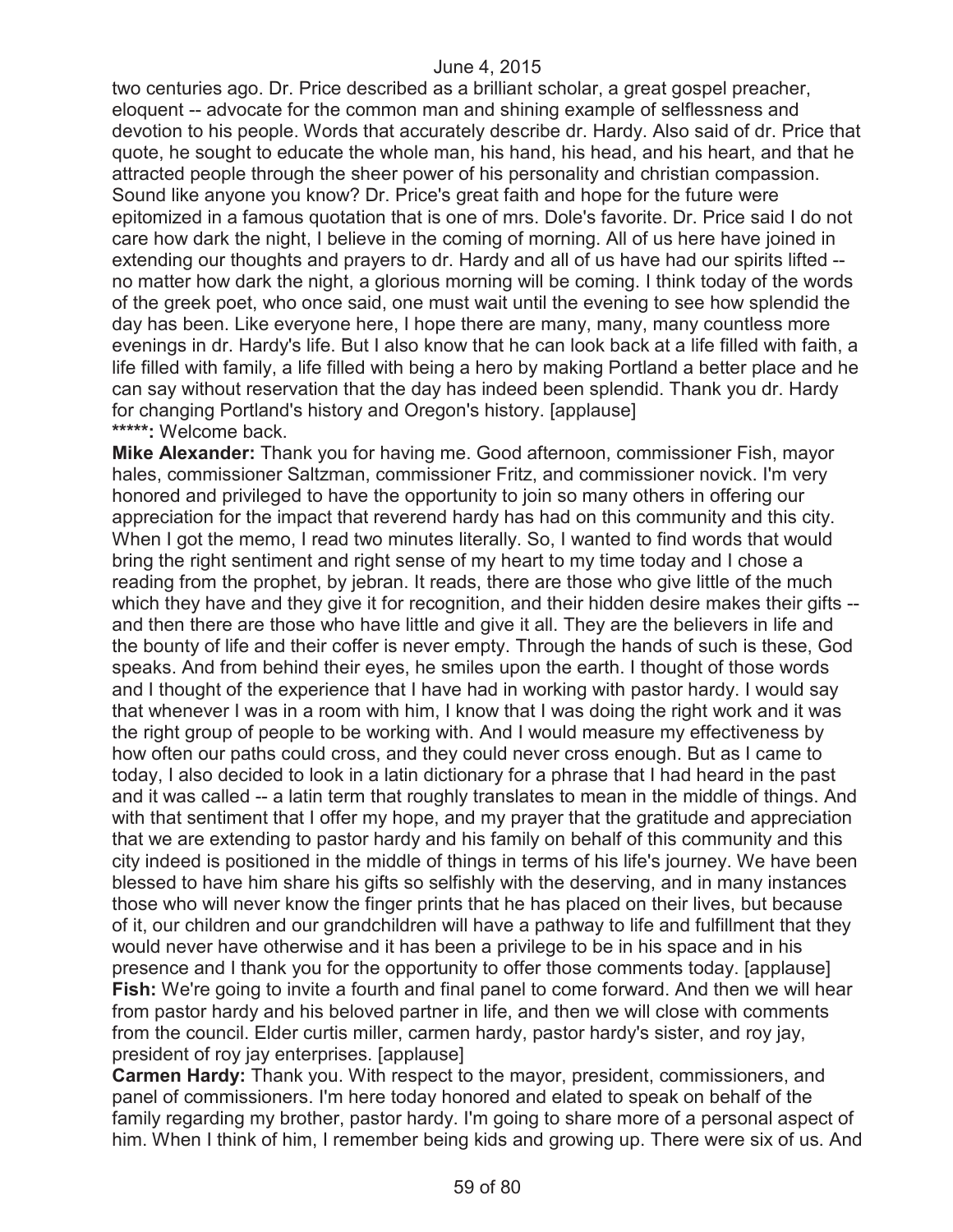two centuries ago. Dr. Price described as a brilliant scholar, a great gospel preacher, eloquent -- advocate for the common man and shining example of selflessness and devotion to his people. Words that accurately describe dr. Hardy. Also said of dr. Price that quote, he sought to educate the whole man, his hand, his head, and his heart, and that he attracted people through the sheer power of his personality and christian compassion. Sound like anyone you know? Dr. Price's great faith and hope for the future were epitomized in a famous quotation that is one of mrs. Dole's favorite. Dr. Price said I do not care how dark the night, I believe in the coming of morning. All of us here have joined in extending our thoughts and prayers to dr. Hardy and all of us have had our spirits lifted -- no matter how dark the night, a glorious morning will be coming. I think today of the words of the greek poet, who once said, one must wait until the evening to see how splendid the day has been. Like everyone here, I hope there are many, many, many countless more evenings in dr. Hardy's life. But I also know that he can look back at a life filled with faith, a life filled with family, a life filled with being a hero by making Portland a better place and he can say without reservation that the day has indeed been splendid. Thank you dr. Hardy for changing Portland's history and Oregon's history. [applause]

**\*\*\*\*\*:** Welcome back.

**Mike Alexander:** Thank you for having me. Good afternoon, commissioner Fish, mayor hales, commissioner Saltzman, commissioner Fritz, and commissioner novick. I'm very honored and privileged to have the opportunity to join so many others in offering our appreciation for the impact that reverend hardy has had on this community and this city. When I got the memo, I read two minutes literally. So, I wanted to find words that would bring the right sentiment and right sense of my heart to my time today and I chose a reading from the prophet, by jebran. It reads, there are those who give little of the much which they have and they give it for recognition, and their hidden desire makes their gifts -- and then there are those who have little and give it all. They are the believers in life and the bounty of life and their coffer is never empty. Through the hands of such is these, God speaks. And from behind their eyes, he smiles upon the earth. I thought of those words and I thought of the experience that I have had in working with pastor hardy. I would say that whenever I was in a room with him, I know that I was doing the right work and it was the right group of people to be working with. And I would measure my effectiveness by how often our paths could cross, and they could never cross enough. But as I came to today, I also decided to look in a latin dictionary for a phrase that I had heard in the past and it was called -- a latin term that roughly translates to mean in the middle of things. And with that sentiment that I offer my hope, and my prayer that the gratitude and appreciation that we are extending to pastor hardy and his family on behalf of this community and this city indeed is positioned in the middle of things in terms of his life's journey. We have been blessed to have him share his gifts so selfishly with the deserving, and in many instances those who will never know the finger prints that he has placed on their lives, but because of it, our children and our grandchildren will have a pathway to life and fulfillment that they would never have otherwise and it has been a privilege to be in his space and in his presence and I thank you for the opportunity to offer those comments today. [applause]

**Fish:** We're going to invite a fourth and final panel to come forward. And then we will hear from pastor hardy and his beloved partner in life, and then we will close with comments from the council. Elder curtis miller, carmen hardy, pastor hardy's sister, and roy jay, president of roy jay enterprises. [applause]

**Carmen Hardy:** Thank you. With respect to the mayor, president, commissioners, and panel of commissioners. I'm here today honored and elated to speak on behalf of the family regarding my brother, pastor hardy. I'm going to share more of a personal aspect of him. When I think of him, I remember being kids and growing up. There were six of us. And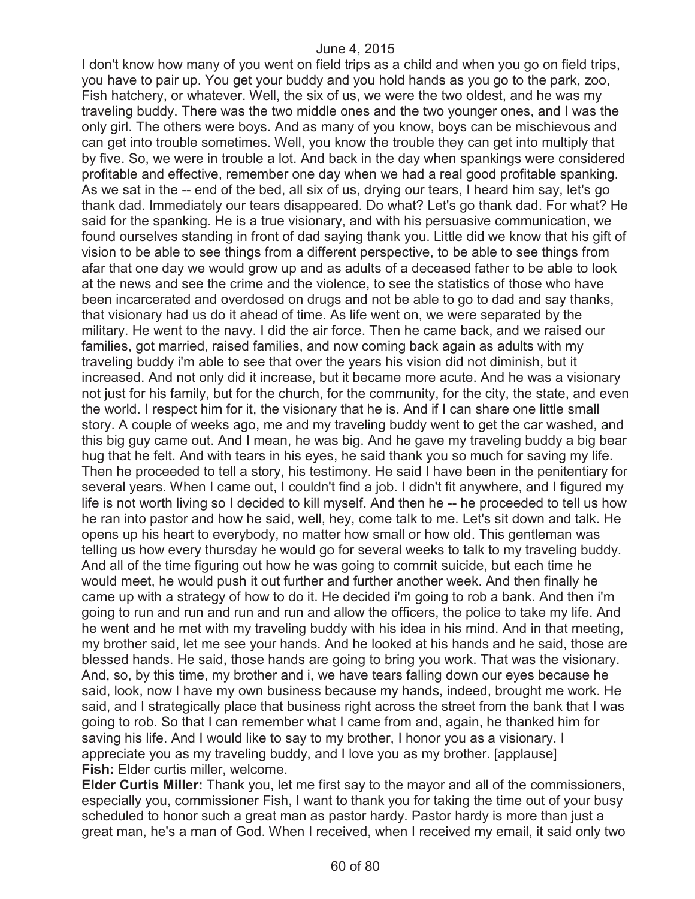I don't know how many of you went on field trips as a child and when you go on field trips, you have to pair up. You get your buddy and you hold hands as you go to the park, zoo, Fish hatchery, or whatever. Well, the six of us, we were the two oldest, and he was my traveling buddy. There was the two middle ones and the two younger ones, and I was the only girl. The others were boys. And as many of you know, boys can be mischievous and can get into trouble sometimes. Well, you know the trouble they can get into multiply that by five. So, we were in trouble a lot. And back in the day when spankings were considered profitable and effective, remember one day when we had a real good profitable spanking. As we sat in the -- end of the bed, all six of us, drying our tears, I heard him say, let's go thank dad. Immediately our tears disappeared. Do what? Let's go thank dad. For what? He said for the spanking. He is a true visionary, and with his persuasive communication, we found ourselves standing in front of dad saying thank you. Little did we know that his gift of vision to be able to see things from a different perspective, to be able to see things from afar that one day we would grow up and as adults of a deceased father to be able to look at the news and see the crime and the violence, to see the statistics of those who have been incarcerated and overdosed on drugs and not be able to go to dad and say thanks, that visionary had us do it ahead of time. As life went on, we were separated by the military. He went to the navy. I did the air force. Then he came back, and we raised our families, got married, raised families, and now coming back again as adults with my traveling buddy i'm able to see that over the years his vision did not diminish, but it increased. And not only did it increase, but it became more acute. And he was a visionary not just for his family, but for the church, for the community, for the city, the state, and even the world. I respect him for it, the visionary that he is. And if I can share one little small story. A couple of weeks ago, me and my traveling buddy went to get the car washed, and this big guy came out. And I mean, he was big. And he gave my traveling buddy a big bear hug that he felt. And with tears in his eyes, he said thank you so much for saving my life. Then he proceeded to tell a story, his testimony. He said I have been in the penitentiary for several years. When I came out, I couldn't find a job. I didn't fit anywhere, and I figured my life is not worth living so I decided to kill myself. And then he -- he proceeded to tell us how he ran into pastor and how he said, well, hey, come talk to me. Let's sit down and talk. He opens up his heart to everybody, no matter how small or how old. This gentleman was telling us how every thursday he would go for several weeks to talk to my traveling buddy. And all of the time figuring out how he was going to commit suicide, but each time he would meet, he would push it out further and further another week. And then finally he came up with a strategy of how to do it. He decided i'm going to rob a bank. And then i'm going to run and run and run and run and allow the officers, the police to take my life. And he went and he met with my traveling buddy with his idea in his mind. And in that meeting, my brother said, let me see your hands. And he looked at his hands and he said, those are blessed hands. He said, those hands are going to bring you work. That was the visionary. And, so, by this time, my brother and i, we have tears falling down our eyes because he said, look, now I have my own business because my hands, indeed, brought me work. He said, and I strategically place that business right across the street from the bank that I was going to rob. So that I can remember what I came from and, again, he thanked him for saving his life. And I would like to say to my brother, I honor you as a visionary. I appreciate you as my traveling buddy, and I love you as my brother. [applause]

**Fish:** Elder curtis miller, welcome.

**Elder Curtis Miller:** Thank you, let me first say to the mayor and all of the commissioners, especially you, commissioner Fish, I want to thank you for taking the time out of your busy scheduled to honor such a great man as pastor hardy. Pastor hardy is more than just a great man, he's a man of God. When I received, when I received my email, it said only two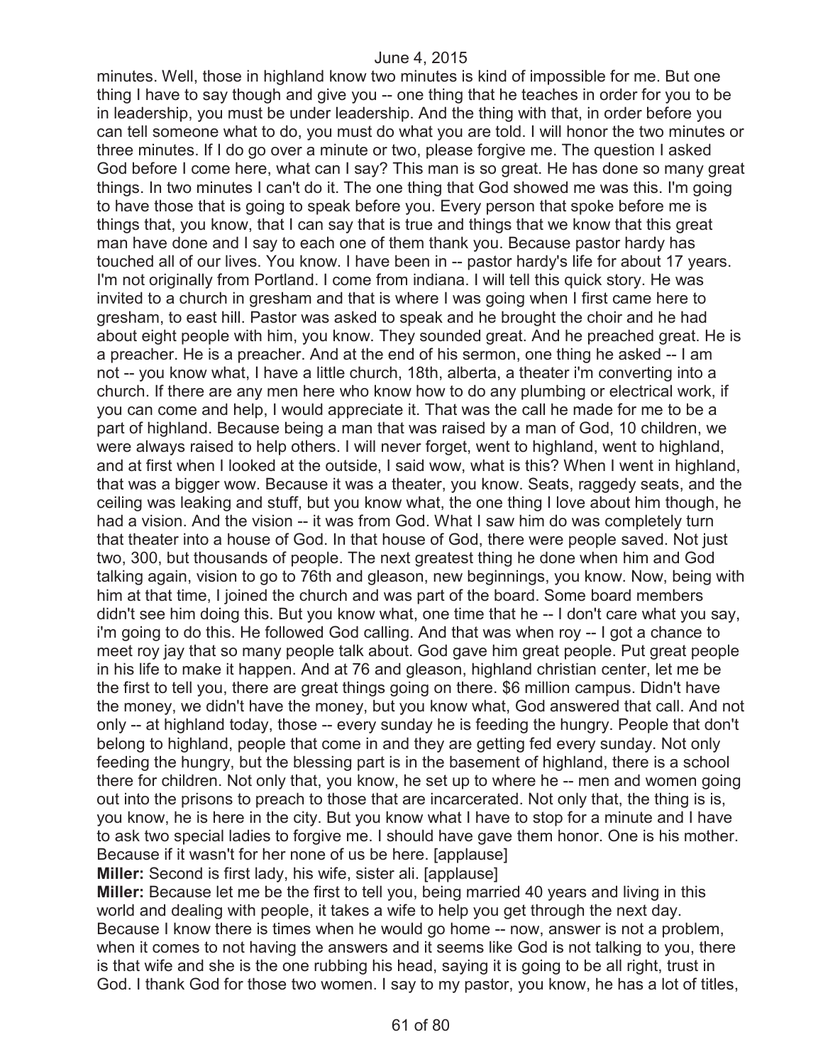minutes. Well, those in highland know two minutes is kind of impossible for me. But one thing I have to say though and give you -- one thing that he teaches in order for you to be in leadership, you must be under leadership. And the thing with that, in order before you can tell someone what to do, you must do what you are told. I will honor the two minutes or three minutes. If I do go over a minute or two, please forgive me. The question I asked God before I come here, what can I say? This man is so great. He has done so many great things. In two minutes I can't do it. The one thing that God showed me was this. I'm going to have those that is going to speak before you. Every person that spoke before me is things that, you know, that I can say that is true and things that we know that this great man have done and I say to each one of them thank you. Because pastor hardy has touched all of our lives. You know. I have been in -- pastor hardy's life for about 17 years. I'm not originally from Portland. I come from indiana. I will tell this quick story. He was invited to a church in gresham and that is where I was going when I first came here to gresham, to east hill. Pastor was asked to speak and he brought the choir and he had about eight people with him, you know. They sounded great. And he preached great. He is a preacher. He is a preacher. And at the end of his sermon, one thing he asked -- I am not -- you know what, I have a little church, 18th, alberta, a theater i'm converting into a church. If there are any men here who know how to do any plumbing or electrical work, if you can come and help, I would appreciate it. That was the call he made for me to be a part of highland. Because being a man that was raised by a man of God, 10 children, we were always raised to help others. I will never forget, went to highland, went to highland, and at first when I looked at the outside, I said wow, what is this? When I went in highland, that was a bigger wow. Because it was a theater, you know. Seats, raggedy seats, and the ceiling was leaking and stuff, but you know what, the one thing I love about him though, he had a vision. And the vision -- it was from God. What I saw him do was completely turn that theater into a house of God. In that house of God, there were people saved. Not just two, 300, but thousands of people. The next greatest thing he done when him and God talking again, vision to go to 76th and gleason, new beginnings, you know. Now, being with him at that time, I joined the church and was part of the board. Some board members didn't see him doing this. But you know what, one time that he -- I don't care what you say, i'm going to do this. He followed God calling. And that was when roy -- I got a chance to meet roy jay that so many people talk about. God gave him great people. Put great people in his life to make it happen. And at 76 and gleason, highland christian center, let me be the first to tell you, there are great things going on there. $6 million campus. Didn't have the money, we didn't have the money, but you know what, God answered that call. And not only -- at highland today, those -- every sunday he is feeding the hungry. People that don't belong to highland, people that come in and they are getting fed every sunday. Not only feeding the hungry, but the blessing part is in the basement of highland, there is a school there for children. Not only that, you know, he set up to where he -- men and women going out into the prisons to preach to those that are incarcerated. Not only that, the thing is is, you know, he is here in the city. But you know what I have to stop for a minute and I have to ask two special ladies to forgive me. I should have gave them honor. One is his mother. Because if it wasn't for her none of us be here. [applause]

**Miller:** Second is first lady, his wife, sister ali. [applause]

**Miller:** Because let me be the first to tell you, being married 40 years and living in this world and dealing with people, it takes a wife to help you get through the next day. Because I know there is times when he would go home -- now, answer is not a problem, when it comes to not having the answers and it seems like God is not talking to you, there is that wife and she is the one rubbing his head, saying it is going to be all right, trust in God. I thank God for those two women. I say to my pastor, you know, he has a lot of titles,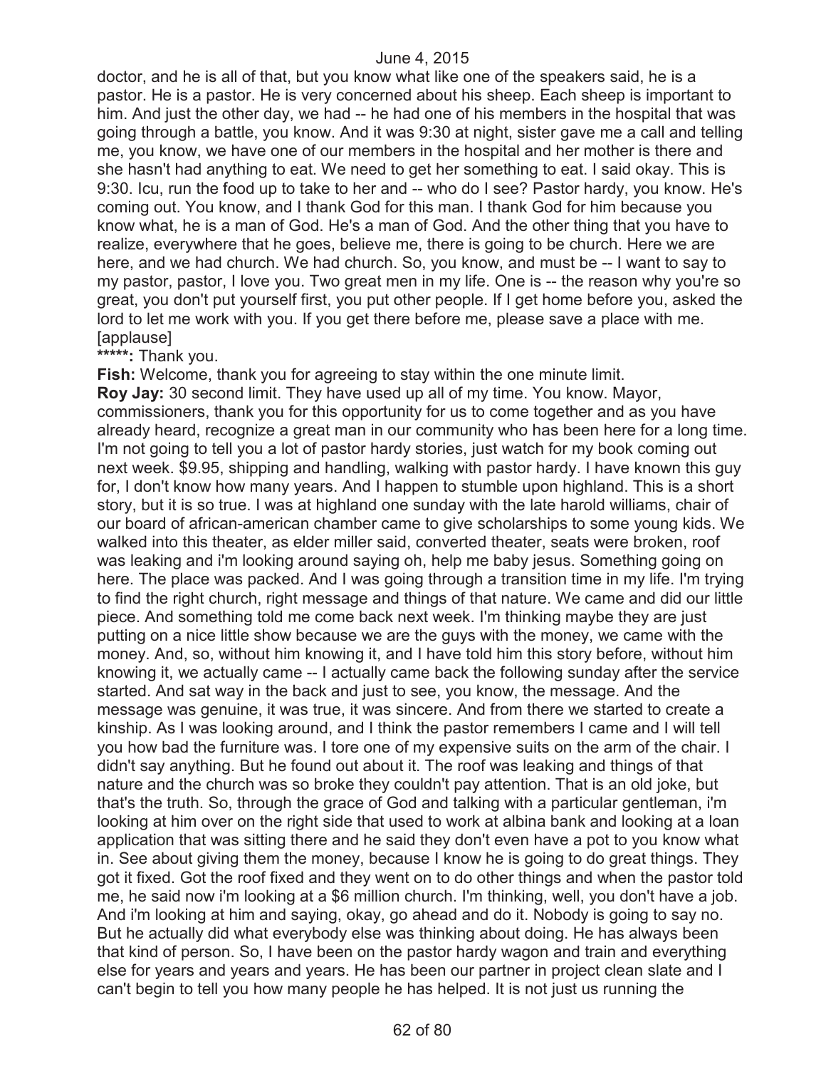doctor, and he is all of that, but you know what like one of the speakers said, he is a pastor. He is a pastor. He is very concerned about his sheep. Each sheep is important to him. And just the other day, we had -- he had one of his members in the hospital that was going through a battle, you know. And it was 9:30 at night, sister gave me a call and telling me, you know, we have one of our members in the hospital and her mother is there and she hasn't had anything to eat. We need to get her something to eat. I said okay. This is 9:30. Icu, run the food up to take to her and -- who do I see? Pastor hardy, you know. He's coming out. You know, and I thank God for this man. I thank God for him because you know what, he is a man of God. He's a man of God. And the other thing that you have to realize, everywhere that he goes, believe me, there is going to be church. Here we are here, and we had church. We had church. So, you know, and must be -- I want to say to my pastor, pastor, I love you. Two great men in my life. One is -- the reason why you're so great, you don't put yourself first, you put other people. If I get home before you, asked the lord to let me work with you. If you get there before me, please save a place with me. [applause]

**\*\*\*\*\*:** Thank you.

**Fish:** Welcome, thank you for agreeing to stay within the one minute limit.

**Roy Jay:** 30 second limit. They have used up all of my time. You know. Mayor, commissioners, thank you for this opportunity for us to come together and as you have already heard, recognize a great man in our community who has been here for a long time. I'm not going to tell you a lot of pastor hardy stories, just watch for my book coming out next week. $9.95, shipping and handling, walking with pastor hardy. I have known this guy for, I don't know how many years. And I happen to stumble upon highland. This is a short story, but it is so true. I was at highland one sunday with the late harold williams, chair of our board of african-american chamber came to give scholarships to some young kids. We walked into this theater, as elder miller said, converted theater, seats were broken, roof was leaking and i'm looking around saying oh, help me baby jesus. Something going on here. The place was packed. And I was going through a transition time in my life. I'm trying to find the right church, right message and things of that nature. We came and did our little piece. And something told me come back next week. I'm thinking maybe they are just putting on a nice little show because we are the guys with the money, we came with the money. And, so, without him knowing it, and I have told him this story before, without him knowing it, we actually came -- I actually came back the following sunday after the service started. And sat way in the back and just to see, you know, the message. And the message was genuine, it was true, it was sincere. And from there we started to create a kinship. As I was looking around, and I think the pastor remembers I came and I will tell you how bad the furniture was. I tore one of my expensive suits on the arm of the chair. I didn't say anything. But he found out about it. The roof was leaking and things of that nature and the church was so broke they couldn't pay attention. That is an old joke, but that's the truth. So, through the grace of God and talking with a particular gentleman, i'm looking at him over on the right side that used to work at albina bank and looking at a loan application that was sitting there and he said they don't even have a pot to you know what in. See about giving them the money, because I know he is going to do great things. They got it fixed. Got the roof fixed and they went on to do other things and when the pastor told me, he said now i'm looking at a $6 million church. I'm thinking, well, you don't have a job. And i'm looking at him and saying, okay, go ahead and do it. Nobody is going to say no. But he actually did what everybody else was thinking about doing. He has always been that kind of person. So, I have been on the pastor hardy wagon and train and everything else for years and years and years. He has been our partner in project clean slate and I can't begin to tell you how many people he has helped. It is not just us running the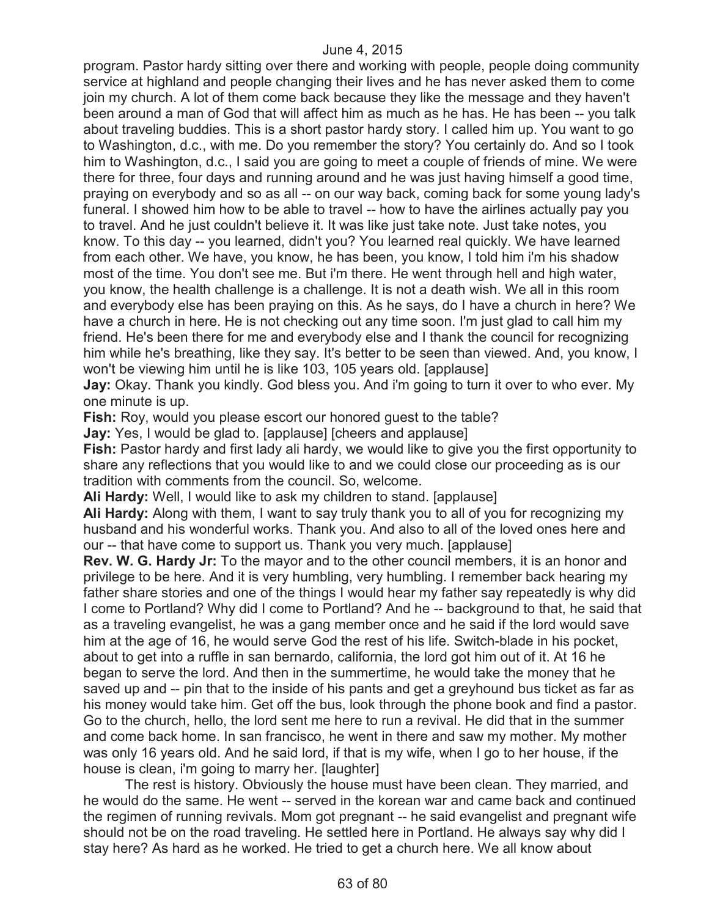program. Pastor hardy sitting over there and working with people, people doing community service at highland and people changing their lives and he has never asked them to come join my church. A lot of them come back because they like the message and they haven't been around a man of God that will affect him as much as he has. He has been -- you talk about traveling buddies. This is a short pastor hardy story. I called him up. You want to go to Washington, d.c., with me. Do you remember the story? You certainly do. And so I took him to Washington, d.c., I said you are going to meet a couple of friends of mine. We were there for three, four days and running around and he was just having himself a good time, praying on everybody and so as all -- on our way back, coming back for some young lady's funeral. I showed him how to be able to travel -- how to have the airlines actually pay you to travel. And he just couldn't believe it. It was like just take note. Just take notes, you know. To this day -- you learned, didn't you? You learned real quickly. We have learned from each other. We have, you know, he has been, you know, I told him i'm his shadow most of the time. You don't see me. But i'm there. He went through hell and high water, you know, the health challenge is a challenge. It is not a death wish. We all in this room and everybody else has been praying on this. As he says, do I have a church in here? We have a church in here. He is not checking out any time soon. I'm just glad to call him my friend. He's been there for me and everybody else and I thank the council for recognizing him while he's breathing, like they say. It's better to be seen than viewed. And, you know, I won't be viewing him until he is like 103, 105 years old. [applause]

**Jay:** Okay. Thank you kindly. God bless you. And i'm going to turn it over to who ever. My one minute is up.

**Fish:** Roy, would you please escort our honored guest to the table?

**Jay:** Yes, I would be glad to. [applause] [cheers and applause]

**Fish:** Pastor hardy and first lady ali hardy, we would like to give you the first opportunity to share any reflections that you would like to and we could close our proceeding as is our tradition with comments from the council. So, welcome.

**Ali Hardy:** Well, I would like to ask my children to stand. [applause]

**Ali Hardy:** Along with them, I want to say truly thank you to all of you for recognizing my husband and his wonderful works. Thank you. And also to all of the loved ones here and our -- that have come to support us. Thank you very much. [applause]

**Rev. W. G. Hardy Jr:** To the mayor and to the other council members, it is an honor and privilege to be here. And it is very humbling, very humbling. I remember back hearing my father share stories and one of the things I would hear my father say repeatedly is why did I come to Portland? Why did I come to Portland? And he -- background to that, he said that as a traveling evangelist, he was a gang member once and he said if the lord would save him at the age of 16, he would serve God the rest of his life. Switch-blade in his pocket, about to get into a ruffle in san bernardo, california, the lord got him out of it. At 16 he began to serve the lord. And then in the summertime, he would take the money that he saved up and -- pin that to the inside of his pants and get a greyhound bus ticket as far as his money would take him. Get off the bus, look through the phone book and find a pastor. Go to the church, hello, the lord sent me here to run a revival. He did that in the summer and come back home. In san francisco, he went in there and saw my mother. My mother was only 16 years old. And he said lord, if that is my wife, when I go to her house, if the house is clean, i'm going to marry her. [laughter]

The rest is history. Obviously the house must have been clean. They married, and he would do the same. He went -- served in the korean war and came back and continued the regimen of running revivals. Mom got pregnant -- he said evangelist and pregnant wife should not be on the road traveling. He settled here in Portland. He always say why did I stay here? As hard as he worked. He tried to get a church here. We all know about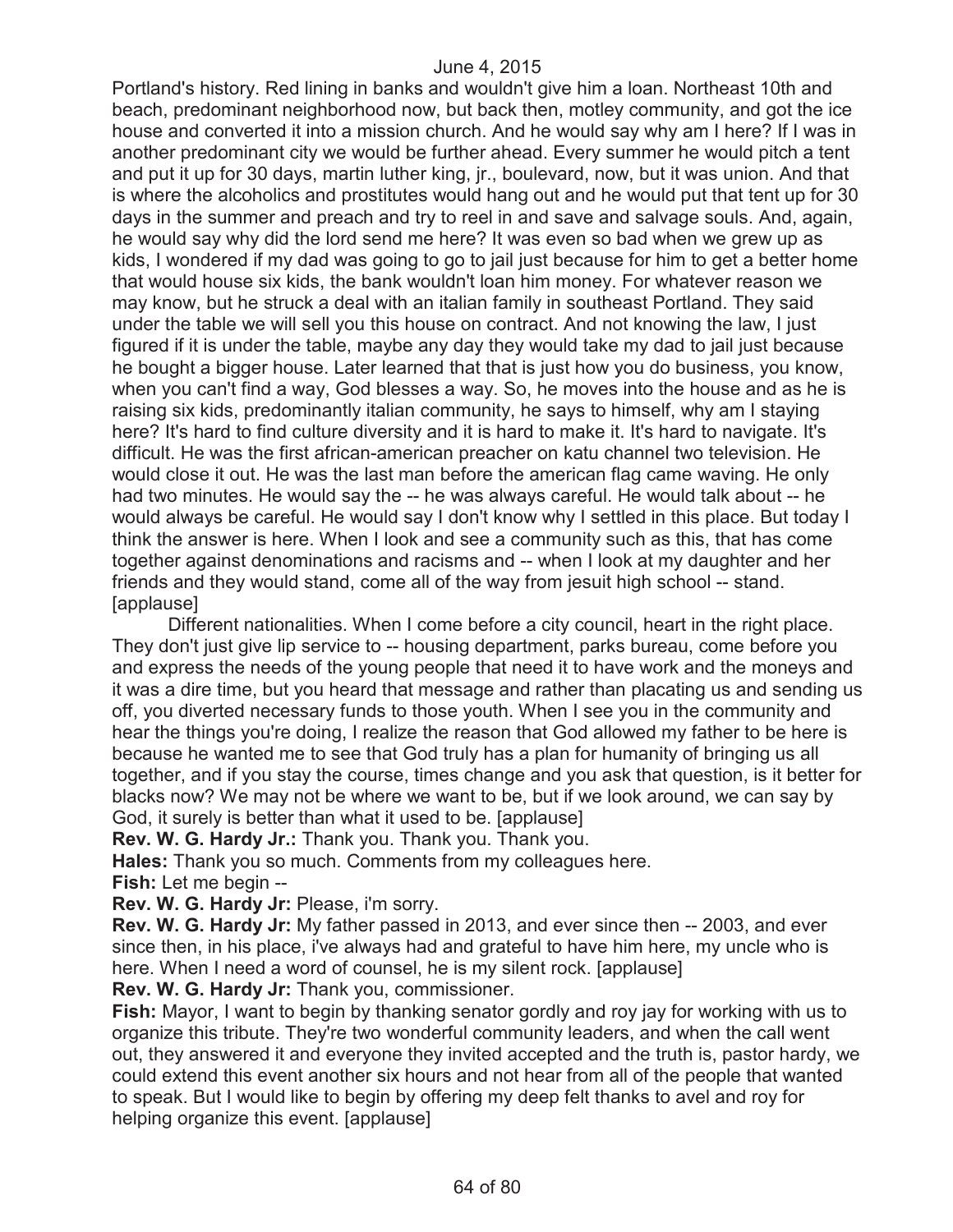Portland's history. Red lining in banks and wouldn't give him a loan. Northeast 10th and beach, predominant neighborhood now, but back then, motley community, and got the ice house and converted it into a mission church. And he would say why am I here? If I was in another predominant city we would be further ahead. Every summer he would pitch a tent and put it up for 30 days, martin luther king, jr., boulevard, now, but it was union. And that is where the alcoholics and prostitutes would hang out and he would put that tent up for 30 days in the summer and preach and try to reel in and save and salvage souls. And, again, he would say why did the lord send me here? It was even so bad when we grew up as kids, I wondered if my dad was going to go to jail just because for him to get a better home that would house six kids, the bank wouldn't loan him money. For whatever reason we may know, but he struck a deal with an italian family in southeast Portland. They said under the table we will sell you this house on contract. And not knowing the law, I just figured if it is under the table, maybe any day they would take my dad to jail just because he bought a bigger house. Later learned that that is just how you do business, you know, when you can't find a way, God blesses a way. So, he moves into the house and as he is raising six kids, predominantly italian community, he says to himself, why am I staying here? It's hard to find culture diversity and it is hard to make it. It's hard to navigate. It's difficult. He was the first african-american preacher on katu channel two television. He would close it out. He was the last man before the american flag came waving. He only had two minutes. He would say the -- he was always careful. He would talk about -- he would always be careful. He would say I don't know why I settled in this place. But today I think the answer is here. When I look and see a community such as this, that has come together against denominations and racisms and -- when I look at my daughter and her friends and they would stand, come all of the way from jesuit high school -- stand. [applause]

Different nationalities. When I come before a city council, heart in the right place. They don't just give lip service to -- housing department, parks bureau, come before you and express the needs of the young people that need it to have work and the moneys and it was a dire time, but you heard that message and rather than placating us and sending us off, you diverted necessary funds to those youth. When I see you in the community and hear the things you're doing, I realize the reason that God allowed my father to be here is because he wanted me to see that God truly has a plan for humanity of bringing us all together, and if you stay the course, times change and you ask that question, is it better for blacks now? We may not be where we want to be, but if we look around, we can say by God, it surely is better than what it used to be. [applause]

**Rev. W. G. Hardy Jr.:** Thank you. Thank you. Thank you.

**Hales:** Thank you so much. Comments from my colleagues here.

**Fish:** Let me begin --

**Rev. W. G. Hardy Jr:** Please, i'm sorry.

**Rev. W. G. Hardy Jr:** My father passed in 2013, and ever since then -- 2003, and ever since then, in his place, i've always had and grateful to have him here, my uncle who is here. When I need a word of counsel, he is my silent rock. [applause]

**Rev. W. G. Hardy Jr:** Thank you, commissioner.

**Fish:** Mayor, I want to begin by thanking senator gordly and roy jay for working with us to organize this tribute. They're two wonderful community leaders, and when the call went out, they answered it and everyone they invited accepted and the truth is, pastor hardy, we could extend this event another six hours and not hear from all of the people that wanted to speak. But I would like to begin by offering my deep felt thanks to avel and roy for helping organize this event. [applause]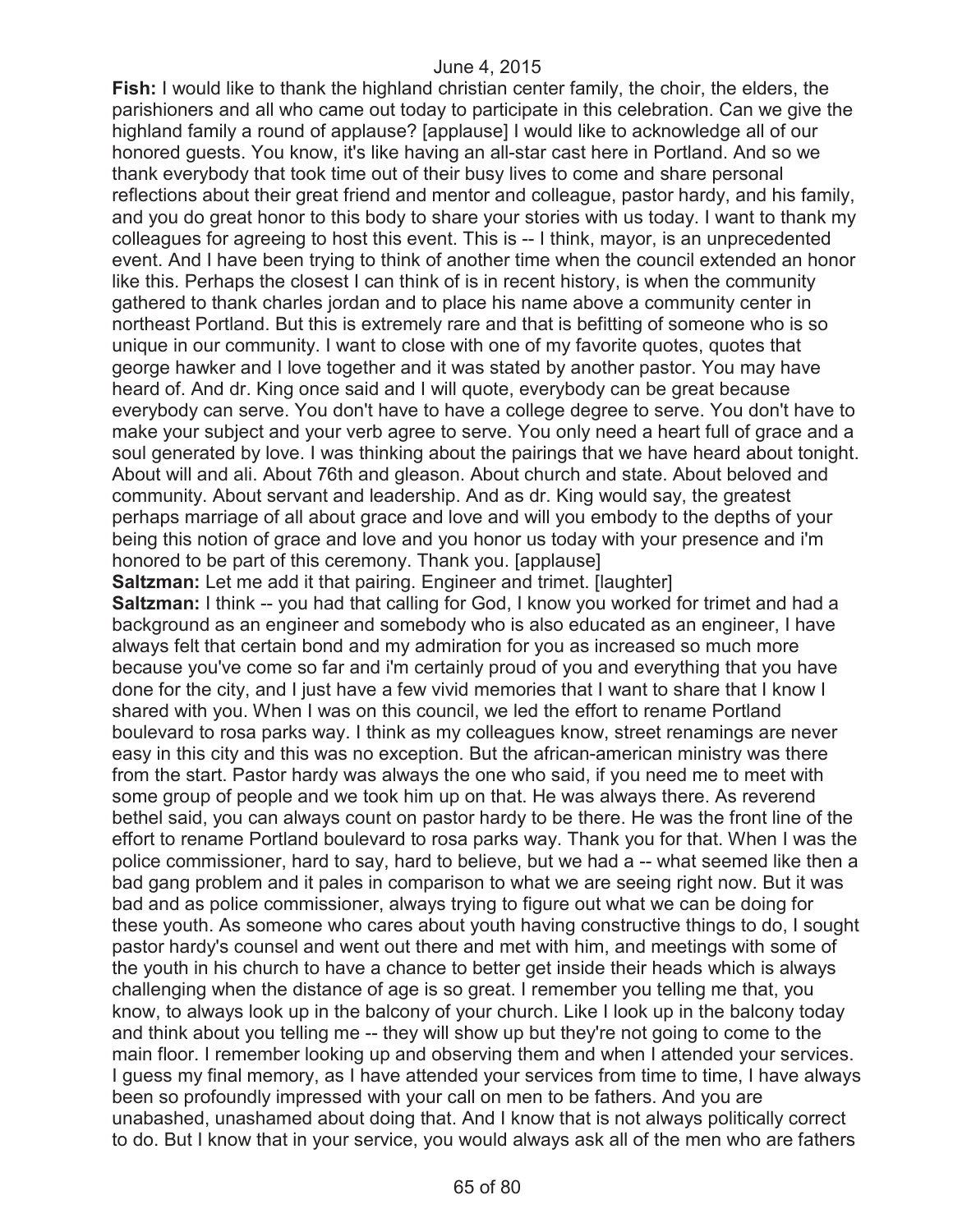**Fish:** I would like to thank the highland christian center family, the choir, the elders, the parishioners and all who came out today to participate in this celebration. Can we give the highland family a round of applause? [applause] I would like to acknowledge all of our honored guests. You know, it's like having an all-star cast here in Portland. And so we thank everybody that took time out of their busy lives to come and share personal reflections about their great friend and mentor and colleague, pastor hardy, and his family, and you do great honor to this body to share your stories with us today. I want to thank my colleagues for agreeing to host this event. This is -- I think, mayor, is an unprecedented event. And I have been trying to think of another time when the council extended an honor like this. Perhaps the closest I can think of is in recent history, is when the community gathered to thank charles jordan and to place his name above a community center in northeast Portland. But this is extremely rare and that is befitting of someone who is so unique in our community. I want to close with one of my favorite quotes, quotes that george hawker and I love together and it was stated by another pastor. You may have heard of. And dr. King once said and I will quote, everybody can be great because everybody can serve. You don't have to have a college degree to serve. You don't have to make your subject and your verb agree to serve. You only need a heart full of grace and a soul generated by love. I was thinking about the pairings that we have heard about tonight. About will and ali. About 76th and gleason. About church and state. About beloved and community. About servant and leadership. And as dr. King would say, the greatest perhaps marriage of all about grace and love and will you embody to the depths of your being this notion of grace and love and you honor us today with your presence and i'm honored to be part of this ceremony. Thank you. [applause]

**Saltzman:** Let me add it that pairing. Engineer and trimet. [laughter]

**Saltzman:** I think -- you had that calling for God, I know you worked for trimet and had a background as an engineer and somebody who is also educated as an engineer, I have always felt that certain bond and my admiration for you as increased so much more because you've come so far and i'm certainly proud of you and everything that you have done for the city, and I just have a few vivid memories that I want to share that I know I shared with you. When I was on this council, we led the effort to rename Portland boulevard to rosa parks way. I think as my colleagues know, street renamings are never easy in this city and this was no exception. But the african-american ministry was there from the start. Pastor hardy was always the one who said, if you need me to meet with some group of people and we took him up on that. He was always there. As reverend bethel said, you can always count on pastor hardy to be there. He was the front line of the effort to rename Portland boulevard to rosa parks way. Thank you for that. When I was the police commissioner, hard to say, hard to believe, but we had a -- what seemed like then a bad gang problem and it pales in comparison to what we are seeing right now. But it was bad and as police commissioner, always trying to figure out what we can be doing for these youth. As someone who cares about youth having constructive things to do, I sought pastor hardy's counsel and went out there and met with him, and meetings with some of the youth in his church to have a chance to better get inside their heads which is always challenging when the distance of age is so great. I remember you telling me that, you know, to always look up in the balcony of your church. Like I look up in the balcony today and think about you telling me -- they will show up but they're not going to come to the main floor. I remember looking up and observing them and when I attended your services. I guess my final memory, as I have attended your services from time to time, I have always been so profoundly impressed with your call on men to be fathers. And you are unabashed, unashamed about doing that. And I know that is not always politically correct to do. But I know that in your service, you would always ask all of the men who are fathers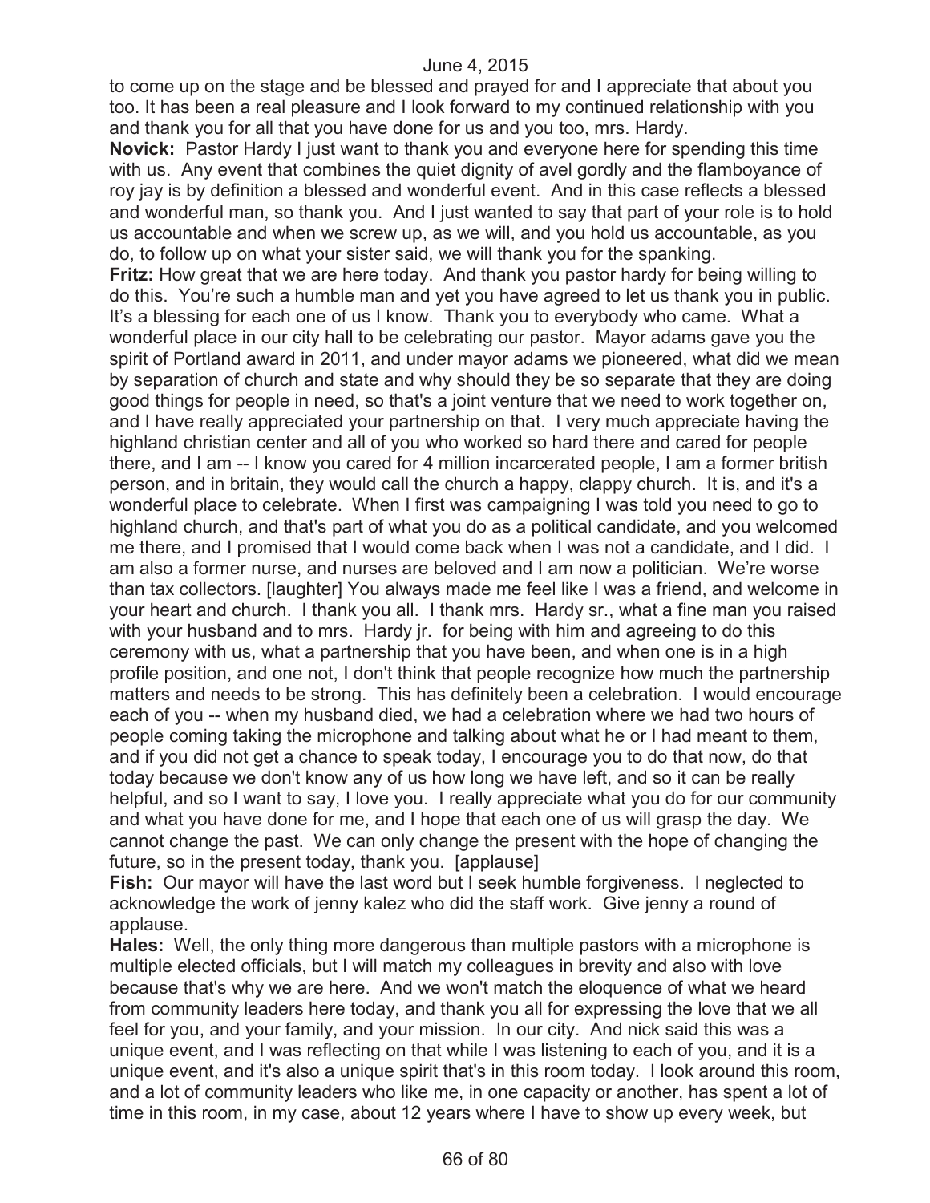to come up on the stage and be blessed and prayed for and I appreciate that about you too. It has been a real pleasure and I look forward to my continued relationship with you and thank you for all that you have done for us and you too, mrs. Hardy.

**Novick:** Pastor Hardy I just want to thank you and everyone here for spending this time with us. Any event that combines the quiet dignity of avel gordly and the flamboyance of roy jay is by definition a blessed and wonderful event. And in this case reflects a blessed and wonderful man, so thank you. And I just wanted to say that part of your role is to hold us accountable and when we screw up, as we will, and you hold us accountable, as you do, to follow up on what your sister said, we will thank you for the spanking.

**Fritz:** How great that we are here today. And thank you pastor hardy for being willing to do this. You're such a humble man and yet you have agreed to let us thank you in public. It's a blessing for each one of us I know. Thank you to everybody who came. What a wonderful place in our city hall to be celebrating our pastor. Mayor adams gave you the spirit of Portland award in 2011, and under mayor adams we pioneered, what did we mean by separation of church and state and why should they be so separate that they are doing good things for people in need, so that's a joint venture that we need to work together on, and I have really appreciated your partnership on that. I very much appreciate having the highland christian center and all of you who worked so hard there and cared for people there, and I am -- I know you cared for 4 million incarcerated people, I am a former british person, and in britain, they would call the church a happy, clappy church. It is, and it's a wonderful place to celebrate. When I first was campaigning I was told you need to go to highland church, and that's part of what you do as a political candidate, and you welcomed me there, and I promised that I would come back when I was not a candidate, and I did. I am also a former nurse, and nurses are beloved and I am now a politician. We're worse than tax collectors. [laughter] You always made me feel like I was a friend, and welcome in your heart and church. I thank you all. I thank mrs. Hardy sr., what a fine man you raised with your husband and to mrs. Hardy jr. for being with him and agreeing to do this ceremony with us, what a partnership that you have been, and when one is in a high profile position, and one not, I don't think that people recognize how much the partnership matters and needs to be strong. This has definitely been a celebration. I would encourage each of you -- when my husband died, we had a celebration where we had two hours of people coming taking the microphone and talking about what he or I had meant to them, and if you did not get a chance to speak today, I encourage you to do that now, do that today because we don't know any of us how long we have left, and so it can be really helpful, and so I want to say, I love you. I really appreciate what you do for our community and what you have done for me, and I hope that each one of us will grasp the day. We cannot change the past. We can only change the present with the hope of changing the future, so in the present today, thank you. [applause]

**Fish:** Our mayor will have the last word but I seek humble forgiveness. I neglected to acknowledge the work of jenny kalez who did the staff work. Give jenny a round of applause.

**Hales:** Well, the only thing more dangerous than multiple pastors with a microphone is multiple elected officials, but I will match my colleagues in brevity and also with love because that's why we are here. And we won't match the eloquence of what we heard from community leaders here today, and thank you all for expressing the love that we all feel for you, and your family, and your mission. In our city. And nick said this was a unique event, and I was reflecting on that while I was listening to each of you, and it is a unique event, and it's also a unique spirit that's in this room today. I look around this room, and a lot of community leaders who like me, in one capacity or another, has spent a lot of time in this room, in my case, about 12 years where I have to show up every week, but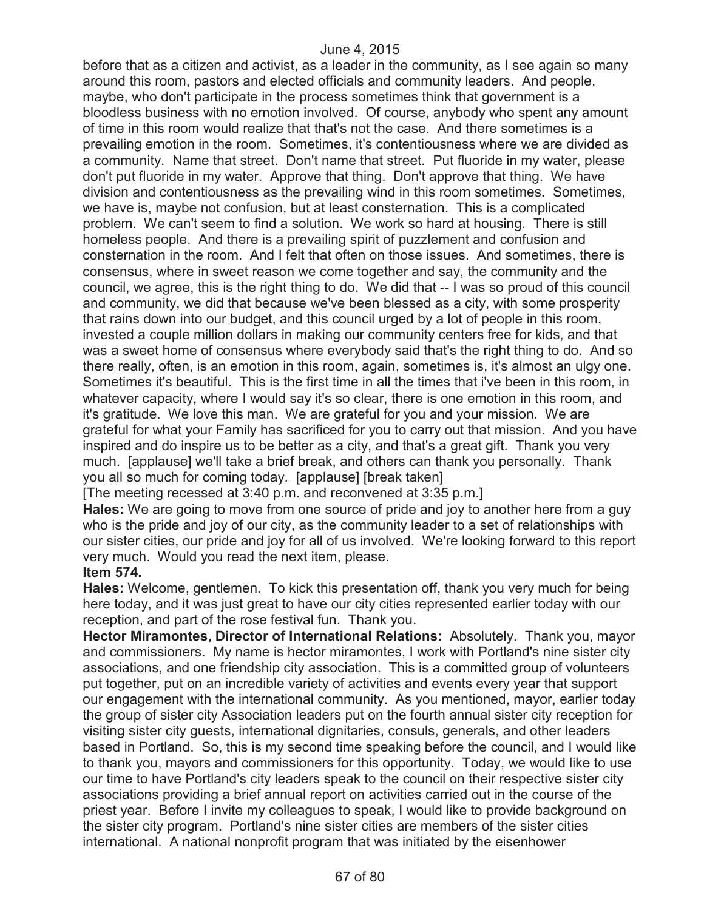before that as a citizen and activist, as a leader in the community, as I see again so many around this room, pastors and elected officials and community leaders. And people, maybe, who don't participate in the process sometimes think that government is a bloodless business with no emotion involved. Of course, anybody who spent any amount of time in this room would realize that that's not the case. And there sometimes is a prevailing emotion in the room. Sometimes, it's contentiousness where we are divided as a community. Name that street. Don't name that street. Put fluoride in my water, please don't put fluoride in my water. Approve that thing. Don't approve that thing. We have division and contentiousness as the prevailing wind in this room sometimes. Sometimes, we have is, maybe not confusion, but at least consternation. This is a complicated problem. We can't seem to find a solution. We work so hard at housing. There is still homeless people. And there is a prevailing spirit of puzzlement and confusion and consternation in the room. And I felt that often on those issues. And sometimes, there is consensus, where in sweet reason we come together and say, the community and the council, we agree, this is the right thing to do. We did that -- I was so proud of this council and community, we did that because we've been blessed as a city, with some prosperity that rains down into our budget, and this council urged by a lot of people in this room, invested a couple million dollars in making our community centers free for kids, and that was a sweet home of consensus where everybody said that's the right thing to do. And so there really, often, is an emotion in this room, again, sometimes is, it's almost an ulgy one. Sometimes it's beautiful. This is the first time in all the times that i've been in this room, in whatever capacity, where I would say it's so clear, there is one emotion in this room, and it's gratitude. We love this man. We are grateful for you and your mission. We are grateful for what your Family has sacrificed for you to carry out that mission. And you have inspired and do inspire us to be better as a city, and that's a great gift. Thank you very much. [applause] we'll take a brief break, and others can thank you personally. Thank you all so much for coming today. [applause] [break taken]

[The meeting recessed at 3:40 p.m. and reconvened at 3:35 p.m.]

**Hales:** We are going to move from one source of pride and joy to another here from a guy who is the pride and joy of our city, as the community leader to a set of relationships with our sister cities, our pride and joy for all of us involved. We're looking forward to this report very much. Would you read the next item, please.

**Item 574.**

**Hales:** Welcome, gentlemen. To kick this presentation off, thank you very much for being here today, and it was just great to have our city cities represented earlier today with our reception, and part of the rose festival fun. Thank you.

**Hector Miramontes, Director of International Relations:** Absolutely. Thank you, mayor and commissioners. My name is hector miramontes, I work with Portland's nine sister city associations, and one friendship city association. This is a committed group of volunteers put together, put on an incredible variety of activities and events every year that support our engagement with the international community. As you mentioned, mayor, earlier today the group of sister city Association leaders put on the fourth annual sister city reception for visiting sister city guests, international dignitaries, consuls, generals, and other leaders based in Portland. So, this is my second time speaking before the council, and I would like to thank you, mayors and commissioners for this opportunity. Today, we would like to use our time to have Portland's city leaders speak to the council on their respective sister city associations providing a brief annual report on activities carried out in the course of the priest year. Before I invite my colleagues to speak, I would like to provide background on the sister city program. Portland's nine sister cities are members of the sister cities international. A national nonprofit program that was initiated by the eisenhower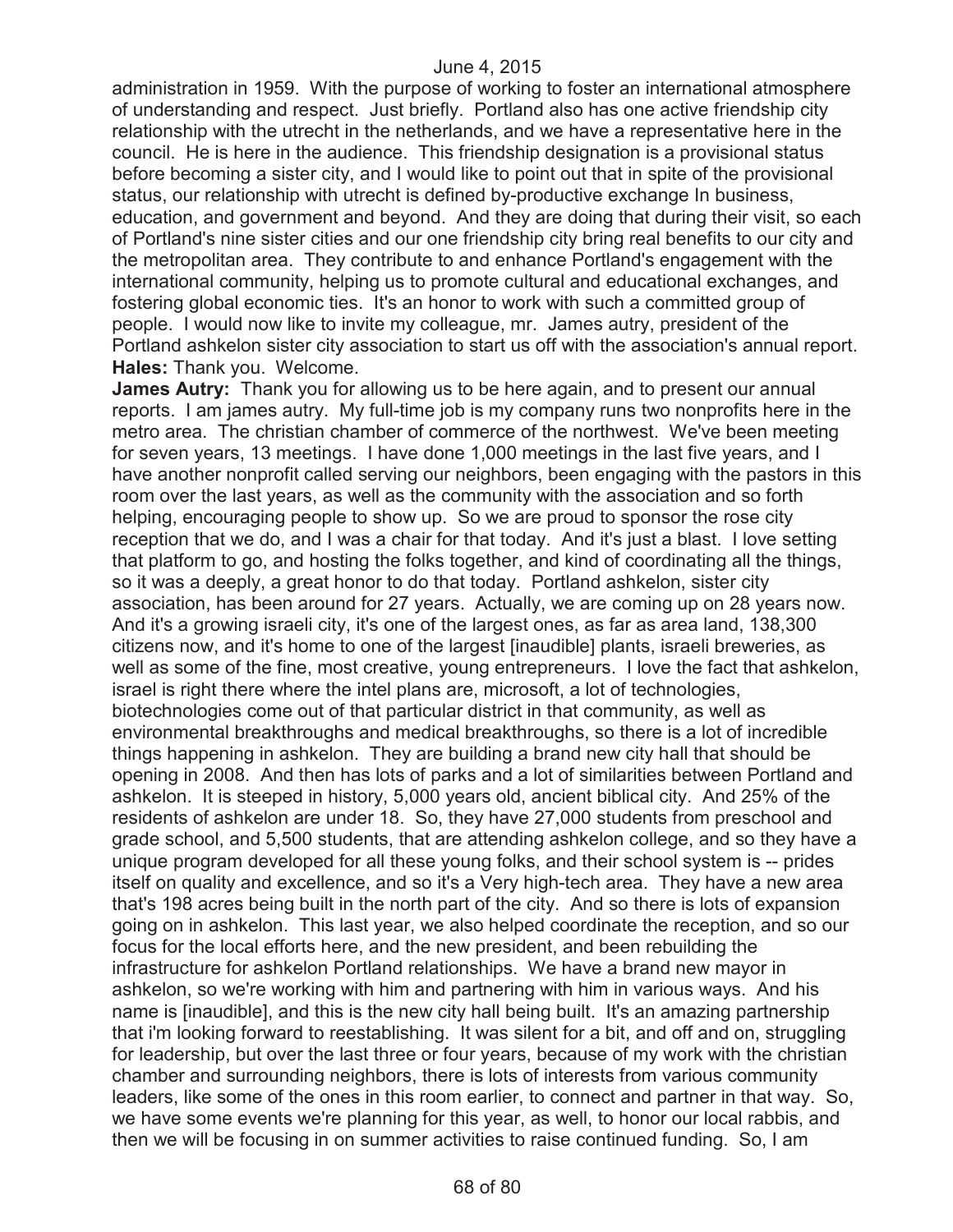administration in 1959. With the purpose of working to foster an international atmosphere of understanding and respect. Just briefly. Portland also has one active friendship city relationship with the utrecht in the netherlands, and we have a representative here in the council. He is here in the audience. This friendship designation is a provisional status before becoming a sister city, and I would like to point out that in spite of the provisional status, our relationship with utrecht is defined by-productive exchange In business, education, and government and beyond. And they are doing that during their visit, so each of Portland's nine sister cities and our one friendship city bring real benefits to our city and the metropolitan area. They contribute to and enhance Portland's engagement with the international community, helping us to promote cultural and educational exchanges, and fostering global economic ties. It's an honor to work with such a committed group of people. I would now like to invite my colleague, mr. James autry, president of the Portland ashkelon sister city association to start us off with the association's annual report.

**Hales:** Thank you. Welcome.

**James Autry:** Thank you for allowing us to be here again, and to present our annual reports. I am james autry. My full-time job is my company runs two nonprofits here in the metro area. The christian chamber of commerce of the northwest. We've been meeting for seven years, 13 meetings. I have done 1,000 meetings in the last five years, and I have another nonprofit called serving our neighbors, been engaging with the pastors in this room over the last years, as well as the community with the association and so forth helping, encouraging people to show up. So we are proud to sponsor the rose city reception that we do, and I was a chair for that today. And it's just a blast. I love setting that platform to go, and hosting the folks together, and kind of coordinating all the things, so it was a deeply, a great honor to do that today. Portland ashkelon, sister city association, has been around for 27 years. Actually, we are coming up on 28 years now. And it's a growing israeli city, it's one of the largest ones, as far as area land, 138,300 citizens now, and it's home to one of the largest [inaudible] plants, israeli breweries, as well as some of the fine, most creative, young entrepreneurs. I love the fact that ashkelon, israel is right there where the intel plans are, microsoft, a lot of technologies, biotechnologies come out of that particular district in that community, as well as environmental breakthroughs and medical breakthroughs, so there is a lot of incredible things happening in ashkelon. They are building a brand new city hall that should be opening in 2008. And then has lots of parks and a lot of similarities between Portland and ashkelon. It is steeped in history, 5,000 years old, ancient biblical city. And 25% of the residents of ashkelon are under 18. So, they have 27,000 students from preschool and grade school, and 5,500 students, that are attending ashkelon college, and so they have a unique program developed for all these young folks, and their school system is -- prides itself on quality and excellence, and so it's a Very high-tech area. They have a new area that's 198 acres being built in the north part of the city. And so there is lots of expansion going on in ashkelon. This last year, we also helped coordinate the reception, and so our focus for the local efforts here, and the new president, and been rebuilding the infrastructure for ashkelon Portland relationships. We have a brand new mayor in ashkelon, so we're working with him and partnering with him in various ways. And his name is [inaudible], and this is the new city hall being built. It's an amazing partnership that i'm looking forward to reestablishing. It was silent for a bit, and off and on, struggling for leadership, but over the last three or four years, because of my work with the christian chamber and surrounding neighbors, there is lots of interests from various community leaders, like some of the ones in this room earlier, to connect and partner in that way. So, we have some events we're planning for this year, as well, to honor our local rabbis, and then we will be focusing in on summer activities to raise continued funding. So, I am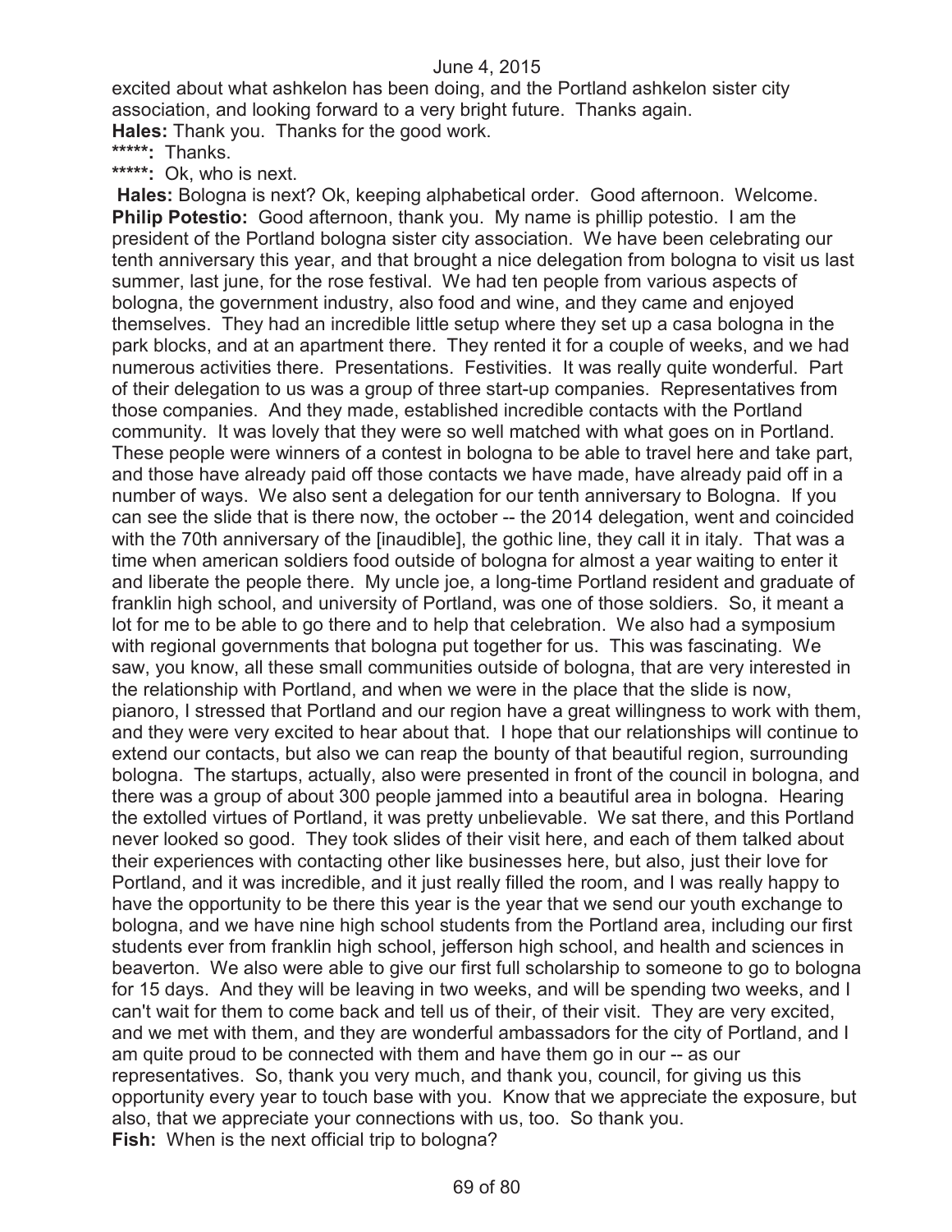excited about what ashkelon has been doing, and the Portland ashkelon sister city association, and looking forward to a very bright future. Thanks again.

**Hales:** Thank you. Thanks for the good work.

*****: Thanks.

*****: Ok, who is next.

**Hales:** Bologna is next? Ok, keeping alphabetical order. Good afternoon. Welcome.

**Philip Potestio:** Good afternoon, thank you. My name is phillip potestio. I am the president of the Portland bologna sister city association. We have been celebrating our tenth anniversary this year, and that brought a nice delegation from bologna to visit us last summer, last june, for the rose festival. We had ten people from various aspects of bologna, the government industry, also food and wine, and they came and enjoyed themselves. They had an incredible little setup where they set up a casa bologna in the park blocks, and at an apartment there. They rented it for a couple of weeks, and we had numerous activities there. Presentations. Festivities. It was really quite wonderful. Part of their delegation to us was a group of three start-up companies. Representatives from those companies. And they made, established incredible contacts with the Portland community. It was lovely that they were so well matched with what goes on in Portland. These people were winners of a contest in bologna to be able to travel here and take part, and those have already paid off those contacts we have made, have already paid off in a number of ways. We also sent a delegation for our tenth anniversary to Bologna. If you can see the slide that is there now, the october -- the 2014 delegation, went and coincided with the 70th anniversary of the [inaudible], the gothic line, they call it in italy. That was a time when american soldiers food outside of bologna for almost a year waiting to enter it and liberate the people there. My uncle joe, a long-time Portland resident and graduate of franklin high school, and university of Portland, was one of those soldiers. So, it meant a lot for me to be able to go there and to help that celebration. We also had a symposium with regional governments that bologna put together for us. This was fascinating. We saw, you know, all these small communities outside of bologna, that are very interested in the relationship with Portland, and when we were in the place that the slide is now, pianoro, I stressed that Portland and our region have a great willingness to work with them, and they were very excited to hear about that. I hope that our relationships will continue to extend our contacts, but also we can reap the bounty of that beautiful region, surrounding bologna. The startups, actually, also were presented in front of the council in bologna, and there was a group of about 300 people jammed into a beautiful area in bologna. Hearing the extolled virtues of Portland, it was pretty unbelievable. We sat there, and this Portland never looked so good. They took slides of their visit here, and each of them talked about their experiences with contacting other like businesses here, but also, just their love for Portland, and it was incredible, and it just really filled the room, and I was really happy to have the opportunity to be there this year is the year that we send our youth exchange to bologna, and we have nine high school students from the Portland area, including our first students ever from franklin high school, jefferson high school, and health and sciences in beaverton. We also were able to give our first full scholarship to someone to go to bologna for 15 days. And they will be leaving in two weeks, and will be spending two weeks, and I can't wait for them to come back and tell us of their, of their visit. They are very excited, and we met with them, and they are wonderful ambassadors for the city of Portland, and I am quite proud to be connected with them and have them go in our -- as our representatives. So, thank you very much, and thank you, council, for giving us this opportunity every year to touch base with you. Know that we appreciate the exposure, but also, that we appreciate your connections with us, too. So thank you.

**Fish:** When is the next official trip to bologna?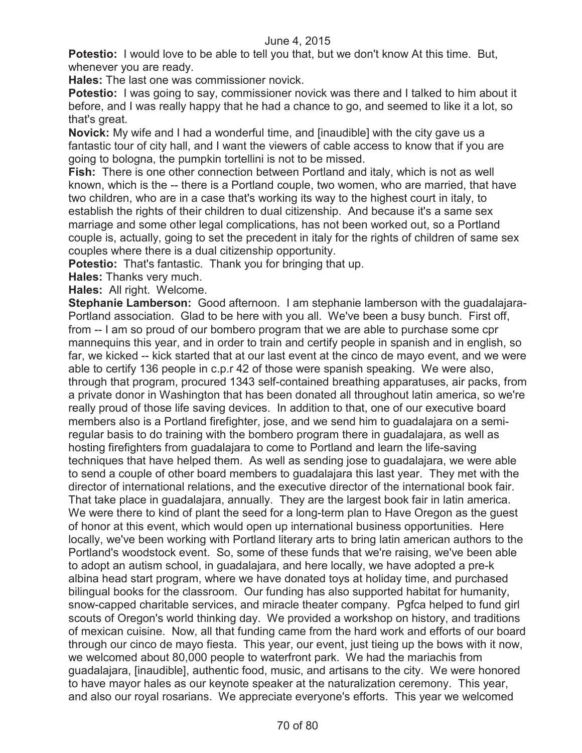**Potestio:** I would love to be able to tell you that, but we don't know At this time. But, whenever you are ready.

**Hales:** The last one was commissioner novick.

**Potestio:** I was going to say, commissioner novick was there and I talked to him about it before, and I was really happy that he had a chance to go, and seemed to like it a lot, so that's great.

**Novick:** My wife and I had a wonderful time, and [inaudible] with the city gave us a fantastic tour of city hall, and I want the viewers of cable access to know that if you are going to bologna, the pumpkin tortellini is not to be missed.

**Fish:** There is one other connection between Portland and italy, which is not as well known, which is the -- there is a Portland couple, two women, who are married, that have two children, who are in a case that's working its way to the highest court in italy, to establish the rights of their children to dual citizenship. And because it's a same sex marriage and some other legal complications, has not been worked out, so a Portland couple is, actually, going to set the precedent in italy for the rights of children of same sex couples where there is a dual citizenship opportunity.

**Potestio:** That's fantastic. Thank you for bringing that up.

**Hales:** Thanks very much.

**Hales:** All right. Welcome.

**Stephanie Lamberson:** Good afternoon. I am stephanie lamberson with the guadalajara-Portland association. Glad to be here with you all. We've been a busy bunch. First off, from -- I am so proud of our bombero program that we are able to purchase some cpr mannequins this year, and in order to train and certify people in spanish and in english, so far, we kicked -- kick started that at our last event at the cinco de mayo event, and we were able to certify 136 people in c.p.r 42 of those were spanish speaking. We were also, through that program, procured 1343 self-contained breathing apparatuses, air packs, from a private donor in Washington that has been donated all throughout latin america, so we're really proud of those life saving devices. In addition to that, one of our executive board members also is a Portland firefighter, jose, and we send him to guadalajara on a semi-regular basis to do training with the bombero program there in guadalajara, as well as hosting firefighters from guadalajara to come to Portland and learn the life-saving techniques that have helped them. As well as sending jose to guadalajara, we were able to send a couple of other board members to guadalajara this last year. They met with the director of international relations, and the executive director of the international book fair. That take place in guadalajara, annually. They are the largest book fair in latin america. We were there to kind of plant the seed for a long-term plan to Have Oregon as the guest of honor at this event, which would open up international business opportunities. Here locally, we've been working with Portland literary arts to bring latin american authors to the Portland's woodstock event. So, some of these funds that we're raising, we've been able to adopt an autism school, in guadalajara, and here locally, we have adopted a pre-k albina head start program, where we have donated toys at holiday time, and purchased bilingual books for the classroom. Our funding has also supported habitat for humanity, snow-capped charitable services, and miracle theater company. Pgfca helped to fund girl scouts of Oregon's world thinking day. We provided a workshop on history, and traditions of mexican cuisine. Now, all that funding came from the hard work and efforts of our board through our cinco de mayo fiesta. This year, our event, just tieing up the bows with it now, we welcomed about 80,000 people to waterfront park. We had the mariachis from guadalajara, [inaudible], authentic food, music, and artisans to the city. We were honored to have mayor hales as our keynote speaker at the naturalization ceremony. This year, and also our royal rosarians. We appreciate everyone's efforts. This year we welcomed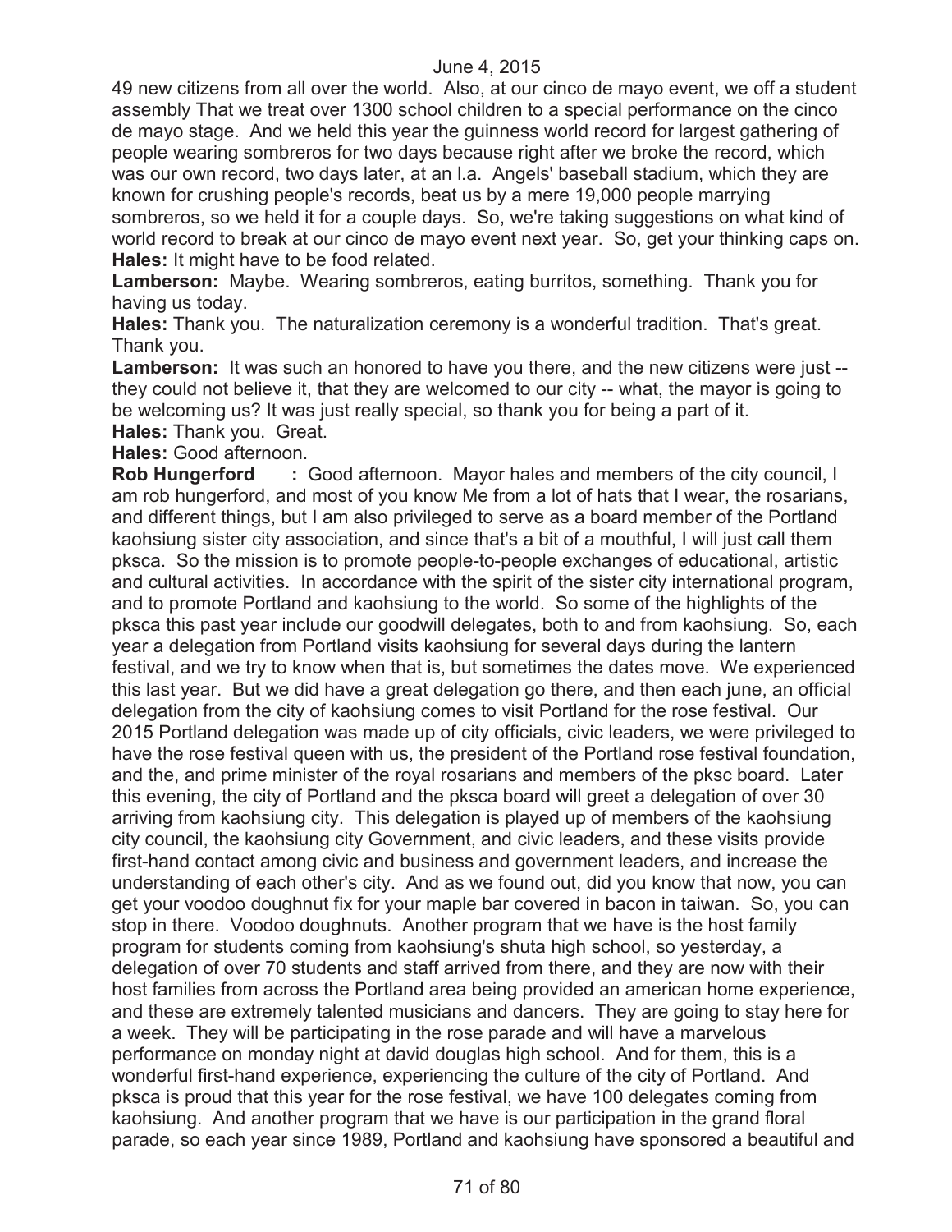49 new citizens from all over the world. Also, at our cinco de mayo event, we off a student assembly That we treat over 1300 school children to a special performance on the cinco de mayo stage. And we held this year the guinness world record for largest gathering of people wearing sombreros for two days because right after we broke the record, which was our own record, two days later, at an l.a. Angels' baseball stadium, which they are known for crushing people's records, beat us by a mere 19,000 people marrying sombreros, so we held it for a couple days. So, we're taking suggestions on what kind of world record to break at our cinco de mayo event next year. So, get your thinking caps on.

**Hales:** It might have to be food related.

**Lamberson:** Maybe. Wearing sombreros, eating burritos, something. Thank you for having us today.

**Hales:** Thank you. The naturalization ceremony is a wonderful tradition. That's great. Thank you.

**Lamberson:** It was such an honored to have you there, and the new citizens were just -- they could not believe it, that they are welcomed to our city -- what, the mayor is going to be welcoming us? It was just really special, so thank you for being a part of it.

**Hales:** Thank you. Great.

**Hales:** Good afternoon.

**Rob Hungerford :** Good afternoon. Mayor hales and members of the city council, I am rob hungerford, and most of you know Me from a lot of hats that I wear, the rosarians, and different things, but I am also privileged to serve as a board member of the Portland kaohsiung sister city association, and since that's a bit of a mouthful, I will just call them pksca. So the mission is to promote people-to-people exchanges of educational, artistic and cultural activities. In accordance with the spirit of the sister city international program, and to promote Portland and kaohsiung to the world. So some of the highlights of the pksca this past year include our goodwill delegates, both to and from kaohsiung. So, each year a delegation from Portland visits kaohsiung for several days during the lantern festival, and we try to know when that is, but sometimes the dates move. We experienced this last year. But we did have a great delegation go there, and then each june, an official delegation from the city of kaohsiung comes to visit Portland for the rose festival. Our 2015 Portland delegation was made up of city officials, civic leaders, we were privileged to have the rose festival queen with us, the president of the Portland rose festival foundation, and the, and prime minister of the royal rosarians and members of the pksc board. Later this evening, the city of Portland and the pksca board will greet a delegation of over 30 arriving from kaohsiung city. This delegation is played up of members of the kaohsiung city council, the kaohsiung city Government, and civic leaders, and these visits provide first-hand contact among civic and business and government leaders, and increase the understanding of each other's city. And as we found out, did you know that now, you can get your voodoo doughnut fix for your maple bar covered in bacon in taiwan. So, you can stop in there. Voodoo doughnuts. Another program that we have is the host family program for students coming from kaohsiung's shuta high school, so yesterday, a delegation of over 70 students and staff arrived from there, and they are now with their host families from across the Portland area being provided an american home experience, and these are extremely talented musicians and dancers. They are going to stay here for a week. They will be participating in the rose parade and will have a marvelous performance on monday night at david douglas high school. And for them, this is a wonderful first-hand experience, experiencing the culture of the city of Portland. And pksca is proud that this year for the rose festival, we have 100 delegates coming from kaohsiung. And another program that we have is our participation in the grand floral parade, so each year since 1989, Portland and kaohsiung have sponsored a beautiful and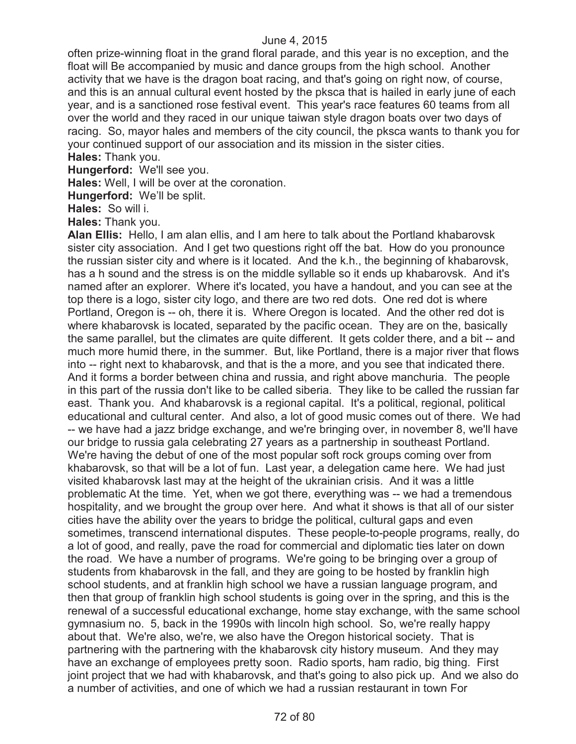often prize-winning float in the grand floral parade, and this year is no exception, and the float will Be accompanied by music and dance groups from the high school. Another activity that we have is the dragon boat racing, and that's going on right now, of course, and this is an annual cultural event hosted by the pksca that is hailed in early june of each year, and is a sanctioned rose festival event. This year's race features 60 teams from all over the world and they raced in our unique taiwan style dragon boats over two days of racing. So, mayor hales and members of the city council, the pksca wants to thank you for your continued support of our association and its mission in the sister cities.

**Hales:** Thank you.

**Hungerford:** We'll see you.

**Hales:** Well, I will be over at the coronation.

**Hungerford:** We'll be split.

**Hales:** So will i.

**Hales:** Thank you.

**Alan Ellis:** Hello, I am alan ellis, and I am here to talk about the Portland khabarovsk sister city association. And I get two questions right off the bat. How do you pronounce the russian sister city and where is it located. And the k.h., the beginning of khabarovsk, has a h sound and the stress is on the middle syllable so it ends up khabarovsk. And it's named after an explorer. Where it's located, you have a handout, and you can see at the top there is a logo, sister city logo, and there are two red dots. One red dot is where Portland, Oregon is -- oh, there it is. Where Oregon is located. And the other red dot is where khabarovsk is located, separated by the pacific ocean. They are on the, basically the same parallel, but the climates are quite different. It gets colder there, and a bit -- and much more humid there, in the summer. But, like Portland, there is a major river that flows into -- right next to khabarovsk, and that is the a more, and you see that indicated there. And it forms a border between china and russia, and right above manchuria. The people in this part of the russia don't like to be called siberia. They like to be called the russian far east. Thank you. And khabarovsk is a regional capital. It's a political, regional, political educational and cultural center. And also, a lot of good music comes out of there. We had -- we have had a jazz bridge exchange, and we're bringing over, in november 8, we'll have our bridge to russia gala celebrating 27 years as a partnership in southeast Portland. We're having the debut of one of the most popular soft rock groups coming over from khabarovsk, so that will be a lot of fun. Last year, a delegation came here. We had just visited khabarovsk last may at the height of the ukrainian crisis. And it was a little problematic At the time. Yet, when we got there, everything was -- we had a tremendous hospitality, and we brought the group over here. And what it shows is that all of our sister cities have the ability over the years to bridge the political, cultural gaps and even sometimes, transcend international disputes. These people-to-people programs, really, do a lot of good, and really, pave the road for commercial and diplomatic ties later on down the road. We have a number of programs. We're going to be bringing over a group of students from khabarovsk in the fall, and they are going to be hosted by franklin high school students, and at franklin high school we have a russian language program, and then that group of franklin high school students is going over in the spring, and this is the renewal of a successful educational exchange, home stay exchange, with the same school gymnasium no. 5, back in the 1990s with lincoln high school. So, we're really happy about that. We're also, we're, we also have the Oregon historical society. That is partnering with the partnering with the khabarovsk city history museum. And they may have an exchange of employees pretty soon. Radio sports, ham radio, big thing. First joint project that we had with khabarovsk, and that's going to also pick up. And we also do a number of activities, and one of which we had a russian restaurant in town For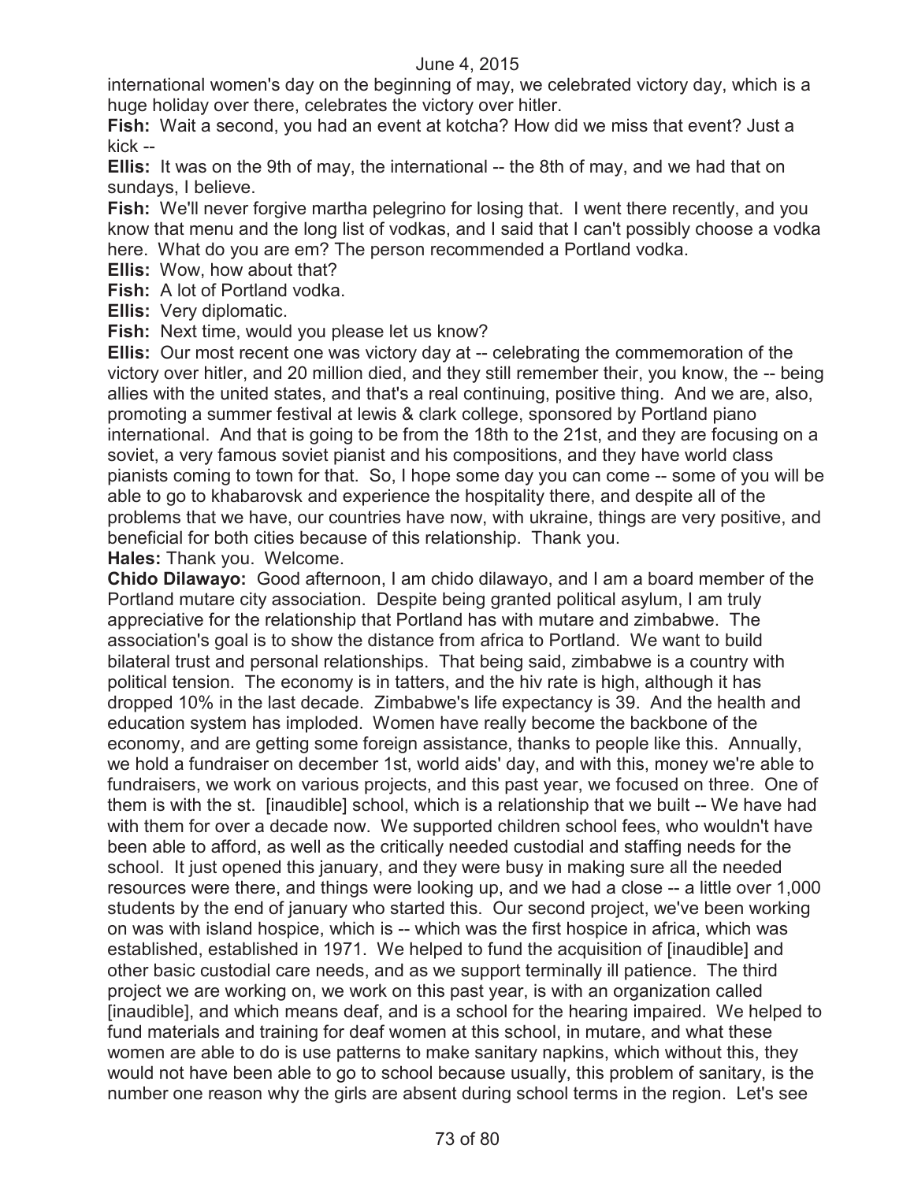international women's day on the beginning of may, we celebrated victory day, which is a huge holiday over there, celebrates the victory over hitler.

**Fish:** Wait a second, you had an event at kotcha? How did we miss that event? Just a kick --

**Ellis:** It was on the 9th of may, the international -- the 8th of may, and we had that on sundays, I believe.

**Fish:** We'll never forgive martha pelegrino for losing that. I went there recently, and you know that menu and the long list of vodkas, and I said that I can't possibly choose a vodka here. What do you are em? The person recommended a Portland vodka.

**Ellis:** Wow, how about that?

**Fish:** A lot of Portland vodka.

**Ellis:** Very diplomatic.

**Fish:** Next time, would you please let us know?

**Ellis:** Our most recent one was victory day at -- celebrating the commemoration of the victory over hitler, and 20 million died, and they still remember their, you know, the -- being allies with the united states, and that's a real continuing, positive thing. And we are, also, promoting a summer festival at lewis & clark college, sponsored by Portland piano international. And that is going to be from the 18th to the 21st, and they are focusing on a soviet, a very famous soviet pianist and his compositions, and they have world class pianists coming to town for that. So, I hope some day you can come -- some of you will be able to go to khabarovsk and experience the hospitality there, and despite all of the problems that we have, our countries have now, with ukraine, things are very positive, and beneficial for both cities because of this relationship. Thank you.

**Hales:** Thank you. Welcome.

**Chido Dilawayo:** Good afternoon, I am chido dilawayo, and I am a board member of the Portland mutare city association. Despite being granted political asylum, I am truly appreciative for the relationship that Portland has with mutare and zimbabwe. The association's goal is to show the distance from africa to Portland. We want to build bilateral trust and personal relationships. That being said, zimbabwe is a country with political tension. The economy is in tatters, and the hiv rate is high, although it has dropped 10% in the last decade. Zimbabwe's life expectancy is 39. And the health and education system has imploded. Women have really become the backbone of the economy, and are getting some foreign assistance, thanks to people like this. Annually, we hold a fundraiser on december 1st, world aids' day, and with this, money we're able to fundraisers, we work on various projects, and this past year, we focused on three. One of them is with the st. [inaudible] school, which is a relationship that we built -- We have had with them for over a decade now. We supported children school fees, who wouldn't have been able to afford, as well as the critically needed custodial and staffing needs for the school. It just opened this january, and they were busy in making sure all the needed resources were there, and things were looking up, and we had a close -- a little over 1,000 students by the end of january who started this. Our second project, we've been working on was with island hospice, which is -- which was the first hospice in africa, which was established, established in 1971. We helped to fund the acquisition of [inaudible] and other basic custodial care needs, and as we support terminally ill patience. The third project we are working on, we work on this past year, is with an organization called [inaudible], and which means deaf, and is a school for the hearing impaired. We helped to fund materials and training for deaf women at this school, in mutare, and what these women are able to do is use patterns to make sanitary napkins, which without this, they would not have been able to go to school because usually, this problem of sanitary, is the number one reason why the girls are absent during school terms in the region. Let's see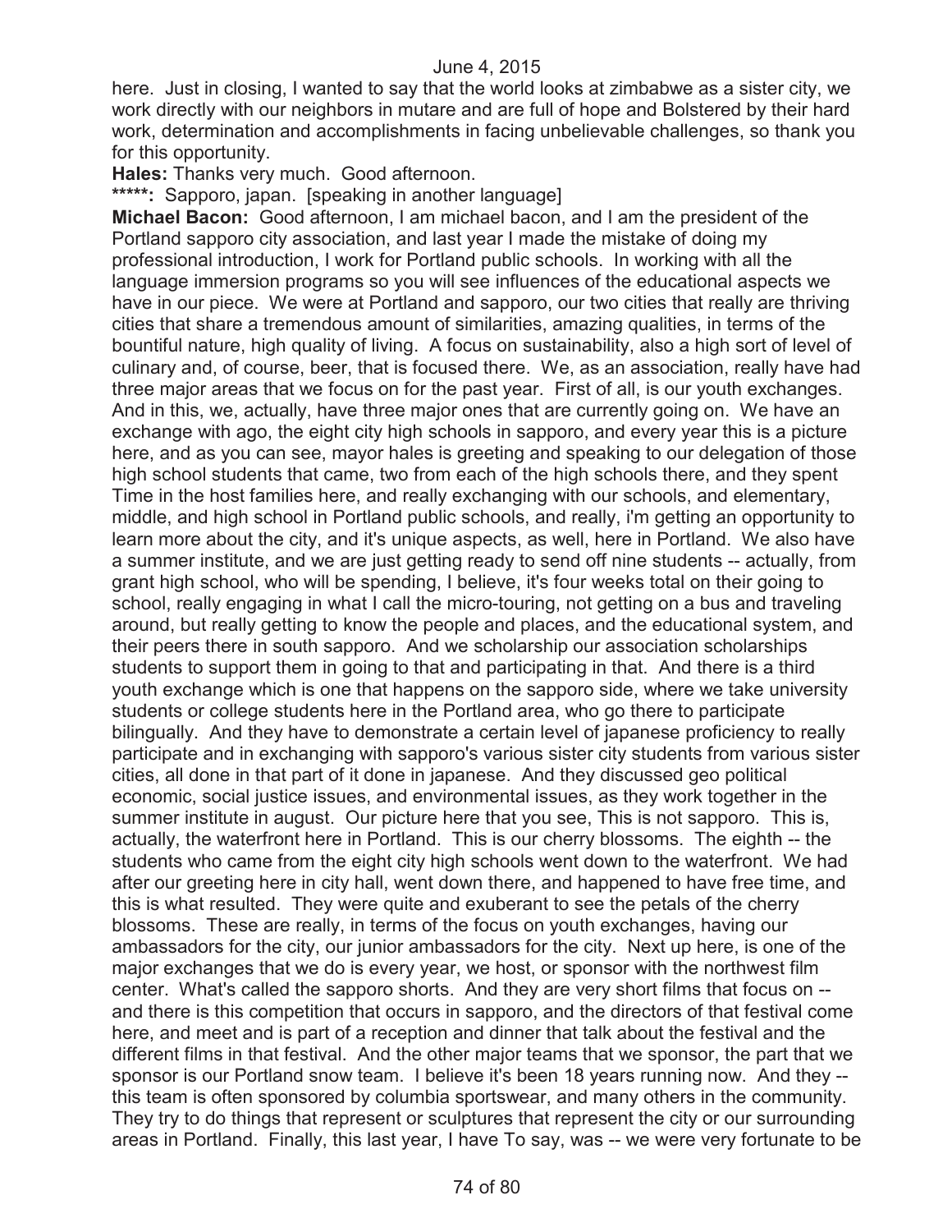here. Just in closing, I wanted to say that the world looks at zimbabwe as a sister city, we work directly with our neighbors in mutare and are full of hope and Bolstered by their hard work, determination and accomplishments in facing unbelievable challenges, so thank you for this opportunity.

**Hales:** Thanks very much. Good afternoon.

**\*\*\*\*\*:** Sapporo, japan. [speaking in another language]

**Michael Bacon:** Good afternoon, I am michael bacon, and I am the president of the Portland sapporo city association, and last year I made the mistake of doing my professional introduction, I work for Portland public schools. In working with all the language immersion programs so you will see influences of the educational aspects we have in our piece. We were at Portland and sapporo, our two cities that really are thriving cities that share a tremendous amount of similarities, amazing qualities, in terms of the bountiful nature, high quality of living. A focus on sustainability, also a high sort of level of culinary and, of course, beer, that is focused there. We, as an association, really have had three major areas that we focus on for the past year. First of all, is our youth exchanges. And in this, we, actually, have three major ones that are currently going on. We have an exchange with ago, the eight city high schools in sapporo, and every year this is a picture here, and as you can see, mayor hales is greeting and speaking to our delegation of those high school students that came, two from each of the high schools there, and they spent Time in the host families here, and really exchanging with our schools, and elementary, middle, and high school in Portland public schools, and really, i'm getting an opportunity to learn more about the city, and it's unique aspects, as well, here in Portland. We also have a summer institute, and we are just getting ready to send off nine students -- actually, from grant high school, who will be spending, I believe, it's four weeks total on their going to school, really engaging in what I call the micro-touring, not getting on a bus and traveling around, but really getting to know the people and places, and the educational system, and their peers there in south sapporo. And we scholarship our association scholarships students to support them in going to that and participating in that. And there is a third youth exchange which is one that happens on the sapporo side, where we take university students or college students here in the Portland area, who go there to participate bilingually. And they have to demonstrate a certain level of japanese proficiency to really participate and in exchanging with sapporo's various sister city students from various sister cities, all done in that part of it done in japanese. And they discussed geo political economic, social justice issues, and environmental issues, as they work together in the summer institute in august. Our picture here that you see, This is not sapporo. This is, actually, the waterfront here in Portland. This is our cherry blossoms. The eighth -- the students who came from the eight city high schools went down to the waterfront. We had after our greeting here in city hall, went down there, and happened to have free time, and this is what resulted. They were quite and exuberant to see the petals of the cherry blossoms. These are really, in terms of the focus on youth exchanges, having our ambassadors for the city, our junior ambassadors for the city. Next up here, is one of the major exchanges that we do is every year, we host, or sponsor with the northwest film center. What's called the sapporo shorts. And they are very short films that focus on -- and there is this competition that occurs in sapporo, and the directors of that festival come here, and meet and is part of a reception and dinner that talk about the festival and the different films in that festival. And the other major teams that we sponsor, the part that we sponsor is our Portland snow team. I believe it's been 18 years running now. And they -- this team is often sponsored by columbia sportswear, and many others in the community. They try to do things that represent or sculptures that represent the city or our surrounding areas in Portland. Finally, this last year, I have To say, was -- we were very fortunate to be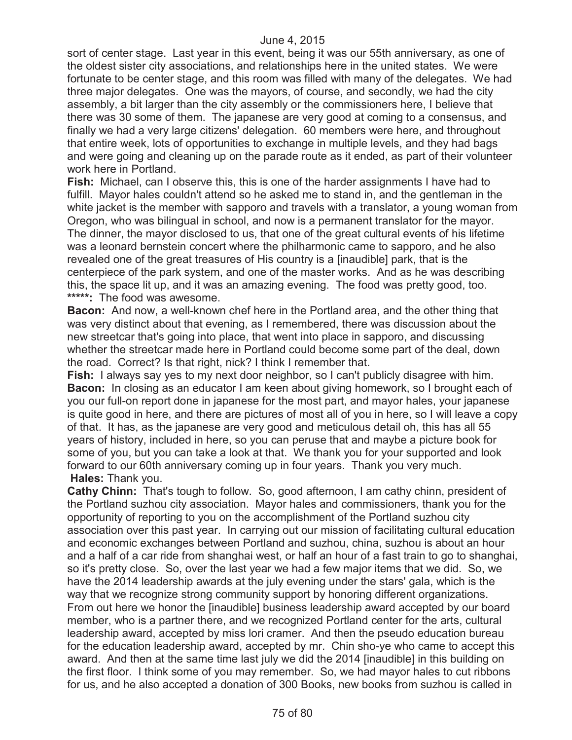sort of center stage. Last year in this event, being it was our 55th anniversary, as one of the oldest sister city associations, and relationships here in the united states. We were fortunate to be center stage, and this room was filled with many of the delegates. We had three major delegates. One was the mayors, of course, and secondly, we had the city assembly, a bit larger than the city assembly or the commissioners here, I believe that there was 30 some of them. The japanese are very good at coming to a consensus, and finally we had a very large citizens' delegation. 60 members were here, and throughout that entire week, lots of opportunities to exchange in multiple levels, and they had bags and were going and cleaning up on the parade route as it ended, as part of their volunteer work here in Portland.

**Fish:** Michael, can I observe this, this is one of the harder assignments I have had to fulfill. Mayor hales couldn't attend so he asked me to stand in, and the gentleman in the white jacket is the member with sapporo and travels with a translator, a young woman from Oregon, who was bilingual in school, and now is a permanent translator for the mayor. The dinner, the mayor disclosed to us, that one of the great cultural events of his lifetime was a leonard bernstein concert where the philharmonic came to sapporo, and he also revealed one of the great treasures of His country is a [inaudible] park, that is the centerpiece of the park system, and one of the master works. And as he was describing this, the space lit up, and it was an amazing evening. The food was pretty good, too.

**\*\*\*\*\*:** The food was awesome.

**Bacon:** And now, a well-known chef here in the Portland area, and the other thing that was very distinct about that evening, as I remembered, there was discussion about the new streetcar that's going into place, that went into place in sapporo, and discussing whether the streetcar made here in Portland could become some part of the deal, down the road. Correct? Is that right, nick? I think I remember that.

**Fish:** I always say yes to my next door neighbor, so I can't publicly disagree with him.

**Bacon:** In closing as an educator I am keen about giving homework, so I brought each of you our full-on report done in japanese for the most part, and mayor hales, your japanese is quite good in here, and there are pictures of most all of you in here, so I will leave a copy of that. It has, as the japanese are very good and meticulous detail oh, this has all 55 years of history, included in here, so you can peruse that and maybe a picture book for some of you, but you can take a look at that. We thank you for your supported and look forward to our 60th anniversary coming up in four years. Thank you very much.

**Hales:** Thank you.

**Cathy Chinn:** That's tough to follow. So, good afternoon, I am cathy chinn, president of the Portland suzhou city association. Mayor hales and commissioners, thank you for the opportunity of reporting to you on the accomplishment of the Portland suzhou city association over this past year. In carrying out our mission of facilitating cultural education and economic exchanges between Portland and suzhou, china, suzhou is about an hour and a half of a car ride from shanghai west, or half an hour of a fast train to go to shanghai, so it's pretty close. So, over the last year we had a few major items that we did. So, we have the 2014 leadership awards at the july evening under the stars' gala, which is the way that we recognize strong community support by honoring different organizations. From out here we honor the [inaudible] business leadership award accepted by our board member, who is a partner there, and we recognized Portland center for the arts, cultural leadership award, accepted by miss lori cramer. And then the pseudo education bureau for the education leadership award, accepted by mr. Chin sho-ye who came to accept this award. And then at the same time last july we did the 2014 [inaudible] in this building on the first floor. I think some of you may remember. So, we had mayor hales to cut ribbons for us, and he also accepted a donation of 300 Books, new books from suzhou is called in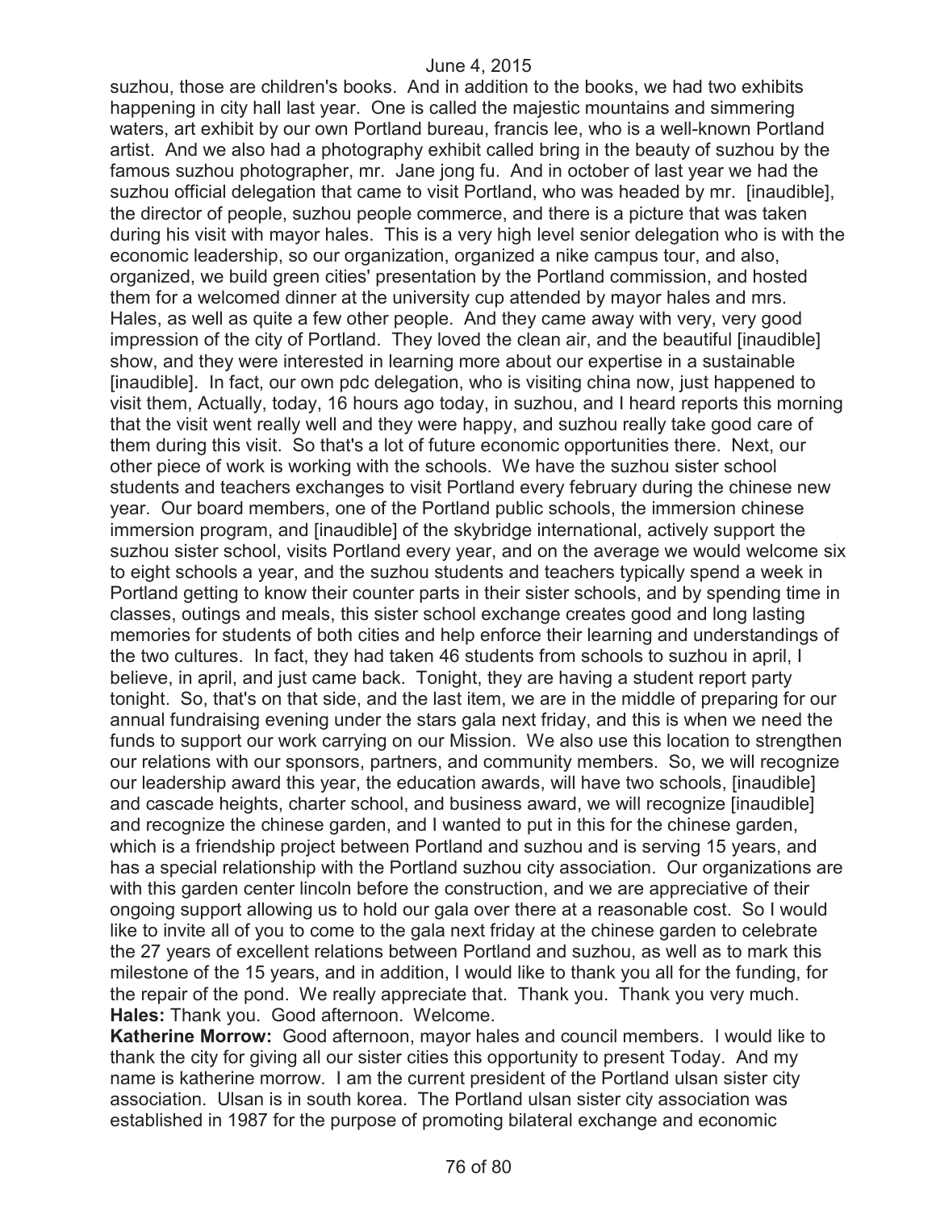suzhou, those are children's books. And in addition to the books, we had two exhibits happening in city hall last year. One is called the majestic mountains and simmering waters, art exhibit by our own Portland bureau, francis lee, who is a well-known Portland artist. And we also had a photography exhibit called bring in the beauty of suzhou by the famous suzhou photographer, mr. Jane jong fu. And in october of last year we had the suzhou official delegation that came to visit Portland, who was headed by mr. [inaudible], the director of people, suzhou people commerce, and there is a picture that was taken during his visit with mayor hales. This is a very high level senior delegation who is with the economic leadership, so our organization, organized a nike campus tour, and also, organized, we build green cities' presentation by the Portland commission, and hosted them for a welcomed dinner at the university cup attended by mayor hales and mrs. Hales, as well as quite a few other people. And they came away with very, very good impression of the city of Portland. They loved the clean air, and the beautiful [inaudible] show, and they were interested in learning more about our expertise in a sustainable [inaudible]. In fact, our own pdc delegation, who is visiting china now, just happened to visit them, Actually, today, 16 hours ago today, in suzhou, and I heard reports this morning that the visit went really well and they were happy, and suzhou really take good care of them during this visit. So that's a lot of future economic opportunities there. Next, our other piece of work is working with the schools. We have the suzhou sister school students and teachers exchanges to visit Portland every february during the chinese new year. Our board members, one of the Portland public schools, the immersion chinese immersion program, and [inaudible] of the skybridge international, actively support the suzhou sister school, visits Portland every year, and on the average we would welcome six to eight schools a year, and the suzhou students and teachers typically spend a week in Portland getting to know their counter parts in their sister schools, and by spending time in classes, outings and meals, this sister school exchange creates good and long lasting memories for students of both cities and help enforce their learning and understandings of the two cultures. In fact, they had taken 46 students from schools to suzhou in april, I believe, in april, and just came back. Tonight, they are having a student report party tonight. So, that's on that side, and the last item, we are in the middle of preparing for our annual fundraising evening under the stars gala next friday, and this is when we need the funds to support our work carrying on our Mission. We also use this location to strengthen our relations with our sponsors, partners, and community members. So, we will recognize our leadership award this year, the education awards, will have two schools, [inaudible] and cascade heights, charter school, and business award, we will recognize [inaudible] and recognize the chinese garden, and I wanted to put in this for the chinese garden, which is a friendship project between Portland and suzhou and is serving 15 years, and has a special relationship with the Portland suzhou city association. Our organizations are with this garden center lincoln before the construction, and we are appreciative of their ongoing support allowing us to hold our gala over there at a reasonable cost. So I would like to invite all of you to come to the gala next friday at the chinese garden to celebrate the 27 years of excellent relations between Portland and suzhou, as well as to mark this milestone of the 15 years, and in addition, I would like to thank you all for the funding, for the repair of the pond. We really appreciate that. Thank you. Thank you very much.

**Hales:** Thank you. Good afternoon. Welcome.

**Katherine Morrow:** Good afternoon, mayor hales and council members. I would like to thank the city for giving all our sister cities this opportunity to present Today. And my name is katherine morrow. I am the current president of the Portland ulsan sister city association. Ulsan is in south korea. The Portland ulsan sister city association was established in 1987 for the purpose of promoting bilateral exchange and economic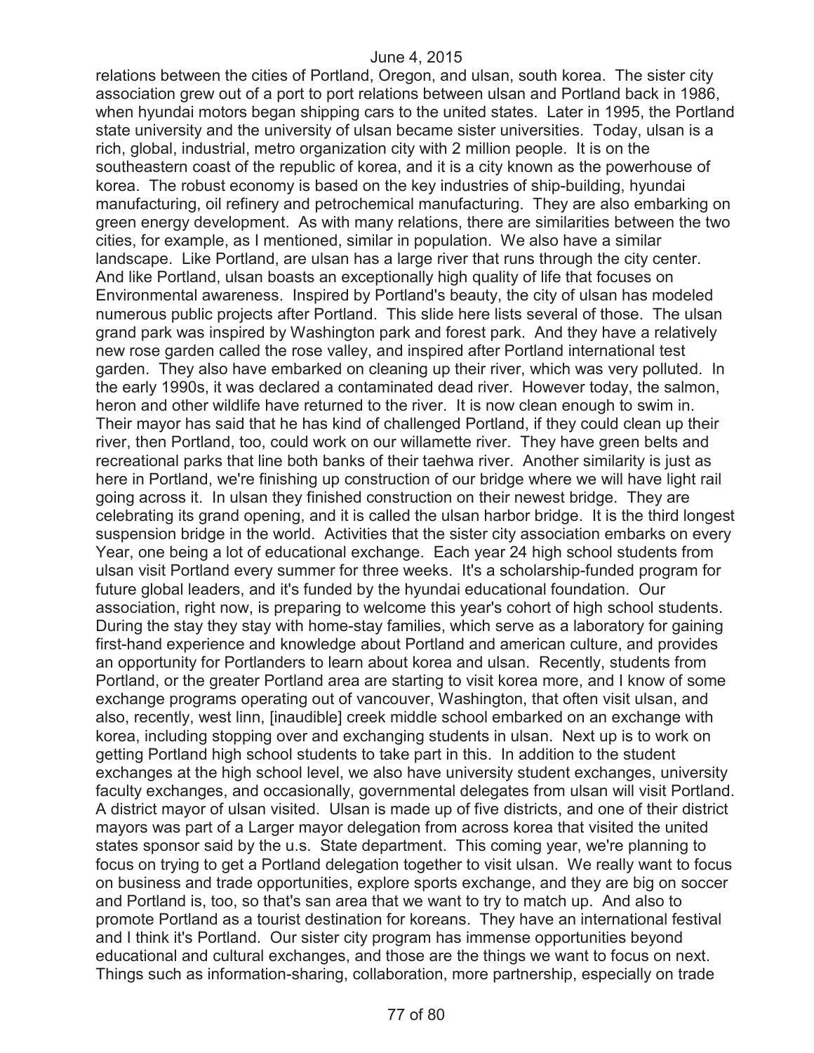relations between the cities of Portland, Oregon, and ulsan, south korea. The sister city association grew out of a port to port relations between ulsan and Portland back in 1986, when hyundai motors began shipping cars to the united states. Later in 1995, the Portland state university and the university of ulsan became sister universities. Today, ulsan is a rich, global, industrial, metro organization city with 2 million people. It is on the southeastern coast of the republic of korea, and it is a city known as the powerhouse of korea. The robust economy is based on the key industries of ship-building, hyundai manufacturing, oil refinery and petrochemical manufacturing. They are also embarking on green energy development. As with many relations, there are similarities between the two cities, for example, as I mentioned, similar in population. We also have a similar landscape. Like Portland, are ulsan has a large river that runs through the city center. And like Portland, ulsan boasts an exceptionally high quality of life that focuses on Environmental awareness. Inspired by Portland's beauty, the city of ulsan has modeled numerous public projects after Portland. This slide here lists several of those. The ulsan grand park was inspired by Washington park and forest park. And they have a relatively new rose garden called the rose valley, and inspired after Portland international test garden. They also have embarked on cleaning up their river, which was very polluted. In the early 1990s, it was declared a contaminated dead river. However today, the salmon, heron and other wildlife have returned to the river. It is now clean enough to swim in. Their mayor has said that he has kind of challenged Portland, if they could clean up their river, then Portland, too, could work on our willamette river. They have green belts and recreational parks that line both banks of their taehwa river. Another similarity is just as here in Portland, we're finishing up construction of our bridge where we will have light rail going across it. In ulsan they finished construction on their newest bridge. They are celebrating its grand opening, and it is called the ulsan harbor bridge. It is the third longest suspension bridge in the world. Activities that the sister city association embarks on every Year, one being a lot of educational exchange. Each year 24 high school students from ulsan visit Portland every summer for three weeks. It's a scholarship-funded program for future global leaders, and it's funded by the hyundai educational foundation. Our association, right now, is preparing to welcome this year's cohort of high school students. During the stay they stay with home-stay families, which serve as a laboratory for gaining first-hand experience and knowledge about Portland and american culture, and provides an opportunity for Portlanders to learn about korea and ulsan. Recently, students from Portland, or the greater Portland area are starting to visit korea more, and I know of some exchange programs operating out of vancouver, Washington, that often visit ulsan, and also, recently, west linn, [inaudible] creek middle school embarked on an exchange with korea, including stopping over and exchanging students in ulsan. Next up is to work on getting Portland high school students to take part in this. In addition to the student exchanges at the high school level, we also have university student exchanges, university faculty exchanges, and occasionally, governmental delegates from ulsan will visit Portland. A district mayor of ulsan visited. Ulsan is made up of five districts, and one of their district mayors was part of a Larger mayor delegation from across korea that visited the united states sponsor said by the u.s. State department. This coming year, we're planning to focus on trying to get a Portland delegation together to visit ulsan. We really want to focus on business and trade opportunities, explore sports exchange, and they are big on soccer and Portland is, too, so that's san area that we want to try to match up. And also to promote Portland as a tourist destination for koreans. They have an international festival and I think it's Portland. Our sister city program has immense opportunities beyond educational and cultural exchanges, and those are the things we want to focus on next. Things such as information-sharing, collaboration, more partnership, especially on trade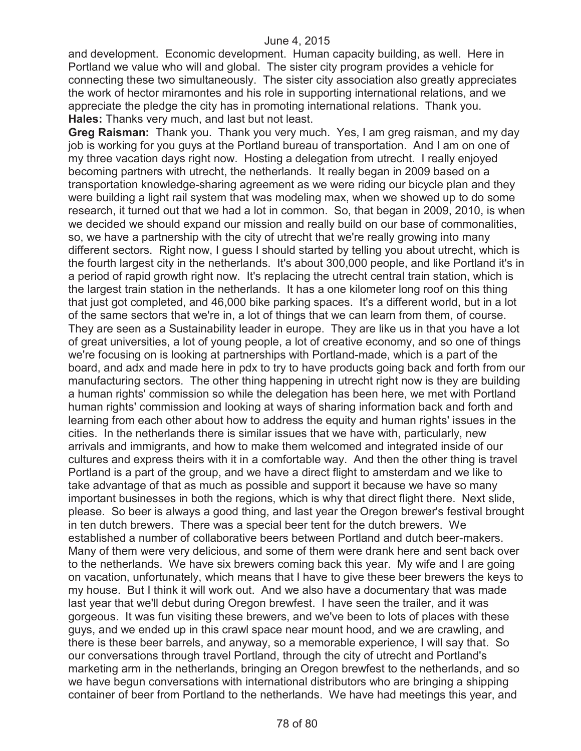and development. Economic development. Human capacity building, as well. Here in Portland we value who will and global. The sister city program provides a vehicle for connecting these two simultaneously. The sister city association also greatly appreciates the work of hector miramontes and his role in supporting international relations, and we appreciate the pledge the city has in promoting international relations. Thank you.

**Hales:** Thanks very much, and last but not least.

**Greg Raisman:** Thank you. Thank you very much. Yes, I am greg raisman, and my day job is working for you guys at the Portland bureau of transportation. And I am on one of my three vacation days right now. Hosting a delegation from utrecht. I really enjoyed becoming partners with utrecht, the netherlands. It really began in 2009 based on a transportation knowledge-sharing agreement as we were riding our bicycle plan and they were building a light rail system that was modeling max, when we showed up to do some research, it turned out that we had a lot in common. So, that began in 2009, 2010, is when we decided we should expand our mission and really build on our base of commonalities, so, we have a partnership with the city of utrecht that we're really growing into many different sectors. Right now, I guess I should started by telling you about utrecht, which is the fourth largest city in the netherlands. It's about 300,000 people, and like Portland it's in a period of rapid growth right now. It's replacing the utrecht central train station, which is the largest train station in the netherlands. It has a one kilometer long roof on this thing that just got completed, and 46,000 bike parking spaces. It's a different world, but in a lot of the same sectors that we're in, a lot of things that we can learn from them, of course. They are seen as a Sustainability leader in europe. They are like us in that you have a lot of great universities, a lot of young people, a lot of creative economy, and so one of things we're focusing on is looking at partnerships with Portland-made, which is a part of the board, and adx and made here in pdx to try to have products going back and forth from our manufacturing sectors. The other thing happening in utrecht right now is they are building a human rights' commission so while the delegation has been here, we met with Portland human rights' commission and looking at ways of sharing information back and forth and learning from each other about how to address the equity and human rights' issues in the cities. In the netherlands there is similar issues that we have with, particularly, new arrivals and immigrants, and how to make them welcomed and integrated inside of our cultures and express theirs with it in a comfortable way. And then the other thing is travel Portland is a part of the group, and we have a direct flight to amsterdam and we like to take advantage of that as much as possible and support it because we have so many important businesses in both the regions, which is why that direct flight there. Next slide, please. So beer is always a good thing, and last year the Oregon brewer's festival brought in ten dutch brewers. There was a special beer tent for the dutch brewers. We established a number of collaborative beers between Portland and dutch beer-makers. Many of them were very delicious, and some of them were drank here and sent back over to the netherlands. We have six brewers coming back this year. My wife and I are going on vacation, unfortunately, which means that I have to give these beer brewers the keys to my house. But I think it will work out. And we also have a documentary that was made last year that we'll debut during Oregon brewfest. I have seen the trailer, and it was gorgeous. It was fun visiting these brewers, and we've been to lots of places with these guys, and we ended up in this crawl space near mount hood, and we are crawling, and there is these beer barrels, and anyway, so a memorable experience, I will say that. So our conversations through travel Portland, through the city of utrecht and Portland's marketing arm in the netherlands, bringing an Oregon brewfest to the netherlands, and so we have begun conversations with international distributors who are bringing a shipping container of beer from Portland to the netherlands. We have had meetings this year, and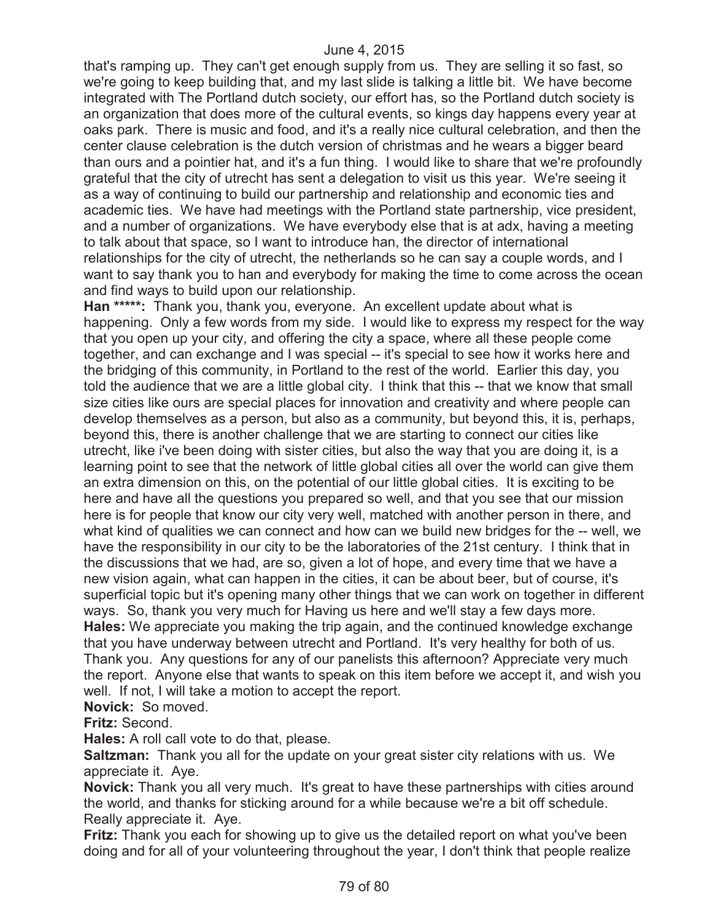that's ramping up. They can't get enough supply from us. They are selling it so fast, so we're going to keep building that, and my last slide is talking a little bit. We have become integrated with The Portland dutch society, our effort has, so the Portland dutch society is an organization that does more of the cultural events, so kings day happens every year at oaks park. There is music and food, and it's a really nice cultural celebration, and then the center clause celebration is the dutch version of christmas and he wears a bigger beard than ours and a pointier hat, and it's a fun thing. I would like to share that we're profoundly grateful that the city of utrecht has sent a delegation to visit us this year. We're seeing it as a way of continuing to build our partnership and relationship and economic ties and academic ties. We have had meetings with the Portland state partnership, vice president, and a number of organizations. We have everybody else that is at adx, having a meeting to talk about that space, so I want to introduce han, the director of international relationships for the city of utrecht, the netherlands so he can say a couple words, and I want to say thank you to han and everybody for making the time to come across the ocean and find ways to build upon our relationship.

**Han *****:** Thank you, thank you, everyone. An excellent update about what is happening. Only a few words from my side. I would like to express my respect for the way that you open up your city, and offering the city a space, where all these people come together, and can exchange and I was special -- it's special to see how it works here and the bridging of this community, in Portland to the rest of the world. Earlier this day, you told the audience that we are a little global city. I think that this -- that we know that small size cities like ours are special places for innovation and creativity and where people can develop themselves as a person, but also as a community, but beyond this, it is, perhaps, beyond this, there is another challenge that we are starting to connect our cities like utrecht, like i've been doing with sister cities, but also the way that you are doing it, is a learning point to see that the network of little global cities all over the world can give them an extra dimension on this, on the potential of our little global cities. It is exciting to be here and have all the questions you prepared so well, and that you see that our mission here is for people that know our city very well, matched with another person in there, and what kind of qualities we can connect and how can we build new bridges for the -- well, we have the responsibility in our city to be the laboratories of the 21st century. I think that in the discussions that we had, are so, given a lot of hope, and every time that we have a new vision again, what can happen in the cities, it can be about beer, but of course, it's superficial topic but it's opening many other things that we can work on together in different ways. So, thank you very much for Having us here and we'll stay a few days more.

**Hales:** We appreciate you making the trip again, and the continued knowledge exchange that you have underway between utrecht and Portland. It's very healthy for both of us. Thank you. Any questions for any of our panelists this afternoon? Appreciate very much the report. Anyone else that wants to speak on this item before we accept it, and wish you well. If not, I will take a motion to accept the report.

**Novick:** So moved.

**Fritz:** Second.

**Hales:** A roll call vote to do that, please.

**Saltzman:** Thank you all for the update on your great sister city relations with us. We appreciate it. Aye.

**Novick:** Thank you all very much. It's great to have these partnerships with cities around the world, and thanks for sticking around for a while because we're a bit off schedule. Really appreciate it. Aye.

**Fritz:** Thank you each for showing up to give us the detailed report on what you've been doing and for all of your volunteering throughout the year, I don't think that people realize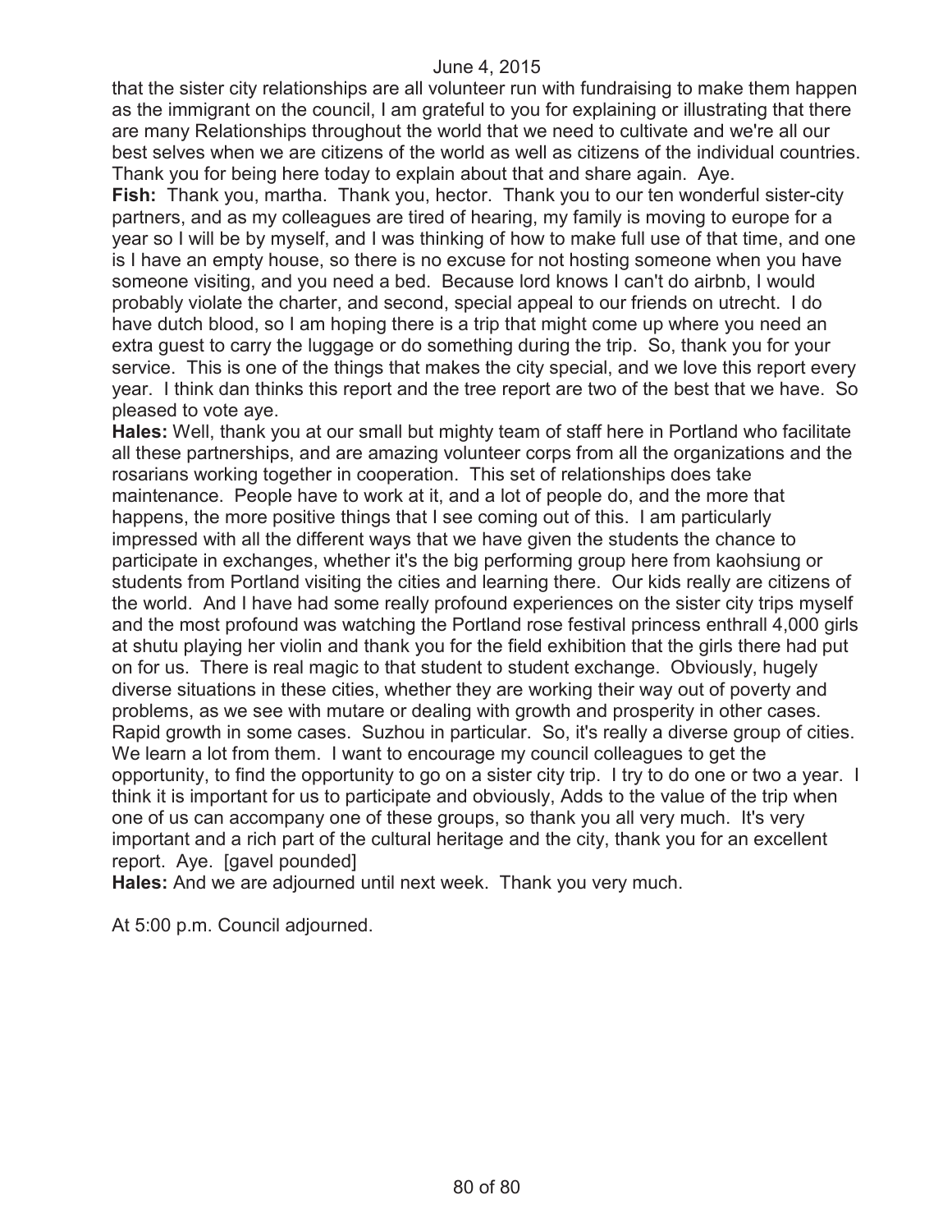that the sister city relationships are all volunteer run with fundraising to make them happen as the immigrant on the council, I am grateful to you for explaining or illustrating that there are many Relationships throughout the world that we need to cultivate and we're all our best selves when we are citizens of the world as well as citizens of the individual countries. Thank you for being here today to explain about that and share again. Aye.

**Fish:** Thank you, martha. Thank you, hector. Thank you to our ten wonderful sister-city partners, and as my colleagues are tired of hearing, my family is moving to europe for a year so I will be by myself, and I was thinking of how to make full use of that time, and one is I have an empty house, so there is no excuse for not hosting someone when you have someone visiting, and you need a bed. Because lord knows I can't do airbnb, I would probably violate the charter, and second, special appeal to our friends on utrecht. I do have dutch blood, so I am hoping there is a trip that might come up where you need an extra guest to carry the luggage or do something during the trip. So, thank you for your service. This is one of the things that makes the city special, and we love this report every year. I think dan thinks this report and the tree report are two of the best that we have. So pleased to vote aye.

**Hales:** Well, thank you at our small but mighty team of staff here in Portland who facilitate all these partnerships, and are amazing volunteer corps from all the organizations and the rosarians working together in cooperation. This set of relationships does take maintenance. People have to work at it, and a lot of people do, and the more that happens, the more positive things that I see coming out of this. I am particularly impressed with all the different ways that we have given the students the chance to participate in exchanges, whether it's the big performing group here from kaohsiung or students from Portland visiting the cities and learning there. Our kids really are citizens of the world. And I have had some really profound experiences on the sister city trips myself and the most profound was watching the Portland rose festival princess enthrall 4,000 girls at shutu playing her violin and thank you for the field exhibition that the girls there had put on for us. There is real magic to that student to student exchange. Obviously, hugely diverse situations in these cities, whether they are working their way out of poverty and problems, as we see with mutare or dealing with growth and prosperity in other cases. Rapid growth in some cases. Suzhou in particular. So, it's really a diverse group of cities. We learn a lot from them. I want to encourage my council colleagues to get the opportunity, to find the opportunity to go on a sister city trip. I try to do one or two a year. I think it is important for us to participate and obviously, Adds to the value of the trip when one of us can accompany one of these groups, so thank you all very much. It's very important and a rich part of the cultural heritage and the city, thank you for an excellent report. Aye. [gavel pounded]

**Hales:** And we are adjourned until next week. Thank you very much.

At 5:00 p.m. Council adjourned.